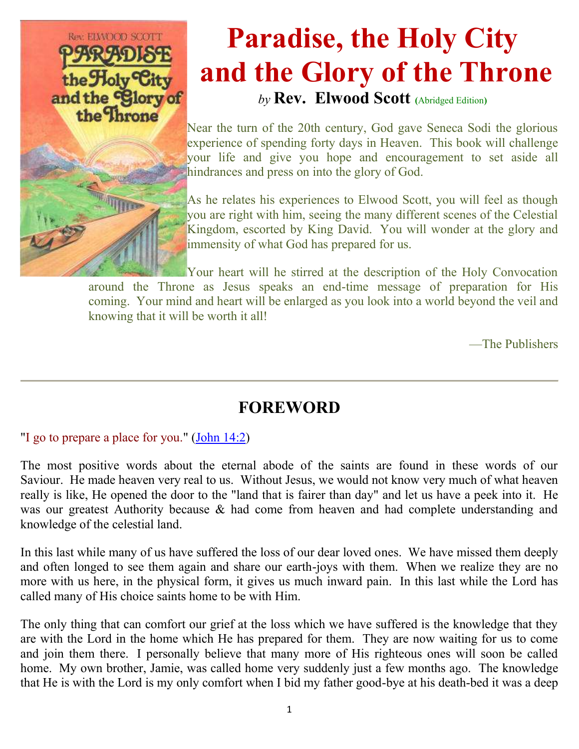# Paradise, the Holy City and the Glory of the Throne

*by* **Rev. Elwood Scott** (Abridged Edition)

Near the turn of the 20th century, God gave Seneca Sodi the glorious experience of spending forty days in Heaven. This book will challenge your life and give you hope and encouragement to set aside all hindrances and press on into the glory of God.

As he relates his experiences to Elwood Scott, you will feel as though you are right with him, seeing the many different scenes of the Celestial Kingdom, escorted by King David. You will wonder at the glory and immensity of what God has prepared for us.

Your heart will he stirred at the description of the Holy Convocation around the Throne as Jesus speaks an end-time message of preparation for His coming. Your mind and heart will be enlarged as you look into a world beyond the veil and knowing that it will be worth it all!

—The Publishers

---

## FOREWORD

"I go to prepare a place for you." (John 14:2)

The most positive words about the eternal abode of the saints are found in these words of our Saviour. He made heaven very real to us. Without Jesus, we would not know very much of what heaven really is like, He opened the door to the "land that is fairer than day" and let us have a peek into it. He was our greatest Authority because & had come from heaven and had complete understanding and knowledge of the celestial land.

In this last while many of us have suffered the loss of our dear loved ones. We have missed them deeply and often longed to see them again and share our earth-joys with them. When we realize they are no more with us here, in the physical form, it gives us much inward pain. In this last while the Lord has called many of His choice saints home to be with Him.

The only thing that can comfort our grief at the loss which we have suffered is the knowledge that they are with the Lord in the home which He has prepared for them. They are now waiting for us to come and join them there. I personally believe that many more of His righteous ones will soon be called home. My own brother, Jamie, was called home very suddenly just a few months ago. The knowledge that He is with the Lord is my only comfort when I bid my father good-bye at his death-bed it was a deep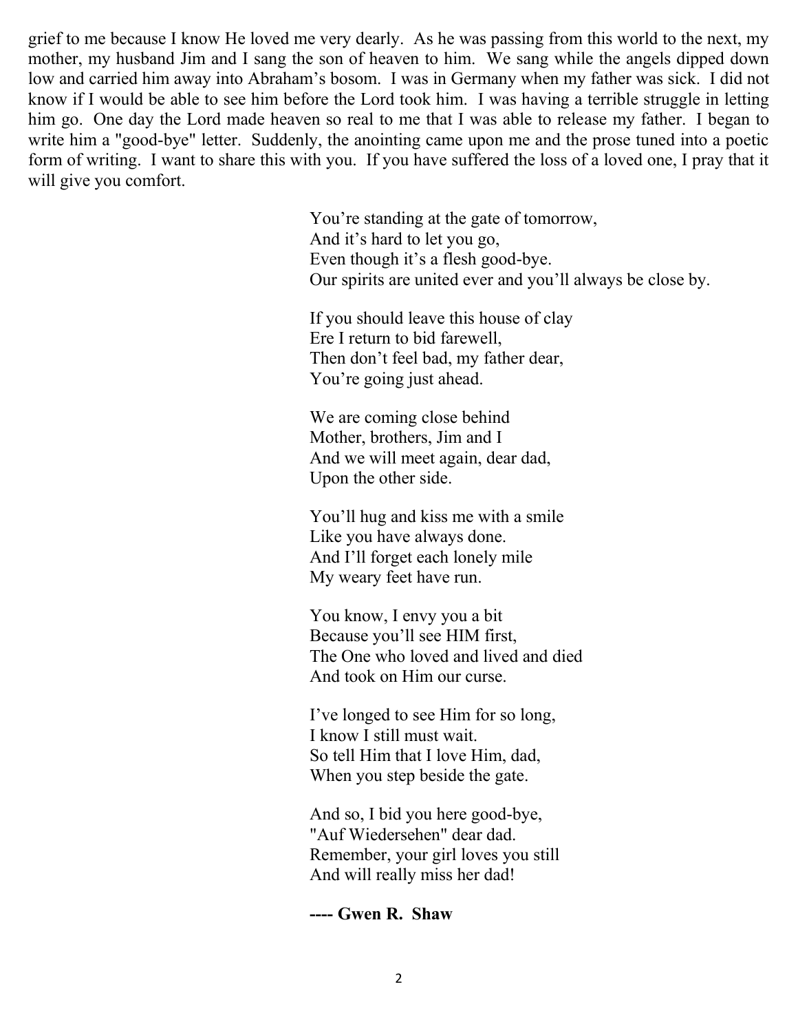grief to me because I know He loved me very dearly. As he was passing from this world to the next, my mother, my husband Jim and I sang the son of heaven to him. We sang while the angels dipped down low and carried him away into Abraham's bosom. I was in Germany when my father was sick. I did not know if I would be able to see him before the Lord took him. I was having a terrible struggle in letting him go. One day the Lord made heaven so real to me that I was able to release my father. I began to write him a "good-bye" letter. Suddenly, the anointing came upon me and the prose tuned into a poetic form of writing. I want to share this with you. If you have suffered the loss of a loved one, I pray that it will give you comfort.

You're standing at the gate of tomorrow,
And it's hard to let you go,
Even though it's a flesh good-bye.
Our spirits are united ever and you'll always be close by.

If you should leave this house of clay
Ere I return to bid farewell,
Then don't feel bad, my father dear,
You're going just ahead.

We are coming close behind
Mother, brothers, Jim and I
And we will meet again, dear dad,
Upon the other side.

You'll hug and kiss me with a smile
Like you have always done.
And I'll forget each lonely mile
My weary feet have run.

You know, I envy you a bit
Because you'll see HIM first,
The One who loved and lived and died
And took on Him our curse.

I've longed to see Him for so long,
I know I still must wait.
So tell Him that I love Him, dad,
When you step beside the gate.

And so, I bid you here good-bye,
"Auf Wiedersehen" dear dad.
Remember, your girl loves you still
And will really miss her dad!

**---- Gwen R. Shaw**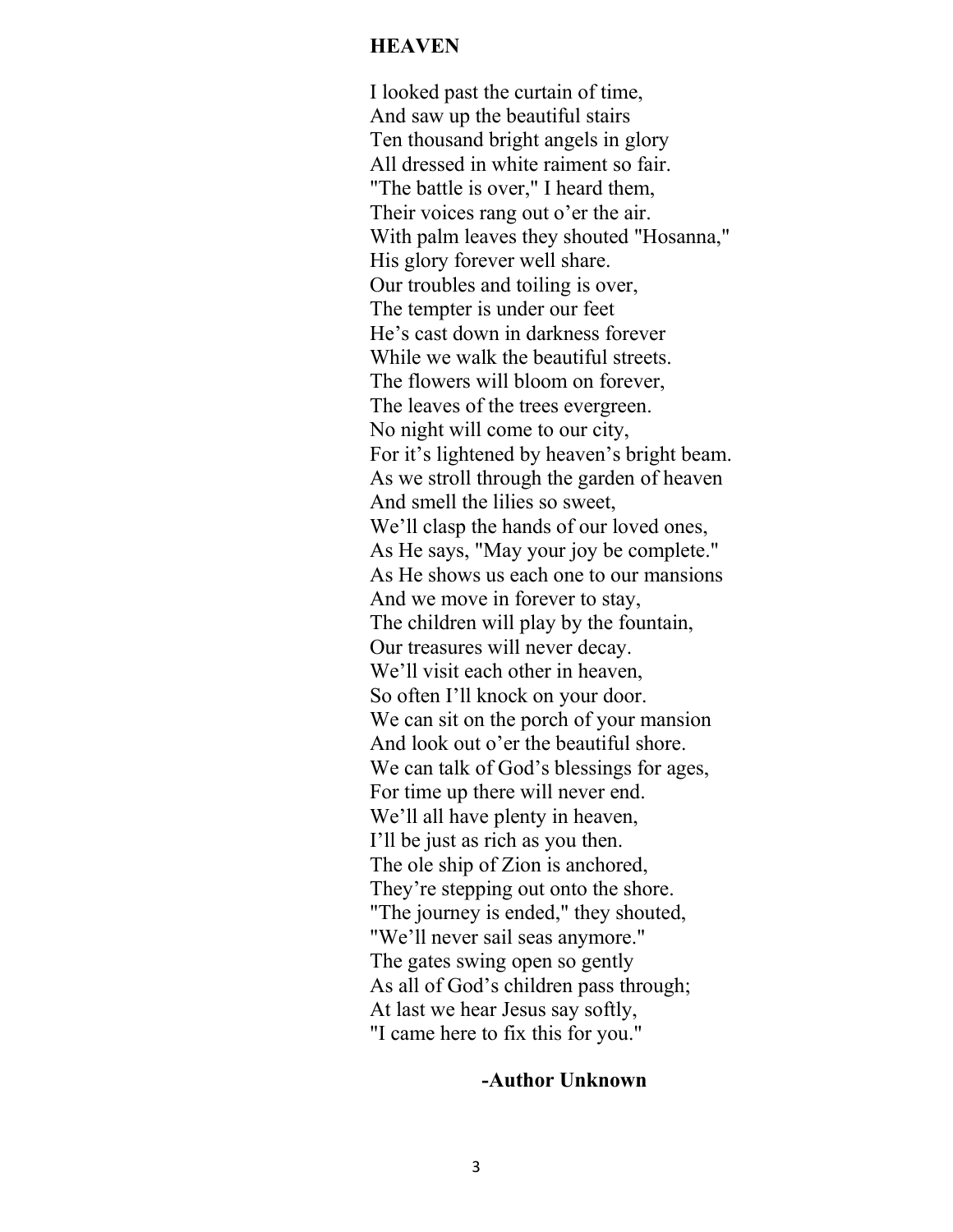## HEAVEN

I looked past the curtain of time,  
And saw up the beautiful stairs  
Ten thousand bright angels in glory  
All dressed in white raiment so fair.  
"The battle is over," I heard them,  
Their voices rang out o'er the air.  
With palm leaves they shouted "Hosanna,"  
His glory forever well share.  
Our troubles and toiling is over,  
The tempter is under our feet  
He's cast down in darkness forever  
While we walk the beautiful streets.  
The flowers will bloom on forever,  
The leaves of the trees evergreen.  
No night will come to our city,  
For it's lightened by heaven's bright beam.  
As we stroll through the garden of heaven  
And smell the lilies so sweet,  
We'll clasp the hands of our loved ones,  
As He says, "May your joy be complete."  
As He shows us each one to our mansions  
And we move in forever to stay,  
The children will play by the fountain,  
Our treasures will never decay.  
We'll visit each other in heaven,  
So often I'll knock on your door.  
We can sit on the porch of your mansion  
And look out o'er the beautiful shore.  
We can talk of God's blessings for ages,  
For time up there will never end.  
We'll all have plenty in heaven,  
I'll be just as rich as you then.  
The ole ship of Zion is anchored,  
They're stepping out onto the shore.  
"The journey is ended," they shouted,  
"We'll never sail seas anymore."  
The gates swing open so gently  
As all of God's children pass through;  
At last we hear Jesus say softly,  
"I came here to fix this for you."

**-Author Unknown**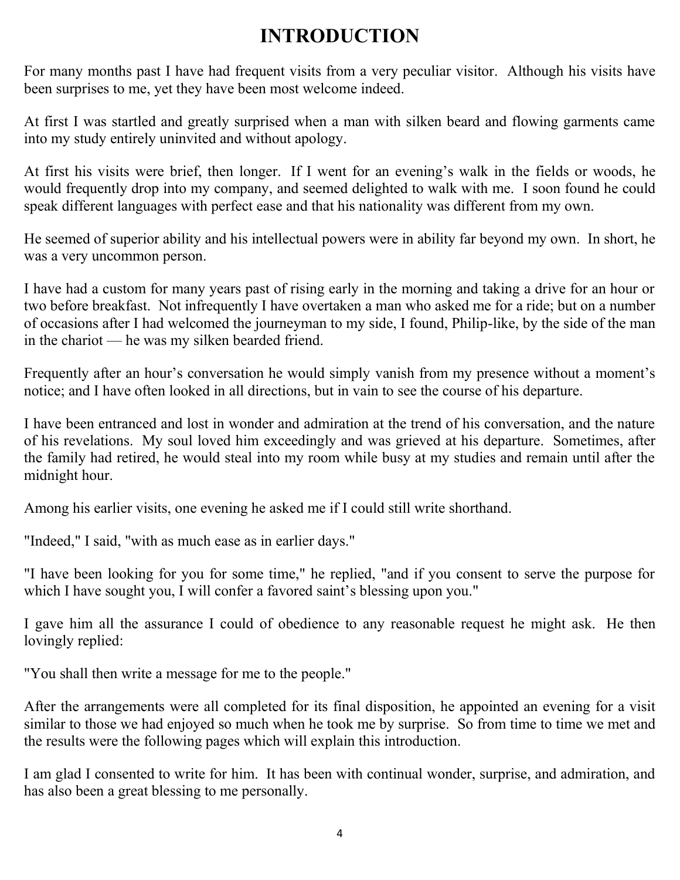# INTRODUCTION

For many months past I have had frequent visits from a very peculiar visitor. Although his visits have been surprises to me, yet they have been most welcome indeed.

At first I was startled and greatly surprised when a man with silken beard and flowing garments came into my study entirely uninvited and without apology.

At first his visits were brief, then longer. If I went for an evening's walk in the fields or woods, he would frequently drop into my company, and seemed delighted to walk with me. I soon found he could speak different languages with perfect ease and that his nationality was different from my own.

He seemed of superior ability and his intellectual powers were in ability far beyond my own. In short, he was a very uncommon person.

I have had a custom for many years past of rising early in the morning and taking a drive for an hour or two before breakfast. Not infrequently I have overtaken a man who asked me for a ride; but on a number of occasions after I had welcomed the journeyman to my side, I found, Philip-like, by the side of the man in the chariot — he was my silken bearded friend.

Frequently after an hour's conversation he would simply vanish from my presence without a moment's notice; and I have often looked in all directions, but in vain to see the course of his departure.

I have been entranced and lost in wonder and admiration at the trend of his conversation, and the nature of his revelations. My soul loved him exceedingly and was grieved at his departure. Sometimes, after the family had retired, he would steal into my room while busy at my studies and remain until after the midnight hour.

Among his earlier visits, one evening he asked me if I could still write shorthand.

"Indeed," I said, "with as much ease as in earlier days."

"I have been looking for you for some time," he replied, "and if you consent to serve the purpose for which I have sought you, I will confer a favored saint's blessing upon you."

I gave him all the assurance I could of obedience to any reasonable request he might ask. He then lovingly replied:

"You shall then write a message for me to the people."

After the arrangements were all completed for its final disposition, he appointed an evening for a visit similar to those we had enjoyed so much when he took me by surprise. So from time to time we met and the results were the following pages which will explain this introduction.

I am glad I consented to write for him. It has been with continual wonder, surprise, and admiration, and has also been a great blessing to me personally.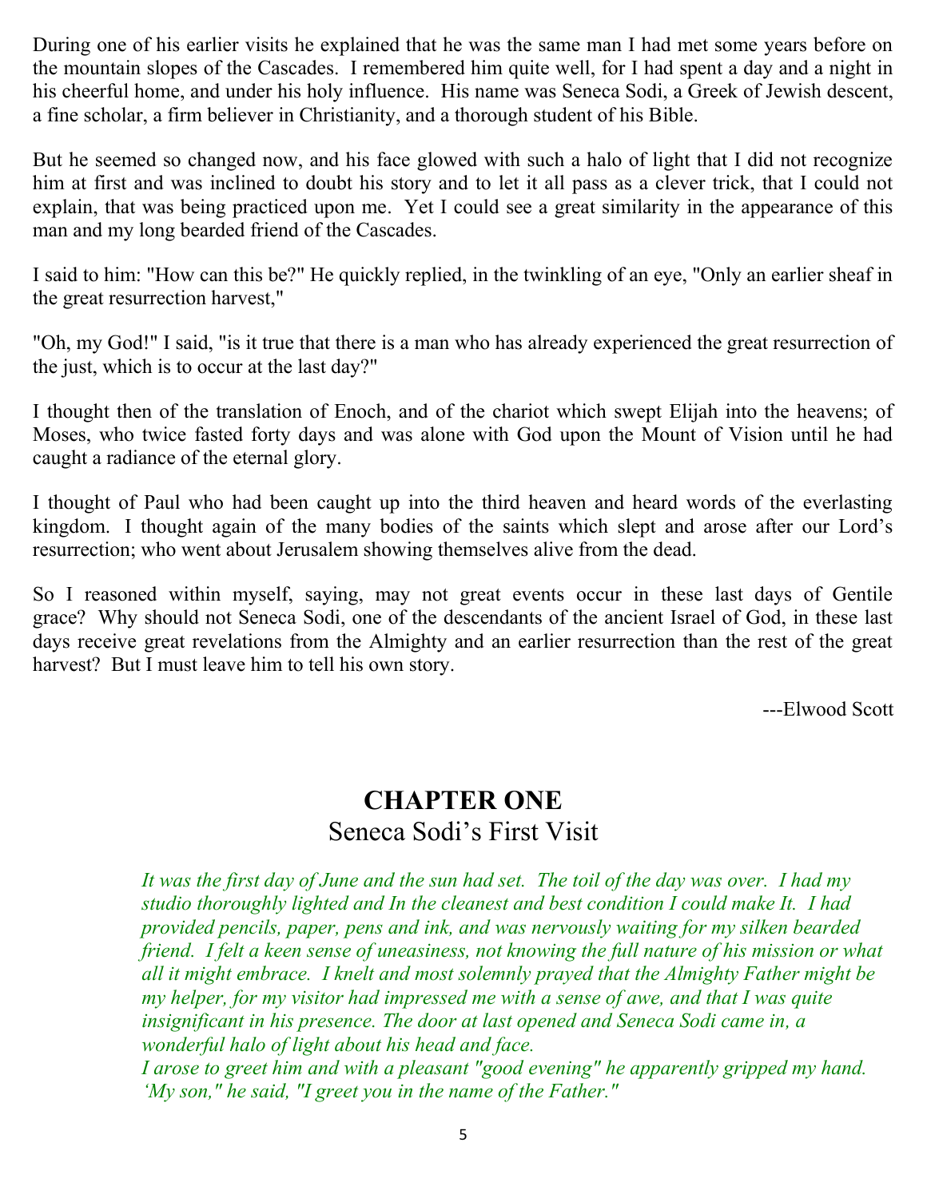During one of his earlier visits he explained that he was the same man I had met some years before on the mountain slopes of the Cascades. I remembered him quite well, for I had spent a day and a night in his cheerful home, and under his holy influence. His name was Seneca Sodi, a Greek of Jewish descent, a fine scholar, a firm believer in Christianity, and a thorough student of his Bible.

But he seemed so changed now, and his face glowed with such a halo of light that I did not recognize him at first and was inclined to doubt his story and to let it all pass as a clever trick, that I could not explain, that was being practiced upon me. Yet I could see a great similarity in the appearance of this man and my long bearded friend of the Cascades.

I said to him: "How can this be?" He quickly replied, in the twinkling of an eye, "Only an earlier sheaf in the great resurrection harvest,"

"Oh, my God!" I said, "is it true that there is a man who has already experienced the great resurrection of the just, which is to occur at the last day?"

I thought then of the translation of Enoch, and of the chariot which swept Elijah into the heavens; of Moses, who twice fasted forty days and was alone with God upon the Mount of Vision until he had caught a radiance of the eternal glory.

I thought of Paul who had been caught up into the third heaven and heard words of the everlasting kingdom. I thought again of the many bodies of the saints which slept and arose after our Lord's resurrection; who went about Jerusalem showing themselves alive from the dead.

So I reasoned within myself, saying, may not great events occur in these last days of Gentile grace? Why should not Seneca Sodi, one of the descendants of the ancient Israel of God, in these last days receive great revelations from the Almighty and an earlier resurrection than the rest of the great harvest? But I must leave him to tell his own story.

---Elwood Scott

# CHAPTER ONE
## Seneca Sodi's First Visit

*It was the first day of June and the sun had set. The toil of the day was over. I had my studio thoroughly lighted and In the cleanest and best condition I could make It. I had provided pencils, paper, pens and ink, and was nervously waiting for my silken bearded friend. I felt a keen sense of uneasiness, not knowing the full nature of his mission or what all it might embrace. I knelt and most solemnly prayed that the Almighty Father might be my helper, for my visitor had impressed me with a sense of awe, and that I was quite insignificant in his presence. The door at last opened and Seneca Sodi came in, a wonderful halo of light about his head and face.*

*I arose to greet him and with a pleasant "good evening" he apparently gripped my hand. 'My son," he said, "I greet you in the name of the Father."*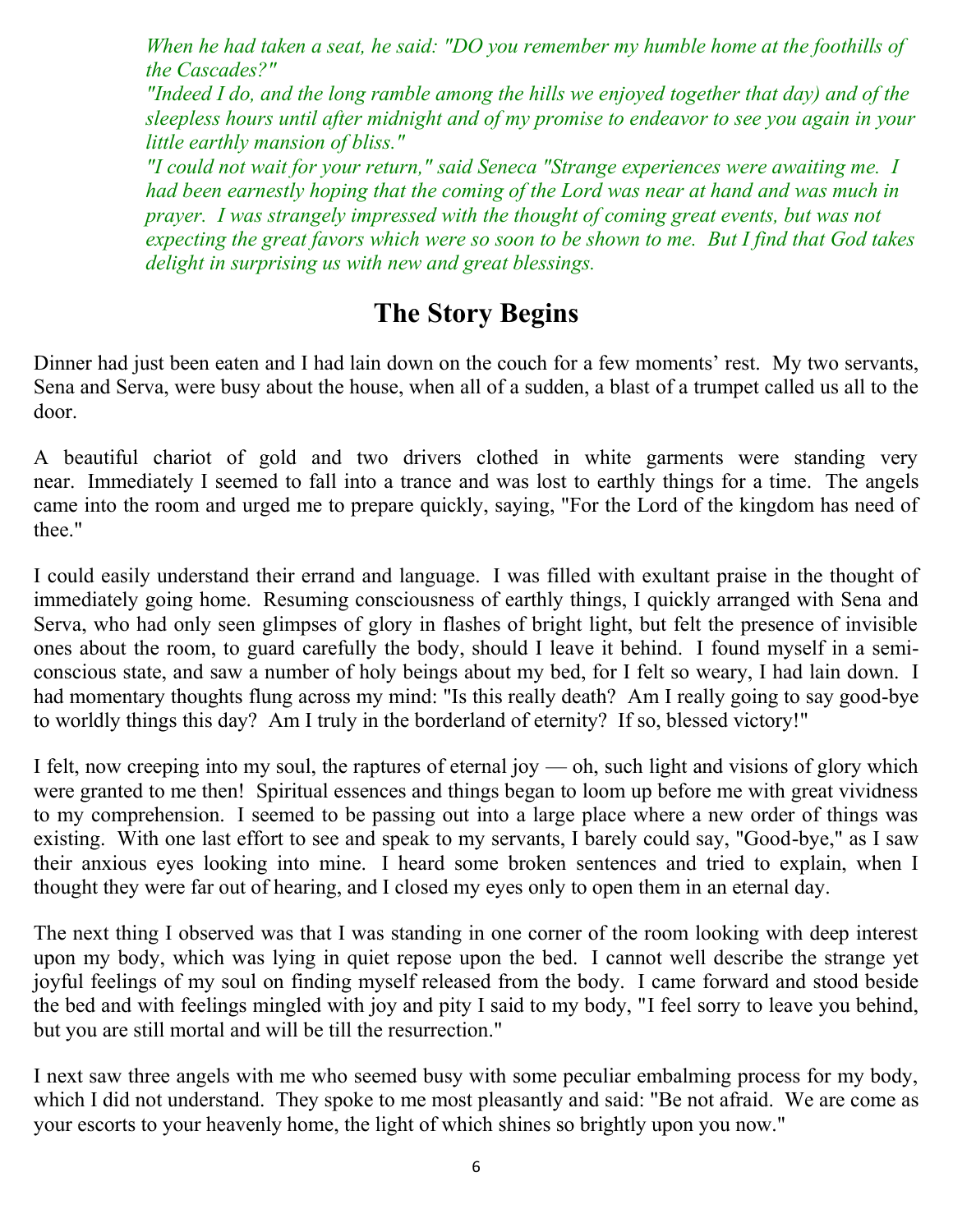*When he had taken a seat, he said: "DO you remember my humble home at the foothills of the Cascades?"*

*"Indeed I do, and the long ramble among the hills we enjoyed together that day) and of the sleepless hours until after midnight and of my promise to endeavor to see you again in your little earthly mansion of bliss."*

*"I could not wait for your return," said Seneca "Strange experiences were awaiting me. I had been earnestly hoping that the coming of the Lord was near at hand and was much in prayer. I was strangely impressed with the thought of coming great events, but was not expecting the great favors which were so soon to be shown to me. But I find that God takes delight in surprising us with new and great blessings.*

## The Story Begins

Dinner had just been eaten and I had lain down on the couch for a few moments' rest. My two servants, Sena and Serva, were busy about the house, when all of a sudden, a blast of a trumpet called us all to the door.

A beautiful chariot of gold and two drivers clothed in white garments were standing very near. Immediately I seemed to fall into a trance and was lost to earthly things for a time. The angels came into the room and urged me to prepare quickly, saying, "For the Lord of the kingdom has need of thee."

I could easily understand their errand and language. I was filled with exultant praise in the thought of immediately going home. Resuming consciousness of earthly things, I quickly arranged with Sena and Serva, who had only seen glimpses of glory in flashes of bright light, but felt the presence of invisible ones about the room, to guard carefully the body, should I leave it behind. I found myself in a semi-conscious state, and saw a number of holy beings about my bed, for I felt so weary, I had lain down. I had momentary thoughts flung across my mind: "Is this really death? Am I really going to say good-bye to worldly things this day? Am I truly in the borderland of eternity? If so, blessed victory!"

I felt, now creeping into my soul, the raptures of eternal joy — oh, such light and visions of glory which were granted to me then! Spiritual essences and things began to loom up before me with great vividness to my comprehension. I seemed to be passing out into a large place where a new order of things was existing. With one last effort to see and speak to my servants, I barely could say, "Good-bye," as I saw their anxious eyes looking into mine. I heard some broken sentences and tried to explain, when I thought they were far out of hearing, and I closed my eyes only to open them in an eternal day.

The next thing I observed was that I was standing in one corner of the room looking with deep interest upon my body, which was lying in quiet repose upon the bed. I cannot well describe the strange yet joyful feelings of my soul on finding myself released from the body. I came forward and stood beside the bed and with feelings mingled with joy and pity I said to my body, "I feel sorry to leave you behind, but you are still mortal and will be till the resurrection."

I next saw three angels with me who seemed busy with some peculiar embalming process for my body, which I did not understand. They spoke to me most pleasantly and said: "Be not afraid. We are come as your escorts to your heavenly home, the light of which shines so brightly upon you now."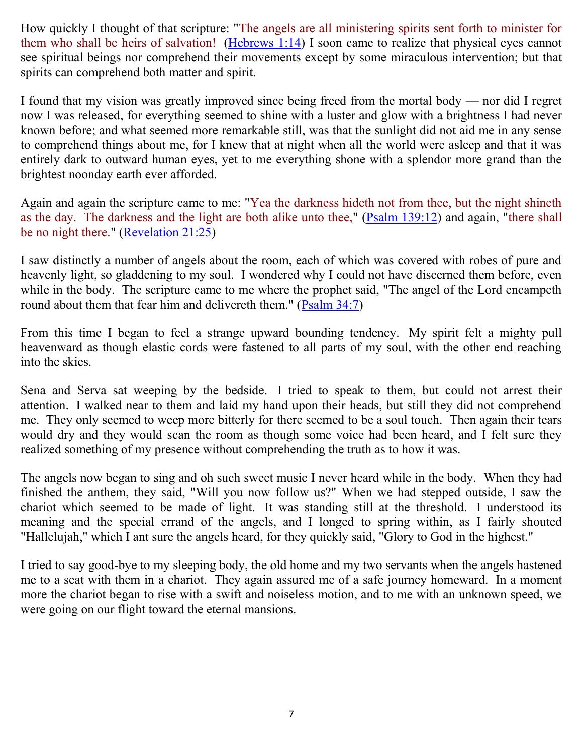How quickly I thought of that scripture: "The angels are all ministering spirits sent forth to minister for them who shall be heirs of salvation! (Hebrews 1:14) I soon came to realize that physical eyes cannot see spiritual beings nor comprehend their movements except by some miraculous intervention; but that spirits can comprehend both matter and spirit.

I found that my vision was greatly improved since being freed from the mortal body — nor did I regret now I was released, for everything seemed to shine with a luster and glow with a brightness I had never known before; and what seemed more remarkable still, was that the sunlight did not aid me in any sense to comprehend things about me, for I knew that at night when all the world were asleep and that it was entirely dark to outward human eyes, yet to me everything shone with a splendor more grand than the brightest noonday earth ever afforded.

Again and again the scripture came to me: "Yea the darkness hideth not from thee, but the night shineth as the day. The darkness and the light are both alike unto thee," (Psalm 139:12) and again, "there shall be no night there." (Revelation 21:25)

I saw distinctly a number of angels about the room, each of which was covered with robes of pure and heavenly light, so gladdening to my soul. I wondered why I could not have discerned them before, even while in the body. The scripture came to me where the prophet said, "The angel of the Lord encampeth round about them that fear him and delivereth them." (Psalm 34:7)

From this time I began to feel a strange upward bounding tendency. My spirit felt a mighty pull heavenward as though elastic cords were fastened to all parts of my soul, with the other end reaching into the skies.

Sena and Serva sat weeping by the bedside. I tried to speak to them, but could not arrest their attention. I walked near to them and laid my hand upon their heads, but still they did not comprehend me. They only seemed to weep more bitterly for there seemed to be a soul touch. Then again their tears would dry and they would scan the room as though some voice had been heard, and I felt sure they realized something of my presence without comprehending the truth as to how it was.

The angels now began to sing and oh such sweet music I never heard while in the body. When they had finished the anthem, they said, "Will you now follow us?" When we had stepped outside, I saw the chariot which seemed to be made of light. It was standing still at the threshold. I understood its meaning and the special errand of the angels, and I longed to spring within, as I fairly shouted "Hallelujah," which I ant sure the angels heard, for they quickly said, "Glory to God in the highest."

I tried to say good-bye to my sleeping body, the old home and my two servants when the angels hastened me to a seat with them in a chariot. They again assured me of a safe journey homeward. In a moment more the chariot began to rise with a swift and noiseless motion, and to me with an unknown speed, we were going on our flight toward the eternal mansions.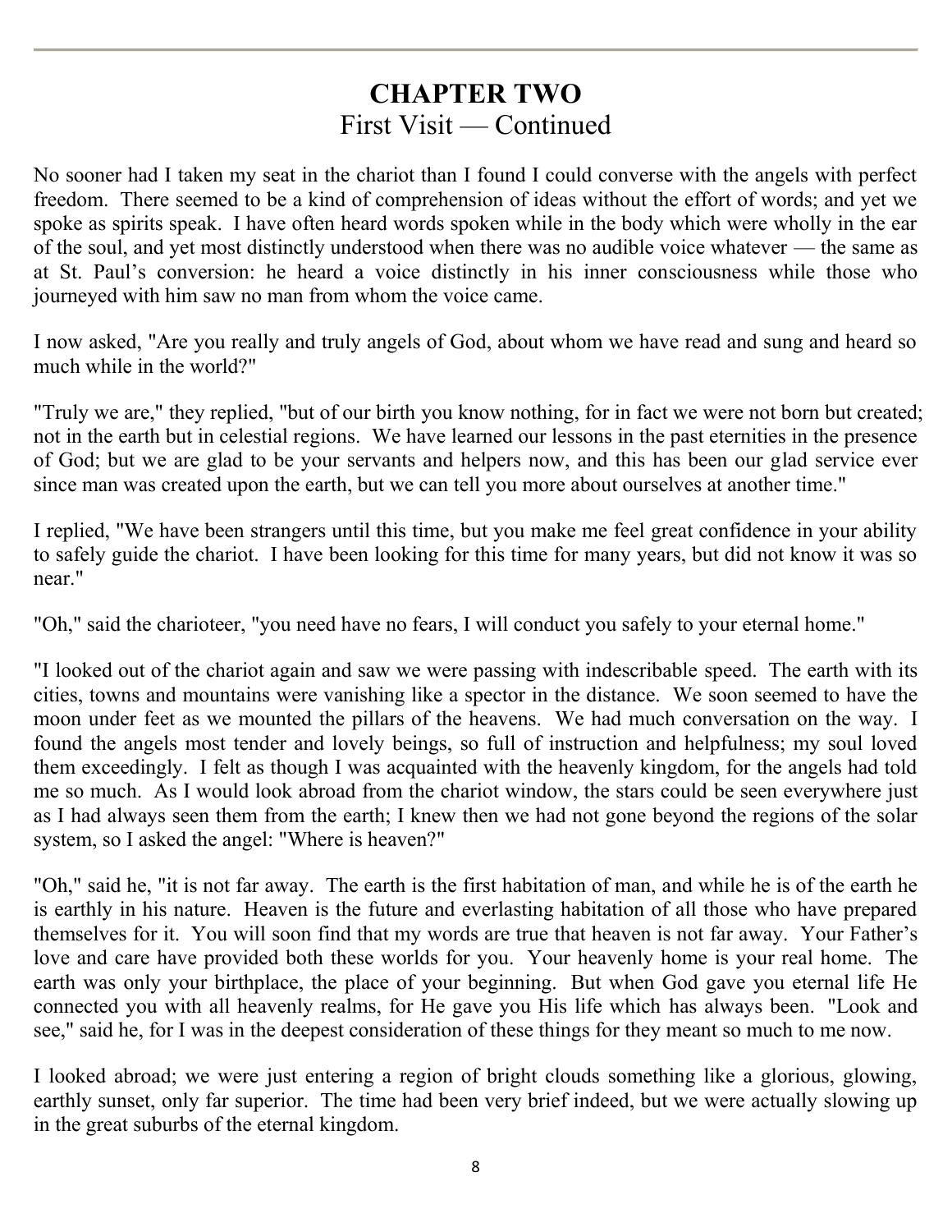# CHAPTER TWO
## First Visit — Continued

No sooner had I taken my seat in the chariot than I found I could converse with the angels with perfect freedom. There seemed to be a kind of comprehension of ideas without the effort of words; and yet we spoke as spirits speak. I have often heard words spoken while in the body which were wholly in the ear of the soul, and yet most distinctly understood when there was no audible voice whatever — the same as at St. Paul's conversion: he heard a voice distinctly in his inner consciousness while those who journeyed with him saw no man from whom the voice came.

I now asked, "Are you really and truly angels of God, about whom we have read and sung and heard so much while in the world?"

"Truly we are," they replied, "but of our birth you know nothing, for in fact we were not born but created; not in the earth but in celestial regions. We have learned our lessons in the past eternities in the presence of God; but we are glad to be your servants and helpers now, and this has been our glad service ever since man was created upon the earth, but we can tell you more about ourselves at another time."

I replied, "We have been strangers until this time, but you make me feel great confidence in your ability to safely guide the chariot. I have been looking for this time for many years, but did not know it was so near."

"Oh," said the charioteer, "you need have no fears, I will conduct you safely to your eternal home."

"I looked out of the chariot again and saw we were passing with indescribable speed. The earth with its cities, towns and mountains were vanishing like a spector in the distance. We soon seemed to have the moon under feet as we mounted the pillars of the heavens. We had much conversation on the way. I found the angels most tender and lovely beings, so full of instruction and helpfulness; my soul loved them exceedingly. I felt as though I was acquainted with the heavenly kingdom, for the angels had told me so much. As I would look abroad from the chariot window, the stars could be seen everywhere just as I had always seen them from the earth; I knew then we had not gone beyond the regions of the solar system, so I asked the angel: "Where is heaven?"

"Oh," said he, "it is not far away. The earth is the first habitation of man, and while he is of the earth he is earthly in his nature. Heaven is the future and everlasting habitation of all those who have prepared themselves for it. You will soon find that my words are true that heaven is not far away. Your Father's love and care have provided both these worlds for you. Your heavenly home is your real home. The earth was only your birthplace, the place of your beginning. But when God gave you eternal life He connected you with all heavenly realms, for He gave you His life which has always been. "Look and see," said he, for I was in the deepest consideration of these things for they meant so much to me now.

I looked abroad; we were just entering a region of bright clouds something like a glorious, glowing, earthly sunset, only far superior. The time had been very brief indeed, but we were actually slowing up in the great suburbs of the eternal kingdom.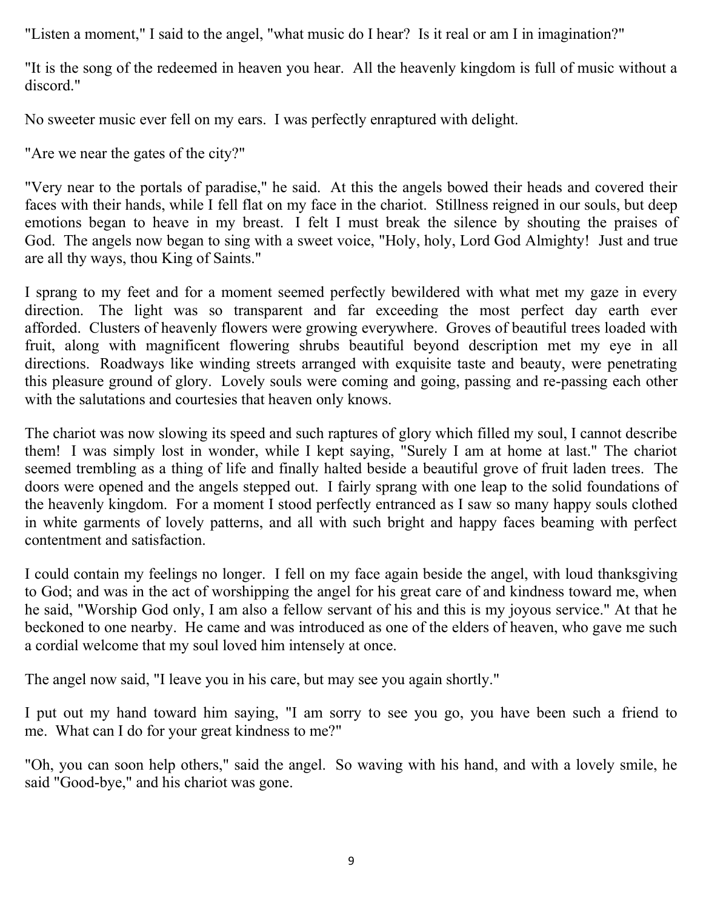"Listen a moment," I said to the angel, "what music do I hear? Is it real or am I in imagination?"

"It is the song of the redeemed in heaven you hear. All the heavenly kingdom is full of music without a discord."

No sweeter music ever fell on my ears. I was perfectly enraptured with delight.

"Are we near the gates of the city?"

"Very near to the portals of paradise," he said. At this the angels bowed their heads and covered their faces with their hands, while I fell flat on my face in the chariot. Stillness reigned in our souls, but deep emotions began to heave in my breast. I felt I must break the silence by shouting the praises of God. The angels now began to sing with a sweet voice, "Holy, holy, Lord God Almighty! Just and true are all thy ways, thou King of Saints."

I sprang to my feet and for a moment seemed perfectly bewildered with what met my gaze in every direction. The light was so transparent and far exceeding the most perfect day earth ever afforded. Clusters of heavenly flowers were growing everywhere. Groves of beautiful trees loaded with fruit, along with magnificent flowering shrubs beautiful beyond description met my eye in all directions. Roadways like winding streets arranged with exquisite taste and beauty, were penetrating this pleasure ground of glory. Lovely souls were coming and going, passing and re-passing each other with the salutations and courtesies that heaven only knows.

The chariot was now slowing its speed and such raptures of glory which filled my soul, I cannot describe them! I was simply lost in wonder, while I kept saying, "Surely I am at home at last." The chariot seemed trembling as a thing of life and finally halted beside a beautiful grove of fruit laden trees. The doors were opened and the angels stepped out. I fairly sprang with one leap to the solid foundations of the heavenly kingdom. For a moment I stood perfectly entranced as I saw so many happy souls clothed in white garments of lovely patterns, and all with such bright and happy faces beaming with perfect contentment and satisfaction.

I could contain my feelings no longer. I fell on my face again beside the angel, with loud thanksgiving to God; and was in the act of worshipping the angel for his great care of and kindness toward me, when he said, "Worship God only, I am also a fellow servant of his and this is my joyous service." At that he beckoned to one nearby. He came and was introduced as one of the elders of heaven, who gave me such a cordial welcome that my soul loved him intensely at once.

The angel now said, "I leave you in his care, but may see you again shortly."

I put out my hand toward him saying, "I am sorry to see you go, you have been such a friend to me. What can I do for your great kindness to me?"

"Oh, you can soon help others," said the angel. So waving with his hand, and with a lovely smile, he said "Good-bye," and his chariot was gone.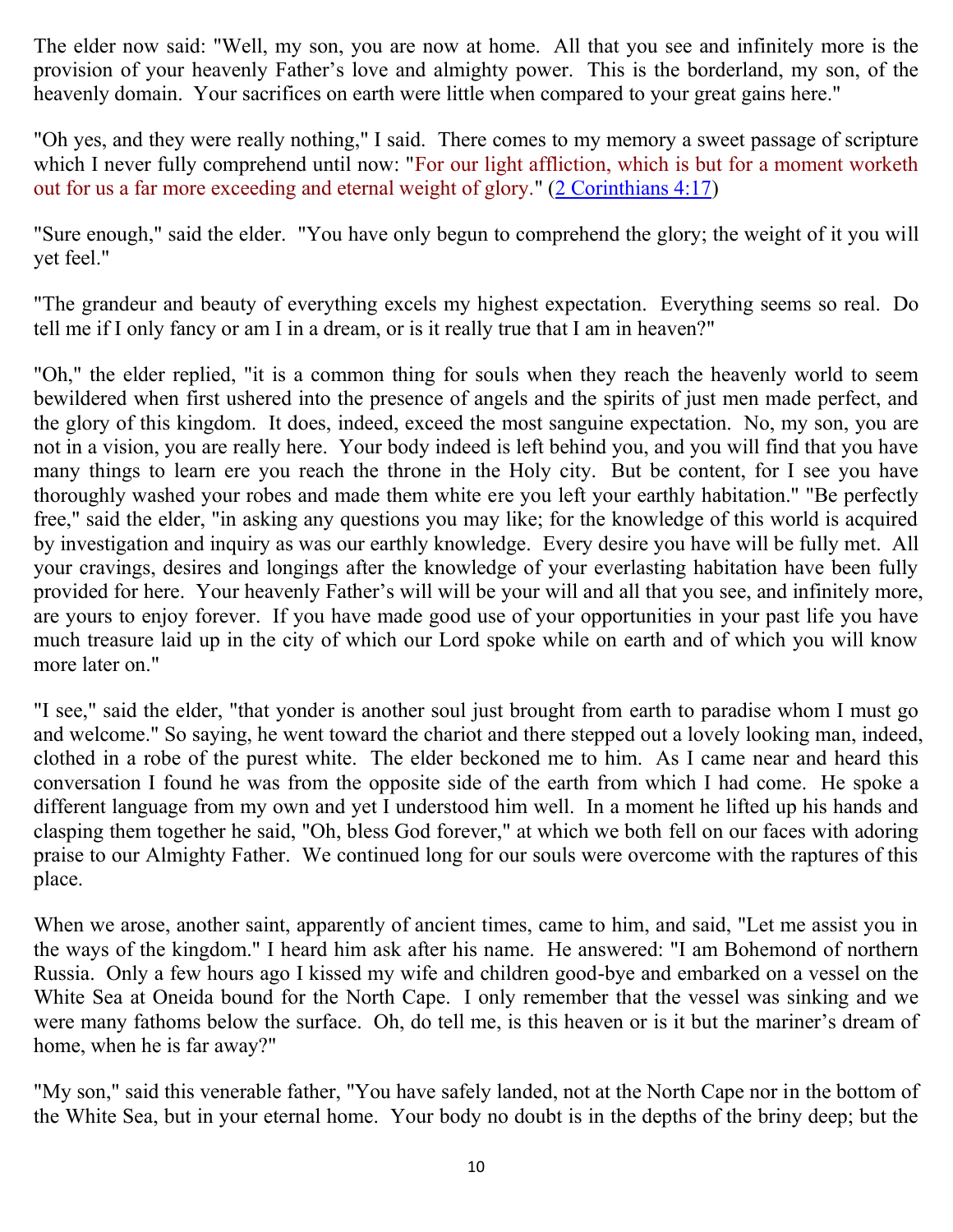The elder now said: "Well, my son, you are now at home. All that you see and infinitely more is the provision of your heavenly Father's love and almighty power. This is the borderland, my son, of the heavenly domain. Your sacrifices on earth were little when compared to your great gains here."

"Oh yes, and they were really nothing," I said. There comes to my memory a sweet passage of scripture which I never fully comprehend until now: "For our light affliction, which is but for a moment worketh out for us a far more exceeding and eternal weight of glory." (2 Corinthians 4:17)

"Sure enough," said the elder. "You have only begun to comprehend the glory; the weight of it you will yet feel."

"The grandeur and beauty of everything excels my highest expectation. Everything seems so real. Do tell me if I only fancy or am I in a dream, or is it really true that I am in heaven?"

"Oh," the elder replied, "it is a common thing for souls when they reach the heavenly world to seem bewildered when first ushered into the presence of angels and the spirits of just men made perfect, and the glory of this kingdom. It does, indeed, exceed the most sanguine expectation. No, my son, you are not in a vision, you are really here. Your body indeed is left behind you, and you will find that you have many things to learn ere you reach the throne in the Holy city. But be content, for I see you have thoroughly washed your robes and made them white ere you left your earthly habitation." "Be perfectly free," said the elder, "in asking any questions you may like; for the knowledge of this world is acquired by investigation and inquiry as was our earthly knowledge. Every desire you have will be fully met. All your cravings, desires and longings after the knowledge of your everlasting habitation have been fully provided for here. Your heavenly Father's will will be your will and all that you see, and infinitely more, are yours to enjoy forever. If you have made good use of your opportunities in your past life you have much treasure laid up in the city of which our Lord spoke while on earth and of which you will know more later on."

"I see," said the elder, "that yonder is another soul just brought from earth to paradise whom I must go and welcome." So saying, he went toward the chariot and there stepped out a lovely looking man, indeed, clothed in a robe of the purest white. The elder beckoned me to him. As I came near and heard this conversation I found he was from the opposite side of the earth from which I had come. He spoke a different language from my own and yet I understood him well. In a moment he lifted up his hands and clasping them together he said, "Oh, bless God forever," at which we both fell on our faces with adoring praise to our Almighty Father. We continued long for our souls were overcome with the raptures of this place.

When we arose, another saint, apparently of ancient times, came to him, and said, "Let me assist you in the ways of the kingdom." I heard him ask after his name. He answered: "I am Bohemond of northern Russia. Only a few hours ago I kissed my wife and children good-bye and embarked on a vessel on the White Sea at Oneida bound for the North Cape. I only remember that the vessel was sinking and we were many fathoms below the surface. Oh, do tell me, is this heaven or is it but the mariner's dream of home, when he is far away?"

"My son," said this venerable father, "You have safely landed, not at the North Cape nor in the bottom of the White Sea, but in your eternal home. Your body no doubt is in the depths of the briny deep; but the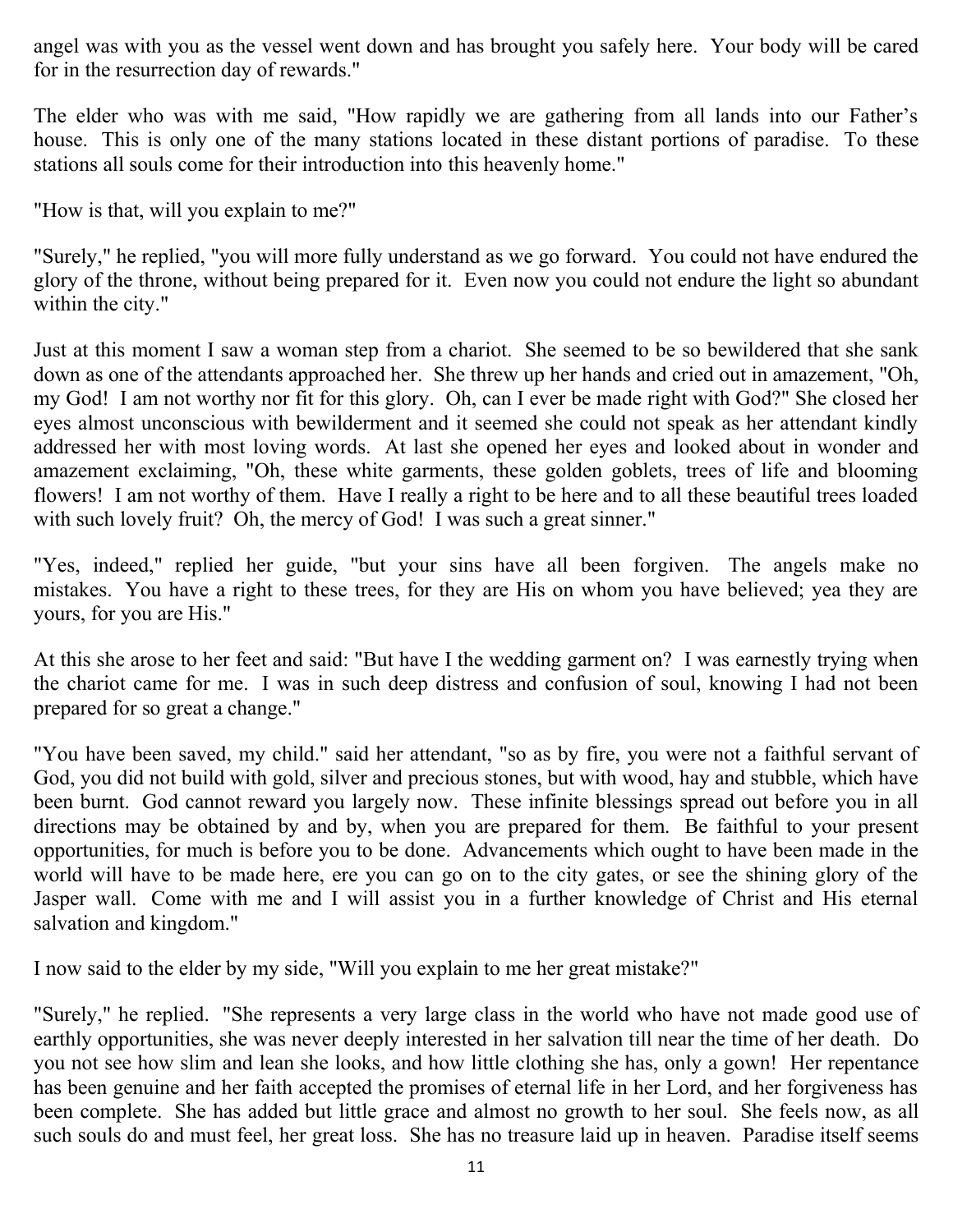angel was with you as the vessel went down and has brought you safely here. Your body will be cared for in the resurrection day of rewards."

The elder who was with me said, "How rapidly we are gathering from all lands into our Father's house. This is only one of the many stations located in these distant portions of paradise. To these stations all souls come for their introduction into this heavenly home."

"How is that, will you explain to me?"

"Surely," he replied, "you will more fully understand as we go forward. You could not have endured the glory of the throne, without being prepared for it. Even now you could not endure the light so abundant within the city."

Just at this moment I saw a woman step from a chariot. She seemed to be so bewildered that she sank down as one of the attendants approached her. She threw up her hands and cried out in amazement, "Oh, my God! I am not worthy nor fit for this glory. Oh, can I ever be made right with God?" She closed her eyes almost unconscious with bewilderment and it seemed she could not speak as her attendant kindly addressed her with most loving words. At last she opened her eyes and looked about in wonder and amazement exclaiming, "Oh, these white garments, these golden goblets, trees of life and blooming flowers! I am not worthy of them. Have I really a right to be here and to all these beautiful trees loaded with such lovely fruit? Oh, the mercy of God! I was such a great sinner."

"Yes, indeed," replied her guide, "but your sins have all been forgiven. The angels make no mistakes. You have a right to these trees, for they are His on whom you have believed; yea they are yours, for you are His."

At this she arose to her feet and said: "But have I the wedding garment on? I was earnestly trying when the chariot came for me. I was in such deep distress and confusion of soul, knowing I had not been prepared for so great a change."

"You have been saved, my child." said her attendant, "so as by fire, you were not a faithful servant of God, you did not build with gold, silver and precious stones, but with wood, hay and stubble, which have been burnt. God cannot reward you largely now. These infinite blessings spread out before you in all directions may be obtained by and by, when you are prepared for them. Be faithful to your present opportunities, for much is before you to be done. Advancements which ought to have been made in the world will have to be made here, ere you can go on to the city gates, or see the shining glory of the Jasper wall. Come with me and I will assist you in a further knowledge of Christ and His eternal salvation and kingdom."

I now said to the elder by my side, "Will you explain to me her great mistake?"

"Surely," he replied. "She represents a very large class in the world who have not made good use of earthly opportunities, she was never deeply interested in her salvation till near the time of her death. Do you not see how slim and lean she looks, and how little clothing she has, only a gown! Her repentance has been genuine and her faith accepted the promises of eternal life in her Lord, and her forgiveness has been complete. She has added but little grace and almost no growth to her soul. She feels now, as all such souls do and must feel, her great loss. She has no treasure laid up in heaven. Paradise itself seems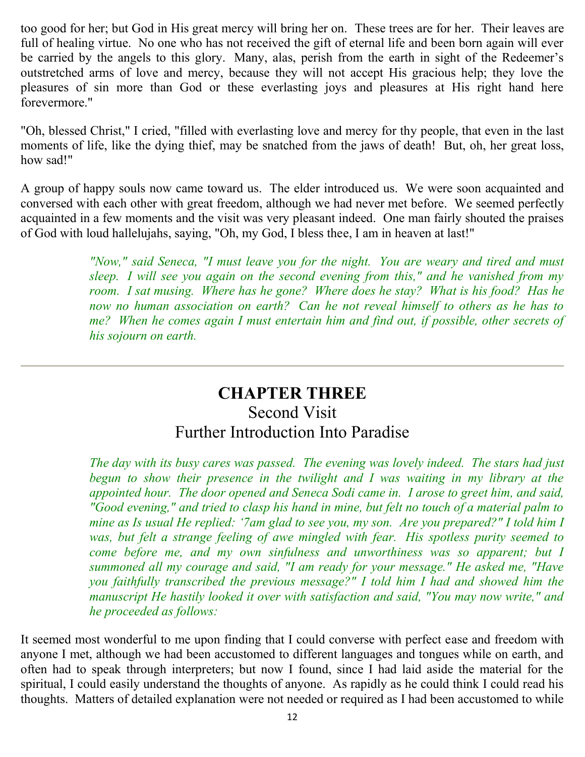too good for her; but God in His great mercy will bring her on. These trees are for her. Their leaves are full of healing virtue. No one who has not received the gift of eternal life and been born again will ever be carried by the angels to this glory. Many, alas, perish from the earth in sight of the Redeemer's outstretched arms of love and mercy, because they will not accept His gracious help; they love the pleasures of sin more than God or these everlasting joys and pleasures at His right hand here forevermore."

"Oh, blessed Christ," I cried, "filled with everlasting love and mercy for thy people, that even in the last moments of life, like the dying thief, may be snatched from the jaws of death! But, oh, her great loss, how sad!"

A group of happy souls now came toward us. The elder introduced us. We were soon acquainted and conversed with each other with great freedom, although we had never met before. We seemed perfectly acquainted in a few moments and the visit was very pleasant indeed. One man fairly shouted the praises of God with loud hallelujahs, saying, "Oh, my God, I bless thee, I am in heaven at last!"

> *"Now," said Seneca, "I must leave you for the night. You are weary and tired and must sleep. I will see you again on the second evening from this," and he vanished from my room. I sat musing. Where has he gone? Where does he stay? What is his food? Has he now no human association on earth? Can he not reveal himself to others as he has to me? When he comes again I must entertain him and find out, if possible, other secrets of his sojourn on earth.*

---

## CHAPTER THREE

### Second Visit
### Further Introduction Into Paradise

> *The day with its busy cares was passed. The evening was lovely indeed. The stars had just begun to show their presence in the twilight and I was waiting in my library at the appointed hour. The door opened and Seneca Sodi came in. I arose to greet him, and said, "Good evening," and tried to clasp his hand in mine, but felt no touch of a material palm to mine as Is usual He replied: '7am glad to see you, my son. Are you prepared?" I told him I was, but felt a strange feeling of awe mingled with fear. His spotless purity seemed to come before me, and my own sinfulness and unworthiness was so apparent; but I summoned all my courage and said, "I am ready for your message." He asked me, "Have you faithfully transcribed the previous message?" I told him I had and showed him the manuscript He hastily looked it over with satisfaction and said, "You may now write," and he proceeded as follows:*

It seemed most wonderful to me upon finding that I could converse with perfect ease and freedom with anyone I met, although we had been accustomed to different languages and tongues while on earth, and often had to speak through interpreters; but now I found, since I had laid aside the material for the spiritual, I could easily understand the thoughts of anyone. As rapidly as he could think I could read his thoughts. Matters of detailed explanation were not needed or required as I had been accustomed to while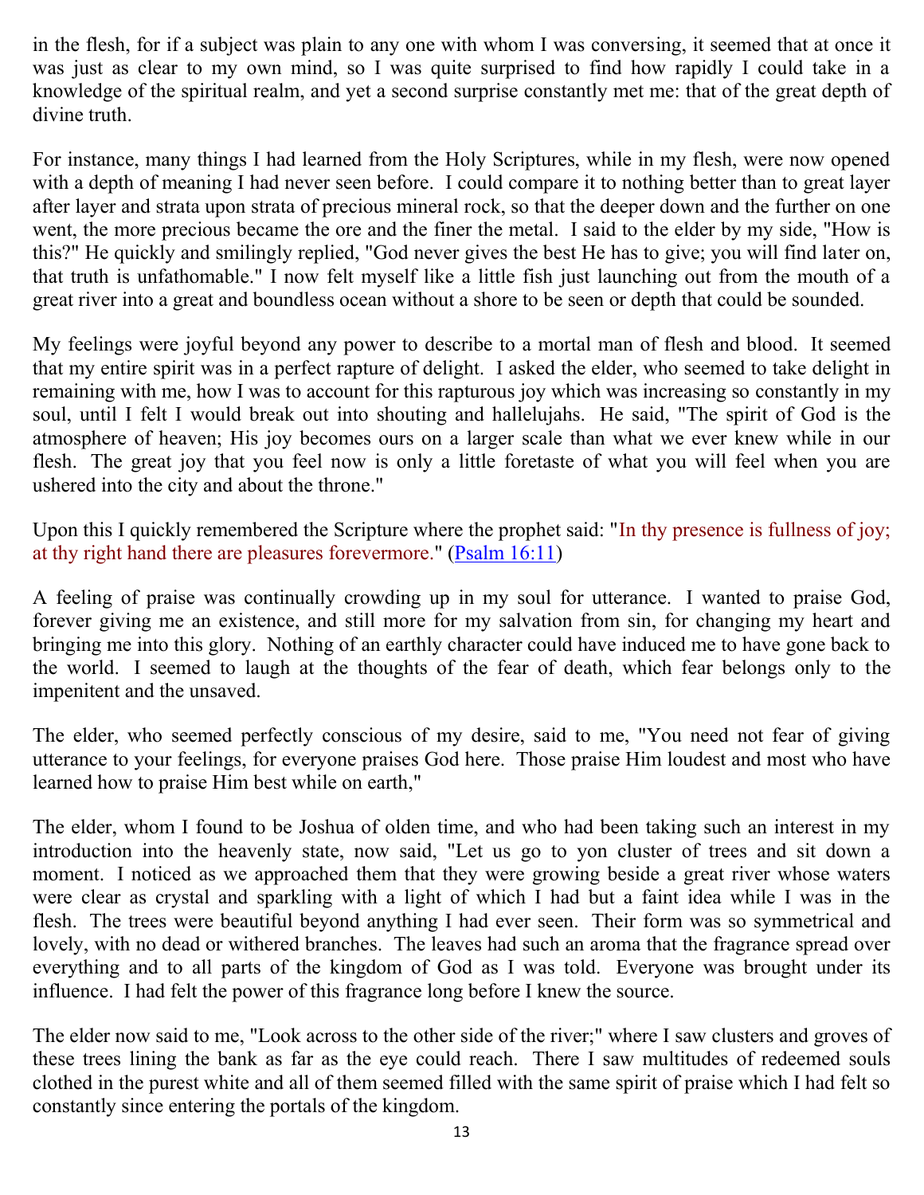in the flesh, for if a subject was plain to any one with whom I was conversing, it seemed that at once it was just as clear to my own mind, so I was quite surprised to find how rapidly I could take in a knowledge of the spiritual realm, and yet a second surprise constantly met me: that of the great depth of divine truth.

For instance, many things I had learned from the Holy Scriptures, while in my flesh, were now opened with a depth of meaning I had never seen before. I could compare it to nothing better than to great layer after layer and strata upon strata of precious mineral rock, so that the deeper down and the further on one went, the more precious became the ore and the finer the metal. I said to the elder by my side, "How is this?" He quickly and smilingly replied, "God never gives the best He has to give; you will find later on, that truth is unfathomable." I now felt myself like a little fish just launching out from the mouth of a great river into a great and boundless ocean without a shore to be seen or depth that could be sounded.

My feelings were joyful beyond any power to describe to a mortal man of flesh and blood. It seemed that my entire spirit was in a perfect rapture of delight. I asked the elder, who seemed to take delight in remaining with me, how I was to account for this rapturous joy which was increasing so constantly in my soul, until I felt I would break out into shouting and hallelujahs. He said, "The spirit of God is the atmosphere of heaven; His joy becomes ours on a larger scale than what we ever knew while in our flesh. The great joy that you feel now is only a little foretaste of what you will feel when you are ushered into the city and about the throne."

Upon this I quickly remembered the Scripture where the prophet said: "In thy presence is fullness of joy; at thy right hand there are pleasures forevermore." (Psalm 16:11)

A feeling of praise was continually crowding up in my soul for utterance. I wanted to praise God, forever giving me an existence, and still more for my salvation from sin, for changing my heart and bringing me into this glory. Nothing of an earthly character could have induced me to have gone back to the world. I seemed to laugh at the thoughts of the fear of death, which fear belongs only to the impenitent and the unsaved.

The elder, who seemed perfectly conscious of my desire, said to me, "You need not fear of giving utterance to your feelings, for everyone praises God here. Those praise Him loudest and most who have learned how to praise Him best while on earth,"

The elder, whom I found to be Joshua of olden time, and who had been taking such an interest in my introduction into the heavenly state, now said, "Let us go to yon cluster of trees and sit down a moment. I noticed as we approached them that they were growing beside a great river whose waters were clear as crystal and sparkling with a light of which I had but a faint idea while I was in the flesh. The trees were beautiful beyond anything I had ever seen. Their form was so symmetrical and lovely, with no dead or withered branches. The leaves had such an aroma that the fragrance spread over everything and to all parts of the kingdom of God as I was told. Everyone was brought under its influence. I had felt the power of this fragrance long before I knew the source.

The elder now said to me, "Look across to the other side of the river;" where I saw clusters and groves of these trees lining the bank as far as the eye could reach. There I saw multitudes of redeemed souls clothed in the purest white and all of them seemed filled with the same spirit of praise which I had felt so constantly since entering the portals of the kingdom.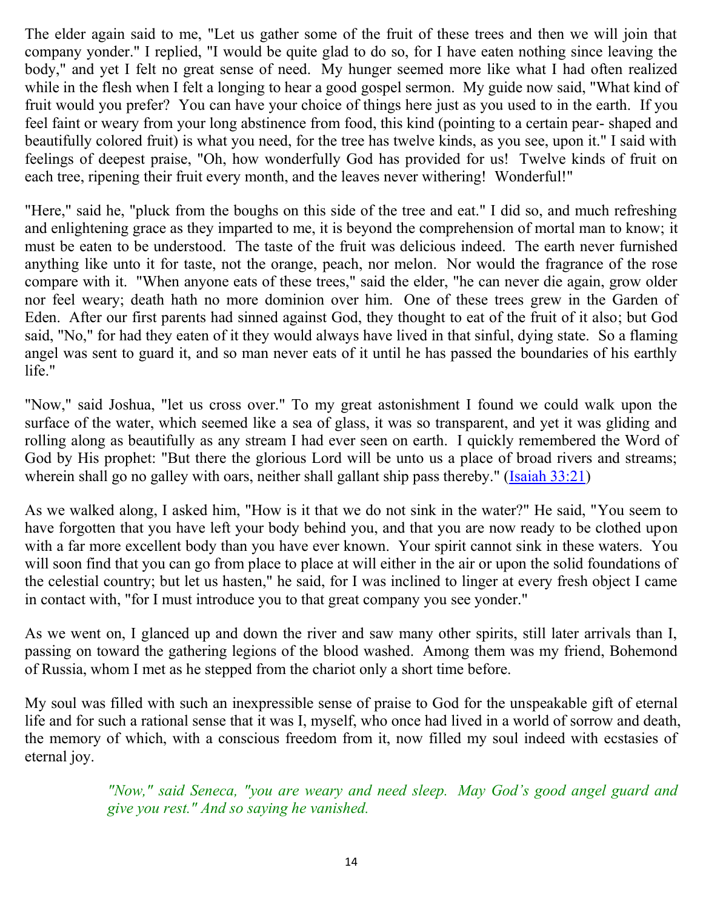The elder again said to me, "Let us gather some of the fruit of these trees and then we will join that company yonder." I replied, "I would be quite glad to do so, for I have eaten nothing since leaving the body," and yet I felt no great sense of need. My hunger seemed more like what I had often realized while in the flesh when I felt a longing to hear a good gospel sermon. My guide now said, "What kind of fruit would you prefer? You can have your choice of things here just as you used to in the earth. If you feel faint or weary from your long abstinence from food, this kind (pointing to a certain pear- shaped and beautifully colored fruit) is what you need, for the tree has twelve kinds, as you see, upon it." I said with feelings of deepest praise, "Oh, how wonderfully God has provided for us! Twelve kinds of fruit on each tree, ripening their fruit every month, and the leaves never withering! Wonderful!"

"Here," said he, "pluck from the boughs on this side of the tree and eat." I did so, and much refreshing and enlightening grace as they imparted to me, it is beyond the comprehension of mortal man to know; it must be eaten to be understood. The taste of the fruit was delicious indeed. The earth never furnished anything like unto it for taste, not the orange, peach, nor melon. Nor would the fragrance of the rose compare with it. "When anyone eats of these trees," said the elder, "he can never die again, grow older nor feel weary; death hath no more dominion over him. One of these trees grew in the Garden of Eden. After our first parents had sinned against God, they thought to eat of the fruit of it also; but God said, "No," for had they eaten of it they would always have lived in that sinful, dying state. So a flaming angel was sent to guard it, and so man never eats of it until he has passed the boundaries of his earthly life."

"Now," said Joshua, "let us cross over." To my great astonishment I found we could walk upon the surface of the water, which seemed like a sea of glass, it was so transparent, and yet it was gliding and rolling along as beautifully as any stream I had ever seen on earth. I quickly remembered the Word of God by His prophet: "But there the glorious Lord will be unto us a place of broad rivers and streams; wherein shall go no galley with oars, neither shall gallant ship pass thereby." (Isaiah 33:21)

As we walked along, I asked him, "How is it that we do not sink in the water?" He said, "You seem to have forgotten that you have left your body behind you, and that you are now ready to be clothed upon with a far more excellent body than you have ever known. Your spirit cannot sink in these waters. You will soon find that you can go from place to place at will either in the air or upon the solid foundations of the celestial country; but let us hasten," he said, for I was inclined to linger at every fresh object I came in contact with, "for I must introduce you to that great company you see yonder."

As we went on, I glanced up and down the river and saw many other spirits, still later arrivals than I, passing on toward the gathering legions of the blood washed. Among them was my friend, Bohemond of Russia, whom I met as he stepped from the chariot only a short time before.

My soul was filled with such an inexpressible sense of praise to God for the unspeakable gift of eternal life and for such a rational sense that it was I, myself, who once had lived in a world of sorrow and death, the memory of which, with a conscious freedom from it, now filled my soul indeed with ecstasies of eternal joy.

> *"Now," said Seneca, "you are weary and need sleep. May God's good angel guard and give you rest." And so saying he vanished.*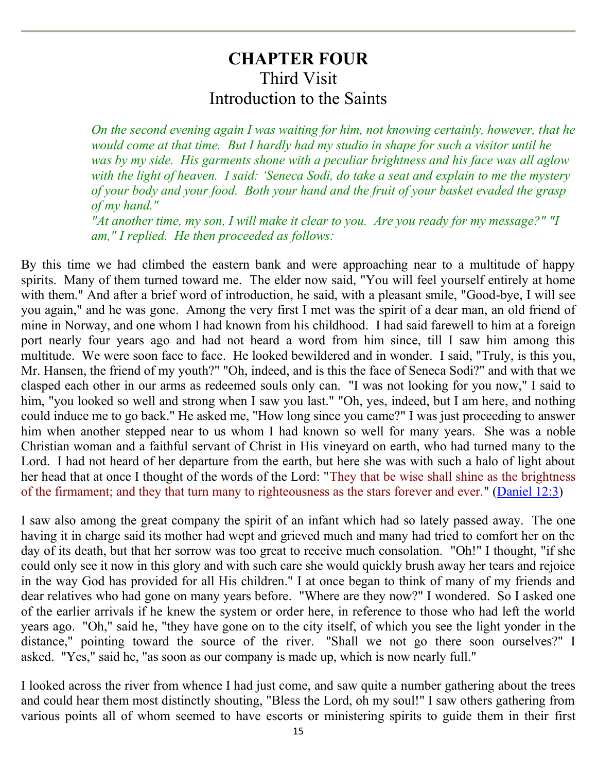# CHAPTER FOUR

## Third Visit

## Introduction to the Saints

> *On the second evening again I was waiting for him, not knowing certainly, however, that he would come at that time. But I hardly had my studio in shape for such a visitor until he was by my side. His garments shone with a peculiar brightness and his face was all aglow with the light of heaven. I said: 'Seneca Sodi, do take a seat and explain to me the mystery of your body and your food. Both your hand and the fruit of your basket evaded the grasp of my hand."*
>
> *"At another time, my son, I will make it clear to you. Are you ready for my message?" "I am," I replied. He then proceeded as follows:*

By this time we had climbed the eastern bank and were approaching near to a multitude of happy spirits. Many of them turned toward me. The elder now said, "You will feel yourself entirely at home with them." And after a brief word of introduction, he said, with a pleasant smile, "Good-bye, I will see you again," and he was gone. Among the very first I met was the spirit of a dear man, an old friend of mine in Norway, and one whom I had known from his childhood. I had said farewell to him at a foreign port nearly four years ago and had not heard a word from him since, till I saw him among this multitude. We were soon face to face. He looked bewildered and in wonder. I said, "Truly, is this you, Mr. Hansen, the friend of my youth?" "Oh, indeed, and is this the face of Seneca Sodi?" and with that we clasped each other in our arms as redeemed souls only can. "I was not looking for you now," I said to him, "you looked so well and strong when I saw you last." "Oh, yes, indeed, but I am here, and nothing could induce me to go back." He asked me, "How long since you came?" I was just proceeding to answer him when another stepped near to us whom I had known so well for many years. She was a noble Christian woman and a faithful servant of Christ in His vineyard on earth, who had turned many to the Lord. I had not heard of her departure from the earth, but here she was with such a halo of light about her head that at once I thought of the words of the Lord: "They that be wise shall shine as the brightness of the firmament; and they that turn many to righteousness as the stars forever and ever." (Daniel 12:3)

I saw also among the great company the spirit of an infant which had so lately passed away. The one having it in charge said its mother had wept and grieved much and many had tried to comfort her on the day of its death, but that her sorrow was too great to receive much consolation. "Oh!" I thought, "if she could only see it now in this glory and with such care she would quickly brush away her tears and rejoice in the way God has provided for all His children." I at once began to think of many of my friends and dear relatives who had gone on many years before. "Where are they now?" I wondered. So I asked one of the earlier arrivals if he knew the system or order here, in reference to those who had left the world years ago. "Oh," said he, "they have gone on to the city itself, of which you see the light yonder in the distance," pointing toward the source of the river. "Shall we not go there soon ourselves?" I asked. "Yes," said he, "as soon as our company is made up, which is now nearly full."

I looked across the river from whence I had just come, and saw quite a number gathering about the trees and could hear them most distinctly shouting, "Bless the Lord, oh my soul!" I saw others gathering from various points all of whom seemed to have escorts or ministering spirits to guide them in their first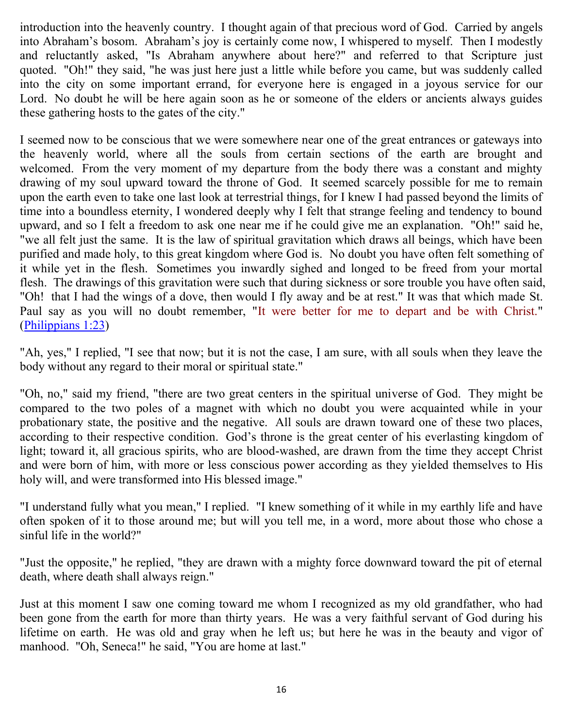introduction into the heavenly country. I thought again of that precious word of God. Carried by angels into Abraham's bosom. Abraham's joy is certainly come now, I whispered to myself. Then I modestly and reluctantly asked, "Is Abraham anywhere about here?" and referred to that Scripture just quoted. "Oh!" they said, "he was just here just a little while before you came, but was suddenly called into the city on some important errand, for everyone here is engaged in a joyous service for our Lord. No doubt he will be here again soon as he or someone of the elders or ancients always guides these gathering hosts to the gates of the city."

I seemed now to be conscious that we were somewhere near one of the great entrances or gateways into the heavenly world, where all the souls from certain sections of the earth are brought and welcomed. From the very moment of my departure from the body there was a constant and mighty drawing of my soul upward toward the throne of God. It seemed scarcely possible for me to remain upon the earth even to take one last look at terrestrial things, for I knew I had passed beyond the limits of time into a boundless eternity, I wondered deeply why I felt that strange feeling and tendency to bound upward, and so I felt a freedom to ask one near me if he could give me an explanation. "Oh!" said he, "we all felt just the same. It is the law of spiritual gravitation which draws all beings, which have been purified and made holy, to this great kingdom where God is. No doubt you have often felt something of it while yet in the flesh. Sometimes you inwardly sighed and longed to be freed from your mortal flesh. The drawings of this gravitation were such that during sickness or sore trouble you have often said, "Oh! that I had the wings of a dove, then would I fly away and be at rest." It was that which made St. Paul say as you will no doubt remember, "It were better for me to depart and be with Christ." (Philippians 1:23)

"Ah, yes," I replied, "I see that now; but it is not the case, I am sure, with all souls when they leave the body without any regard to their moral or spiritual state."

"Oh, no," said my friend, "there are two great centers in the spiritual universe of God. They might be compared to the two poles of a magnet with which no doubt you were acquainted while in your probationary state, the positive and the negative. All souls are drawn toward one of these two places, according to their respective condition. God's throne is the great center of his everlasting kingdom of light; toward it, all gracious spirits, who are blood-washed, are drawn from the time they accept Christ and were born of him, with more or less conscious power according as they yielded themselves to His holy will, and were transformed into His blessed image."

"I understand fully what you mean," I replied. "I knew something of it while in my earthly life and have often spoken of it to those around me; but will you tell me, in a word, more about those who chose a sinful life in the world?"

"Just the opposite," he replied, "they are drawn with a mighty force downward toward the pit of eternal death, where death shall always reign."

Just at this moment I saw one coming toward me whom I recognized as my old grandfather, who had been gone from the earth for more than thirty years. He was a very faithful servant of God during his lifetime on earth. He was old and gray when he left us; but here he was in the beauty and vigor of manhood. "Oh, Seneca!" he said, "You are home at last."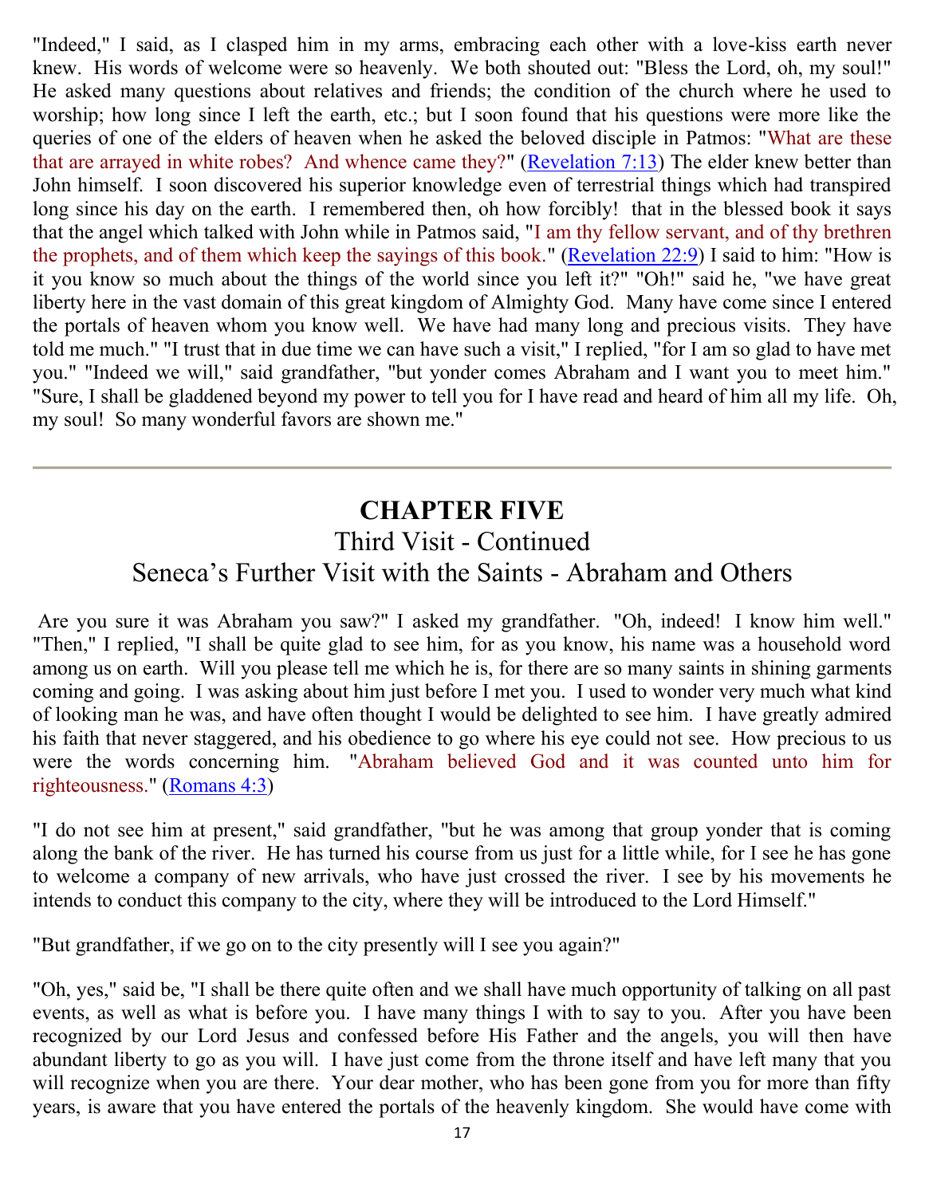"Indeed," I said, as I clasped him in my arms, embracing each other with a love-kiss earth never knew. His words of welcome were so heavenly. We both shouted out: "Bless the Lord, oh, my soul!" He asked many questions about relatives and friends; the condition of the church where he used to worship; how long since I left the earth, etc.; but I soon found that his questions were more like the queries of one of the elders of heaven when he asked the beloved disciple in Patmos: "What are these that are arrayed in white robes? And whence came they?" (Revelation 7:13) The elder knew better than John himself. I soon discovered his superior knowledge even of terrestrial things which had transpired long since his day on the earth. I remembered then, oh how forcibly! that in the blessed book it says that the angel which talked with John while in Patmos said, "I am thy fellow servant, and of thy brethren the prophets, and of them which keep the sayings of this book." (Revelation 22:9) I said to him: "How is it you know so much about the things of the world since you left it?" "Oh!" said he, "we have great liberty here in the vast domain of this great kingdom of Almighty God. Many have come since I entered the portals of heaven whom you know well. We have had many long and precious visits. They have told me much." "I trust that in due time we can have such a visit," I replied, "for I am so glad to have met you." "Indeed we will," said grandfather, "but yonder comes Abraham and I want you to meet him." "Sure, I shall be gladdened beyond my power to tell you for I have read and heard of him all my life. Oh, my soul! So many wonderful favors are shown me."

---

# CHAPTER FIVE

## Third Visit - Continued

## Seneca's Further Visit with the Saints - Abraham and Others

Are you sure it was Abraham you saw?" I asked my grandfather. "Oh, indeed! I know him well." "Then," I replied, "I shall be quite glad to see him, for as you know, his name was a household word among us on earth. Will you please tell me which he is, for there are so many saints in shining garments coming and going. I was asking about him just before I met you. I used to wonder very much what kind of looking man he was, and have often thought I would be delighted to see him. I have greatly admired his faith that never staggered, and his obedience to go where his eye could not see. How precious to us were the words concerning him. "Abraham believed God and it was counted unto him for righteousness." (Romans 4:3)

"I do not see him at present," said grandfather, "but he was among that group yonder that is coming along the bank of the river. He has turned his course from us just for a little while, for I see he has gone to welcome a company of new arrivals, who have just crossed the river. I see by his movements he intends to conduct this company to the city, where they will be introduced to the Lord Himself."

"But grandfather, if we go on to the city presently will I see you again?"

"Oh, yes," said be, "I shall be there quite often and we shall have much opportunity of talking on all past events, as well as what is before you. I have many things I with to say to you. After you have been recognized by our Lord Jesus and confessed before His Father and the angels, you will then have abundant liberty to go as you will. I have just come from the throne itself and have left many that you will recognize when you are there. Your dear mother, who has been gone from you for more than fifty years, is aware that you have entered the portals of the heavenly kingdom. She would have come with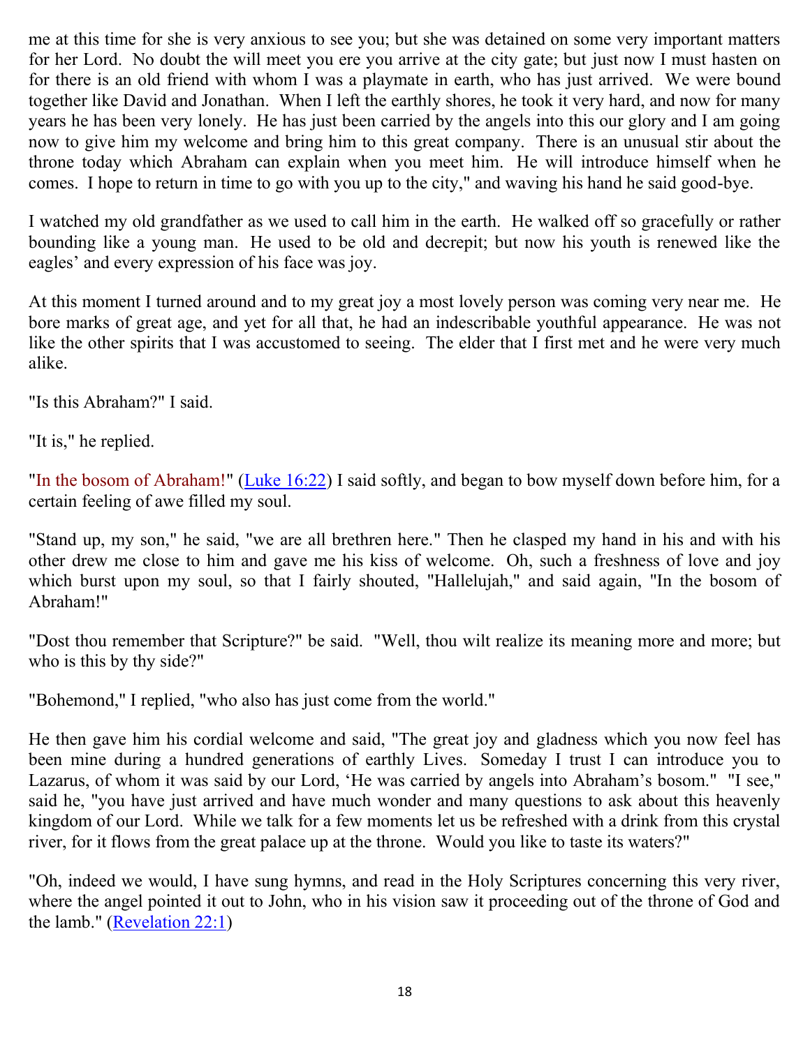me at this time for she is very anxious to see you; but she was detained on some very important matters for her Lord. No doubt the will meet you ere you arrive at the city gate; but just now I must hasten on for there is an old friend with whom I was a playmate in earth, who has just arrived. We were bound together like David and Jonathan. When I left the earthly shores, he took it very hard, and now for many years he has been very lonely. He has just been carried by the angels into this our glory and I am going now to give him my welcome and bring him to this great company. There is an unusual stir about the throne today which Abraham can explain when you meet him. He will introduce himself when he comes. I hope to return in time to go with you up to the city," and waving his hand he said good-bye.

I watched my old grandfather as we used to call him in the earth. He walked off so gracefully or rather bounding like a young man. He used to be old and decrepit; but now his youth is renewed like the eagles' and every expression of his face was joy.

At this moment I turned around and to my great joy a most lovely person was coming very near me. He bore marks of great age, and yet for all that, he had an indescribable youthful appearance. He was not like the other spirits that I was accustomed to seeing. The elder that I first met and he were very much alike.

"Is this Abraham?" I said.

"It is," he replied.

"In the bosom of Abraham!" (Luke 16:22) I said softly, and began to bow myself down before him, for a certain feeling of awe filled my soul.

"Stand up, my son," he said, "we are all brethren here." Then he clasped my hand in his and with his other drew me close to him and gave me his kiss of welcome. Oh, such a freshness of love and joy which burst upon my soul, so that I fairly shouted, "Hallelujah," and said again, "In the bosom of Abraham!"

"Dost thou remember that Scripture?" be said. "Well, thou wilt realize its meaning more and more; but who is this by thy side?"

"Bohemond," I replied, "who also has just come from the world."

He then gave him his cordial welcome and said, "The great joy and gladness which you now feel has been mine during a hundred generations of earthly Lives. Someday I trust I can introduce you to Lazarus, of whom it was said by our Lord, 'He was carried by angels into Abraham's bosom." "I see," said he, "you have just arrived and have much wonder and many questions to ask about this heavenly kingdom of our Lord. While we talk for a few moments let us be refreshed with a drink from this crystal river, for it flows from the great palace up at the throne. Would you like to taste its waters?"

"Oh, indeed we would, I have sung hymns, and read in the Holy Scriptures concerning this very river, where the angel pointed it out to John, who in his vision saw it proceeding out of the throne of God and the lamb." (Revelation 22:1)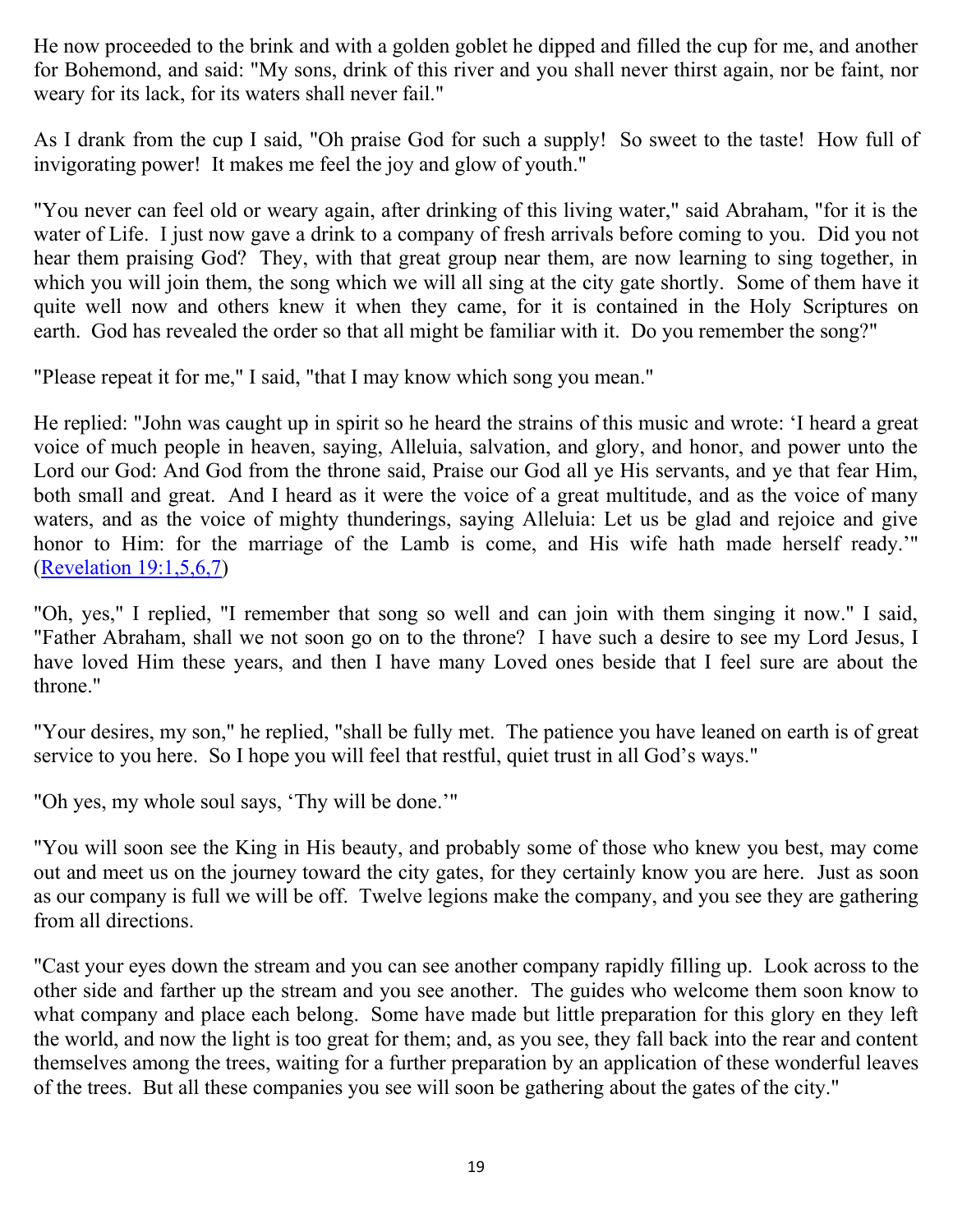He now proceeded to the brink and with a golden goblet he dipped and filled the cup for me, and another for Bohemond, and said: "My sons, drink of this river and you shall never thirst again, nor be faint, nor weary for its lack, for its waters shall never fail."

As I drank from the cup I said, "Oh praise God for such a supply! So sweet to the taste! How full of invigorating power! It makes me feel the joy and glow of youth."

"You never can feel old or weary again, after drinking of this living water," said Abraham, "for it is the water of Life. I just now gave a drink to a company of fresh arrivals before coming to you. Did you not hear them praising God? They, with that great group near them, are now learning to sing together, in which you will join them, the song which we will all sing at the city gate shortly. Some of them have it quite well now and others knew it when they came, for it is contained in the Holy Scriptures on earth. God has revealed the order so that all might be familiar with it. Do you remember the song?"

"Please repeat it for me," I said, "that I may know which song you mean."

He replied: "John was caught up in spirit so he heard the strains of this music and wrote: 'I heard a great voice of much people in heaven, saying, Alleluia, salvation, and glory, and honor, and power unto the Lord our God: And God from the throne said, Praise our God all ye His servants, and ye that fear Him, both small and great. And I heard as it were the voice of a great multitude, and as the voice of many waters, and as the voice of mighty thunderings, saying Alleluia: Let us be glad and rejoice and give honor to Him: for the marriage of the Lamb is come, and His wife hath made herself ready.'" (Revelation 19:1,5,6,7)

"Oh, yes," I replied, "I remember that song so well and can join with them singing it now." I said, "Father Abraham, shall we not soon go on to the throne? I have such a desire to see my Lord Jesus, I have loved Him these years, and then I have many Loved ones beside that I feel sure are about the throne."

"Your desires, my son," he replied, "shall be fully met. The patience you have leaned on earth is of great service to you here. So I hope you will feel that restful, quiet trust in all God's ways."

"Oh yes, my whole soul says, 'Thy will be done.'"

"You will soon see the King in His beauty, and probably some of those who knew you best, may come out and meet us on the journey toward the city gates, for they certainly know you are here. Just as soon as our company is full we will be off. Twelve legions make the company, and you see they are gathering from all directions.

"Cast your eyes down the stream and you can see another company rapidly filling up. Look across to the other side and farther up the stream and you see another. The guides who welcome them soon know to what company and place each belong. Some have made but little preparation for this glory en they left the world, and now the light is too great for them; and, as you see, they fall back into the rear and content themselves among the trees, waiting for a further preparation by an application of these wonderful leaves of the trees. But all these companies you see will soon be gathering about the gates of the city."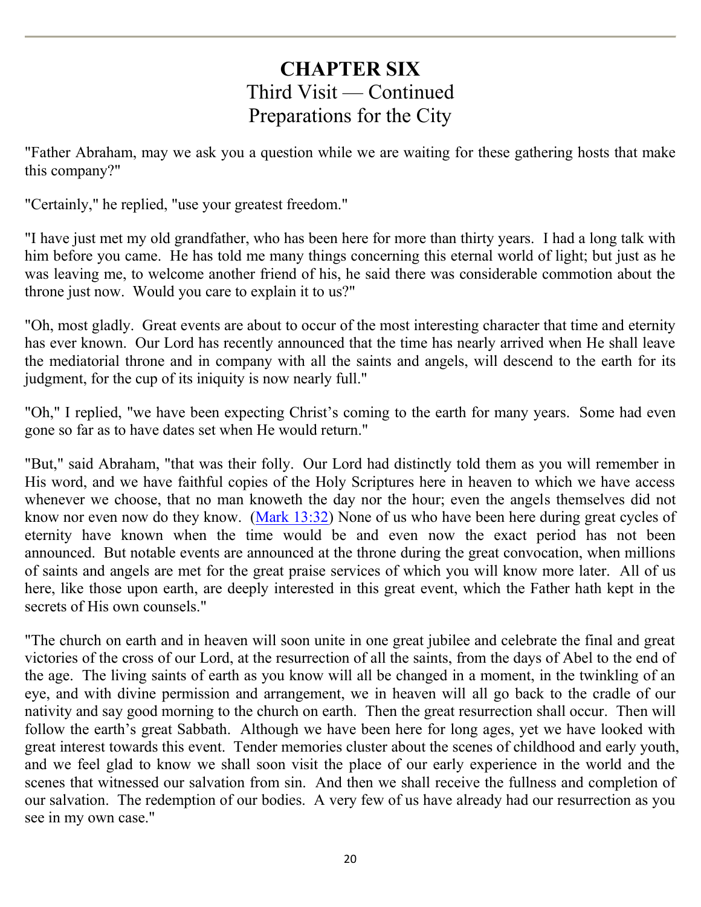# CHAPTER SIX
## Third Visit — Continued
## Preparations for the City

"Father Abraham, may we ask you a question while we are waiting for these gathering hosts that make this company?"

"Certainly," he replied, "use your greatest freedom."

"I have just met my old grandfather, who has been here for more than thirty years. I had a long talk with him before you came. He has told me many things concerning this eternal world of light; but just as he was leaving me, to welcome another friend of his, he said there was considerable commotion about the throne just now. Would you care to explain it to us?"

"Oh, most gladly. Great events are about to occur of the most interesting character that time and eternity has ever known. Our Lord has recently announced that the time has nearly arrived when He shall leave the mediatorial throne and in company with all the saints and angels, will descend to the earth for its judgment, for the cup of its iniquity is now nearly full."

"Oh," I replied, "we have been expecting Christ's coming to the earth for many years. Some had even gone so far as to have dates set when He would return."

"But," said Abraham, "that was their folly. Our Lord had distinctly told them as you will remember in His word, and we have faithful copies of the Holy Scriptures here in heaven to which we have access whenever we choose, that no man knoweth the day nor the hour; even the angels themselves did not know nor even now do they know. (Mark 13:32) None of us who have been here during great cycles of eternity have known when the time would be and even now the exact period has not been announced. But notable events are announced at the throne during the great convocation, when millions of saints and angels are met for the great praise services of which you will know more later. All of us here, like those upon earth, are deeply interested in this great event, which the Father hath kept in the secrets of His own counsels."

"The church on earth and in heaven will soon unite in one great jubilee and celebrate the final and great victories of the cross of our Lord, at the resurrection of all the saints, from the days of Abel to the end of the age. The living saints of earth as you know will all be changed in a moment, in the twinkling of an eye, and with divine permission and arrangement, we in heaven will all go back to the cradle of our nativity and say good morning to the church on earth. Then the great resurrection shall occur. Then will follow the earth's great Sabbath. Although we have been here for long ages, yet we have looked with great interest towards this event. Tender memories cluster about the scenes of childhood and early youth, and we feel glad to know we shall soon visit the place of our early experience in the world and the scenes that witnessed our salvation from sin. And then we shall receive the fullness and completion of our salvation. The redemption of our bodies. A very few of us have already had our resurrection as you see in my own case."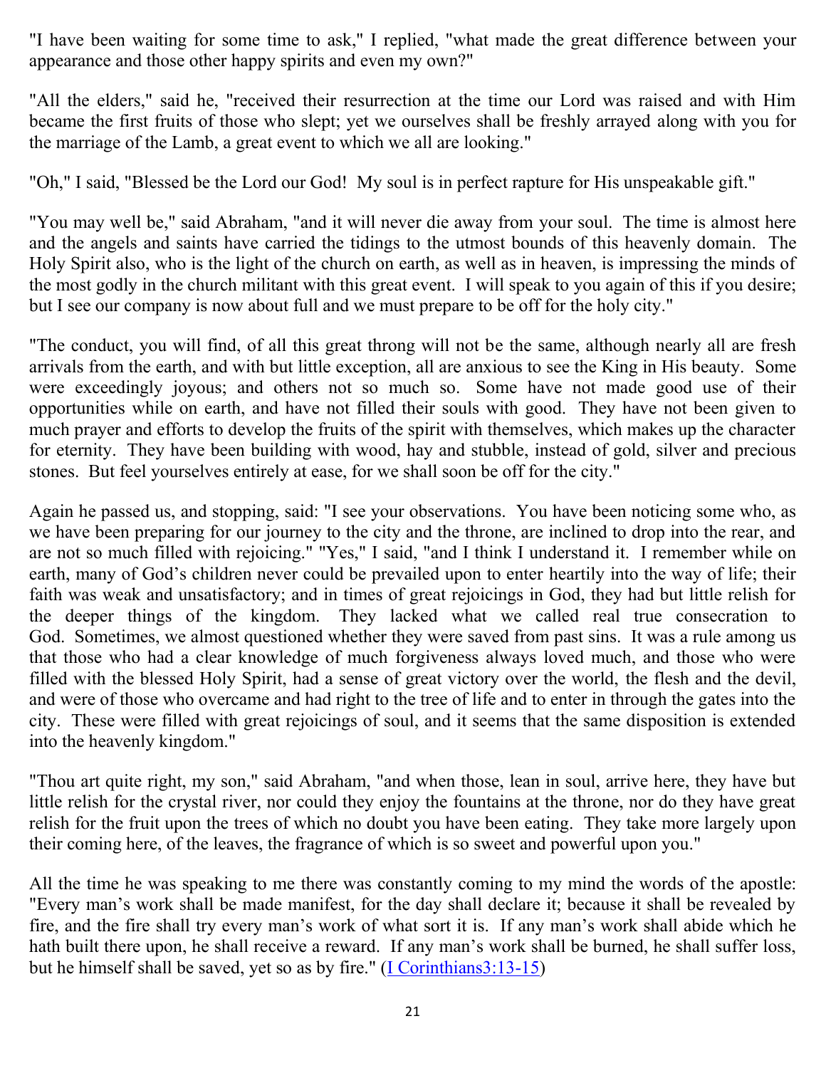"I have been waiting for some time to ask," I replied, "what made the great difference between your appearance and those other happy spirits and even my own?"

"All the elders," said he, "received their resurrection at the time our Lord was raised and with Him became the first fruits of those who slept; yet we ourselves shall be freshly arrayed along with you for the marriage of the Lamb, a great event to which we all are looking."

"Oh," I said, "Blessed be the Lord our God! My soul is in perfect rapture for His unspeakable gift."

"You may well be," said Abraham, "and it will never die away from your soul. The time is almost here and the angels and saints have carried the tidings to the utmost bounds of this heavenly domain. The Holy Spirit also, who is the light of the church on earth, as well as in heaven, is impressing the minds of the most godly in the church militant with this great event. I will speak to you again of this if you desire; but I see our company is now about full and we must prepare to be off for the holy city."

"The conduct, you will find, of all this great throng will not be the same, although nearly all are fresh arrivals from the earth, and with but little exception, all are anxious to see the King in His beauty. Some were exceedingly joyous; and others not so much so. Some have not made good use of their opportunities while on earth, and have not filled their souls with good. They have not been given to much prayer and efforts to develop the fruits of the spirit with themselves, which makes up the character for eternity. They have been building with wood, hay and stubble, instead of gold, silver and precious stones. But feel yourselves entirely at ease, for we shall soon be off for the city."

Again he passed us, and stopping, said: "I see your observations. You have been noticing some who, as we have been preparing for our journey to the city and the throne, are inclined to drop into the rear, and are not so much filled with rejoicing." "Yes," I said, "and I think I understand it. I remember while on earth, many of God's children never could be prevailed upon to enter heartily into the way of life; their faith was weak and unsatisfactory; and in times of great rejoicings in God, they had but little relish for the deeper things of the kingdom. They lacked what we called real true consecration to God. Sometimes, we almost questioned whether they were saved from past sins. It was a rule among us that those who had a clear knowledge of much forgiveness always loved much, and those who were filled with the blessed Holy Spirit, had a sense of great victory over the world, the flesh and the devil, and were of those who overcame and had right to the tree of life and to enter in through the gates into the city. These were filled with great rejoicings of soul, and it seems that the same disposition is extended into the heavenly kingdom."

"Thou art quite right, my son," said Abraham, "and when those, lean in soul, arrive here, they have but little relish for the crystal river, nor could they enjoy the fountains at the throne, nor do they have great relish for the fruit upon the trees of which no doubt you have been eating. They take more largely upon their coming here, of the leaves, the fragrance of which is so sweet and powerful upon you."

All the time he was speaking to me there was constantly coming to my mind the words of the apostle: "Every man's work shall be made manifest, for the day shall declare it; because it shall be revealed by fire, and the fire shall try every man's work of what sort it is. If any man's work shall abide which he hath built there upon, he shall receive a reward. If any man's work shall be burned, he shall suffer loss, but he himself shall be saved, yet so as by fire." (I Corinthians3:13-15)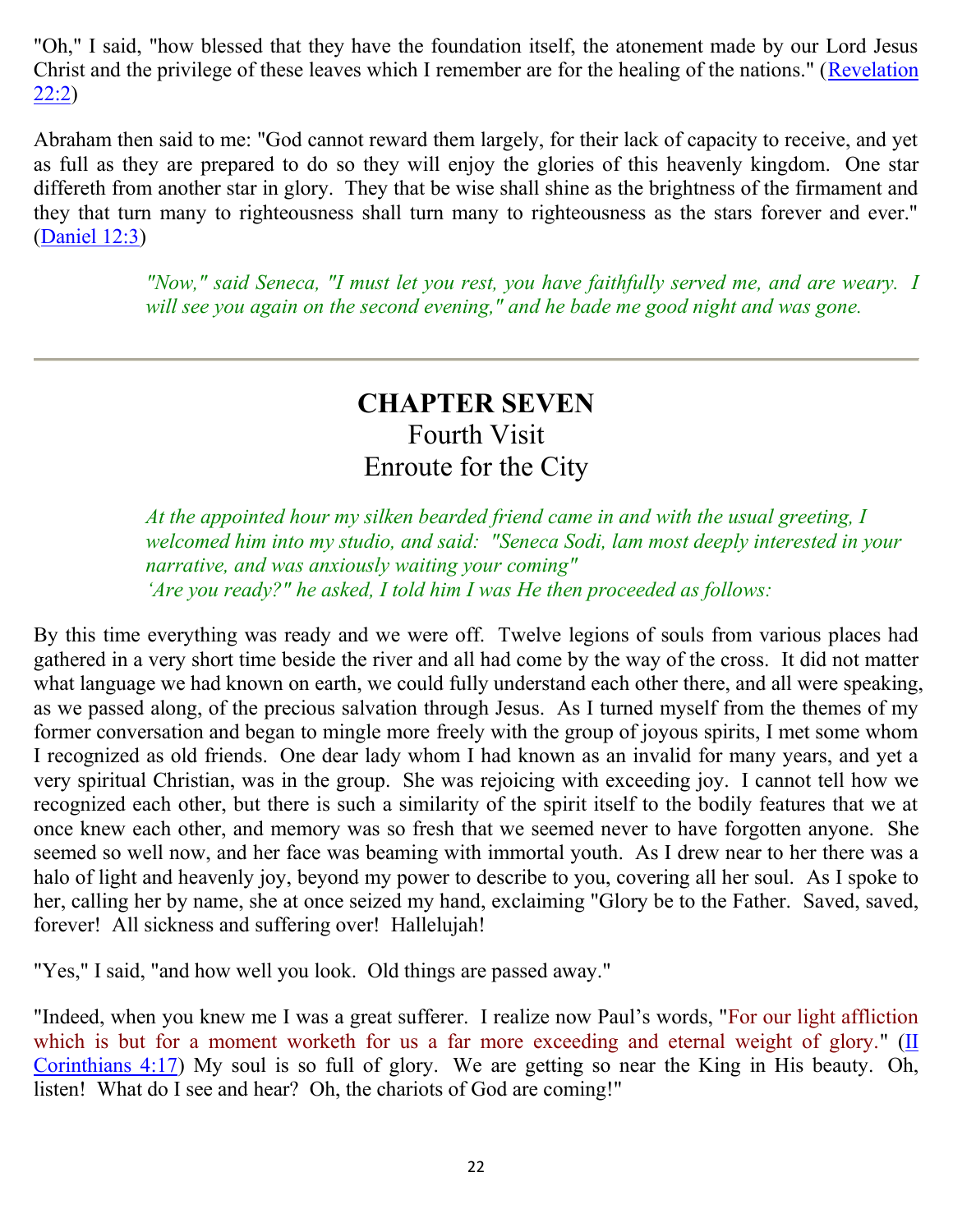"Oh," I said, "how blessed that they have the foundation itself, the atonement made by our Lord Jesus Christ and the privilege of these leaves which I remember are for the healing of the nations." (Revelation 22:2)

Abraham then said to me: "God cannot reward them largely, for their lack of capacity to receive, and yet as full as they are prepared to do so they will enjoy the glories of this heavenly kingdom. One star differeth from another star in glory. They that be wise shall shine as the brightness of the firmament and they that turn many to righteousness shall turn many to righteousness as the stars forever and ever." (Daniel 12:3)

> *"Now," said Seneca, "I must let you rest, you have faithfully served me, and are weary. I will see you again on the second evening," and he bade me good night and was gone.*

---

# CHAPTER SEVEN
## Fourth Visit
## Enroute for the City

> *At the appointed hour my silken bearded friend came in and with the usual greeting, I welcomed him into my studio, and said: "Seneca Sodi, lam most deeply interested in your narrative, and was anxiously waiting your coming"*
> *'Are you ready?" he asked, I told him I was He then proceeded as follows:*

By this time everything was ready and we were off. Twelve legions of souls from various places had gathered in a very short time beside the river and all had come by the way of the cross. It did not matter what language we had known on earth, we could fully understand each other there, and all were speaking, as we passed along, of the precious salvation through Jesus. As I turned myself from the themes of my former conversation and began to mingle more freely with the group of joyous spirits, I met some whom I recognized as old friends. One dear lady whom I had known as an invalid for many years, and yet a very spiritual Christian, was in the group. She was rejoicing with exceeding joy. I cannot tell how we recognized each other, but there is such a similarity of the spirit itself to the bodily features that we at once knew each other, and memory was so fresh that we seemed never to have forgotten anyone. She seemed so well now, and her face was beaming with immortal youth. As I drew near to her there was a halo of light and heavenly joy, beyond my power to describe to you, covering all her soul. As I spoke to her, calling her by name, she at once seized my hand, exclaiming "Glory be to the Father. Saved, saved, forever! All sickness and suffering over! Hallelujah!

"Yes," I said, "and how well you look. Old things are passed away."

"Indeed, when you knew me I was a great sufferer. I realize now Paul's words, "For our light affliction which is but for a moment worketh for us a far more exceeding and eternal weight of glory." (II Corinthians 4:17) My soul is so full of glory. We are getting so near the King in His beauty. Oh, listen! What do I see and hear? Oh, the chariots of God are coming!"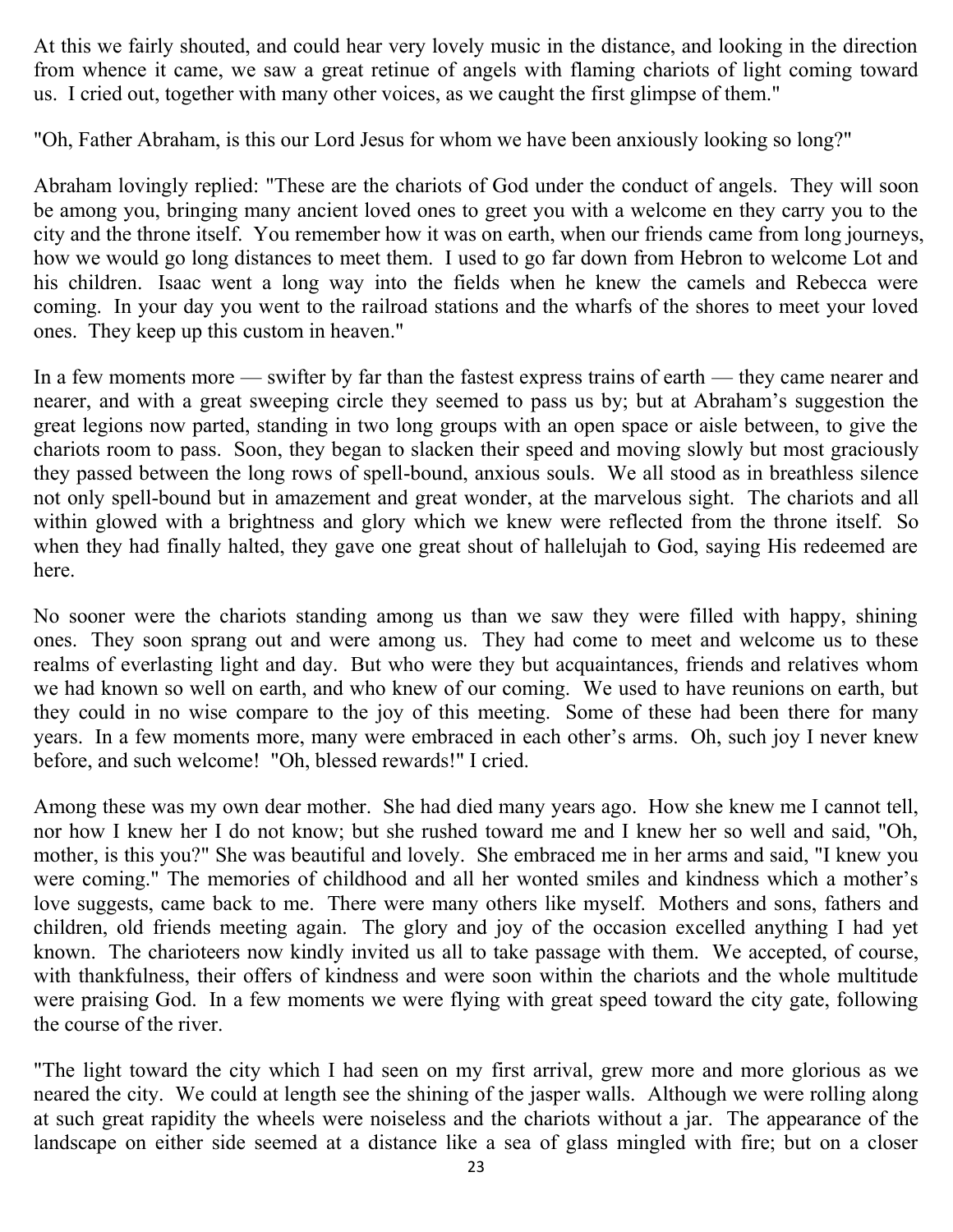At this we fairly shouted, and could hear very lovely music in the distance, and looking in the direction from whence it came, we saw a great retinue of angels with flaming chariots of light coming toward us. I cried out, together with many other voices, as we caught the first glimpse of them."

"Oh, Father Abraham, is this our Lord Jesus for whom we have been anxiously looking so long?"

Abraham lovingly replied: "These are the chariots of God under the conduct of angels. They will soon be among you, bringing many ancient loved ones to greet you with a welcome en they carry you to the city and the throne itself. You remember how it was on earth, when our friends came from long journeys, how we would go long distances to meet them. I used to go far down from Hebron to welcome Lot and his children. Isaac went a long way into the fields when he knew the camels and Rebecca were coming. In your day you went to the railroad stations and the wharfs of the shores to meet your loved ones. They keep up this custom in heaven."

In a few moments more — swifter by far than the fastest express trains of earth — they came nearer and nearer, and with a great sweeping circle they seemed to pass us by; but at Abraham's suggestion the great legions now parted, standing in two long groups with an open space or aisle between, to give the chariots room to pass. Soon, they began to slacken their speed and moving slowly but most graciously they passed between the long rows of spell-bound, anxious souls. We all stood as in breathless silence not only spell-bound but in amazement and great wonder, at the marvelous sight. The chariots and all within glowed with a brightness and glory which we knew were reflected from the throne itself. So when they had finally halted, they gave one great shout of hallelujah to God, saying His redeemed are here.

No sooner were the chariots standing among us than we saw they were filled with happy, shining ones. They soon sprang out and were among us. They had come to meet and welcome us to these realms of everlasting light and day. But who were they but acquaintances, friends and relatives whom we had known so well on earth, and who knew of our coming. We used to have reunions on earth, but they could in no wise compare to the joy of this meeting. Some of these had been there for many years. In a few moments more, many were embraced in each other's arms. Oh, such joy I never knew before, and such welcome! "Oh, blessed rewards!" I cried.

Among these was my own dear mother. She had died many years ago. How she knew me I cannot tell, nor how I knew her I do not know; but she rushed toward me and I knew her so well and said, "Oh, mother, is this you?" She was beautiful and lovely. She embraced me in her arms and said, "I knew you were coming." The memories of childhood and all her wonted smiles and kindness which a mother's love suggests, came back to me. There were many others like myself. Mothers and sons, fathers and children, old friends meeting again. The glory and joy of the occasion excelled anything I had yet known. The charioteers now kindly invited us all to take passage with them. We accepted, of course, with thankfulness, their offers of kindness and were soon within the chariots and the whole multitude were praising God. In a few moments we were flying with great speed toward the city gate, following the course of the river.

"The light toward the city which I had seen on my first arrival, grew more and more glorious as we neared the city. We could at length see the shining of the jasper walls. Although we were rolling along at such great rapidity the wheels were noiseless and the chariots without a jar. The appearance of the landscape on either side seemed at a distance like a sea of glass mingled with fire; but on a closer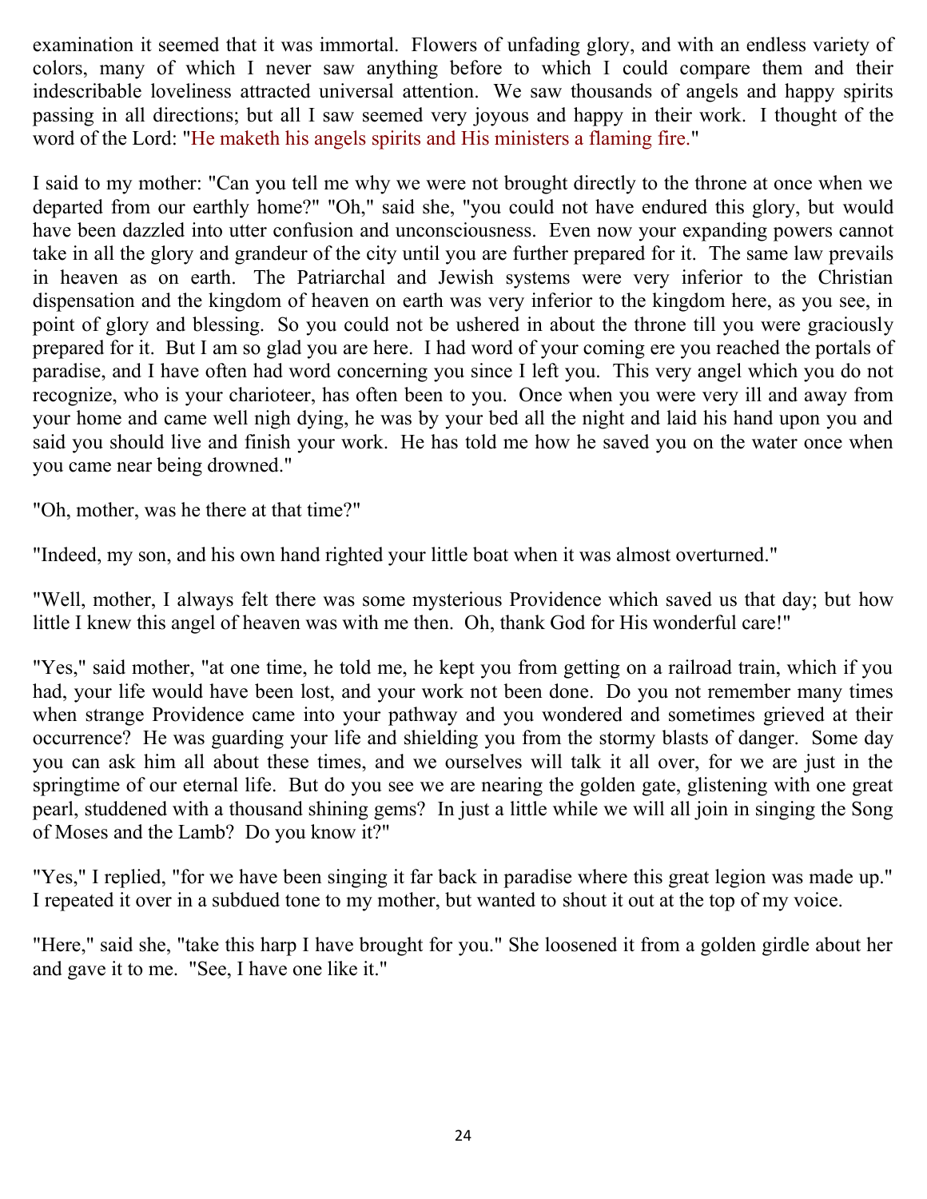examination it seemed that it was immortal. Flowers of unfading glory, and with an endless variety of colors, many of which I never saw anything before to which I could compare them and their indescribable loveliness attracted universal attention. We saw thousands of angels and happy spirits passing in all directions; but all I saw seemed very joyous and happy in their work. I thought of the word of the Lord: "He maketh his angels spirits and His ministers a flaming fire."

I said to my mother: "Can you tell me why we were not brought directly to the throne at once when we departed from our earthly home?" "Oh," said she, "you could not have endured this glory, but would have been dazzled into utter confusion and unconsciousness. Even now your expanding powers cannot take in all the glory and grandeur of the city until you are further prepared for it. The same law prevails in heaven as on earth. The Patriarchal and Jewish systems were very inferior to the Christian dispensation and the kingdom of heaven on earth was very inferior to the kingdom here, as you see, in point of glory and blessing. So you could not be ushered in about the throne till you were graciously prepared for it. But I am so glad you are here. I had word of your coming ere you reached the portals of paradise, and I have often had word concerning you since I left you. This very angel which you do not recognize, who is your charioteer, has often been to you. Once when you were very ill and away from your home and came well nigh dying, he was by your bed all the night and laid his hand upon you and said you should live and finish your work. He has told me how he saved you on the water once when you came near being drowned."

"Oh, mother, was he there at that time?"

"Indeed, my son, and his own hand righted your little boat when it was almost overturned."

"Well, mother, I always felt there was some mysterious Providence which saved us that day; but how little I knew this angel of heaven was with me then. Oh, thank God for His wonderful care!"

"Yes," said mother, "at one time, he told me, he kept you from getting on a railroad train, which if you had, your life would have been lost, and your work not been done. Do you not remember many times when strange Providence came into your pathway and you wondered and sometimes grieved at their occurrence? He was guarding your life and shielding you from the stormy blasts of danger. Some day you can ask him all about these times, and we ourselves will talk it all over, for we are just in the springtime of our eternal life. But do you see we are nearing the golden gate, glistening with one great pearl, studdened with a thousand shining gems? In just a little while we will all join in singing the Song of Moses and the Lamb? Do you know it?"

"Yes," I replied, "for we have been singing it far back in paradise where this great legion was made up." I repeated it over in a subdued tone to my mother, but wanted to shout it out at the top of my voice.

"Here," said she, "take this harp I have brought for you." She loosened it from a golden girdle about her and gave it to me. "See, I have one like it."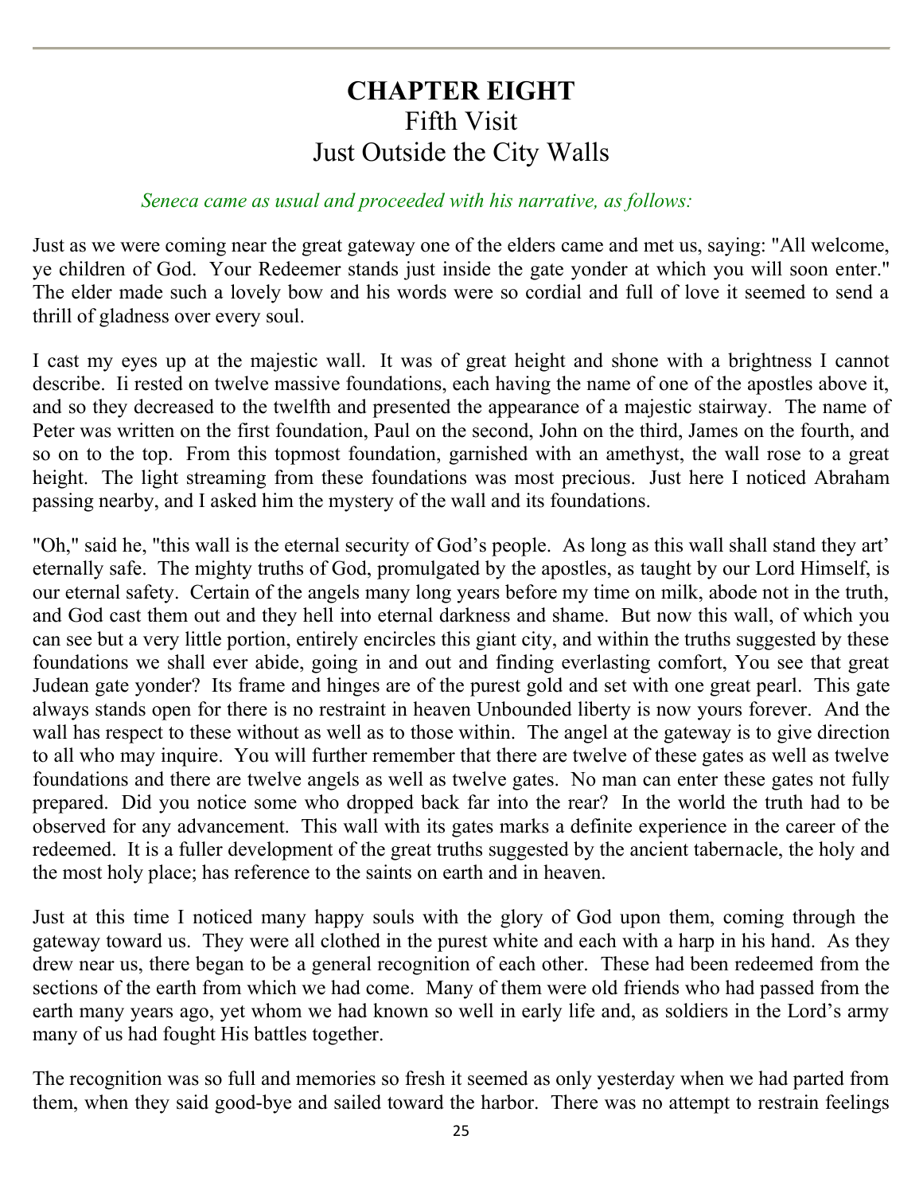# CHAPTER EIGHT

## Fifth Visit

## Just Outside the City Walls

*Seneca came as usual and proceeded with his narrative, as follows:*

Just as we were coming near the great gateway one of the elders came and met us, saying: "All welcome, ye children of God. Your Redeemer stands just inside the gate yonder at which you will soon enter." The elder made such a lovely bow and his words were so cordial and full of love it seemed to send a thrill of gladness over every soul.

I cast my eyes up at the majestic wall. It was of great height and shone with a brightness I cannot describe. Ii rested on twelve massive foundations, each having the name of one of the apostles above it, and so they decreased to the twelfth and presented the appearance of a majestic stairway. The name of Peter was written on the first foundation, Paul on the second, John on the third, James on the fourth, and so on to the top. From this topmost foundation, garnished with an amethyst, the wall rose to a great height. The light streaming from these foundations was most precious. Just here I noticed Abraham passing nearby, and I asked him the mystery of the wall and its foundations.

"Oh," said he, "this wall is the eternal security of God's people. As long as this wall shall stand they art' eternally safe. The mighty truths of God, promulgated by the apostles, as taught by our Lord Himself, is our eternal safety. Certain of the angels many long years before my time on milk, abode not in the truth, and God cast them out and they hell into eternal darkness and shame. But now this wall, of which you can see but a very little portion, entirely encircles this giant city, and within the truths suggested by these foundations we shall ever abide, going in and out and finding everlasting comfort, You see that great Judean gate yonder? Its frame and hinges are of the purest gold and set with one great pearl. This gate always stands open for there is no restraint in heaven Unbounded liberty is now yours forever. And the wall has respect to these without as well as to those within. The angel at the gateway is to give direction to all who may inquire. You will further remember that there are twelve of these gates as well as twelve foundations and there are twelve angels as well as twelve gates. No man can enter these gates not fully prepared. Did you notice some who dropped back far into the rear? In the world the truth had to be observed for any advancement. This wall with its gates marks a definite experience in the career of the redeemed. It is a fuller development of the great truths suggested by the ancient tabernacle, the holy and the most holy place; has reference to the saints on earth and in heaven.

Just at this time I noticed many happy souls with the glory of God upon them, coming through the gateway toward us. They were all clothed in the purest white and each with a harp in his hand. As they drew near us, there began to be a general recognition of each other. These had been redeemed from the sections of the earth from which we had come. Many of them were old friends who had passed from the earth many years ago, yet whom we had known so well in early life and, as soldiers in the Lord's army many of us had fought His battles together.

The recognition was so full and memories so fresh it seemed as only yesterday when we had parted from them, when they said good-bye and sailed toward the harbor. There was no attempt to restrain feelings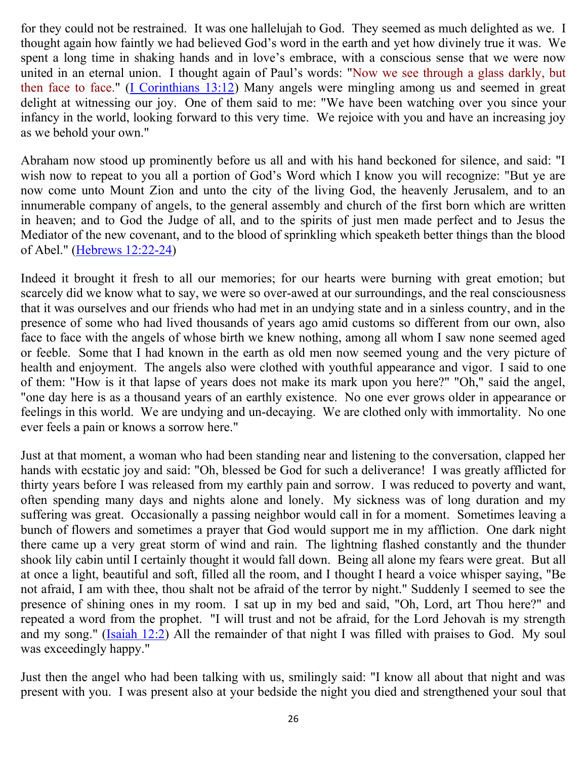for they could not be restrained. It was one hallelujah to God. They seemed as much delighted as we. I thought again how faintly we had believed God's word in the earth and yet how divinely true it was. We spent a long time in shaking hands and in love's embrace, with a conscious sense that we were now united in an eternal union. I thought again of Paul's words: "Now we see through a glass darkly, but then face to face." (I Corinthians 13:12) Many angels were mingling among us and seemed in great delight at witnessing our joy. One of them said to me: "We have been watching over you since your infancy in the world, looking forward to this very time. We rejoice with you and have an increasing joy as we behold your own."

Abraham now stood up prominently before us all and with his hand beckoned for silence, and said: "I wish now to repeat to you all a portion of God's Word which I know you will recognize: "But ye are now come unto Mount Zion and unto the city of the living God, the heavenly Jerusalem, and to an innumerable company of angels, to the general assembly and church of the first born which are written in heaven; and to God the Judge of all, and to the spirits of just men made perfect and to Jesus the Mediator of the new covenant, and to the blood of sprinkling which speaketh better things than the blood of Abel." (Hebrews 12:22-24)

Indeed it brought it fresh to all our memories; for our hearts were burning with great emotion; but scarcely did we know what to say, we were so over-awed at our surroundings, and the real consciousness that it was ourselves and our friends who had met in an undying state and in a sinless country, and in the presence of some who had lived thousands of years ago amid customs so different from our own, also face to face with the angels of whose birth we knew nothing, among all whom I saw none seemed aged or feeble. Some that I had known in the earth as old men now seemed young and the very picture of health and enjoyment. The angels also were clothed with youthful appearance and vigor. I said to one of them: "How is it that lapse of years does not make its mark upon you here?" "Oh," said the angel, "one day here is as a thousand years of an earthly existence. No one ever grows older in appearance or feelings in this world. We are undying and un-decaying. We are clothed only with immortality. No one ever feels a pain or knows a sorrow here."

Just at that moment, a woman who had been standing near and listening to the conversation, clapped her hands with ecstatic joy and said: "Oh, blessed be God for such a deliverance! I was greatly afflicted for thirty years before I was released from my earthly pain and sorrow. I was reduced to poverty and want, often spending many days and nights alone and lonely. My sickness was of long duration and my suffering was great. Occasionally a passing neighbor would call in for a moment. Sometimes leaving a bunch of flowers and sometimes a prayer that God would support me in my affliction. One dark night there came up a very great storm of wind and rain. The lightning flashed constantly and the thunder shook lily cabin until I certainly thought it would fall down. Being all alone my fears were great. But all at once a light, beautiful and soft, filled all the room, and I thought I heard a voice whisper saying, "Be not afraid, I am with thee, thou shalt not be afraid of the terror by night." Suddenly I seemed to see the presence of shining ones in my room. I sat up in my bed and said, "Oh, Lord, art Thou here?" and repeated a word from the prophet. "I will trust and not be afraid, for the Lord Jehovah is my strength and my song." (Isaiah 12:2) All the remainder of that night I was filled with praises to God. My soul was exceedingly happy."

Just then the angel who had been talking with us, smilingly said: "I know all about that night and was present with you. I was present also at your bedside the night you died and strengthened your soul that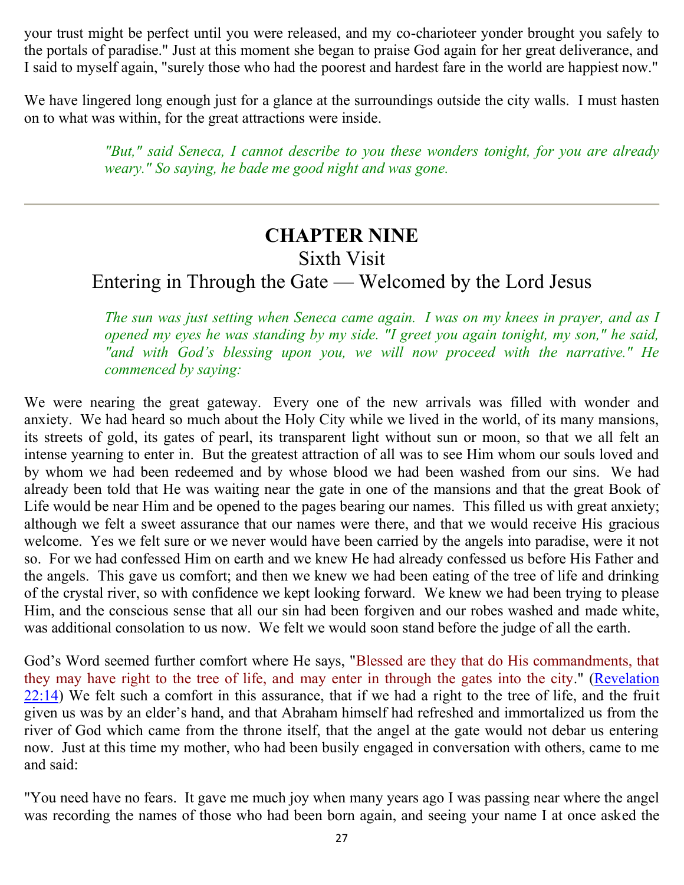your trust might be perfect until you were released, and my co-charioteer yonder brought you safely to the portals of paradise." Just at this moment she began to praise God again for her great deliverance, and I said to myself again, "surely those who had the poorest and hardest fare in the world are happiest now."

We have lingered long enough just for a glance at the surroundings outside the city walls. I must hasten on to what was within, for the great attractions were inside.

> *"But," said Seneca, I cannot describe to you these wonders tonight, for you are already weary." So saying, he bade me good night and was gone.*

---

# CHAPTER NINE

## Sixth Visit

## Entering in Through the Gate — Welcomed by the Lord Jesus

> *The sun was just setting when Seneca came again. I was on my knees in prayer, and as I opened my eyes he was standing by my side. "I greet you again tonight, my son," he said, "and with God's blessing upon you, we will now proceed with the narrative." He commenced by saying:*

We were nearing the great gateway. Every one of the new arrivals was filled with wonder and anxiety. We had heard so much about the Holy City while we lived in the world, of its many mansions, its streets of gold, its gates of pearl, its transparent light without sun or moon, so that we all felt an intense yearning to enter in. But the greatest attraction of all was to see Him whom our souls loved and by whom we had been redeemed and by whose blood we had been washed from our sins. We had already been told that He was waiting near the gate in one of the mansions and that the great Book of Life would be near Him and be opened to the pages bearing our names. This filled us with great anxiety; although we felt a sweet assurance that our names were there, and that we would receive His gracious welcome. Yes we felt sure or we never would have been carried by the angels into paradise, were it not so. For we had confessed Him on earth and we knew He had already confessed us before His Father and the angels. This gave us comfort; and then we knew we had been eating of the tree of life and drinking of the crystal river, so with confidence we kept looking forward. We knew we had been trying to please Him, and the conscious sense that all our sin had been forgiven and our robes washed and made white, was additional consolation to us now. We felt we would soon stand before the judge of all the earth.

God's Word seemed further comfort where He says, "Blessed are they that do His commandments, that they may have right to the tree of life, and may enter in through the gates into the city." (Revelation 22:14) We felt such a comfort in this assurance, that if we had a right to the tree of life, and the fruit given us was by an elder's hand, and that Abraham himself had refreshed and immortalized us from the river of God which came from the throne itself, that the angel at the gate would not debar us entering now. Just at this time my mother, who had been busily engaged in conversation with others, came to me and said:

"You need have no fears. It gave me much joy when many years ago I was passing near where the angel was recording the names of those who had been born again, and seeing your name I at once asked the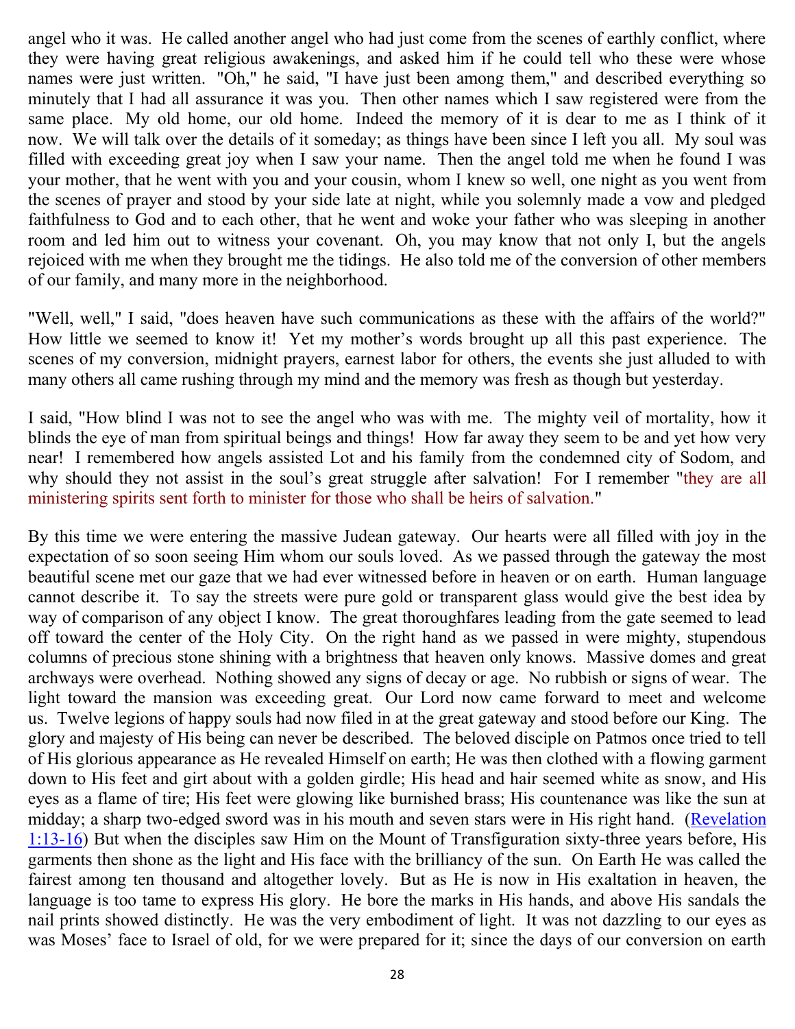angel who it was. He called another angel who had just come from the scenes of earthly conflict, where they were having great religious awakenings, and asked him if he could tell who these were whose names were just written. "Oh," he said, "I have just been among them," and described everything so minutely that I had all assurance it was you. Then other names which I saw registered were from the same place. My old home, our old home. Indeed the memory of it is dear to me as I think of it now. We will talk over the details of it someday; as things have been since I left you all. My soul was filled with exceeding great joy when I saw your name. Then the angel told me when he found I was your mother, that he went with you and your cousin, whom I knew so well, one night as you went from the scenes of prayer and stood by your side late at night, while you solemnly made a vow and pledged faithfulness to God and to each other, that he went and woke your father who was sleeping in another room and led him out to witness your covenant. Oh, you may know that not only I, but the angels rejoiced with me when they brought me the tidings. He also told me of the conversion of other members of our family, and many more in the neighborhood.

"Well, well," I said, "does heaven have such communications as these with the affairs of the world?" How little we seemed to know it! Yet my mother's words brought up all this past experience. The scenes of my conversion, midnight prayers, earnest labor for others, the events she just alluded to with many others all came rushing through my mind and the memory was fresh as though but yesterday.

I said, "How blind I was not to see the angel who was with me. The mighty veil of mortality, how it blinds the eye of man from spiritual beings and things! How far away they seem to be and yet how very near! I remembered how angels assisted Lot and his family from the condemned city of Sodom, and why should they not assist in the soul's great struggle after salvation! For I remember "they are all ministering spirits sent forth to minister for those who shall be heirs of salvation."

By this time we were entering the massive Judean gateway. Our hearts were all filled with joy in the expectation of so soon seeing Him whom our souls loved. As we passed through the gateway the most beautiful scene met our gaze that we had ever witnessed before in heaven or on earth. Human language cannot describe it. To say the streets were pure gold or transparent glass would give the best idea by way of comparison of any object I know. The great thoroughfares leading from the gate seemed to lead off toward the center of the Holy City. On the right hand as we passed in were mighty, stupendous columns of precious stone shining with a brightness that heaven only knows. Massive domes and great archways were overhead. Nothing showed any signs of decay or age. No rubbish or signs of wear. The light toward the mansion was exceeding great. Our Lord now came forward to meet and welcome us. Twelve legions of happy souls had now filed in at the great gateway and stood before our King. The glory and majesty of His being can never be described. The beloved disciple on Patmos once tried to tell of His glorious appearance as He revealed Himself on earth; He was then clothed with a flowing garment down to His feet and girt about with a golden girdle; His head and hair seemed white as snow, and His eyes as a flame of tire; His feet were glowing like burnished brass; His countenance was like the sun at midday; a sharp two-edged sword was in his mouth and seven stars were in His right hand. (Revelation 1:13-16) But when the disciples saw Him on the Mount of Transfiguration sixty-three years before, His garments then shone as the light and His face with the brilliancy of the sun. On Earth He was called the fairest among ten thousand and altogether lovely. But as He is now in His exaltation in heaven, the language is too tame to express His glory. He bore the marks in His hands, and above His sandals the nail prints showed distinctly. He was the very embodiment of light. It was not dazzling to our eyes as was Moses' face to Israel of old, for we were prepared for it; since the days of our conversion on earth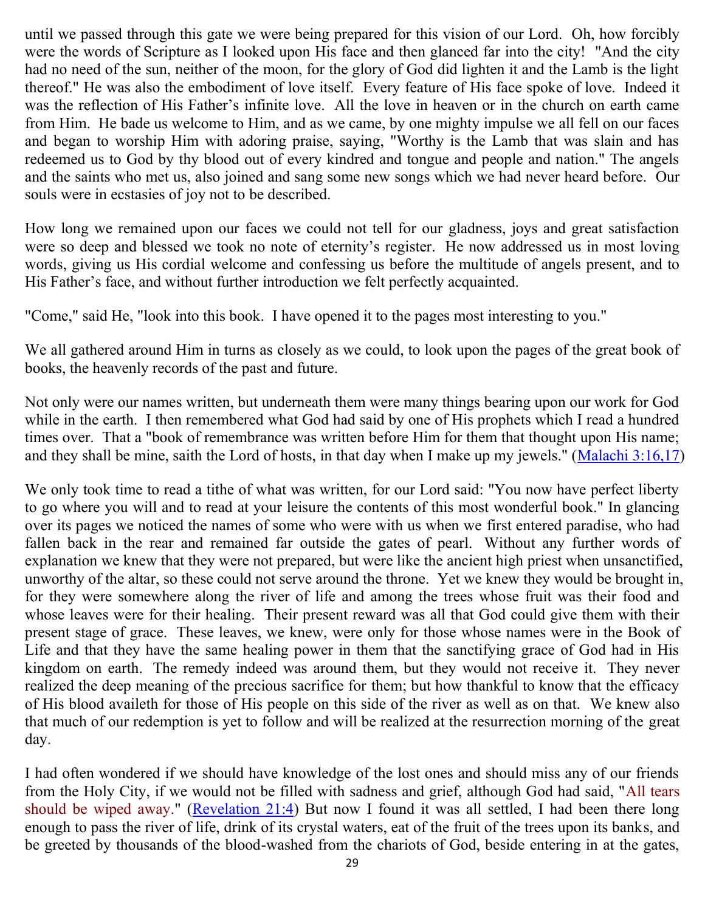until we passed through this gate we were being prepared for this vision of our Lord. Oh, how forcibly were the words of Scripture as I looked upon His face and then glanced far into the city! "And the city had no need of the sun, neither of the moon, for the glory of God did lighten it and the Lamb is the light thereof." He was also the embodiment of love itself. Every feature of His face spoke of love. Indeed it was the reflection of His Father's infinite love. All the love in heaven or in the church on earth came from Him. He bade us welcome to Him, and as we came, by one mighty impulse we all fell on our faces and began to worship Him with adoring praise, saying, "Worthy is the Lamb that was slain and has redeemed us to God by thy blood out of every kindred and tongue and people and nation." The angels and the saints who met us, also joined and sang some new songs which we had never heard before. Our souls were in ecstasies of joy not to be described.

How long we remained upon our faces we could not tell for our gladness, joys and great satisfaction were so deep and blessed we took no note of eternity's register. He now addressed us in most loving words, giving us His cordial welcome and confessing us before the multitude of angels present, and to His Father's face, and without further introduction we felt perfectly acquainted.

"Come," said He, "look into this book. I have opened it to the pages most interesting to you."

We all gathered around Him in turns as closely as we could, to look upon the pages of the great book of books, the heavenly records of the past and future.

Not only were our names written, but underneath them were many things bearing upon our work for God while in the earth. I then remembered what God had said by one of His prophets which I read a hundred times over. That a "book of remembrance was written before Him for them that thought upon His name; and they shall be mine, saith the Lord of hosts, in that day when I make up my jewels." (Malachi 3:16,17)

We only took time to read a tithe of what was written, for our Lord said: "You now have perfect liberty to go where you will and to read at your leisure the contents of this most wonderful book." In glancing over its pages we noticed the names of some who were with us when we first entered paradise, who had fallen back in the rear and remained far outside the gates of pearl. Without any further words of explanation we knew that they were not prepared, but were like the ancient high priest when unsanctified, unworthy of the altar, so these could not serve around the throne. Yet we knew they would be brought in, for they were somewhere along the river of life and among the trees whose fruit was their food and whose leaves were for their healing. Their present reward was all that God could give them with their present stage of grace. These leaves, we knew, were only for those whose names were in the Book of Life and that they have the same healing power in them that the sanctifying grace of God had in His kingdom on earth. The remedy indeed was around them, but they would not receive it. They never realized the deep meaning of the precious sacrifice for them; but how thankful to know that the efficacy of His blood availeth for those of His people on this side of the river as well as on that. We knew also that much of our redemption is yet to follow and will be realized at the resurrection morning of the great day.

I had often wondered if we should have knowledge of the lost ones and should miss any of our friends from the Holy City, if we would not be filled with sadness and grief, although God had said, "All tears should be wiped away." (Revelation 21:4) But now I found it was all settled, I had been there long enough to pass the river of life, drink of its crystal waters, eat of the fruit of the trees upon its banks, and be greeted by thousands of the blood-washed from the chariots of God, beside entering in at the gates,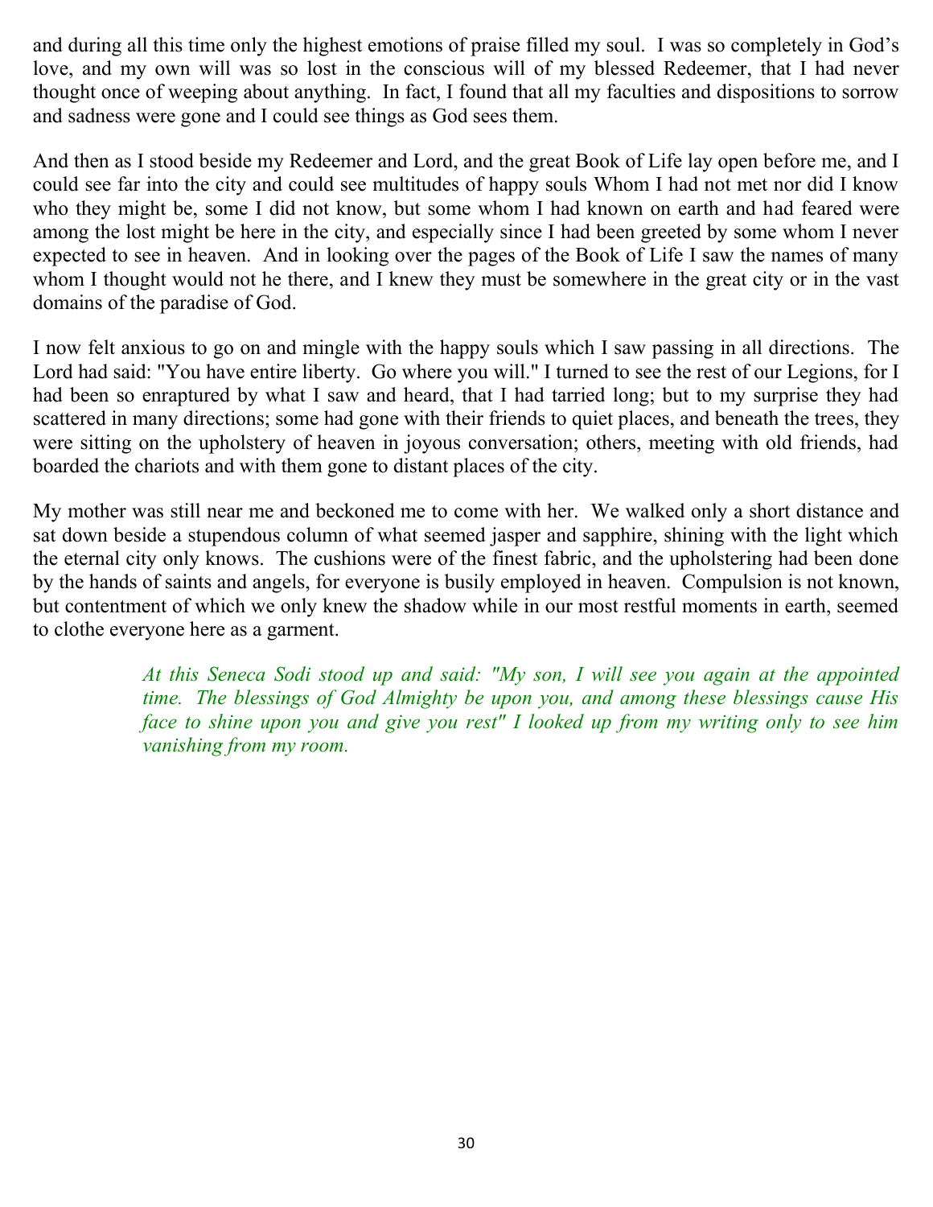and during all this time only the highest emotions of praise filled my soul. I was so completely in God's love, and my own will was so lost in the conscious will of my blessed Redeemer, that I had never thought once of weeping about anything. In fact, I found that all my faculties and dispositions to sorrow and sadness were gone and I could see things as God sees them.

And then as I stood beside my Redeemer and Lord, and the great Book of Life lay open before me, and I could see far into the city and could see multitudes of happy souls Whom I had not met nor did I know who they might be, some I did not know, but some whom I had known on earth and had feared were among the lost might be here in the city, and especially since I had been greeted by some whom I never expected to see in heaven. And in looking over the pages of the Book of Life I saw the names of many whom I thought would not he there, and I knew they must be somewhere in the great city or in the vast domains of the paradise of God.

I now felt anxious to go on and mingle with the happy souls which I saw passing in all directions. The Lord had said: "You have entire liberty. Go where you will." I turned to see the rest of our Legions, for I had been so enraptured by what I saw and heard, that I had tarried long; but to my surprise they had scattered in many directions; some had gone with their friends to quiet places, and beneath the trees, they were sitting on the upholstery of heaven in joyous conversation; others, meeting with old friends, had boarded the chariots and with them gone to distant places of the city.

My mother was still near me and beckoned me to come with her. We walked only a short distance and sat down beside a stupendous column of what seemed jasper and sapphire, shining with the light which the eternal city only knows. The cushions were of the finest fabric, and the upholstering had been done by the hands of saints and angels, for everyone is busily employed in heaven. Compulsion is not known, but contentment of which we only knew the shadow while in our most restful moments in earth, seemed to clothe everyone here as a garment.

> *At this Seneca Sodi stood up and said: "My son, I will see you again at the appointed time. The blessings of God Almighty be upon you, and among these blessings cause His face to shine upon you and give you rest" I looked up from my writing only to see him vanishing from my room.*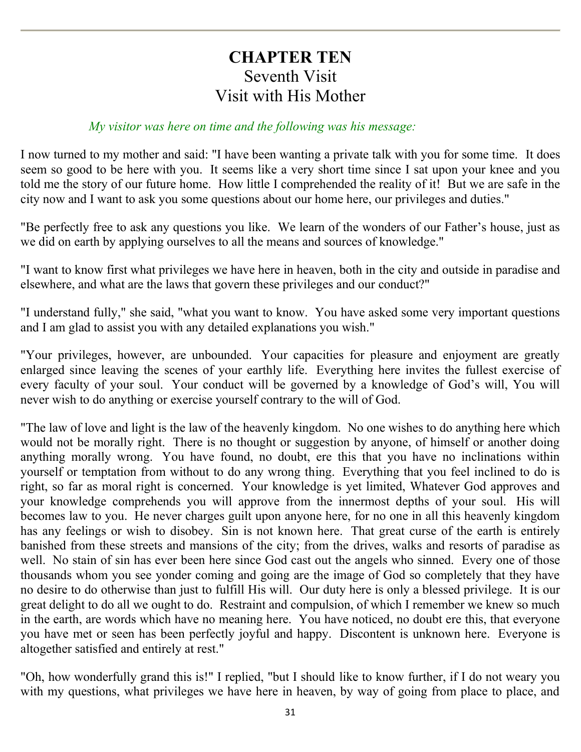# CHAPTER TEN

## Seventh Visit

## Visit with His Mother

*My visitor was here on time and the following was his message:*

I now turned to my mother and said: "I have been wanting a private talk with you for some time. It does seem so good to be here with you. It seems like a very short time since I sat upon your knee and you told me the story of our future home. How little I comprehended the reality of it! But we are safe in the city now and I want to ask you some questions about our home here, our privileges and duties."

"Be perfectly free to ask any questions you like. We learn of the wonders of our Father's house, just as we did on earth by applying ourselves to all the means and sources of knowledge."

"I want to know first what privileges we have here in heaven, both in the city and outside in paradise and elsewhere, and what are the laws that govern these privileges and our conduct?"

"I understand fully," she said, "what you want to know. You have asked some very important questions and I am glad to assist you with any detailed explanations you wish."

"Your privileges, however, are unbounded. Your capacities for pleasure and enjoyment are greatly enlarged since leaving the scenes of your earthly life. Everything here invites the fullest exercise of every faculty of your soul. Your conduct will be governed by a knowledge of God's will, You will never wish to do anything or exercise yourself contrary to the will of God.

"The law of love and light is the law of the heavenly kingdom. No one wishes to do anything here which would not be morally right. There is no thought or suggestion by anyone, of himself or another doing anything morally wrong. You have found, no doubt, ere this that you have no inclinations within yourself or temptation from without to do any wrong thing. Everything that you feel inclined to do is right, so far as moral right is concerned. Your knowledge is yet limited, Whatever God approves and your knowledge comprehends you will approve from the innermost depths of your soul. His will becomes law to you. He never charges guilt upon anyone here, for no one in all this heavenly kingdom has any feelings or wish to disobey. Sin is not known here. That great curse of the earth is entirely banished from these streets and mansions of the city; from the drives, walks and resorts of paradise as well. No stain of sin has ever been here since God cast out the angels who sinned. Every one of those thousands whom you see yonder coming and going are the image of God so completely that they have no desire to do otherwise than just to fulfill His will. Our duty here is only a blessed privilege. It is our great delight to do all we ought to do. Restraint and compulsion, of which I remember we knew so much in the earth, are words which have no meaning here. You have noticed, no doubt ere this, that everyone you have met or seen has been perfectly joyful and happy. Discontent is unknown here. Everyone is altogether satisfied and entirely at rest."

"Oh, how wonderfully grand this is!" I replied, "but I should like to know further, if I do not weary you with my questions, what privileges we have here in heaven, by way of going from place to place, and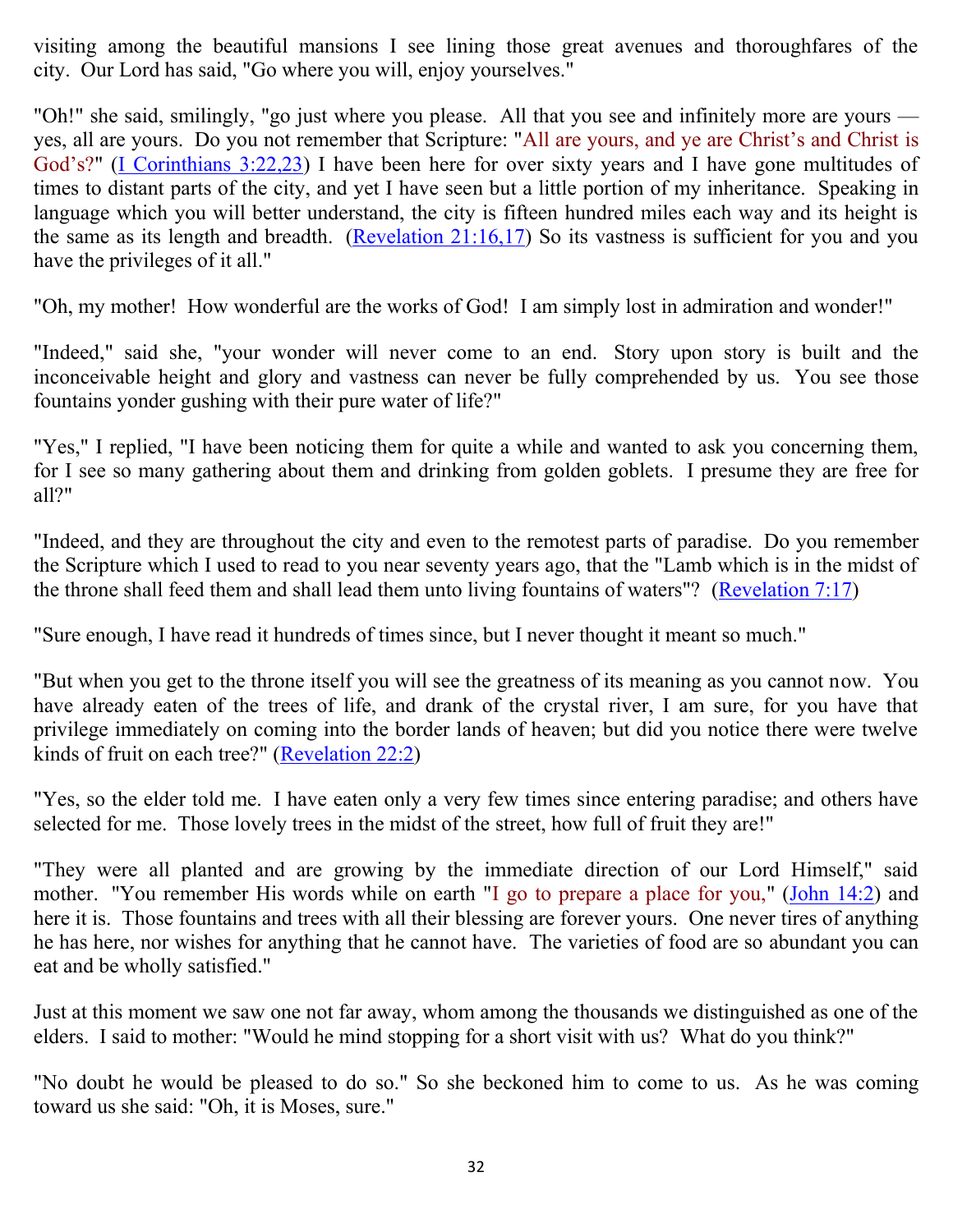visiting among the beautiful mansions I see lining those great avenues and thoroughfares of the city. Our Lord has said, "Go where you will, enjoy yourselves."

"Oh!" she said, smilingly, "go just where you please. All that you see and infinitely more are yours — yes, all are yours. Do you not remember that Scripture: "All are yours, and ye are Christ's and Christ is God's?" (I Corinthians 3:22,23) I have been here for over sixty years and I have gone multitudes of times to distant parts of the city, and yet I have seen but a little portion of my inheritance. Speaking in language which you will better understand, the city is fifteen hundred miles each way and its height is the same as its length and breadth. (Revelation 21:16,17) So its vastness is sufficient for you and you have the privileges of it all."

"Oh, my mother! How wonderful are the works of God! I am simply lost in admiration and wonder!"

"Indeed," said she, "your wonder will never come to an end. Story upon story is built and the inconceivable height and glory and vastness can never be fully comprehended by us. You see those fountains yonder gushing with their pure water of life?"

"Yes," I replied, "I have been noticing them for quite a while and wanted to ask you concerning them, for I see so many gathering about them and drinking from golden goblets. I presume they are free for all?"

"Indeed, and they are throughout the city and even to the remotest parts of paradise. Do you remember the Scripture which I used to read to you near seventy years ago, that the "Lamb which is in the midst of the throne shall feed them and shall lead them unto living fountains of waters"? (Revelation 7:17)

"Sure enough, I have read it hundreds of times since, but I never thought it meant so much."

"But when you get to the throne itself you will see the greatness of its meaning as you cannot now. You have already eaten of the trees of life, and drank of the crystal river, I am sure, for you have that privilege immediately on coming into the border lands of heaven; but did you notice there were twelve kinds of fruit on each tree?" (Revelation 22:2)

"Yes, so the elder told me. I have eaten only a very few times since entering paradise; and others have selected for me. Those lovely trees in the midst of the street, how full of fruit they are!"

"They were all planted and are growing by the immediate direction of our Lord Himself," said mother. "You remember His words while on earth "I go to prepare a place for you," (John 14:2) and here it is. Those fountains and trees with all their blessing are forever yours. One never tires of anything he has here, nor wishes for anything that he cannot have. The varieties of food are so abundant you can eat and be wholly satisfied."

Just at this moment we saw one not far away, whom among the thousands we distinguished as one of the elders. I said to mother: "Would he mind stopping for a short visit with us? What do you think?"

"No doubt he would be pleased to do so." So she beckoned him to come to us. As he was coming toward us she said: "Oh, it is Moses, sure."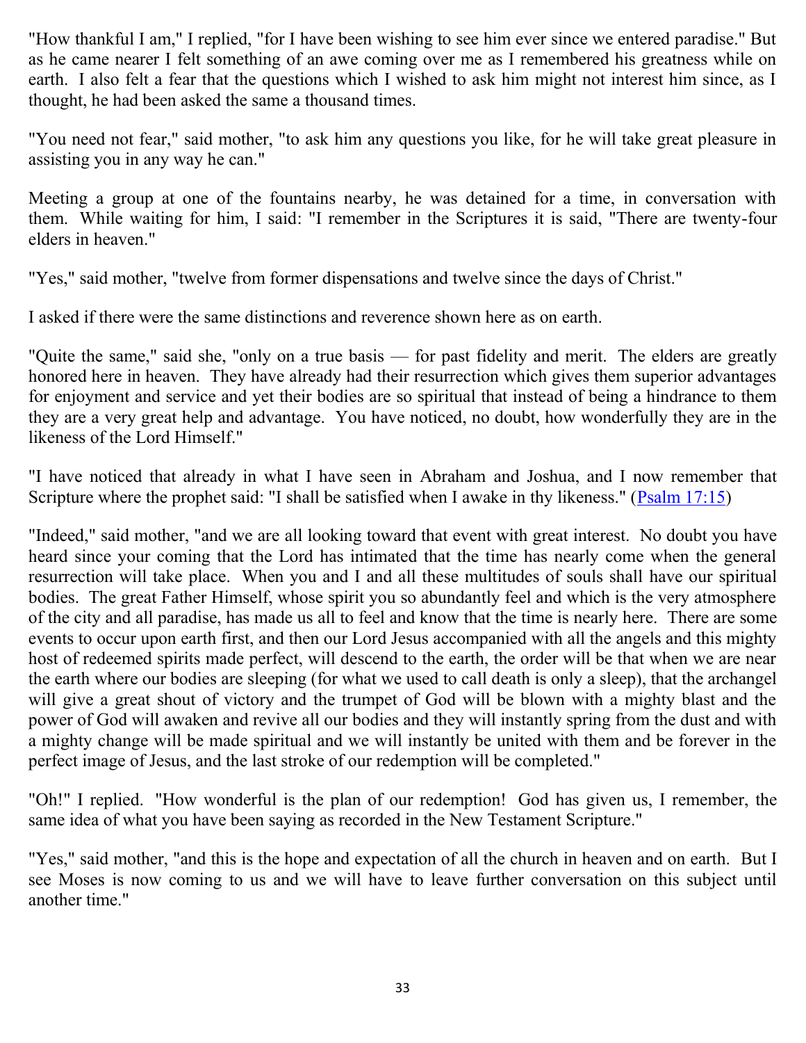"How thankful I am," I replied, "for I have been wishing to see him ever since we entered paradise." But as he came nearer I felt something of an awe coming over me as I remembered his greatness while on earth. I also felt a fear that the questions which I wished to ask him might not interest him since, as I thought, he had been asked the same a thousand times.

"You need not fear," said mother, "to ask him any questions you like, for he will take great pleasure in assisting you in any way he can."

Meeting a group at one of the fountains nearby, he was detained for a time, in conversation with them. While waiting for him, I said: "I remember in the Scriptures it is said, "There are twenty-four elders in heaven."

"Yes," said mother, "twelve from former dispensations and twelve since the days of Christ."

I asked if there were the same distinctions and reverence shown here as on earth.

"Quite the same," said she, "only on a true basis — for past fidelity and merit. The elders are greatly honored here in heaven. They have already had their resurrection which gives them superior advantages for enjoyment and service and yet their bodies are so spiritual that instead of being a hindrance to them they are a very great help and advantage. You have noticed, no doubt, how wonderfully they are in the likeness of the Lord Himself."

"I have noticed that already in what I have seen in Abraham and Joshua, and I now remember that Scripture where the prophet said: "I shall be satisfied when I awake in thy likeness." (Psalm 17:15)

"Indeed," said mother, "and we are all looking toward that event with great interest. No doubt you have heard since your coming that the Lord has intimated that the time has nearly come when the general resurrection will take place. When you and I and all these multitudes of souls shall have our spiritual bodies. The great Father Himself, whose spirit you so abundantly feel and which is the very atmosphere of the city and all paradise, has made us all to feel and know that the time is nearly here. There are some events to occur upon earth first, and then our Lord Jesus accompanied with all the angels and this mighty host of redeemed spirits made perfect, will descend to the earth, the order will be that when we are near the earth where our bodies are sleeping (for what we used to call death is only a sleep), that the archangel will give a great shout of victory and the trumpet of God will be blown with a mighty blast and the power of God will awaken and revive all our bodies and they will instantly spring from the dust and with a mighty change will be made spiritual and we will instantly be united with them and be forever in the perfect image of Jesus, and the last stroke of our redemption will be completed."

"Oh!" I replied. "How wonderful is the plan of our redemption! God has given us, I remember, the same idea of what you have been saying as recorded in the New Testament Scripture."

"Yes," said mother, "and this is the hope and expectation of all the church in heaven and on earth. But I see Moses is now coming to us and we will have to leave further conversation on this subject until another time."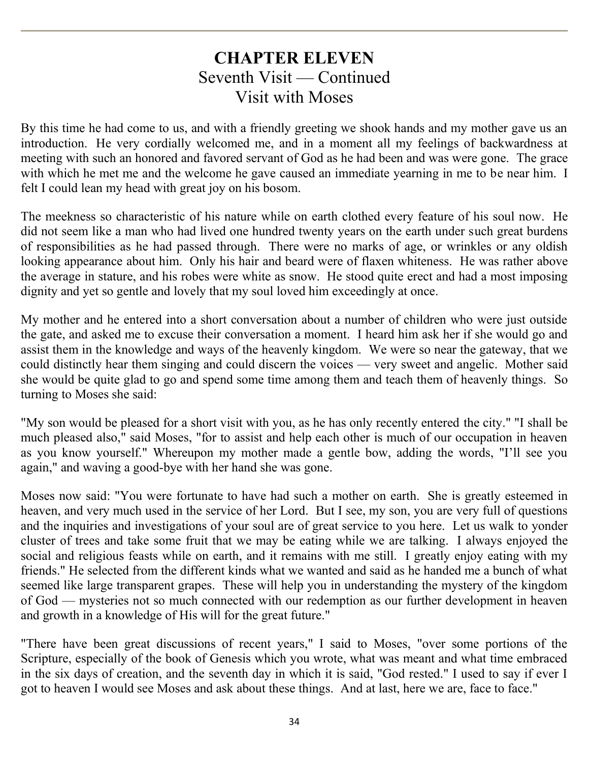# CHAPTER ELEVEN

## Seventh Visit — Continued

## Visit with Moses

By this time he had come to us, and with a friendly greeting we shook hands and my mother gave us an introduction. He very cordially welcomed me, and in a moment all my feelings of backwardness at meeting with such an honored and favored servant of God as he had been and was were gone. The grace with which he met me and the welcome he gave caused an immediate yearning in me to be near him. I felt I could lean my head with great joy on his bosom.

The meekness so characteristic of his nature while on earth clothed every feature of his soul now. He did not seem like a man who had lived one hundred twenty years on the earth under such great burdens of responsibilities as he had passed through. There were no marks of age, or wrinkles or any oldish looking appearance about him. Only his hair and beard were of flaxen whiteness. He was rather above the average in stature, and his robes were white as snow. He stood quite erect and had a most imposing dignity and yet so gentle and lovely that my soul loved him exceedingly at once.

My mother and he entered into a short conversation about a number of children who were just outside the gate, and asked me to excuse their conversation a moment. I heard him ask her if she would go and assist them in the knowledge and ways of the heavenly kingdom. We were so near the gateway, that we could distinctly hear them singing and could discern the voices — very sweet and angelic. Mother said she would be quite glad to go and spend some time among them and teach them of heavenly things. So turning to Moses she said:

"My son would be pleased for a short visit with you, as he has only recently entered the city." "I shall be much pleased also," said Moses, "for to assist and help each other is much of our occupation in heaven as you know yourself." Whereupon my mother made a gentle bow, adding the words, "I'll see you again," and waving a good-bye with her hand she was gone.

Moses now said: "You were fortunate to have had such a mother on earth. She is greatly esteemed in heaven, and very much used in the service of her Lord. But I see, my son, you are very full of questions and the inquiries and investigations of your soul are of great service to you here. Let us walk to yonder cluster of trees and take some fruit that we may be eating while we are talking. I always enjoyed the social and religious feasts while on earth, and it remains with me still. I greatly enjoy eating with my friends." He selected from the different kinds what we wanted and said as he handed me a bunch of what seemed like large transparent grapes. These will help you in understanding the mystery of the kingdom of God — mysteries not so much connected with our redemption as our further development in heaven and growth in a knowledge of His will for the great future."

"There have been great discussions of recent years," I said to Moses, "over some portions of the Scripture, especially of the book of Genesis which you wrote, what was meant and what time embraced in the six days of creation, and the seventh day in which it is said, "God rested." I used to say if ever I got to heaven I would see Moses and ask about these things. And at last, here we are, face to face."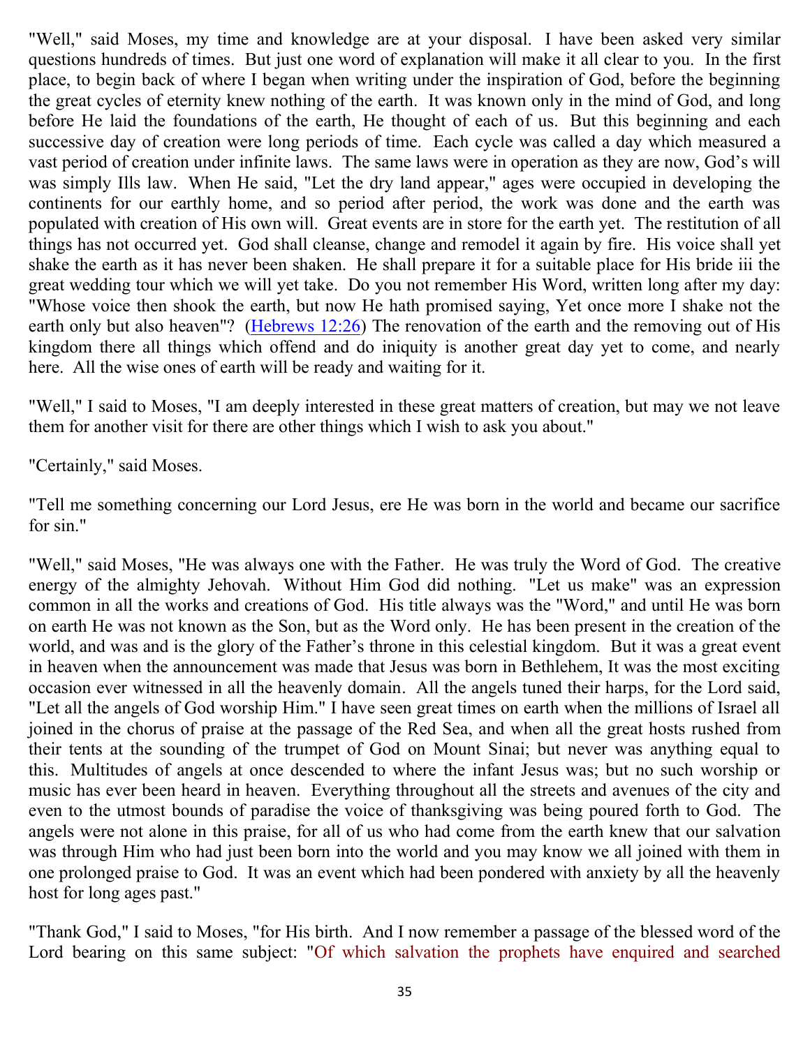"Well," said Moses, my time and knowledge are at your disposal. I have been asked very similar questions hundreds of times. But just one word of explanation will make it all clear to you. In the first place, to begin back of where I began when writing under the inspiration of God, before the beginning the great cycles of eternity knew nothing of the earth. It was known only in the mind of God, and long before He laid the foundations of the earth, He thought of each of us. But this beginning and each successive day of creation were long periods of time. Each cycle was called a day which measured a vast period of creation under infinite laws. The same laws were in operation as they are now, God's will was simply Ills law. When He said, "Let the dry land appear," ages were occupied in developing the continents for our earthly home, and so period after period, the work was done and the earth was populated with creation of His own will. Great events are in store for the earth yet. The restitution of all things has not occurred yet. God shall cleanse, change and remodel it again by fire. His voice shall yet shake the earth as it has never been shaken. He shall prepare it for a suitable place for His bride iii the great wedding tour which we will yet take. Do you not remember His Word, written long after my day: "Whose voice then shook the earth, but now He hath promised saying, Yet once more I shake not the earth only but also heaven"? (Hebrews 12:26) The renovation of the earth and the removing out of His kingdom there all things which offend and do iniquity is another great day yet to come, and nearly here. All the wise ones of earth will be ready and waiting for it.

"Well," I said to Moses, "I am deeply interested in these great matters of creation, but may we not leave them for another visit for there are other things which I wish to ask you about."

"Certainly," said Moses.

"Tell me something concerning our Lord Jesus, ere He was born in the world and became our sacrifice for sin."

"Well," said Moses, "He was always one with the Father. He was truly the Word of God. The creative energy of the almighty Jehovah. Without Him God did nothing. "Let us make" was an expression common in all the works and creations of God. His title always was the "Word," and until He was born on earth He was not known as the Son, but as the Word only. He has been present in the creation of the world, and was and is the glory of the Father's throne in this celestial kingdom. But it was a great event in heaven when the announcement was made that Jesus was born in Bethlehem, It was the most exciting occasion ever witnessed in all the heavenly domain. All the angels tuned their harps, for the Lord said, "Let all the angels of God worship Him." I have seen great times on earth when the millions of Israel all joined in the chorus of praise at the passage of the Red Sea, and when all the great hosts rushed from their tents at the sounding of the trumpet of God on Mount Sinai; but never was anything equal to this. Multitudes of angels at once descended to where the infant Jesus was; but no such worship or music has ever been heard in heaven. Everything throughout all the streets and avenues of the city and even to the utmost bounds of paradise the voice of thanksgiving was being poured forth to God. The angels were not alone in this praise, for all of us who had come from the earth knew that our salvation was through Him who had just been born into the world and you may know we all joined with them in one prolonged praise to God. It was an event which had been pondered with anxiety by all the heavenly host for long ages past."

"Thank God," I said to Moses, "for His birth. And I now remember a passage of the blessed word of the Lord bearing on this same subject: "Of which salvation the prophets have enquired and searched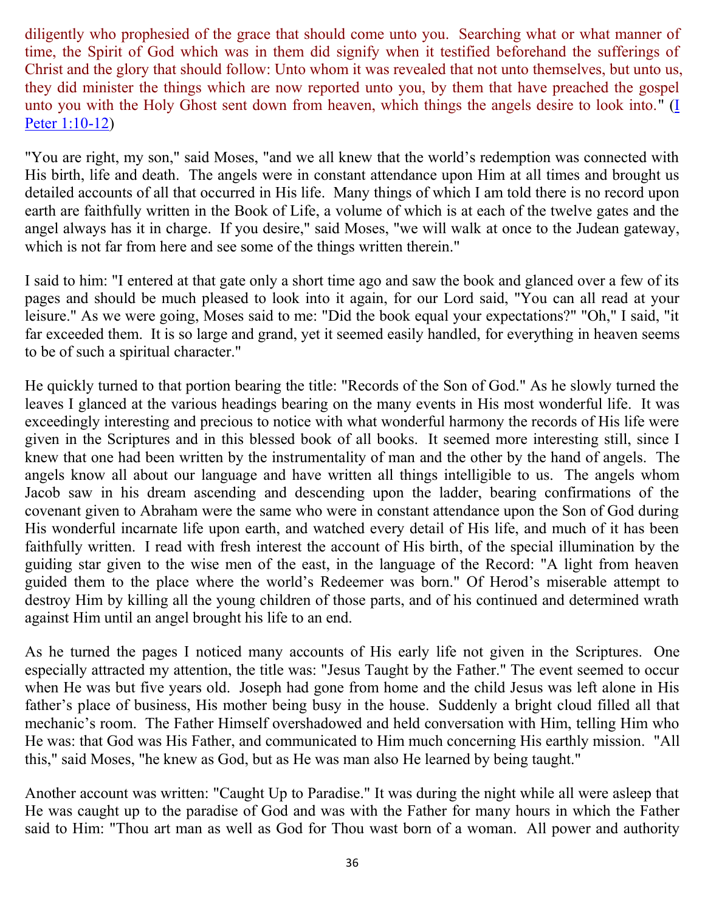diligently who prophesied of the grace that should come unto you. Searching what or what manner of time, the Spirit of God which was in them did signify when it testified beforehand the sufferings of Christ and the glory that should follow: Unto whom it was revealed that not unto themselves, but unto us, they did minister the things which are now reported unto you, by them that have preached the gospel unto you with the Holy Ghost sent down from heaven, which things the angels desire to look into." (I Peter 1:10-12)

"You are right, my son," said Moses, "and we all knew that the world's redemption was connected with His birth, life and death. The angels were in constant attendance upon Him at all times and brought us detailed accounts of all that occurred in His life. Many things of which I am told there is no record upon earth are faithfully written in the Book of Life, a volume of which is at each of the twelve gates and the angel always has it in charge. If you desire," said Moses, "we will walk at once to the Judean gateway, which is not far from here and see some of the things written therein."

I said to him: "I entered at that gate only a short time ago and saw the book and glanced over a few of its pages and should be much pleased to look into it again, for our Lord said, "You can all read at your leisure." As we were going, Moses said to me: "Did the book equal your expectations?" "Oh," I said, "it far exceeded them. It is so large and grand, yet it seemed easily handled, for everything in heaven seems to be of such a spiritual character."

He quickly turned to that portion bearing the title: "Records of the Son of God." As he slowly turned the leaves I glanced at the various headings bearing on the many events in His most wonderful life. It was exceedingly interesting and precious to notice with what wonderful harmony the records of His life were given in the Scriptures and in this blessed book of all books. It seemed more interesting still, since I knew that one had been written by the instrumentality of man and the other by the hand of angels. The angels know all about our language and have written all things intelligible to us. The angels whom Jacob saw in his dream ascending and descending upon the ladder, bearing confirmations of the covenant given to Abraham were the same who were in constant attendance upon the Son of God during His wonderful incarnate life upon earth, and watched every detail of His life, and much of it has been faithfully written. I read with fresh interest the account of His birth, of the special illumination by the guiding star given to the wise men of the east, in the language of the Record: "A light from heaven guided them to the place where the world's Redeemer was born." Of Herod's miserable attempt to destroy Him by killing all the young children of those parts, and of his continued and determined wrath against Him until an angel brought his life to an end.

As he turned the pages I noticed many accounts of His early life not given in the Scriptures. One especially attracted my attention, the title was: "Jesus Taught by the Father." The event seemed to occur when He was but five years old. Joseph had gone from home and the child Jesus was left alone in His father's place of business, His mother being busy in the house. Suddenly a bright cloud filled all that mechanic's room. The Father Himself overshadowed and held conversation with Him, telling Him who He was: that God was His Father, and communicated to Him much concerning His earthly mission. "All this," said Moses, "he knew as God, but as He was man also He learned by being taught."

Another account was written: "Caught Up to Paradise." It was during the night while all were asleep that He was caught up to the paradise of God and was with the Father for many hours in which the Father said to Him: "Thou art man as well as God for Thou wast born of a woman. All power and authority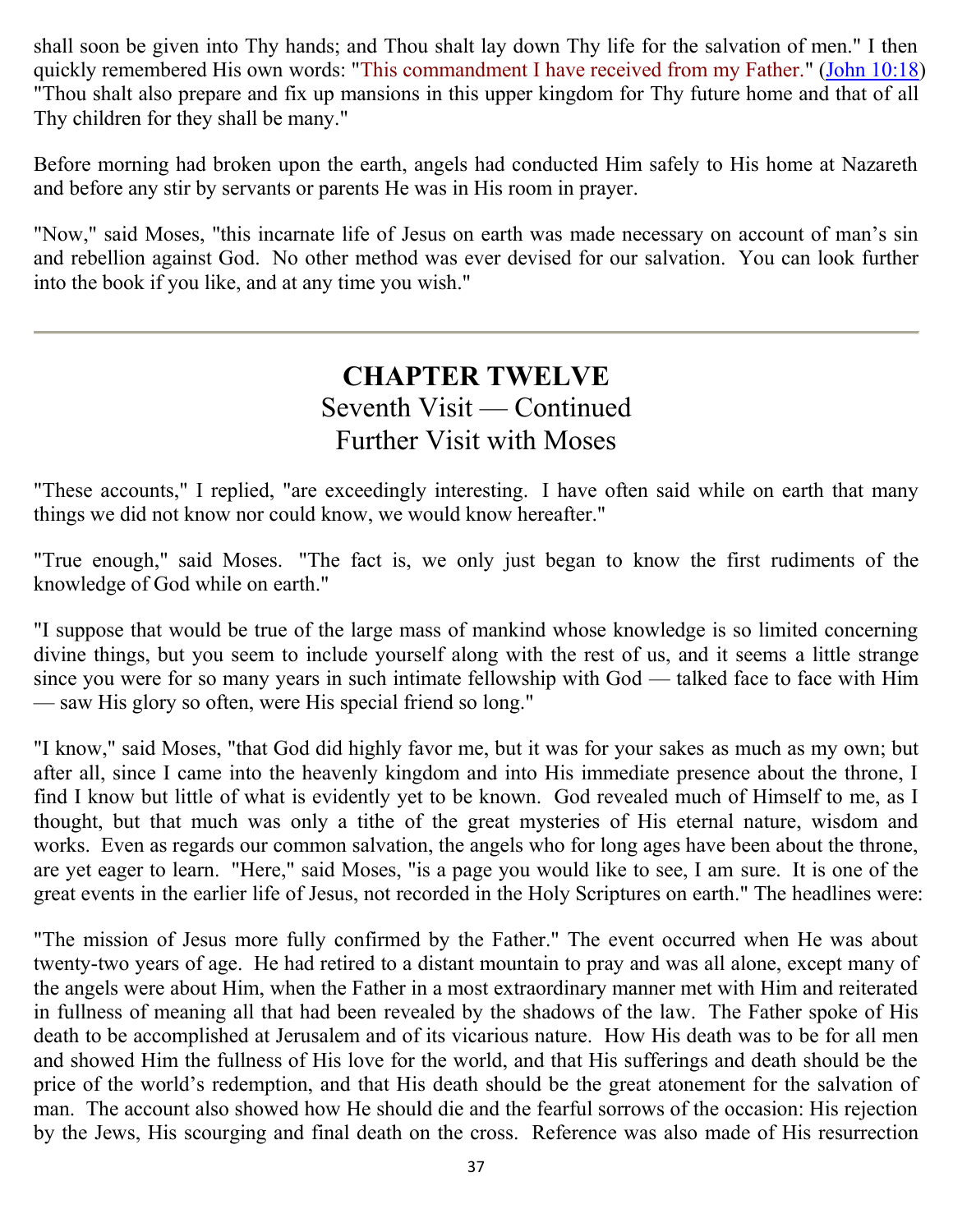shall soon be given into Thy hands; and Thou shalt lay down Thy life for the salvation of men." I then quickly remembered His own words: "This commandment I have received from my Father." (John 10:18) "Thou shalt also prepare and fix up mansions in this upper kingdom for Thy future home and that of all Thy children for they shall be many."

Before morning had broken upon the earth, angels had conducted Him safely to His home at Nazareth and before any stir by servants or parents He was in His room in prayer.

"Now," said Moses, "this incarnate life of Jesus on earth was made necessary on account of man's sin and rebellion against God. No other method was ever devised for our salvation. You can look further into the book if you like, and at any time you wish."

---

# CHAPTER TWELVE

## Seventh Visit — Continued
## Further Visit with Moses

"These accounts," I replied, "are exceedingly interesting. I have often said while on earth that many things we did not know nor could know, we would know hereafter."

"True enough," said Moses. "The fact is, we only just began to know the first rudiments of the knowledge of God while on earth."

"I suppose that would be true of the large mass of mankind whose knowledge is so limited concerning divine things, but you seem to include yourself along with the rest of us, and it seems a little strange since you were for so many years in such intimate fellowship with God — talked face to face with Him — saw His glory so often, were His special friend so long."

"I know," said Moses, "that God did highly favor me, but it was for your sakes as much as my own; but after all, since I came into the heavenly kingdom and into His immediate presence about the throne, I find I know but little of what is evidently yet to be known. God revealed much of Himself to me, as I thought, but that much was only a tithe of the great mysteries of His eternal nature, wisdom and works. Even as regards our common salvation, the angels who for long ages have been about the throne, are yet eager to learn. "Here," said Moses, "is a page you would like to see, I am sure. It is one of the great events in the earlier life of Jesus, not recorded in the Holy Scriptures on earth." The headlines were:

"The mission of Jesus more fully confirmed by the Father." The event occurred when He was about twenty-two years of age. He had retired to a distant mountain to pray and was all alone, except many of the angels were about Him, when the Father in a most extraordinary manner met with Him and reiterated in fullness of meaning all that had been revealed by the shadows of the law. The Father spoke of His death to be accomplished at Jerusalem and of its vicarious nature. How His death was to be for all men and showed Him the fullness of His love for the world, and that His sufferings and death should be the price of the world's redemption, and that His death should be the great atonement for the salvation of man. The account also showed how He should die and the fearful sorrows of the occasion: His rejection by the Jews, His scourging and final death on the cross. Reference was also made of His resurrection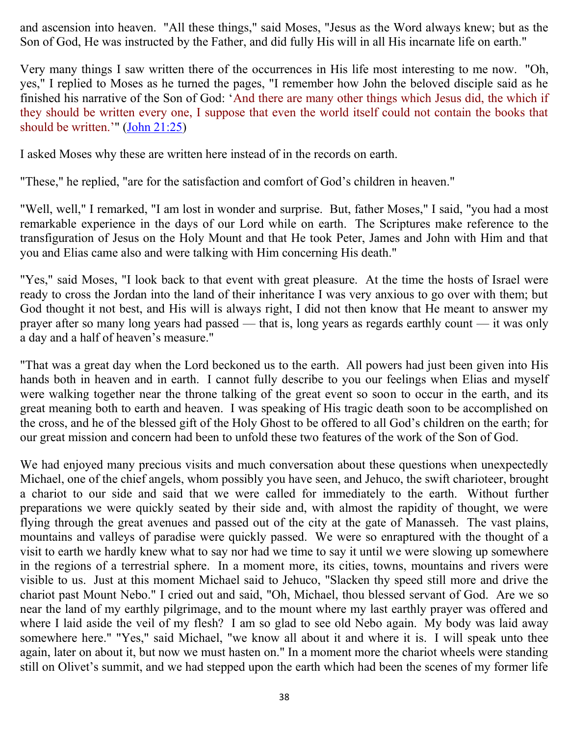and ascension into heaven. "All these things," said Moses, "Jesus as the Word always knew; but as the Son of God, He was instructed by the Father, and did fully His will in all His incarnate life on earth."

Very many things I saw written there of the occurrences in His life most interesting to me now. "Oh, yes," I replied to Moses as he turned the pages, "I remember how John the beloved disciple said as he finished his narrative of the Son of God: 'And there are many other things which Jesus did, the which if they should be written every one, I suppose that even the world itself could not contain the books that should be written.'" (John 21:25)

I asked Moses why these are written here instead of in the records on earth.

"These," he replied, "are for the satisfaction and comfort of God's children in heaven."

"Well, well," I remarked, "I am lost in wonder and surprise. But, father Moses," I said, "you had a most remarkable experience in the days of our Lord while on earth. The Scriptures make reference to the transfiguration of Jesus on the Holy Mount and that He took Peter, James and John with Him and that you and Elias came also and were talking with Him concerning His death."

"Yes," said Moses, "I look back to that event with great pleasure. At the time the hosts of Israel were ready to cross the Jordan into the land of their inheritance I was very anxious to go over with them; but God thought it not best, and His will is always right, I did not then know that He meant to answer my prayer after so many long years had passed — that is, long years as regards earthly count — it was only a day and a half of heaven's measure."

"That was a great day when the Lord beckoned us to the earth. All powers had just been given into His hands both in heaven and in earth. I cannot fully describe to you our feelings when Elias and myself were walking together near the throne talking of the great event so soon to occur in the earth, and its great meaning both to earth and heaven. I was speaking of His tragic death soon to be accomplished on the cross, and he of the blessed gift of the Holy Ghost to be offered to all God's children on the earth; for our great mission and concern had been to unfold these two features of the work of the Son of God.

We had enjoyed many precious visits and much conversation about these questions when unexpectedly Michael, one of the chief angels, whom possibly you have seen, and Jehuco, the swift charioteer, brought a chariot to our side and said that we were called for immediately to the earth. Without further preparations we were quickly seated by their side and, with almost the rapidity of thought, we were flying through the great avenues and passed out of the city at the gate of Manasseh. The vast plains, mountains and valleys of paradise were quickly passed. We were so enraptured with the thought of a visit to earth we hardly knew what to say nor had we time to say it until we were slowing up somewhere in the regions of a terrestrial sphere. In a moment more, its cities, towns, mountains and rivers were visible to us. Just at this moment Michael said to Jehuco, "Slacken thy speed still more and drive the chariot past Mount Nebo." I cried out and said, "Oh, Michael, thou blessed servant of God. Are we so near the land of my earthly pilgrimage, and to the mount where my last earthly prayer was offered and where I laid aside the veil of my flesh? I am so glad to see old Nebo again. My body was laid away somewhere here." "Yes," said Michael, "we know all about it and where it is. I will speak unto thee again, later on about it, but now we must hasten on." In a moment more the chariot wheels were standing still on Olivet's summit, and we had stepped upon the earth which had been the scenes of my former life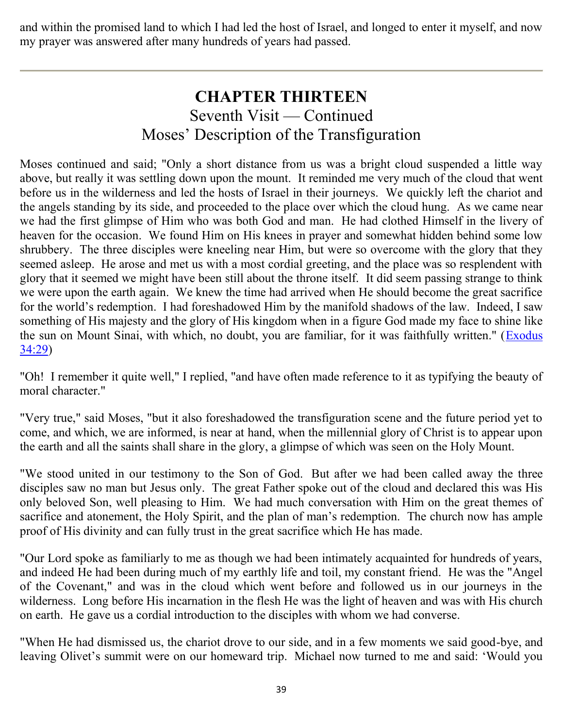and within the promised land to which I had led the host of Israel, and longed to enter it myself, and now my prayer was answered after many hundreds of years had passed.

---

# CHAPTER THIRTEEN

## Seventh Visit — Continued

## Moses' Description of the Transfiguration

Moses continued and said; "Only a short distance from us was a bright cloud suspended a little way above, but really it was settling down upon the mount. It reminded me very much of the cloud that went before us in the wilderness and led the hosts of Israel in their journeys. We quickly left the chariot and the angels standing by its side, and proceeded to the place over which the cloud hung. As we came near we had the first glimpse of Him who was both God and man. He had clothed Himself in the livery of heaven for the occasion. We found Him on His knees in prayer and somewhat hidden behind some low shrubbery. The three disciples were kneeling near Him, but were so overcome with the glory that they seemed asleep. He arose and met us with a most cordial greeting, and the place was so resplendent with glory that it seemed we might have been still about the throne itself. It did seem passing strange to think we were upon the earth again. We knew the time had arrived when He should become the great sacrifice for the world's redemption. I had foreshadowed Him by the manifold shadows of the law. Indeed, I saw something of His majesty and the glory of His kingdom when in a figure God made my face to shine like the sun on Mount Sinai, with which, no doubt, you are familiar, for it was faithfully written." (Exodus 34:29)

"Oh! I remember it quite well," I replied, "and have often made reference to it as typifying the beauty of moral character."

"Very true," said Moses, "but it also foreshadowed the transfiguration scene and the future period yet to come, and which, we are informed, is near at hand, when the millennial glory of Christ is to appear upon the earth and all the saints shall share in the glory, a glimpse of which was seen on the Holy Mount.

"We stood united in our testimony to the Son of God. But after we had been called away the three disciples saw no man but Jesus only. The great Father spoke out of the cloud and declared this was His only beloved Son, well pleasing to Him. We had much conversation with Him on the great themes of sacrifice and atonement, the Holy Spirit, and the plan of man's redemption. The church now has ample proof of His divinity and can fully trust in the great sacrifice which He has made.

"Our Lord spoke as familiarly to me as though we had been intimately acquainted for hundreds of years, and indeed He had been during much of my earthly life and toil, my constant friend. He was the "Angel of the Covenant," and was in the cloud which went before and followed us in our journeys in the wilderness. Long before His incarnation in the flesh He was the light of heaven and was with His church on earth. He gave us a cordial introduction to the disciples with whom we had converse.

"When He had dismissed us, the chariot drove to our side, and in a few moments we said good-bye, and leaving Olivet's summit were on our homeward trip. Michael now turned to me and said: 'Would you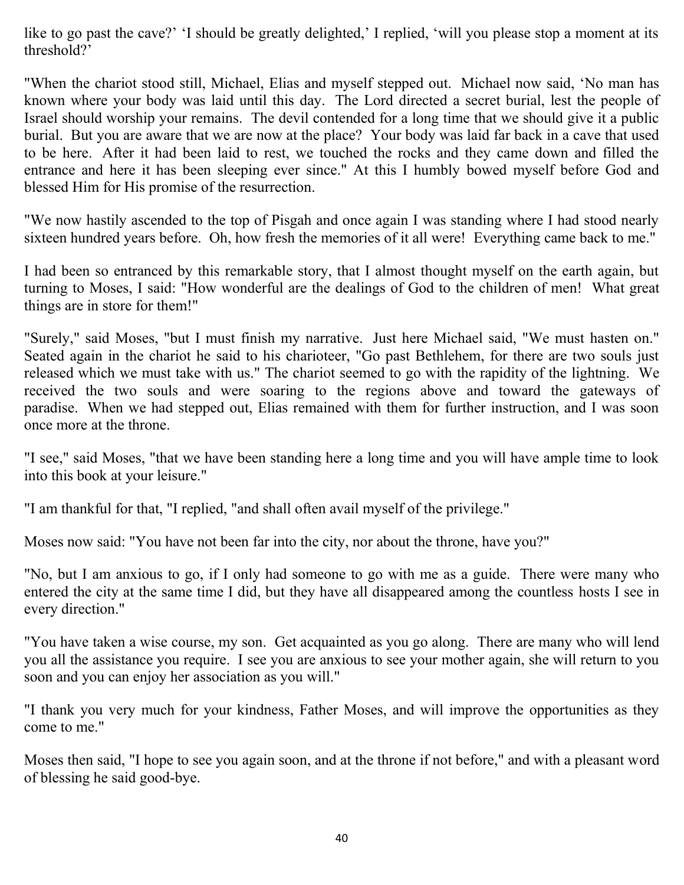like to go past the cave?' 'I should be greatly delighted,' I replied, 'will you please stop a moment at its threshold?'

"When the chariot stood still, Michael, Elias and myself stepped out. Michael now said, 'No man has known where your body was laid until this day. The Lord directed a secret burial, lest the people of Israel should worship your remains. The devil contended for a long time that we should give it a public burial. But you are aware that we are now at the place? Your body was laid far back in a cave that used to be here. After it had been laid to rest, we touched the rocks and they came down and filled the entrance and here it has been sleeping ever since." At this I humbly bowed myself before God and blessed Him for His promise of the resurrection.

"We now hastily ascended to the top of Pisgah and once again I was standing where I had stood nearly sixteen hundred years before. Oh, how fresh the memories of it all were! Everything came back to me."

I had been so entranced by this remarkable story, that I almost thought myself on the earth again, but turning to Moses, I said: "How wonderful are the dealings of God to the children of men! What great things are in store for them!"

"Surely," said Moses, "but I must finish my narrative. Just here Michael said, "We must hasten on." Seated again in the chariot he said to his charioteer, "Go past Bethlehem, for there are two souls just released which we must take with us." The chariot seemed to go with the rapidity of the lightning. We received the two souls and were soaring to the regions above and toward the gateways of paradise. When we had stepped out, Elias remained with them for further instruction, and I was soon once more at the throne.

"I see," said Moses, "that we have been standing here a long time and you will have ample time to look into this book at your leisure."

"I am thankful for that, "I replied, "and shall often avail myself of the privilege."

Moses now said: "You have not been far into the city, nor about the throne, have you?"

"No, but I am anxious to go, if I only had someone to go with me as a guide. There were many who entered the city at the same time I did, but they have all disappeared among the countless hosts I see in every direction."

"You have taken a wise course, my son. Get acquainted as you go along. There are many who will lend you all the assistance you require. I see you are anxious to see your mother again, she will return to you soon and you can enjoy her association as you will."

"I thank you very much for your kindness, Father Moses, and will improve the opportunities as they come to me."

Moses then said, "I hope to see you again soon, and at the throne if not before," and with a pleasant word of blessing he said good-bye.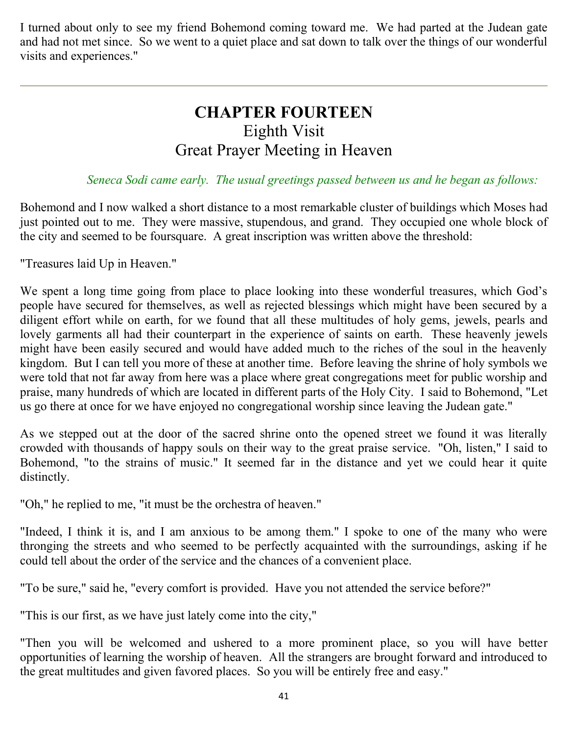I turned about only to see my friend Bohemond coming toward me. We had parted at the Judean gate and had not met since. So we went to a quiet place and sat down to talk over the things of our wonderful visits and experiences."

---

# CHAPTER FOURTEEN

## Eighth Visit
## Great Prayer Meeting in Heaven

*Seneca Sodi came early. The usual greetings passed between us and he began as follows:*

Bohemond and I now walked a short distance to a most remarkable cluster of buildings which Moses had just pointed out to me. They were massive, stupendous, and grand. They occupied one whole block of the city and seemed to be foursquare. A great inscription was written above the threshold:

"Treasures laid Up in Heaven."

We spent a long time going from place to place looking into these wonderful treasures, which God's people have secured for themselves, as well as rejected blessings which might have been secured by a diligent effort while on earth, for we found that all these multitudes of holy gems, jewels, pearls and lovely garments all had their counterpart in the experience of saints on earth. These heavenly jewels might have been easily secured and would have added much to the riches of the soul in the heavenly kingdom. But I can tell you more of these at another time. Before leaving the shrine of holy symbols we were told that not far away from here was a place where great congregations meet for public worship and praise, many hundreds of which are located in different parts of the Holy City. I said to Bohemond, "Let us go there at once for we have enjoyed no congregational worship since leaving the Judean gate."

As we stepped out at the door of the sacred shrine onto the opened street we found it was literally crowded with thousands of happy souls on their way to the great praise service. "Oh, listen," I said to Bohemond, "to the strains of music." It seemed far in the distance and yet we could hear it quite distinctly.

"Oh," he replied to me, "it must be the orchestra of heaven."

"Indeed, I think it is, and I am anxious to be among them." I spoke to one of the many who were thronging the streets and who seemed to be perfectly acquainted with the surroundings, asking if he could tell about the order of the service and the chances of a convenient place.

"To be sure," said he, "every comfort is provided. Have you not attended the service before?"

"This is our first, as we have just lately come into the city,"

"Then you will be welcomed and ushered to a more prominent place, so you will have better opportunities of learning the worship of heaven. All the strangers are brought forward and introduced to the great multitudes and given favored places. So you will be entirely free and easy."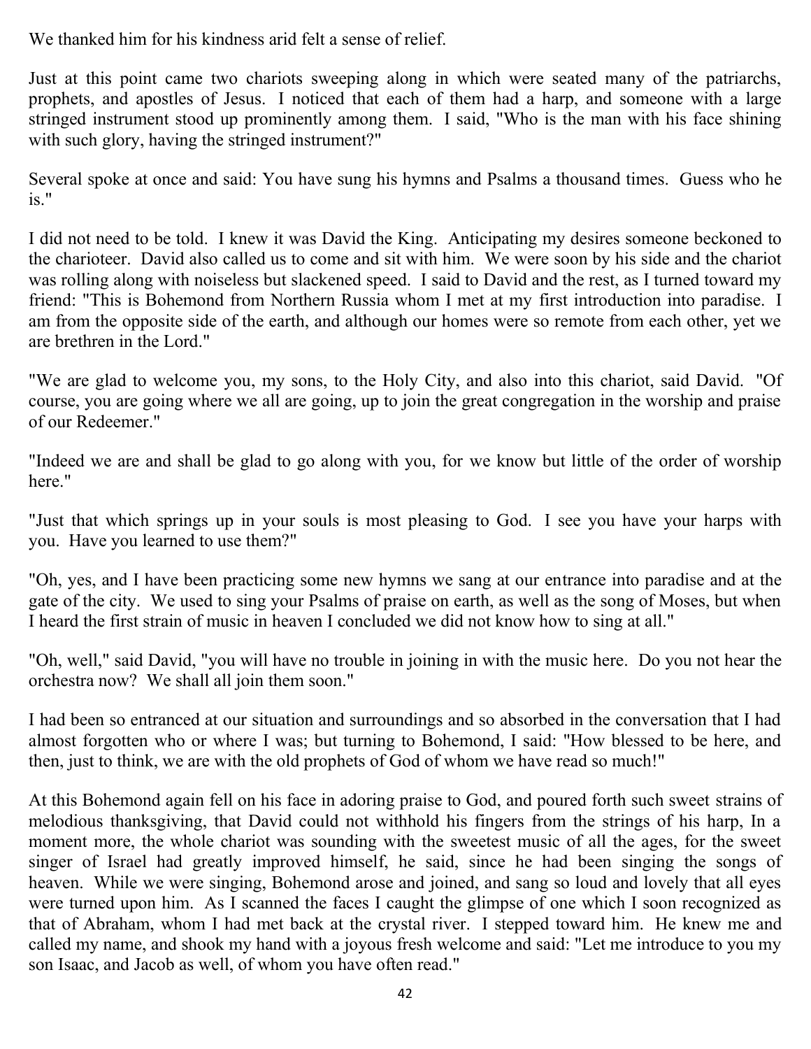We thanked him for his kindness arid felt a sense of relief.

Just at this point came two chariots sweeping along in which were seated many of the patriarchs, prophets, and apostles of Jesus. I noticed that each of them had a harp, and someone with a large stringed instrument stood up prominently among them. I said, "Who is the man with his face shining with such glory, having the stringed instrument?"

Several spoke at once and said: You have sung his hymns and Psalms a thousand times. Guess who he is."

I did not need to be told. I knew it was David the King. Anticipating my desires someone beckoned to the charioteer. David also called us to come and sit with him. We were soon by his side and the chariot was rolling along with noiseless but slackened speed. I said to David and the rest, as I turned toward my friend: "This is Bohemond from Northern Russia whom I met at my first introduction into paradise. I am from the opposite side of the earth, and although our homes were so remote from each other, yet we are brethren in the Lord."

"We are glad to welcome you, my sons, to the Holy City, and also into this chariot, said David. "Of course, you are going where we all are going, up to join the great congregation in the worship and praise of our Redeemer."

"Indeed we are and shall be glad to go along with you, for we know but little of the order of worship here."

"Just that which springs up in your souls is most pleasing to God. I see you have your harps with you. Have you learned to use them?"

"Oh, yes, and I have been practicing some new hymns we sang at our entrance into paradise and at the gate of the city. We used to sing your Psalms of praise on earth, as well as the song of Moses, but when I heard the first strain of music in heaven I concluded we did not know how to sing at all."

"Oh, well," said David, "you will have no trouble in joining in with the music here. Do you not hear the orchestra now? We shall all join them soon."

I had been so entranced at our situation and surroundings and so absorbed in the conversation that I had almost forgotten who or where I was; but turning to Bohemond, I said: "How blessed to be here, and then, just to think, we are with the old prophets of God of whom we have read so much!"

At this Bohemond again fell on his face in adoring praise to God, and poured forth such sweet strains of melodious thanksgiving, that David could not withhold his fingers from the strings of his harp, In a moment more, the whole chariot was sounding with the sweetest music of all the ages, for the sweet singer of Israel had greatly improved himself, he said, since he had been singing the songs of heaven. While we were singing, Bohemond arose and joined, and sang so loud and lovely that all eyes were turned upon him. As I scanned the faces I caught the glimpse of one which I soon recognized as that of Abraham, whom I had met back at the crystal river. I stepped toward him. He knew me and called my name, and shook my hand with a joyous fresh welcome and said: "Let me introduce to you my son Isaac, and Jacob as well, of whom you have often read."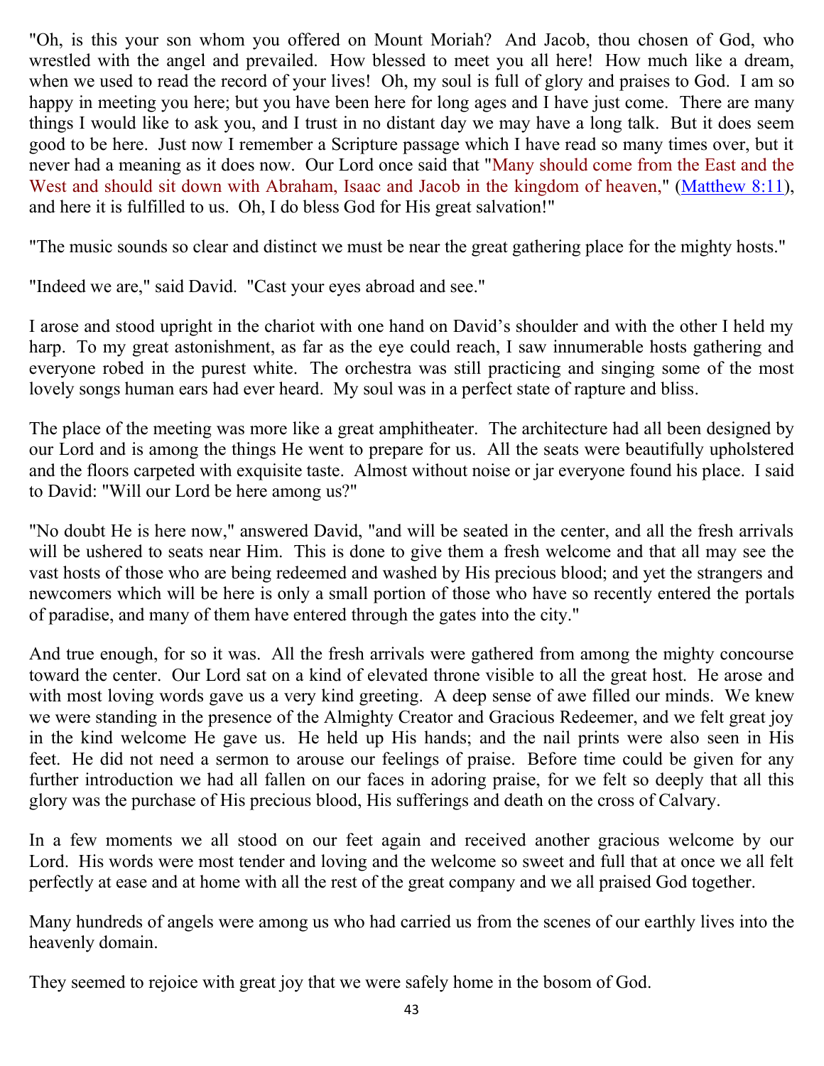"Oh, is this your son whom you offered on Mount Moriah? And Jacob, thou chosen of God, who wrestled with the angel and prevailed. How blessed to meet you all here! How much like a dream, when we used to read the record of your lives! Oh, my soul is full of glory and praises to God. I am so happy in meeting you here; but you have been here for long ages and I have just come. There are many things I would like to ask you, and I trust in no distant day we may have a long talk. But it does seem good to be here. Just now I remember a Scripture passage which I have read so many times over, but it never had a meaning as it does now. Our Lord once said that "Many should come from the East and the West and should sit down with Abraham, Isaac and Jacob in the kingdom of heaven," (Matthew 8:11), and here it is fulfilled to us. Oh, I do bless God for His great salvation!"

"The music sounds so clear and distinct we must be near the great gathering place for the mighty hosts."

"Indeed we are," said David. "Cast your eyes abroad and see."

I arose and stood upright in the chariot with one hand on David's shoulder and with the other I held my harp. To my great astonishment, as far as the eye could reach, I saw innumerable hosts gathering and everyone robed in the purest white. The orchestra was still practicing and singing some of the most lovely songs human ears had ever heard. My soul was in a perfect state of rapture and bliss.

The place of the meeting was more like a great amphitheater. The architecture had all been designed by our Lord and is among the things He went to prepare for us. All the seats were beautifully upholstered and the floors carpeted with exquisite taste. Almost without noise or jar everyone found his place. I said to David: "Will our Lord be here among us?"

"No doubt He is here now," answered David, "and will be seated in the center, and all the fresh arrivals will be ushered to seats near Him. This is done to give them a fresh welcome and that all may see the vast hosts of those who are being redeemed and washed by His precious blood; and yet the strangers and newcomers which will be here is only a small portion of those who have so recently entered the portals of paradise, and many of them have entered through the gates into the city."

And true enough, for so it was. All the fresh arrivals were gathered from among the mighty concourse toward the center. Our Lord sat on a kind of elevated throne visible to all the great host. He arose and with most loving words gave us a very kind greeting. A deep sense of awe filled our minds. We knew we were standing in the presence of the Almighty Creator and Gracious Redeemer, and we felt great joy in the kind welcome He gave us. He held up His hands; and the nail prints were also seen in His feet. He did not need a sermon to arouse our feelings of praise. Before time could be given for any further introduction we had all fallen on our faces in adoring praise, for we felt so deeply that all this glory was the purchase of His precious blood, His sufferings and death on the cross of Calvary.

In a few moments we all stood on our feet again and received another gracious welcome by our Lord. His words were most tender and loving and the welcome so sweet and full that at once we all felt perfectly at ease and at home with all the rest of the great company and we all praised God together.

Many hundreds of angels were among us who had carried us from the scenes of our earthly lives into the heavenly domain.

They seemed to rejoice with great joy that we were safely home in the bosom of God.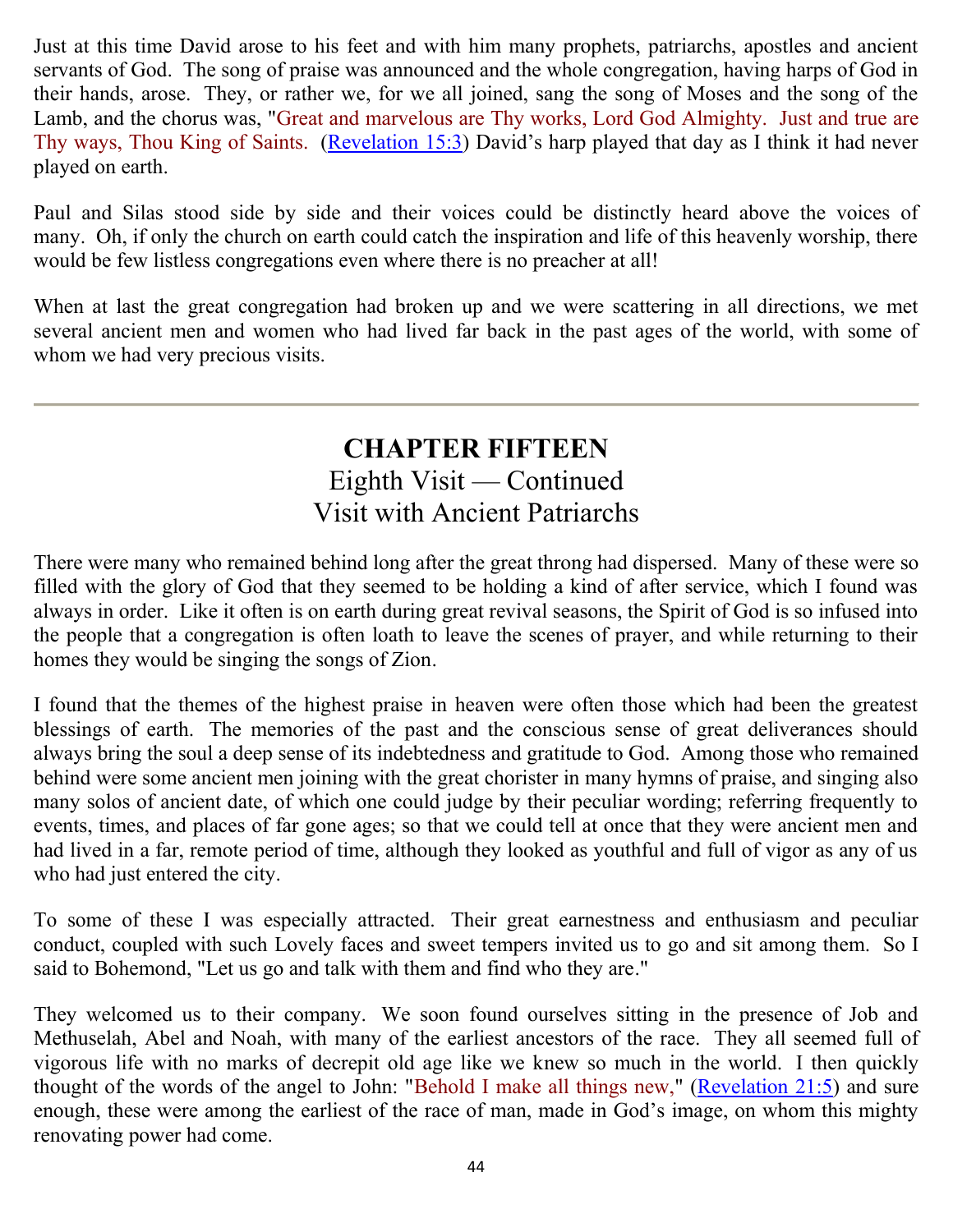Just at this time David arose to his feet and with him many prophets, patriarchs, apostles and ancient servants of God. The song of praise was announced and the whole congregation, having harps of God in their hands, arose. They, or rather we, for we all joined, sang the song of Moses and the song of the Lamb, and the chorus was, "Great and marvelous are Thy works, Lord God Almighty. Just and true are Thy ways, Thou King of Saints. (Revelation 15:3) David's harp played that day as I think it had never played on earth.

Paul and Silas stood side by side and their voices could be distinctly heard above the voices of many. Oh, if only the church on earth could catch the inspiration and life of this heavenly worship, there would be few listless congregations even where there is no preacher at all!

When at last the great congregation had broken up and we were scattering in all directions, we met several ancient men and women who had lived far back in the past ages of the world, with some of whom we had very precious visits.

---

# CHAPTER FIFTEEN

## Eighth Visit — Continued
## Visit with Ancient Patriarchs

There were many who remained behind long after the great throng had dispersed. Many of these were so filled with the glory of God that they seemed to be holding a kind of after service, which I found was always in order. Like it often is on earth during great revival seasons, the Spirit of God is so infused into the people that a congregation is often loath to leave the scenes of prayer, and while returning to their homes they would be singing the songs of Zion.

I found that the themes of the highest praise in heaven were often those which had been the greatest blessings of earth. The memories of the past and the conscious sense of great deliverances should always bring the soul a deep sense of its indebtedness and gratitude to God. Among those who remained behind were some ancient men joining with the great chorister in many hymns of praise, and singing also many solos of ancient date, of which one could judge by their peculiar wording; referring frequently to events, times, and places of far gone ages; so that we could tell at once that they were ancient men and had lived in a far, remote period of time, although they looked as youthful and full of vigor as any of us who had just entered the city.

To some of these I was especially attracted. Their great earnestness and enthusiasm and peculiar conduct, coupled with such Lovely faces and sweet tempers invited us to go and sit among them. So I said to Bohemond, "Let us go and talk with them and find who they are."

They welcomed us to their company. We soon found ourselves sitting in the presence of Job and Methuselah, Abel and Noah, with many of the earliest ancestors of the race. They all seemed full of vigorous life with no marks of decrepit old age like we knew so much in the world. I then quickly thought of the words of the angel to John: "Behold I make all things new," (Revelation 21:5) and sure enough, these were among the earliest of the race of man, made in God's image, on whom this mighty renovating power had come.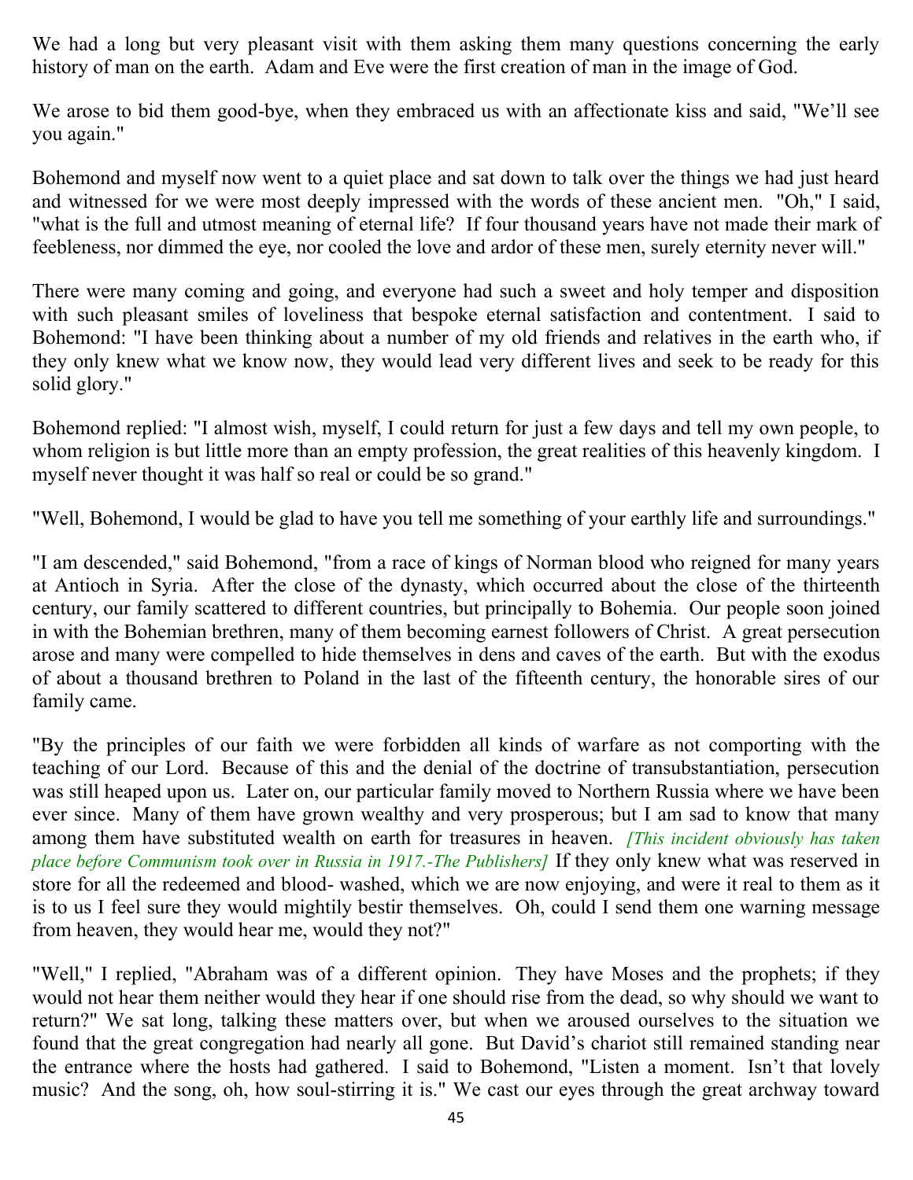We had a long but very pleasant visit with them asking them many questions concerning the early history of man on the earth. Adam and Eve were the first creation of man in the image of God.

We arose to bid them good-bye, when they embraced us with an affectionate kiss and said, "We'll see you again."

Bohemond and myself now went to a quiet place and sat down to talk over the things we had just heard and witnessed for we were most deeply impressed with the words of these ancient men. "Oh," I said, "what is the full and utmost meaning of eternal life? If four thousand years have not made their mark of feebleness, nor dimmed the eye, nor cooled the love and ardor of these men, surely eternity never will."

There were many coming and going, and everyone had such a sweet and holy temper and disposition with such pleasant smiles of loveliness that bespoke eternal satisfaction and contentment. I said to Bohemond: "I have been thinking about a number of my old friends and relatives in the earth who, if they only knew what we know now, they would lead very different lives and seek to be ready for this solid glory."

Bohemond replied: "I almost wish, myself, I could return for just a few days and tell my own people, to whom religion is but little more than an empty profession, the great realities of this heavenly kingdom. I myself never thought it was half so real or could be so grand."

"Well, Bohemond, I would be glad to have you tell me something of your earthly life and surroundings."

"I am descended," said Bohemond, "from a race of kings of Norman blood who reigned for many years at Antioch in Syria. After the close of the dynasty, which occurred about the close of the thirteenth century, our family scattered to different countries, but principally to Bohemia. Our people soon joined in with the Bohemian brethren, many of them becoming earnest followers of Christ. A great persecution arose and many were compelled to hide themselves in dens and caves of the earth. But with the exodus of about a thousand brethren to Poland in the last of the fifteenth century, the honorable sires of our family came.

"By the principles of our faith we were forbidden all kinds of warfare as not comporting with the teaching of our Lord. Because of this and the denial of the doctrine of transubstantiation, persecution was still heaped upon us. Later on, our particular family moved to Northern Russia where we have been ever since. Many of them have grown wealthy and very prosperous; but I am sad to know that many among them have substituted wealth on earth for treasures in heaven. *[This incident obviously has taken place before Communism took over in Russia in 1917.-The Publishers]* If they only knew what was reserved in store for all the redeemed and blood- washed, which we are now enjoying, and were it real to them as it is to us I feel sure they would mightily bestir themselves. Oh, could I send them one warning message from heaven, they would hear me, would they not?"

"Well," I replied, "Abraham was of a different opinion. They have Moses and the prophets; if they would not hear them neither would they hear if one should rise from the dead, so why should we want to return?" We sat long, talking these matters over, but when we aroused ourselves to the situation we found that the great congregation had nearly all gone. But David's chariot still remained standing near the entrance where the hosts had gathered. I said to Bohemond, "Listen a moment. Isn't that lovely music? And the song, oh, how soul-stirring it is." We cast our eyes through the great archway toward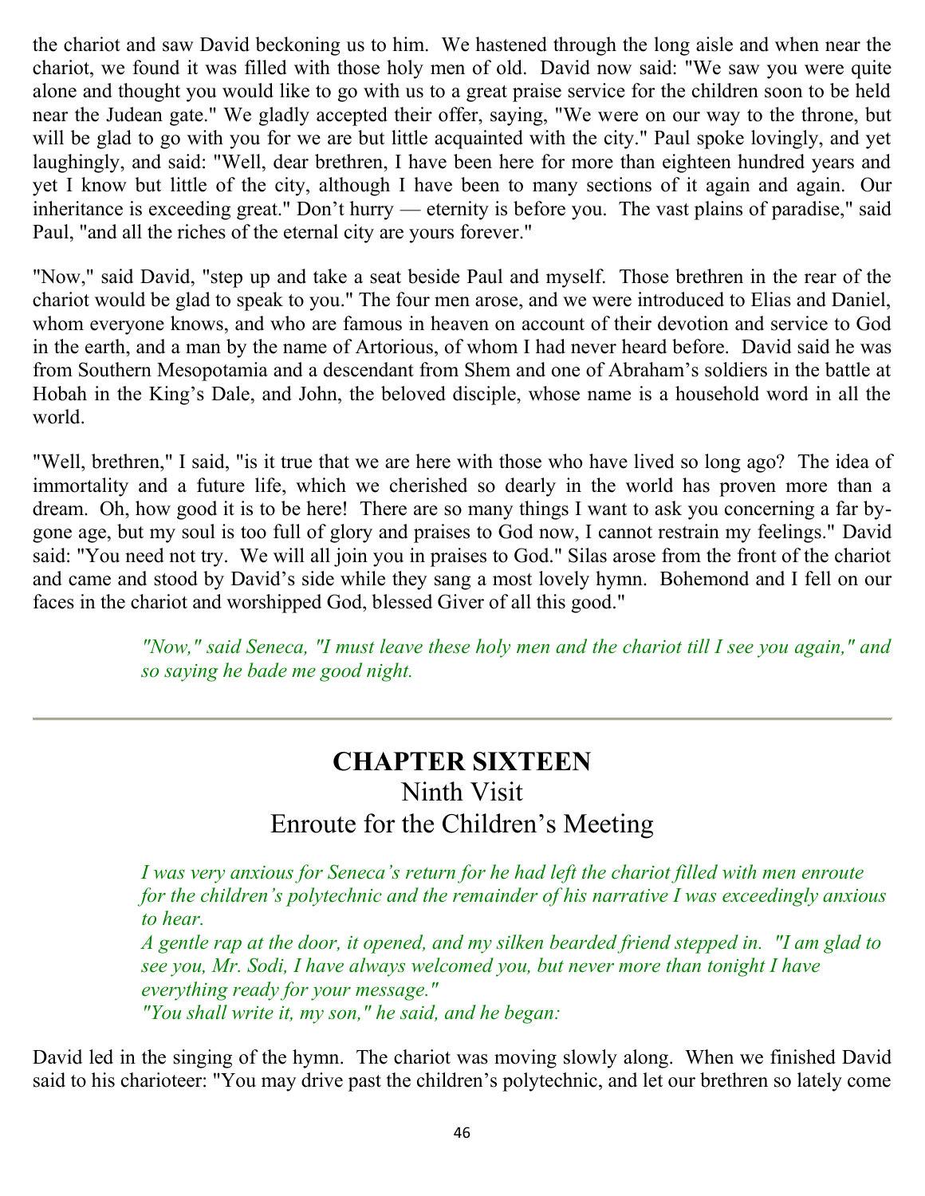the chariot and saw David beckoning us to him. We hastened through the long aisle and when near the chariot, we found it was filled with those holy men of old. David now said: "We saw you were quite alone and thought you would like to go with us to a great praise service for the children soon to be held near the Judean gate." We gladly accepted their offer, saying, "We were on our way to the throne, but will be glad to go with you for we are but little acquainted with the city." Paul spoke lovingly, and yet laughingly, and said: "Well, dear brethren, I have been here for more than eighteen hundred years and yet I know but little of the city, although I have been to many sections of it again and again. Our inheritance is exceeding great." Don't hurry — eternity is before you. The vast plains of paradise," said Paul, "and all the riches of the eternal city are yours forever."

"Now," said David, "step up and take a seat beside Paul and myself. Those brethren in the rear of the chariot would be glad to speak to you." The four men arose, and we were introduced to Elias and Daniel, whom everyone knows, and who are famous in heaven on account of their devotion and service to God in the earth, and a man by the name of Artorious, of whom I had never heard before. David said he was from Southern Mesopotamia and a descendant from Shem and one of Abraham's soldiers in the battle at Hobah in the King's Dale, and John, the beloved disciple, whose name is a household word in all the world.

"Well, brethren," I said, "is it true that we are here with those who have lived so long ago? The idea of immortality and a future life, which we cherished so dearly in the world has proven more than a dream. Oh, how good it is to be here! There are so many things I want to ask you concerning a far by-gone age, but my soul is too full of glory and praises to God now, I cannot restrain my feelings." David said: "You need not try. We will all join you in praises to God." Silas arose from the front of the chariot and came and stood by David's side while they sang a most lovely hymn. Bohemond and I fell on our faces in the chariot and worshipped God, blessed Giver of all this good."

*"Now," said Seneca, "I must leave these holy men and the chariot till I see you again," and so saying he bade me good night.*

---

# CHAPTER SIXTEEN

## Ninth Visit

## Enroute for the Children's Meeting

*I was very anxious for Seneca's return for he had left the chariot filled with men enroute for the children's polytechnic and the remainder of his narrative I was exceedingly anxious to hear.*

*A gentle rap at the door, it opened, and my silken bearded friend stepped in. "I am glad to see you, Mr. Sodi, I have always welcomed you, but never more than tonight I have everything ready for your message."*

*"You shall write it, my son," he said, and he began:*

David led in the singing of the hymn. The chariot was moving slowly along. When we finished David said to his charioteer: "You may drive past the children's polytechnic, and let our brethren so lately come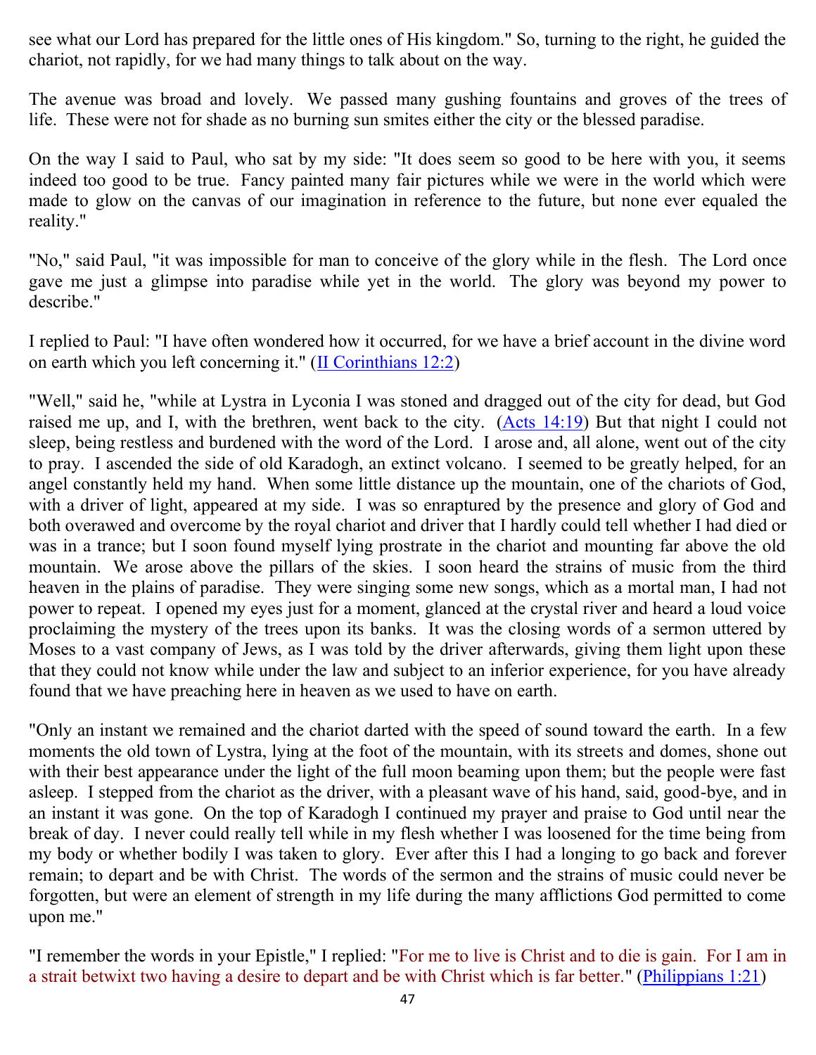see what our Lord has prepared for the little ones of His kingdom." So, turning to the right, he guided the chariot, not rapidly, for we had many things to talk about on the way.

The avenue was broad and lovely. We passed many gushing fountains and groves of the trees of life. These were not for shade as no burning sun smites either the city or the blessed paradise.

On the way I said to Paul, who sat by my side: "It does seem so good to be here with you, it seems indeed too good to be true. Fancy painted many fair pictures while we were in the world which were made to glow on the canvas of our imagination in reference to the future, but none ever equaled the reality."

"No," said Paul, "it was impossible for man to conceive of the glory while in the flesh. The Lord once gave me just a glimpse into paradise while yet in the world. The glory was beyond my power to describe."

I replied to Paul: "I have often wondered how it occurred, for we have a brief account in the divine word on earth which you left concerning it." (II Corinthians 12:2)

"Well," said he, "while at Lystra in Lyconia I was stoned and dragged out of the city for dead, but God raised me up, and I, with the brethren, went back to the city. (Acts 14:19) But that night I could not sleep, being restless and burdened with the word of the Lord. I arose and, all alone, went out of the city to pray. I ascended the side of old Karadogh, an extinct volcano. I seemed to be greatly helped, for an angel constantly held my hand. When some little distance up the mountain, one of the chariots of God, with a driver of light, appeared at my side. I was so enraptured by the presence and glory of God and both overawed and overcome by the royal chariot and driver that I hardly could tell whether I had died or was in a trance; but I soon found myself lying prostrate in the chariot and mounting far above the old mountain. We arose above the pillars of the skies. I soon heard the strains of music from the third heaven in the plains of paradise. They were singing some new songs, which as a mortal man, I had not power to repeat. I opened my eyes just for a moment, glanced at the crystal river and heard a loud voice proclaiming the mystery of the trees upon its banks. It was the closing words of a sermon uttered by Moses to a vast company of Jews, as I was told by the driver afterwards, giving them light upon these that they could not know while under the law and subject to an inferior experience, for you have already found that we have preaching here in heaven as we used to have on earth.

"Only an instant we remained and the chariot darted with the speed of sound toward the earth. In a few moments the old town of Lystra, lying at the foot of the mountain, with its streets and domes, shone out with their best appearance under the light of the full moon beaming upon them; but the people were fast asleep. I stepped from the chariot as the driver, with a pleasant wave of his hand, said, good-bye, and in an instant it was gone. On the top of Karadogh I continued my prayer and praise to God until near the break of day. I never could really tell while in my flesh whether I was loosened for the time being from my body or whether bodily I was taken to glory. Ever after this I had a longing to go back and forever remain; to depart and be with Christ. The words of the sermon and the strains of music could never be forgotten, but were an element of strength in my life during the many afflictions God permitted to come upon me."

"I remember the words in your Epistle," I replied: "For me to live is Christ and to die is gain. For I am in a strait betwixt two having a desire to depart and be with Christ which is far better." (Philippians 1:21)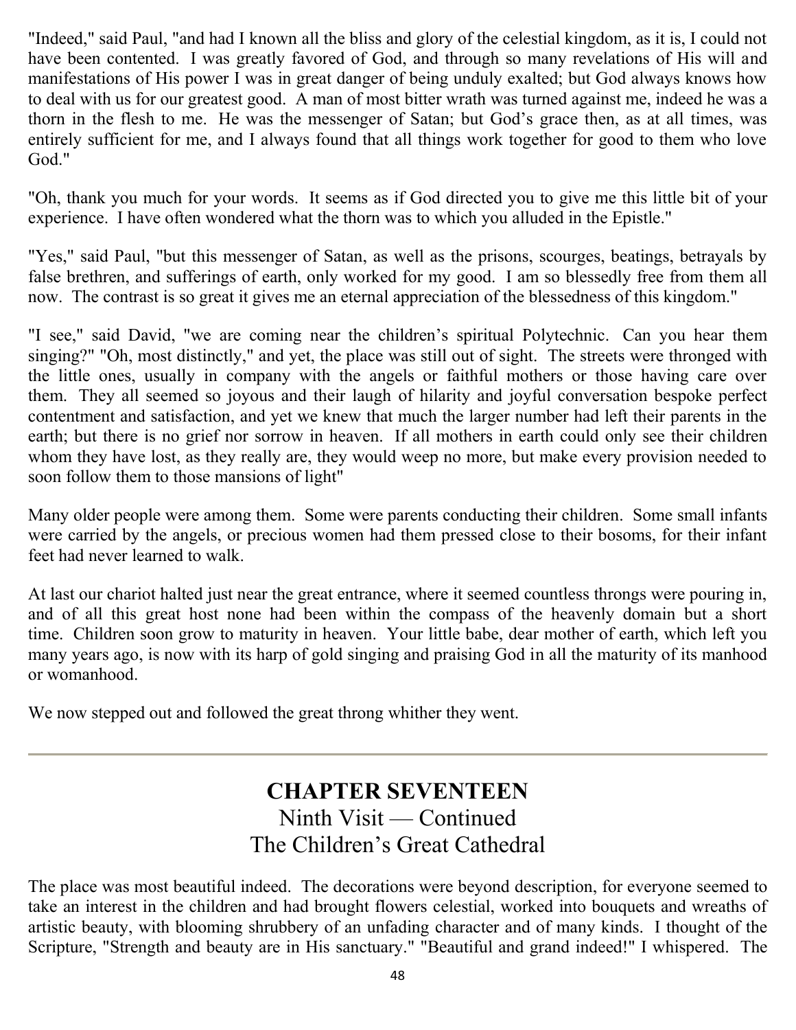"Indeed," said Paul, "and had I known all the bliss and glory of the celestial kingdom, as it is, I could not have been contented. I was greatly favored of God, and through so many revelations of His will and manifestations of His power I was in great danger of being unduly exalted; but God always knows how to deal with us for our greatest good. A man of most bitter wrath was turned against me, indeed he was a thorn in the flesh to me. He was the messenger of Satan; but God's grace then, as at all times, was entirely sufficient for me, and I always found that all things work together for good to them who love God."

"Oh, thank you much for your words. It seems as if God directed you to give me this little bit of your experience. I have often wondered what the thorn was to which you alluded in the Epistle."

"Yes," said Paul, "but this messenger of Satan, as well as the prisons, scourges, beatings, betrayals by false brethren, and sufferings of earth, only worked for my good. I am so blessedly free from them all now. The contrast is so great it gives me an eternal appreciation of the blessedness of this kingdom."

"I see," said David, "we are coming near the children's spiritual Polytechnic. Can you hear them singing?" "Oh, most distinctly," and yet, the place was still out of sight. The streets were thronged with the little ones, usually in company with the angels or faithful mothers or those having care over them. They all seemed so joyous and their laugh of hilarity and joyful conversation bespoke perfect contentment and satisfaction, and yet we knew that much the larger number had left their parents in the earth; but there is no grief nor sorrow in heaven. If all mothers in earth could only see their children whom they have lost, as they really are, they would weep no more, but make every provision needed to soon follow them to those mansions of light"

Many older people were among them. Some were parents conducting their children. Some small infants were carried by the angels, or precious women had them pressed close to their bosoms, for their infant feet had never learned to walk.

At last our chariot halted just near the great entrance, where it seemed countless throngs were pouring in, and of all this great host none had been within the compass of the heavenly domain but a short time. Children soon grow to maturity in heaven. Your little babe, dear mother of earth, which left you many years ago, is now with its harp of gold singing and praising God in all the maturity of its manhood or womanhood.

We now stepped out and followed the great throng whither they went.

---

## CHAPTER SEVENTEEN
### Ninth Visit — Continued
### The Children's Great Cathedral

The place was most beautiful indeed. The decorations were beyond description, for everyone seemed to take an interest in the children and had brought flowers celestial, worked into bouquets and wreaths of artistic beauty, with blooming shrubbery of an unfading character and of many kinds. I thought of the Scripture, "Strength and beauty are in His sanctuary." "Beautiful and grand indeed!" I whispered. The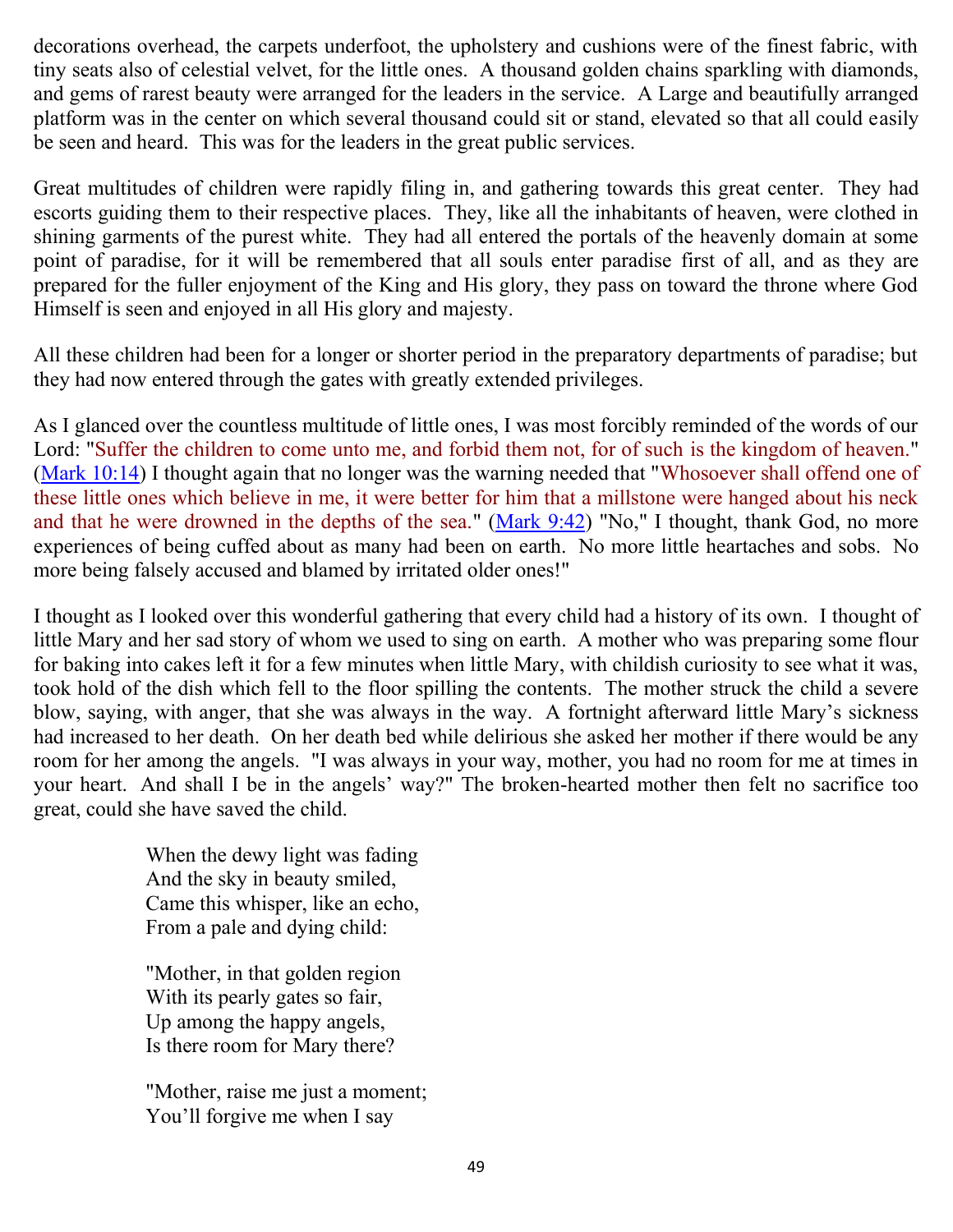decorations overhead, the carpets underfoot, the upholstery and cushions were of the finest fabric, with tiny seats also of celestial velvet, for the little ones. A thousand golden chains sparkling with diamonds, and gems of rarest beauty were arranged for the leaders in the service. A Large and beautifully arranged platform was in the center on which several thousand could sit or stand, elevated so that all could easily be seen and heard. This was for the leaders in the great public services.

Great multitudes of children were rapidly filing in, and gathering towards this great center. They had escorts guiding them to their respective places. They, like all the inhabitants of heaven, were clothed in shining garments of the purest white. They had all entered the portals of the heavenly domain at some point of paradise, for it will be remembered that all souls enter paradise first of all, and as they are prepared for the fuller enjoyment of the King and His glory, they pass on toward the throne where God Himself is seen and enjoyed in all His glory and majesty.

All these children had been for a longer or shorter period in the preparatory departments of paradise; but they had now entered through the gates with greatly extended privileges.

As I glanced over the countless multitude of little ones, I was most forcibly reminded of the words of our Lord: "Suffer the children to come unto me, and forbid them not, for of such is the kingdom of heaven." (Mark 10:14) I thought again that no longer was the warning needed that "Whosoever shall offend one of these little ones which believe in me, it were better for him that a millstone were hanged about his neck and that he were drowned in the depths of the sea." (Mark 9:42) "No," I thought, thank God, no more experiences of being cuffed about as many had been on earth. No more little heartaches and sobs. No more being falsely accused and blamed by irritated older ones!"

I thought as I looked over this wonderful gathering that every child had a history of its own. I thought of little Mary and her sad story of whom we used to sing on earth. A mother who was preparing some flour for baking into cakes left it for a few minutes when little Mary, with childish curiosity to see what it was, took hold of the dish which fell to the floor spilling the contents. The mother struck the child a severe blow, saying, with anger, that she was always in the way. A fortnight afterward little Mary's sickness had increased to her death. On her death bed while delirious she asked her mother if there would be any room for her among the angels. "I was always in your way, mother, you had no room for me at times in your heart. And shall I be in the angels' way?" The broken-hearted mother then felt no sacrifice too great, could she have saved the child.

When the dewy light was fading
And the sky in beauty smiled,
Came this whisper, like an echo,
From a pale and dying child:

"Mother, in that golden region
With its pearly gates so fair,
Up among the happy angels,
Is there room for Mary there?

"Mother, raise me just a moment;
You'll forgive me when I say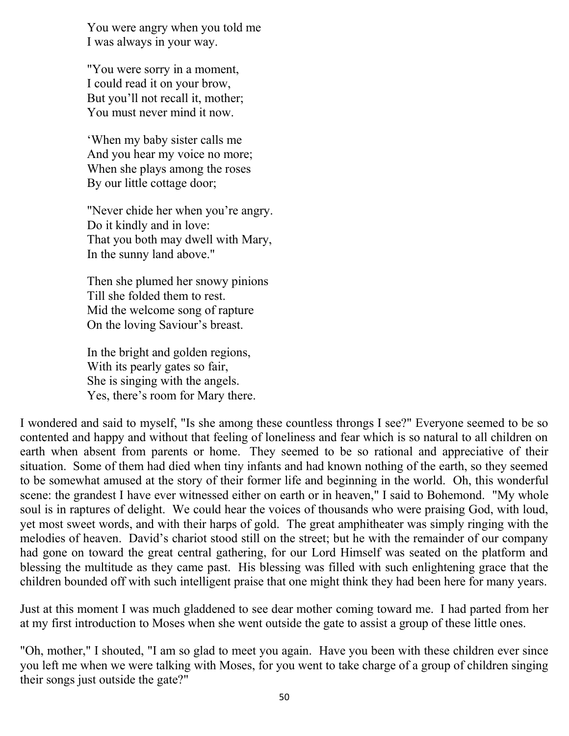You were angry when you told me
I was always in your way.

"You were sorry in a moment,
I could read it on your brow,
But you'll not recall it, mother;
You must never mind it now.

'When my baby sister calls me
And you hear my voice no more;
When she plays among the roses
By our little cottage door;

"Never chide her when you're angry.
Do it kindly and in love:
That you both may dwell with Mary,
In the sunny land above."

Then she plumed her snowy pinions
Till she folded them to rest.
Mid the welcome song of rapture
On the loving Saviour's breast.

In the bright and golden regions,
With its pearly gates so fair,
She is singing with the angels.
Yes, there's room for Mary there.

I wondered and said to myself, "Is she among these countless throngs I see?" Everyone seemed to be so contented and happy and without that feeling of loneliness and fear which is so natural to all children on earth when absent from parents or home. They seemed to be so rational and appreciative of their situation. Some of them had died when tiny infants and had known nothing of the earth, so they seemed to be somewhat amused at the story of their former life and beginning in the world. Oh, this wonderful scene: the grandest I have ever witnessed either on earth or in heaven," I said to Bohemond. "My whole soul is in raptures of delight. We could hear the voices of thousands who were praising God, with loud, yet most sweet words, and with their harps of gold. The great amphitheater was simply ringing with the melodies of heaven. David's chariot stood still on the street; but he with the remainder of our company had gone on toward the great central gathering, for our Lord Himself was seated on the platform and blessing the multitude as they came past. His blessing was filled with such enlightening grace that the children bounded off with such intelligent praise that one might think they had been here for many years.

Just at this moment I was much gladdened to see dear mother coming toward me. I had parted from her at my first introduction to Moses when she went outside the gate to assist a group of these little ones.

"Oh, mother," I shouted, "I am so glad to meet you again. Have you been with these children ever since you left me when we were talking with Moses, for you went to take charge of a group of children singing their songs just outside the gate?"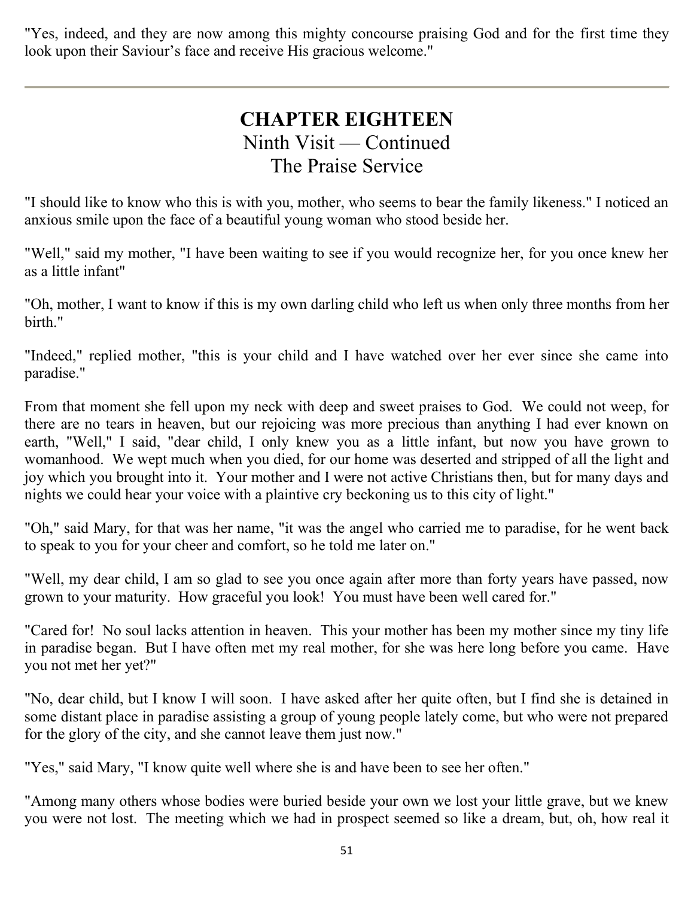"Yes, indeed, and they are now among this mighty concourse praising God and for the first time they look upon their Saviour's face and receive His gracious welcome."

---

# CHAPTER EIGHTEEN

## Ninth Visit — Continued
## The Praise Service

"I should like to know who this is with you, mother, who seems to bear the family likeness." I noticed an anxious smile upon the face of a beautiful young woman who stood beside her.

"Well," said my mother, "I have been waiting to see if you would recognize her, for you once knew her as a little infant"

"Oh, mother, I want to know if this is my own darling child who left us when only three months from her birth."

"Indeed," replied mother, "this is your child and I have watched over her ever since she came into paradise."

From that moment she fell upon my neck with deep and sweet praises to God. We could not weep, for there are no tears in heaven, but our rejoicing was more precious than anything I had ever known on earth, "Well," I said, "dear child, I only knew you as a little infant, but now you have grown to womanhood. We wept much when you died, for our home was deserted and stripped of all the light and joy which you brought into it. Your mother and I were not active Christians then, but for many days and nights we could hear your voice with a plaintive cry beckoning us to this city of light."

"Oh," said Mary, for that was her name, "it was the angel who carried me to paradise, for he went back to speak to you for your cheer and comfort, so he told me later on."

"Well, my dear child, I am so glad to see you once again after more than forty years have passed, now grown to your maturity. How graceful you look! You must have been well cared for."

"Cared for! No soul lacks attention in heaven. This your mother has been my mother since my tiny life in paradise began. But I have often met my real mother, for she was here long before you came. Have you not met her yet?"

"No, dear child, but I know I will soon. I have asked after her quite often, but I find she is detained in some distant place in paradise assisting a group of young people lately come, but who were not prepared for the glory of the city, and she cannot leave them just now."

"Yes," said Mary, "I know quite well where she is and have been to see her often."

"Among many others whose bodies were buried beside your own we lost your little grave, but we knew you were not lost. The meeting which we had in prospect seemed so like a dream, but, oh, how real it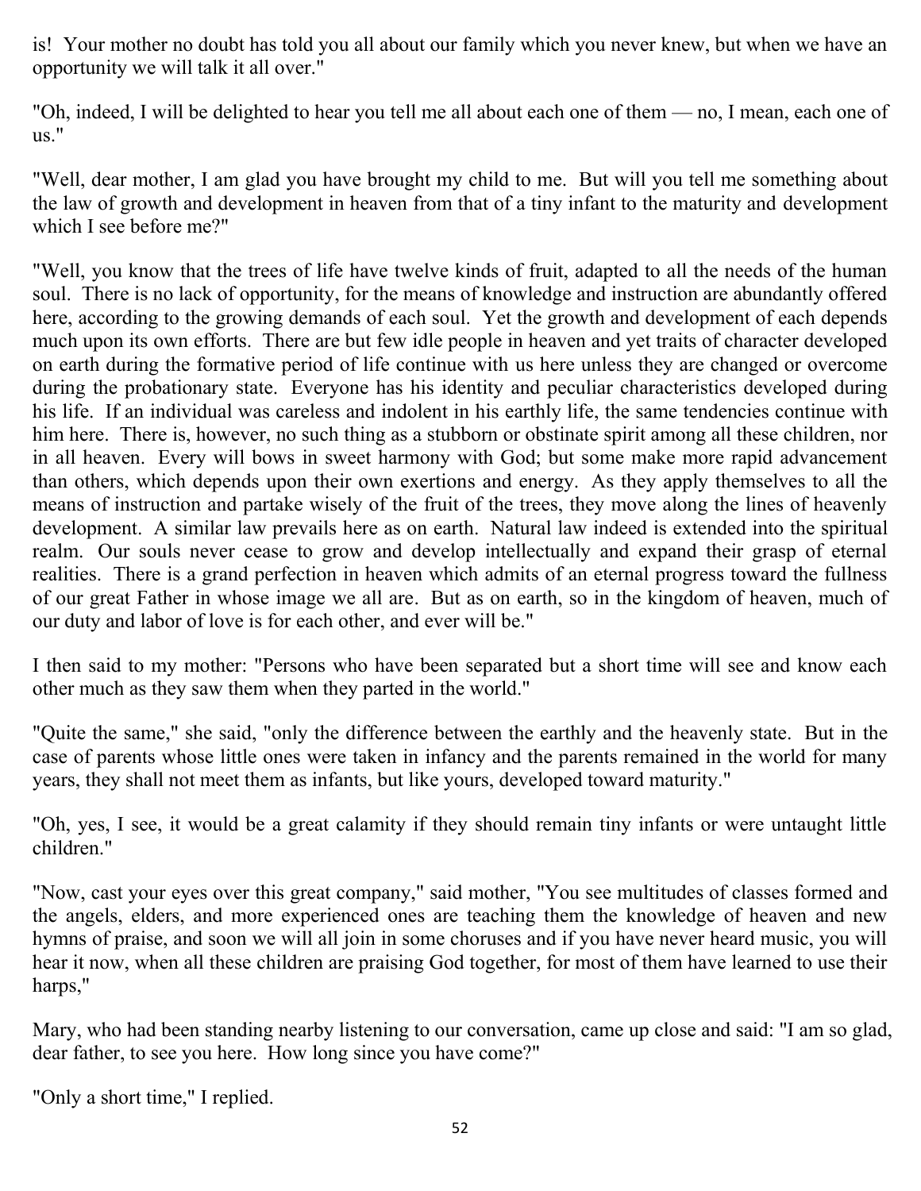is! Your mother no doubt has told you all about our family which you never knew, but when we have an opportunity we will talk it all over."

"Oh, indeed, I will be delighted to hear you tell me all about each one of them — no, I mean, each one of us."

"Well, dear mother, I am glad you have brought my child to me. But will you tell me something about the law of growth and development in heaven from that of a tiny infant to the maturity and development which I see before me?"

"Well, you know that the trees of life have twelve kinds of fruit, adapted to all the needs of the human soul. There is no lack of opportunity, for the means of knowledge and instruction are abundantly offered here, according to the growing demands of each soul. Yet the growth and development of each depends much upon its own efforts. There are but few idle people in heaven and yet traits of character developed on earth during the formative period of life continue with us here unless they are changed or overcome during the probationary state. Everyone has his identity and peculiar characteristics developed during his life. If an individual was careless and indolent in his earthly life, the same tendencies continue with him here. There is, however, no such thing as a stubborn or obstinate spirit among all these children, nor in all heaven. Every will bows in sweet harmony with God; but some make more rapid advancement than others, which depends upon their own exertions and energy. As they apply themselves to all the means of instruction and partake wisely of the fruit of the trees, they move along the lines of heavenly development. A similar law prevails here as on earth. Natural law indeed is extended into the spiritual realm. Our souls never cease to grow and develop intellectually and expand their grasp of eternal realities. There is a grand perfection in heaven which admits of an eternal progress toward the fullness of our great Father in whose image we all are. But as on earth, so in the kingdom of heaven, much of our duty and labor of love is for each other, and ever will be."

I then said to my mother: "Persons who have been separated but a short time will see and know each other much as they saw them when they parted in the world."

"Quite the same," she said, "only the difference between the earthly and the heavenly state. But in the case of parents whose little ones were taken in infancy and the parents remained in the world for many years, they shall not meet them as infants, but like yours, developed toward maturity."

"Oh, yes, I see, it would be a great calamity if they should remain tiny infants or were untaught little children."

"Now, cast your eyes over this great company," said mother, "You see multitudes of classes formed and the angels, elders, and more experienced ones are teaching them the knowledge of heaven and new hymns of praise, and soon we will all join in some choruses and if you have never heard music, you will hear it now, when all these children are praising God together, for most of them have learned to use their harps,"

Mary, who had been standing nearby listening to our conversation, came up close and said: "I am so glad, dear father, to see you here. How long since you have come?"

"Only a short time," I replied.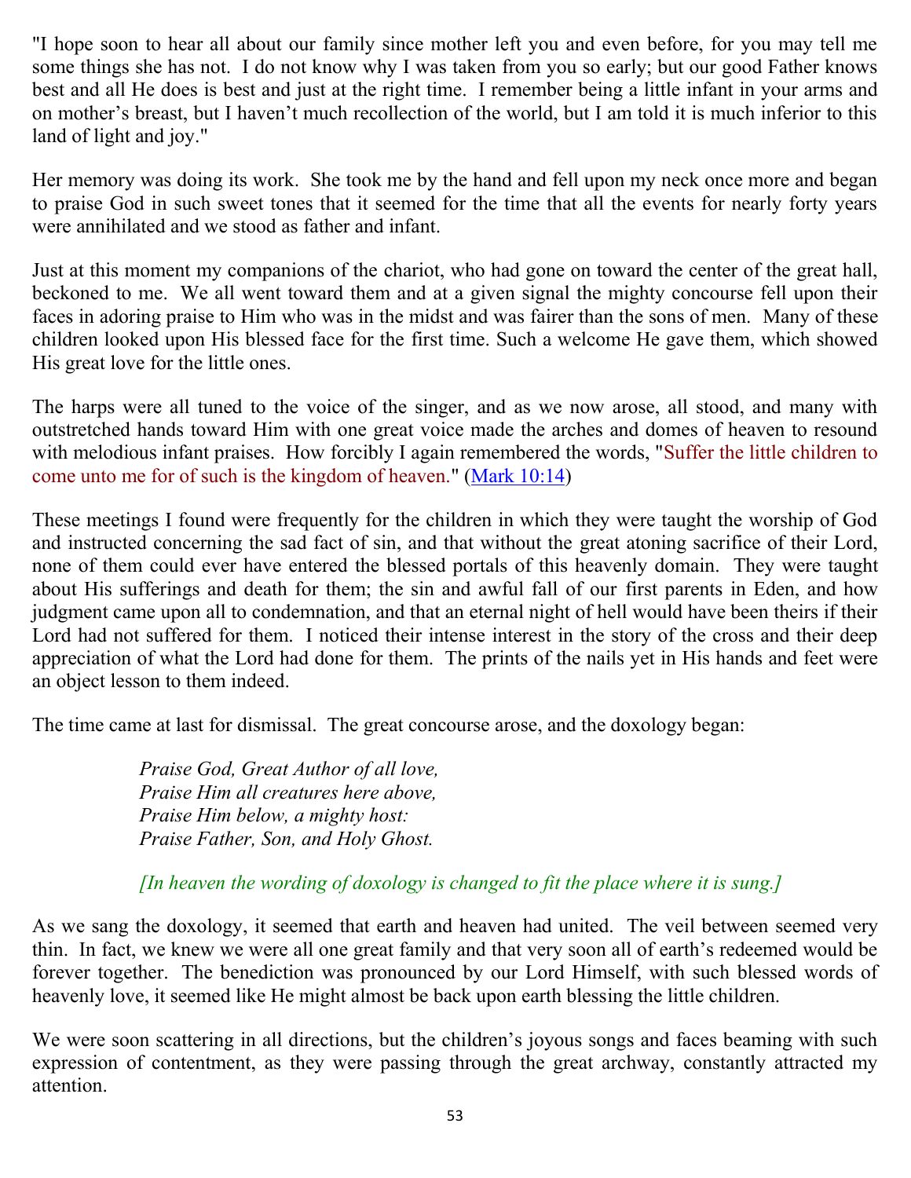"I hope soon to hear all about our family since mother left you and even before, for you may tell me some things she has not. I do not know why I was taken from you so early; but our good Father knows best and all He does is best and just at the right time. I remember being a little infant in your arms and on mother's breast, but I haven't much recollection of the world, but I am told it is much inferior to this land of light and joy."

Her memory was doing its work. She took me by the hand and fell upon my neck once more and began to praise God in such sweet tones that it seemed for the time that all the events for nearly forty years were annihilated and we stood as father and infant.

Just at this moment my companions of the chariot, who had gone on toward the center of the great hall, beckoned to me. We all went toward them and at a given signal the mighty concourse fell upon their faces in adoring praise to Him who was in the midst and was fairer than the sons of men. Many of these children looked upon His blessed face for the first time. Such a welcome He gave them, which showed His great love for the little ones.

The harps were all tuned to the voice of the singer, and as we now arose, all stood, and many with outstretched hands toward Him with one great voice made the arches and domes of heaven to resound with melodious infant praises. How forcibly I again remembered the words, "Suffer the little children to come unto me for of such is the kingdom of heaven." (Mark 10:14)

These meetings I found were frequently for the children in which they were taught the worship of God and instructed concerning the sad fact of sin, and that without the great atoning sacrifice of their Lord, none of them could ever have entered the blessed portals of this heavenly domain. They were taught about His sufferings and death for them; the sin and awful fall of our first parents in Eden, and how judgment came upon all to condemnation, and that an eternal night of hell would have been theirs if their Lord had not suffered for them. I noticed their intense interest in the story of the cross and their deep appreciation of what the Lord had done for them. The prints of the nails yet in His hands and feet were an object lesson to them indeed.

The time came at last for dismissal. The great concourse arose, and the doxology began:

> *Praise God, Great Author of all love,*
> *Praise Him all creatures here above,*
> *Praise Him below, a mighty host:*
> *Praise Father, Son, and Holy Ghost.*
>
> *[In heaven the wording of doxology is changed to fit the place where it is sung.]*

As we sang the doxology, it seemed that earth and heaven had united. The veil between seemed very thin. In fact, we knew we were all one great family and that very soon all of earth's redeemed would be forever together. The benediction was pronounced by our Lord Himself, with such blessed words of heavenly love, it seemed like He might almost be back upon earth blessing the little children.

We were soon scattering in all directions, but the children's joyous songs and faces beaming with such expression of contentment, as they were passing through the great archway, constantly attracted my attention.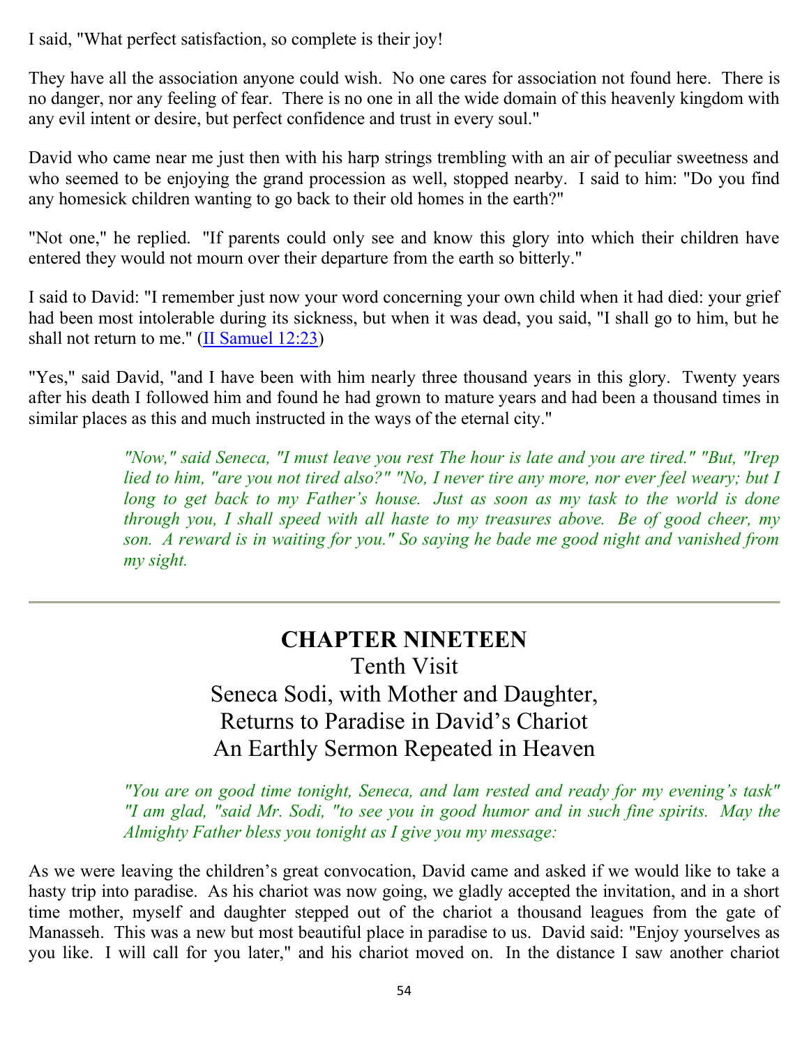I said, "What perfect satisfaction, so complete is their joy!

They have all the association anyone could wish. No one cares for association not found here. There is no danger, nor any feeling of fear. There is no one in all the wide domain of this heavenly kingdom with any evil intent or desire, but perfect confidence and trust in every soul."

David who came near me just then with his harp strings trembling with an air of peculiar sweetness and who seemed to be enjoying the grand procession as well, stopped nearby. I said to him: "Do you find any homesick children wanting to go back to their old homes in the earth?"

"Not one," he replied. "If parents could only see and know this glory into which their children have entered they would not mourn over their departure from the earth so bitterly."

I said to David: "I remember just now your word concerning your own child when it had died: your grief had been most intolerable during its sickness, but when it was dead, you said, "I shall go to him, but he shall not return to me." (II Samuel 12:23)

"Yes," said David, "and I have been with him nearly three thousand years in this glory. Twenty years after his death I followed him and found he had grown to mature years and had been a thousand times in similar places as this and much instructed in the ways of the eternal city."

> *"Now," said Seneca, "I must leave you rest The hour is late and you are tired." "But, "Irep lied to him, "are you not tired also?" "No, I never tire any more, nor ever feel weary; but I long to get back to my Father's house. Just as soon as my task to the world is done through you, I shall speed with all haste to my treasures above. Be of good cheer, my son. A reward is in waiting for you." So saying he bade me good night and vanished from my sight.*

---

# CHAPTER NINETEEN

## Tenth Visit
## Seneca Sodi, with Mother and Daughter, Returns to Paradise in David's Chariot
## An Earthly Sermon Repeated in Heaven

> *"You are on good time tonight, Seneca, and lam rested and ready for my evening's task" "I am glad, "said Mr. Sodi, "to see you in good humor and in such fine spirits. May the Almighty Father bless you tonight as I give you my message:*

As we were leaving the children's great convocation, David came and asked if we would like to take a hasty trip into paradise. As his chariot was now going, we gladly accepted the invitation, and in a short time mother, myself and daughter stepped out of the chariot a thousand leagues from the gate of Manasseh. This was a new but most beautiful place in paradise to us. David said: "Enjoy yourselves as you like. I will call for you later," and his chariot moved on. In the distance I saw another chariot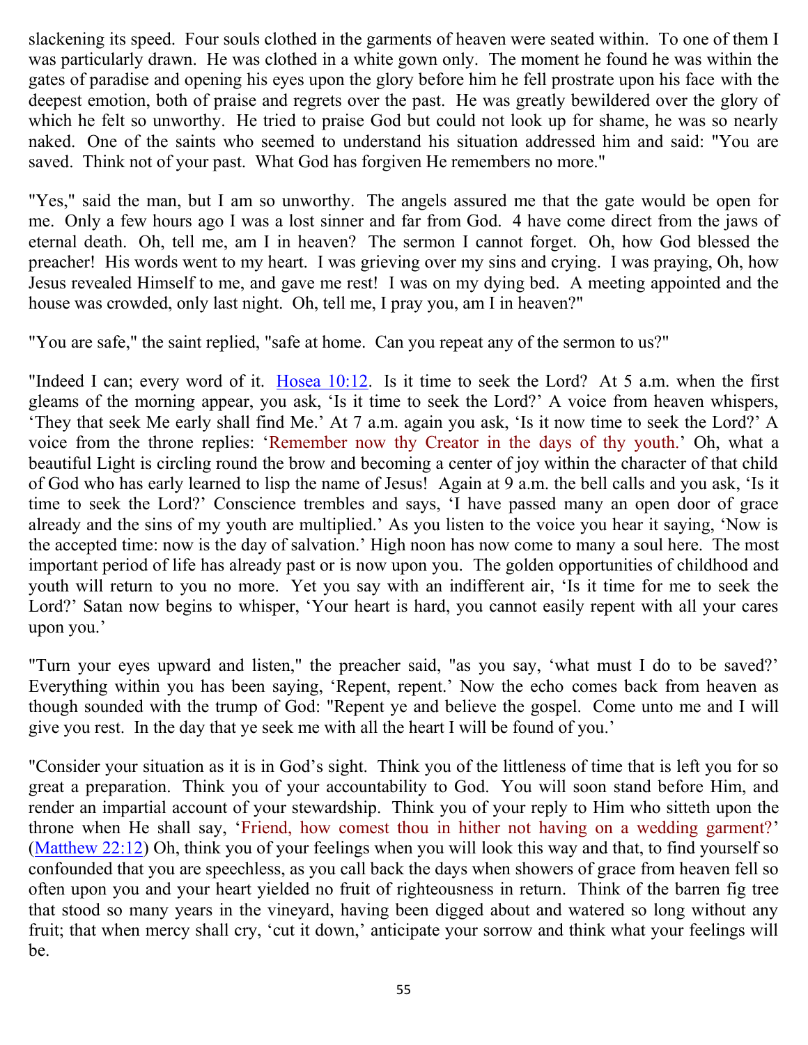slackening its speed. Four souls clothed in the garments of heaven were seated within. To one of them I was particularly drawn. He was clothed in a white gown only. The moment he found he was within the gates of paradise and opening his eyes upon the glory before him he fell prostrate upon his face with the deepest emotion, both of praise and regrets over the past. He was greatly bewildered over the glory of which he felt so unworthy. He tried to praise God but could not look up for shame, he was so nearly naked. One of the saints who seemed to understand his situation addressed him and said: "You are saved. Think not of your past. What God has forgiven He remembers no more."

"Yes," said the man, but I am so unworthy. The angels assured me that the gate would be open for me. Only a few hours ago I was a lost sinner and far from God. 4 have come direct from the jaws of eternal death. Oh, tell me, am I in heaven? The sermon I cannot forget. Oh, how God blessed the preacher! His words went to my heart. I was grieving over my sins and crying. I was praying, Oh, how Jesus revealed Himself to me, and gave me rest! I was on my dying bed. A meeting appointed and the house was crowded, only last night. Oh, tell me, I pray you, am I in heaven?"

"You are safe," the saint replied, "safe at home. Can you repeat any of the sermon to us?"

"Indeed I can; every word of it. Hosea 10:12. Is it time to seek the Lord? At 5 a.m. when the first gleams of the morning appear, you ask, 'Is it time to seek the Lord?' A voice from heaven whispers, 'They that seek Me early shall find Me.' At 7 a.m. again you ask, 'Is it now time to seek the Lord?' A voice from the throne replies: 'Remember now thy Creator in the days of thy youth.' Oh, what a beautiful Light is circling round the brow and becoming a center of joy within the character of that child of God who has early learned to lisp the name of Jesus! Again at 9 a.m. the bell calls and you ask, 'Is it time to seek the Lord?' Conscience trembles and says, 'I have passed many an open door of grace already and the sins of my youth are multiplied.' As you listen to the voice you hear it saying, 'Now is the accepted time: now is the day of salvation.' High noon has now come to many a soul here. The most important period of life has already past or is now upon you. The golden opportunities of childhood and youth will return to you no more. Yet you say with an indifferent air, 'Is it time for me to seek the Lord?' Satan now begins to whisper, 'Your heart is hard, you cannot easily repent with all your cares upon you.'

"Turn your eyes upward and listen," the preacher said, "as you say, 'what must I do to be saved?' Everything within you has been saying, 'Repent, repent.' Now the echo comes back from heaven as though sounded with the trump of God: "Repent ye and believe the gospel. Come unto me and I will give you rest. In the day that ye seek me with all the heart I will be found of you.'

"Consider your situation as it is in God's sight. Think you of the littleness of time that is left you for so great a preparation. Think you of your accountability to God. You will soon stand before Him, and render an impartial account of your stewardship. Think you of your reply to Him who sitteth upon the throne when He shall say, 'Friend, how comest thou in hither not having on a wedding garment?' (Matthew 22:12) Oh, think you of your feelings when you will look this way and that, to find yourself so confounded that you are speechless, as you call back the days when showers of grace from heaven fell so often upon you and your heart yielded no fruit of righteousness in return. Think of the barren fig tree that stood so many years in the vineyard, having been digged about and watered so long without any fruit; that when mercy shall cry, 'cut it down,' anticipate your sorrow and think what your feelings will be.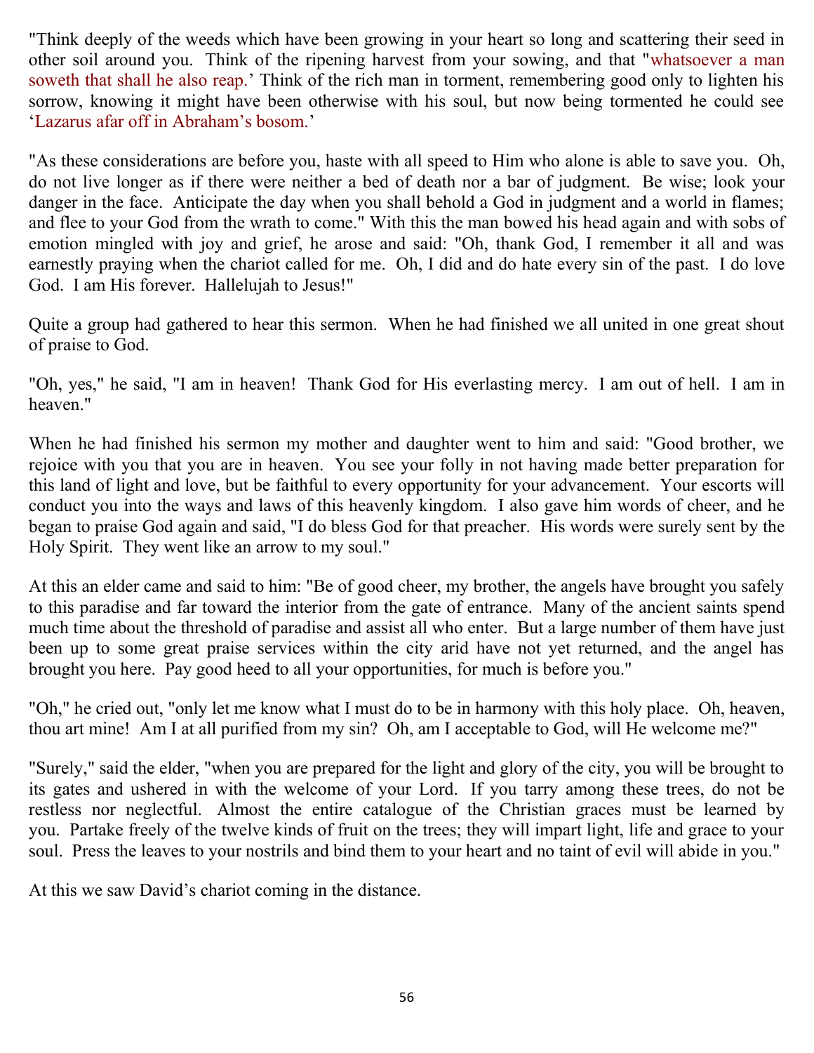"Think deeply of the weeds which have been growing in your heart so long and scattering their seed in other soil around you. Think of the ripening harvest from your sowing, and that "whatsoever a man soweth that shall he also reap.' Think of the rich man in torment, remembering good only to lighten his sorrow, knowing it might have been otherwise with his soul, but now being tormented he could see 'Lazarus afar off in Abraham's bosom.'

"As these considerations are before you, haste with all speed to Him who alone is able to save you. Oh, do not live longer as if there were neither a bed of death nor a bar of judgment. Be wise; look your danger in the face. Anticipate the day when you shall behold a God in judgment and a world in flames; and flee to your God from the wrath to come." With this the man bowed his head again and with sobs of emotion mingled with joy and grief, he arose and said: "Oh, thank God, I remember it all and was earnestly praying when the chariot called for me. Oh, I did and do hate every sin of the past. I do love God. I am His forever. Hallelujah to Jesus!"

Quite a group had gathered to hear this sermon. When he had finished we all united in one great shout of praise to God.

"Oh, yes," he said, "I am in heaven! Thank God for His everlasting mercy. I am out of hell. I am in heaven."

When he had finished his sermon my mother and daughter went to him and said: "Good brother, we rejoice with you that you are in heaven. You see your folly in not having made better preparation for this land of light and love, but be faithful to every opportunity for your advancement. Your escorts will conduct you into the ways and laws of this heavenly kingdom. I also gave him words of cheer, and he began to praise God again and said, "I do bless God for that preacher. His words were surely sent by the Holy Spirit. They went like an arrow to my soul."

At this an elder came and said to him: "Be of good cheer, my brother, the angels have brought you safely to this paradise and far toward the interior from the gate of entrance. Many of the ancient saints spend much time about the threshold of paradise and assist all who enter. But a large number of them have just been up to some great praise services within the city arid have not yet returned, and the angel has brought you here. Pay good heed to all your opportunities, for much is before you."

"Oh," he cried out, "only let me know what I must do to be in harmony with this holy place. Oh, heaven, thou art mine! Am I at all purified from my sin? Oh, am I acceptable to God, will He welcome me?"

"Surely," said the elder, "when you are prepared for the light and glory of the city, you will be brought to its gates and ushered in with the welcome of your Lord. If you tarry among these trees, do not be restless nor neglectful. Almost the entire catalogue of the Christian graces must be learned by you. Partake freely of the twelve kinds of fruit on the trees; they will impart light, life and grace to your soul. Press the leaves to your nostrils and bind them to your heart and no taint of evil will abide in you."

At this we saw David's chariot coming in the distance.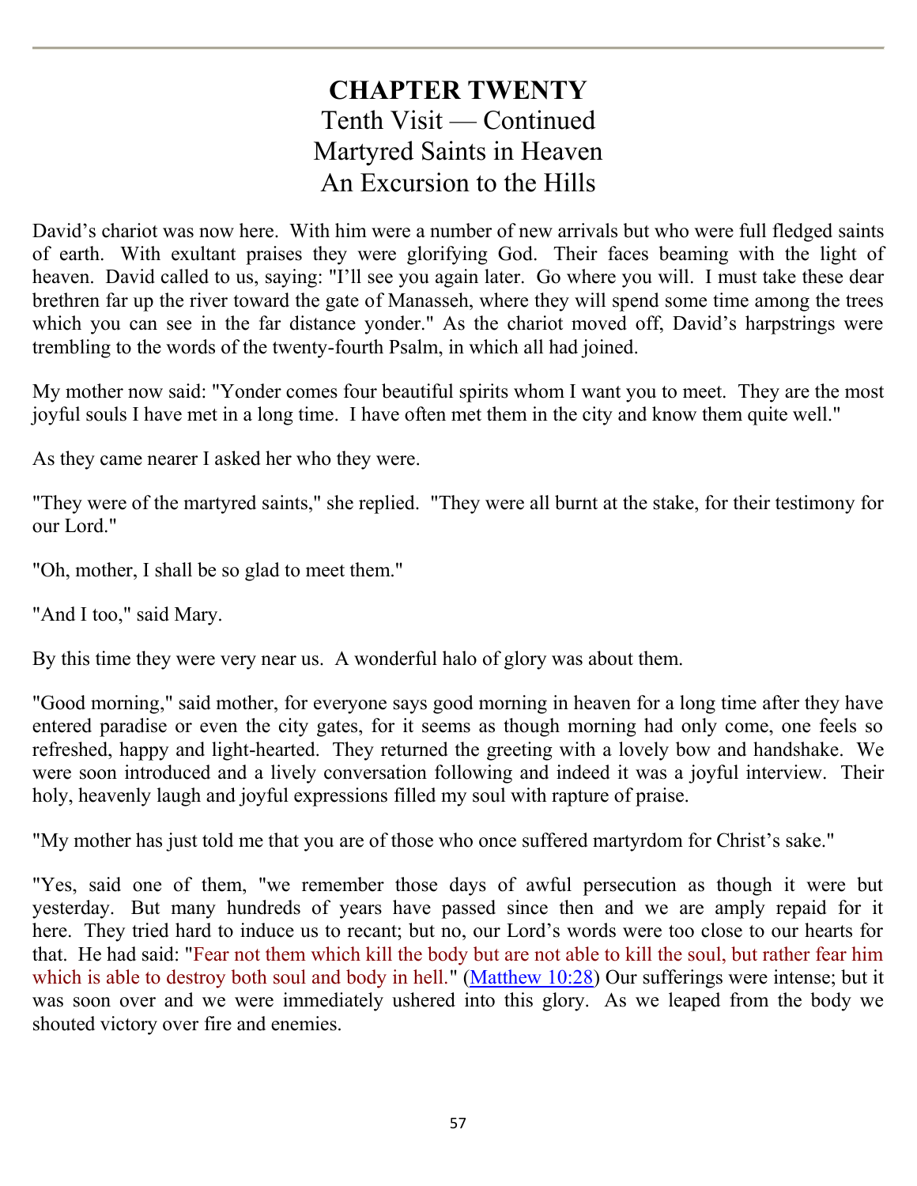# CHAPTER TWENTY

## Tenth Visit — Continued
## Martyred Saints in Heaven
## An Excursion to the Hills

David's chariot was now here. With him were a number of new arrivals but who were full fledged saints of earth. With exultant praises they were glorifying God. Their faces beaming with the light of heaven. David called to us, saying: "I'll see you again later. Go where you will. I must take these dear brethren far up the river toward the gate of Manasseh, where they will spend some time among the trees which you can see in the far distance yonder." As the chariot moved off, David's harpstrings were trembling to the words of the twenty-fourth Psalm, in which all had joined.

My mother now said: "Yonder comes four beautiful spirits whom I want you to meet. They are the most joyful souls I have met in a long time. I have often met them in the city and know them quite well."

As they came nearer I asked her who they were.

"They were of the martyred saints," she replied. "They were all burnt at the stake, for their testimony for our Lord."

"Oh, mother, I shall be so glad to meet them."

"And I too," said Mary.

By this time they were very near us. A wonderful halo of glory was about them.

"Good morning," said mother, for everyone says good morning in heaven for a long time after they have entered paradise or even the city gates, for it seems as though morning had only come, one feels so refreshed, happy and light-hearted. They returned the greeting with a lovely bow and handshake. We were soon introduced and a lively conversation following and indeed it was a joyful interview. Their holy, heavenly laugh and joyful expressions filled my soul with rapture of praise.

"My mother has just told me that you are of those who once suffered martyrdom for Christ's sake."

"Yes, said one of them, "we remember those days of awful persecution as though it were but yesterday. But many hundreds of years have passed since then and we are amply repaid for it here. They tried hard to induce us to recant; but no, our Lord's words were too close to our hearts for that. He had said: "Fear not them which kill the body but are not able to kill the soul, but rather fear him which is able to destroy both soul and body in hell." (Matthew 10:28) Our sufferings were intense; but it was soon over and we were immediately ushered into this glory. As we leaped from the body we shouted victory over fire and enemies.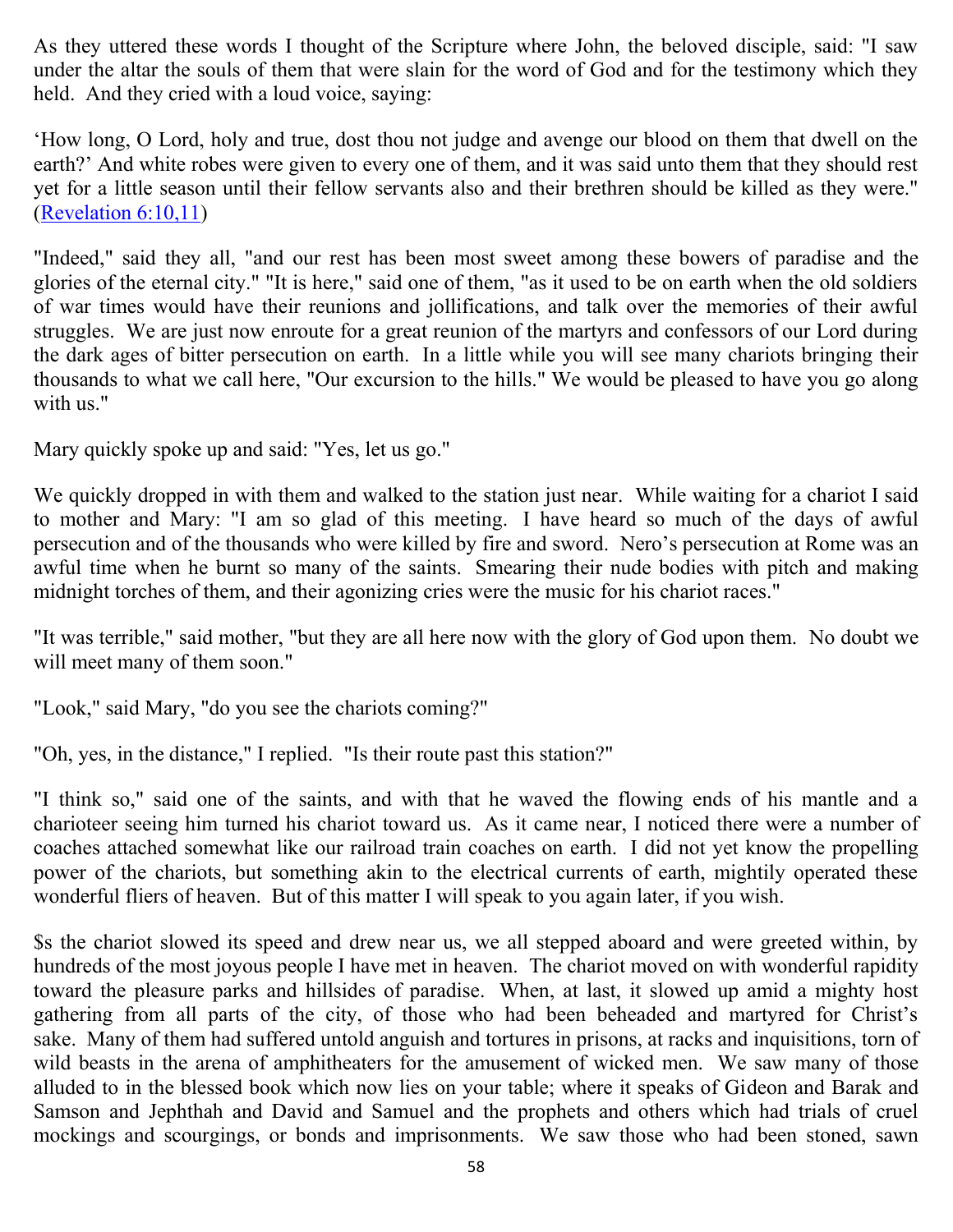As they uttered these words I thought of the Scripture where John, the beloved disciple, said: "I saw under the altar the souls of them that were slain for the word of God and for the testimony which they held. And they cried with a loud voice, saying:

'How long, O Lord, holy and true, dost thou not judge and avenge our blood on them that dwell on the earth?' And white robes were given to every one of them, and it was said unto them that they should rest yet for a little season until their fellow servants also and their brethren should be killed as they were." (Revelation 6:10,11)

"Indeed," said they all, "and our rest has been most sweet among these bowers of paradise and the glories of the eternal city." "It is here," said one of them, "as it used to be on earth when the old soldiers of war times would have their reunions and jollifications, and talk over the memories of their awful struggles. We are just now enroute for a great reunion of the martyrs and confessors of our Lord during the dark ages of bitter persecution on earth. In a little while you will see many chariots bringing their thousands to what we call here, "Our excursion to the hills." We would be pleased to have you go along with us."

Mary quickly spoke up and said: "Yes, let us go."

We quickly dropped in with them and walked to the station just near. While waiting for a chariot I said to mother and Mary: "I am so glad of this meeting. I have heard so much of the days of awful persecution and of the thousands who were killed by fire and sword. Nero's persecution at Rome was an awful time when he burnt so many of the saints. Smearing their nude bodies with pitch and making midnight torches of them, and their agonizing cries were the music for his chariot races."

"It was terrible," said mother, "but they are all here now with the glory of God upon them. No doubt we will meet many of them soon."

"Look," said Mary, "do you see the chariots coming?"

"Oh, yes, in the distance," I replied. "Is their route past this station?"

"I think so," said one of the saints, and with that he waved the flowing ends of his mantle and a charioteer seeing him turned his chariot toward us. As it came near, I noticed there were a number of coaches attached somewhat like our railroad train coaches on earth. I did not yet know the propelling power of the chariots, but something akin to the electrical currents of earth, mightily operated these wonderful fliers of heaven. But of this matter I will speak to you again later, if you wish.

$s the chariot slowed its speed and drew near us, we all stepped aboard and were greeted within, by hundreds of the most joyous people I have met in heaven. The chariot moved on with wonderful rapidity toward the pleasure parks and hillsides of paradise. When, at last, it slowed up amid a mighty host gathering from all parts of the city, of those who had been beheaded and martyred for Christ's sake. Many of them had suffered untold anguish and tortures in prisons, at racks and inquisitions, torn of wild beasts in the arena of amphitheaters for the amusement of wicked men. We saw many of those alluded to in the blessed book which now lies on your table; where it speaks of Gideon and Barak and Samson and Jephthah and David and Samuel and the prophets and others which had trials of cruel mockings and scourgings, or bonds and imprisonments. We saw those who had been stoned, sawn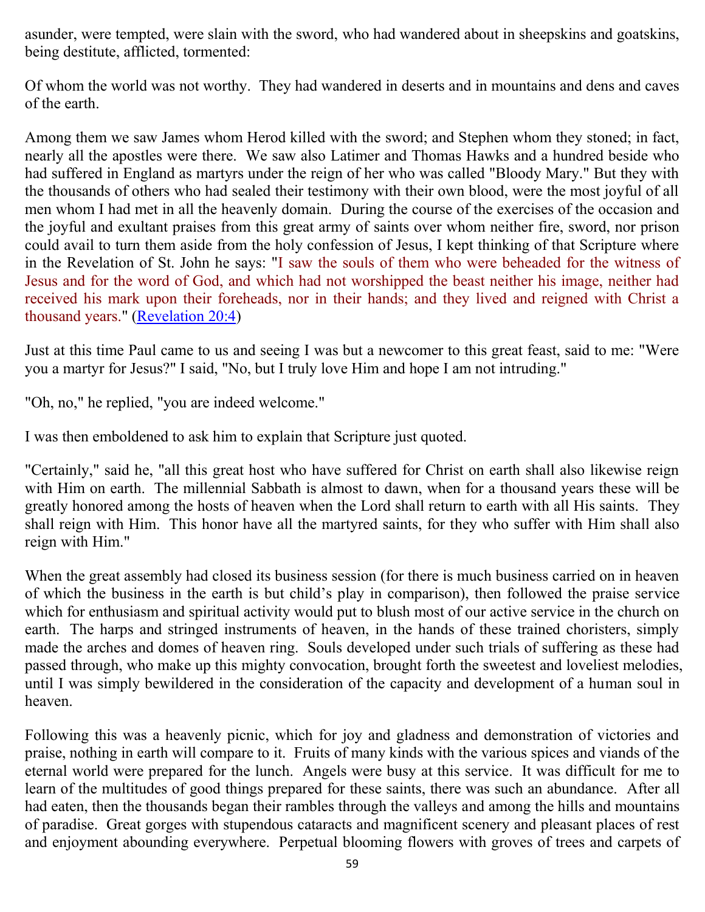asunder, were tempted, were slain with the sword, who had wandered about in sheepskins and goatskins, being destitute, afflicted, tormented:

Of whom the world was not worthy. They had wandered in deserts and in mountains and dens and caves of the earth.

Among them we saw James whom Herod killed with the sword; and Stephen whom they stoned; in fact, nearly all the apostles were there. We saw also Latimer and Thomas Hawks and a hundred beside who had suffered in England as martyrs under the reign of her who was called "Bloody Mary." But they with the thousands of others who had sealed their testimony with their own blood, were the most joyful of all men whom I had met in all the heavenly domain. During the course of the exercises of the occasion and the joyful and exultant praises from this great army of saints over whom neither fire, sword, nor prison could avail to turn them aside from the holy confession of Jesus, I kept thinking of that Scripture where in the Revelation of St. John he says: "I saw the souls of them who were beheaded for the witness of Jesus and for the word of God, and which had not worshipped the beast neither his image, neither had received his mark upon their foreheads, nor in their hands; and they lived and reigned with Christ a thousand years." (Revelation 20:4)

Just at this time Paul came to us and seeing I was but a newcomer to this great feast, said to me: "Were you a martyr for Jesus?" I said, "No, but I truly love Him and hope I am not intruding."

"Oh, no," he replied, "you are indeed welcome."

I was then emboldened to ask him to explain that Scripture just quoted.

"Certainly," said he, "all this great host who have suffered for Christ on earth shall also likewise reign with Him on earth. The millennial Sabbath is almost to dawn, when for a thousand years these will be greatly honored among the hosts of heaven when the Lord shall return to earth with all His saints. They shall reign with Him. This honor have all the martyred saints, for they who suffer with Him shall also reign with Him."

When the great assembly had closed its business session (for there is much business carried on in heaven of which the business in the earth is but child's play in comparison), then followed the praise service which for enthusiasm and spiritual activity would put to blush most of our active service in the church on earth. The harps and stringed instruments of heaven, in the hands of these trained choristers, simply made the arches and domes of heaven ring. Souls developed under such trials of suffering as these had passed through, who make up this mighty convocation, brought forth the sweetest and loveliest melodies, until I was simply bewildered in the consideration of the capacity and development of a human soul in heaven.

Following this was a heavenly picnic, which for joy and gladness and demonstration of victories and praise, nothing in earth will compare to it. Fruits of many kinds with the various spices and viands of the eternal world were prepared for the lunch. Angels were busy at this service. It was difficult for me to learn of the multitudes of good things prepared for these saints, there was such an abundance. After all had eaten, then the thousands began their rambles through the valleys and among the hills and mountains of paradise. Great gorges with stupendous cataracts and magnificent scenery and pleasant places of rest and enjoyment abounding everywhere. Perpetual blooming flowers with groves of trees and carpets of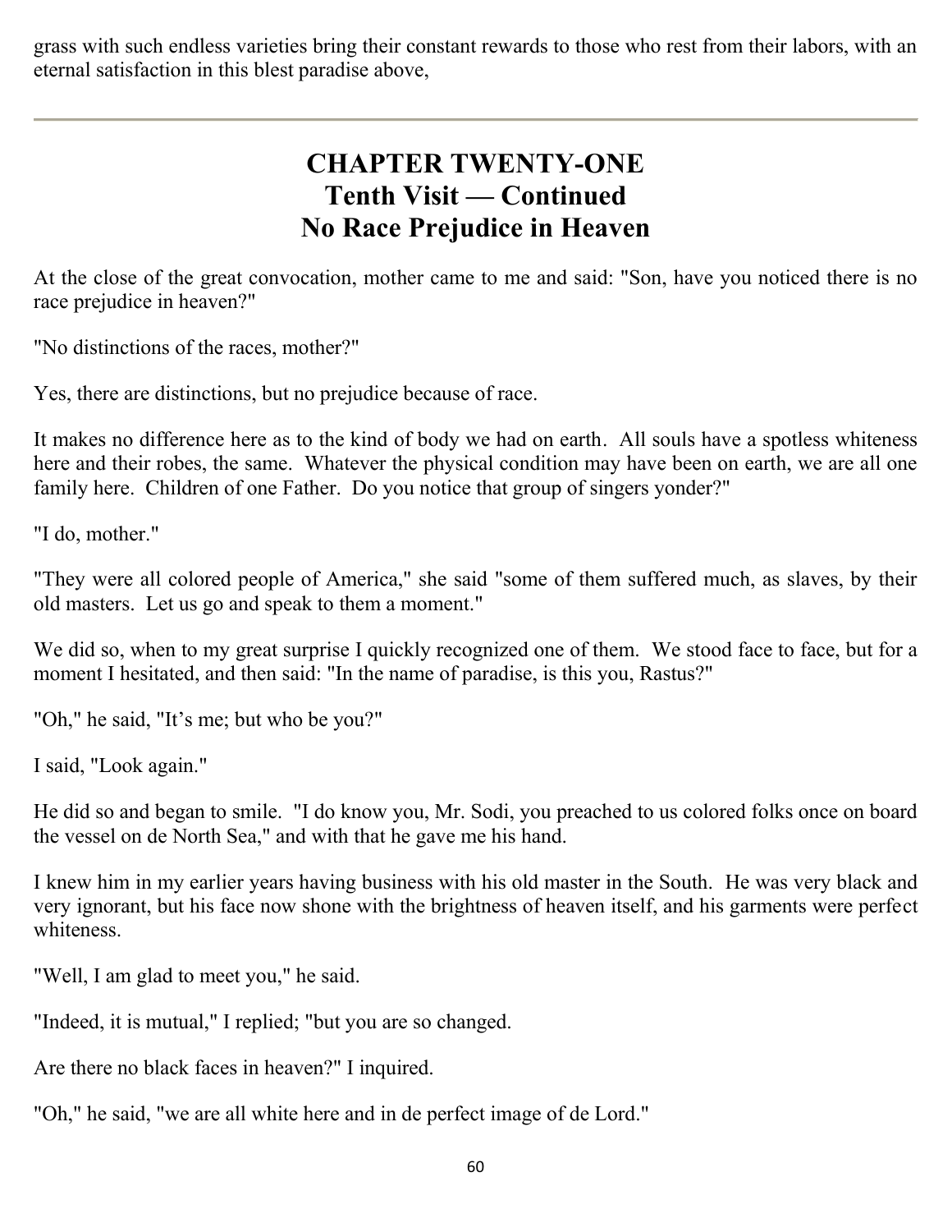grass with such endless varieties bring their constant rewards to those who rest from their labors, with an eternal satisfaction in this blest paradise above,

---

# CHAPTER TWENTY-ONE
# Tenth Visit — Continued
# No Race Prejudice in Heaven

At the close of the great convocation, mother came to me and said: "Son, have you noticed there is no race prejudice in heaven?"

"No distinctions of the races, mother?"

Yes, there are distinctions, but no prejudice because of race.

It makes no difference here as to the kind of body we had on earth. All souls have a spotless whiteness here and their robes, the same. Whatever the physical condition may have been on earth, we are all one family here. Children of one Father. Do you notice that group of singers yonder?"

"I do, mother."

"They were all colored people of America," she said "some of them suffered much, as slaves, by their old masters. Let us go and speak to them a moment."

We did so, when to my great surprise I quickly recognized one of them. We stood face to face, but for a moment I hesitated, and then said: "In the name of paradise, is this you, Rastus?"

"Oh," he said, "It's me; but who be you?"

I said, "Look again."

He did so and began to smile. "I do know you, Mr. Sodi, you preached to us colored folks once on board the vessel on de North Sea," and with that he gave me his hand.

I knew him in my earlier years having business with his old master in the South. He was very black and very ignorant, but his face now shone with the brightness of heaven itself, and his garments were perfect whiteness.

"Well, I am glad to meet you," he said.

"Indeed, it is mutual," I replied; "but you are so changed.

Are there no black faces in heaven?" I inquired.

"Oh," he said, "we are all white here and in de perfect image of de Lord."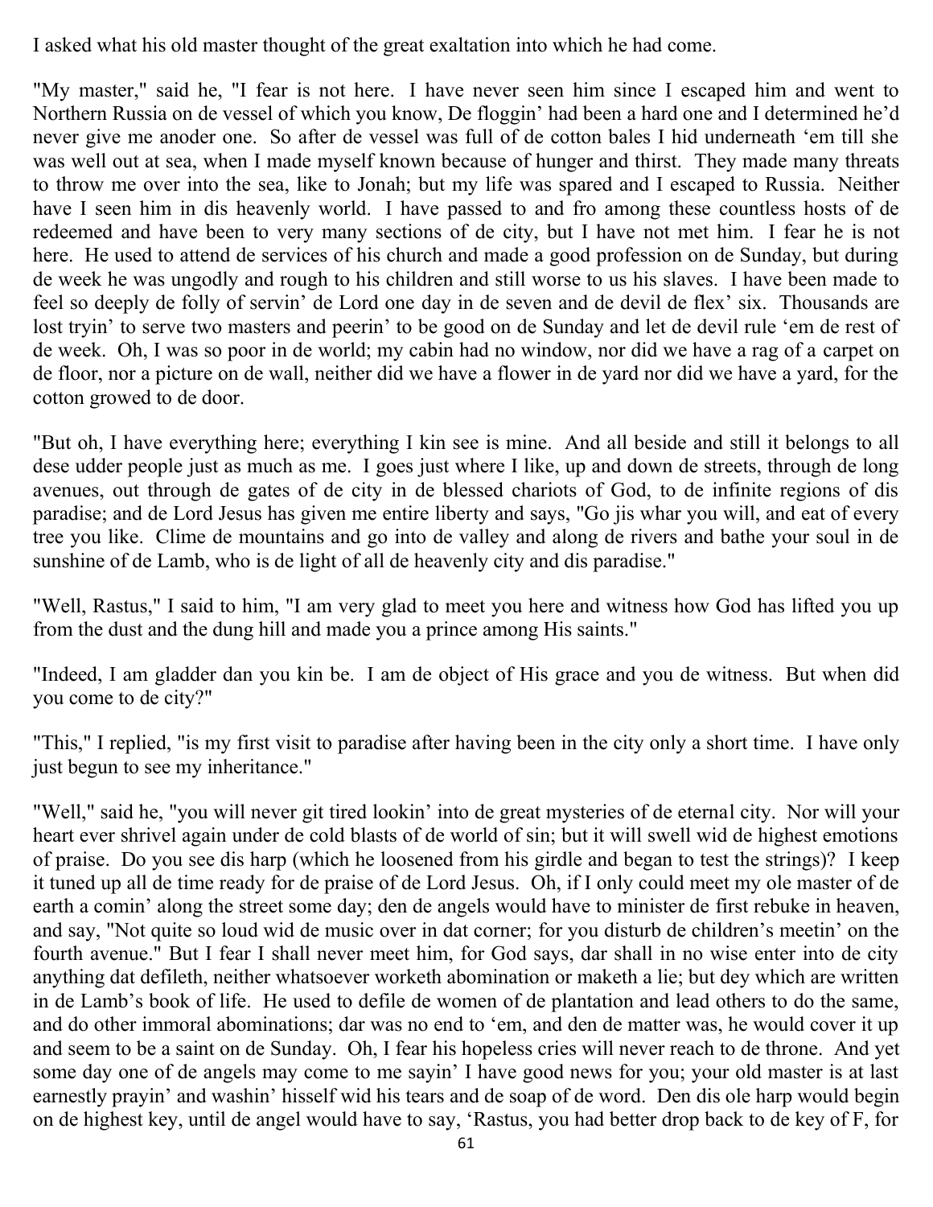I asked what his old master thought of the great exaltation into which he had come.

"My master," said he, "I fear is not here. I have never seen him since I escaped him and went to Northern Russia on de vessel of which you know, De floggin' had been a hard one and I determined he'd never give me anoder one. So after de vessel was full of de cotton bales I hid underneath 'em till she was well out at sea, when I made myself known because of hunger and thirst. They made many threats to throw me over into the sea, like to Jonah; but my life was spared and I escaped to Russia. Neither have I seen him in dis heavenly world. I have passed to and fro among these countless hosts of de redeemed and have been to very many sections of de city, but I have not met him. I fear he is not here. He used to attend de services of his church and made a good profession on de Sunday, but during de week he was ungodly and rough to his children and still worse to us his slaves. I have been made to feel so deeply de folly of servin' de Lord one day in de seven and de devil de flex' six. Thousands are lost tryin' to serve two masters and peerin' to be good on de Sunday and let de devil rule 'em de rest of de week. Oh, I was so poor in de world; my cabin had no window, nor did we have a rag of a carpet on de floor, nor a picture on de wall, neither did we have a flower in de yard nor did we have a yard, for the cotton growed to de door.

"But oh, I have everything here; everything I kin see is mine. And all beside and still it belongs to all dese udder people just as much as me. I goes just where I like, up and down de streets, through de long avenues, out through de gates of de city in de blessed chariots of God, to de infinite regions of dis paradise; and de Lord Jesus has given me entire liberty and says, "Go jis whar you will, and eat of every tree you like. Clime de mountains and go into de valley and along de rivers and bathe your soul in de sunshine of de Lamb, who is de light of all de heavenly city and dis paradise."

"Well, Rastus," I said to him, "I am very glad to meet you here and witness how God has lifted you up from the dust and the dung hill and made you a prince among His saints."

"Indeed, I am gladder dan you kin be. I am de object of His grace and you de witness. But when did you come to de city?"

"This," I replied, "is my first visit to paradise after having been in the city only a short time. I have only just begun to see my inheritance."

"Well," said he, "you will never git tired lookin' into de great mysteries of de eternal city. Nor will your heart ever shrivel again under de cold blasts of de world of sin; but it will swell wid de highest emotions of praise. Do you see dis harp (which he loosened from his girdle and began to test the strings)? I keep it tuned up all de time ready for de praise of de Lord Jesus. Oh, if I only could meet my ole master of de earth a comin' along the street some day; den de angels would have to minister de first rebuke in heaven, and say, "Not quite so loud wid de music over in dat corner; for you disturb de children's meetin' on the fourth avenue." But I fear I shall never meet him, for God says, dar shall in no wise enter into de city anything dat defileth, neither whatsoever worketh abomination or maketh a lie; but dey which are written in de Lamb's book of life. He used to defile de women of de plantation and lead others to do the same, and do other immoral abominations; dar was no end to 'em, and den de matter was, he would cover it up and seem to be a saint on de Sunday. Oh, I fear his hopeless cries will never reach to de throne. And yet some day one of de angels may come to me sayin' I have good news for you; your old master is at last earnestly prayin' and washin' hisself wid his tears and de soap of de word. Den dis ole harp would begin on de highest key, until de angel would have to say, 'Rastus, you had better drop back to de key of F, for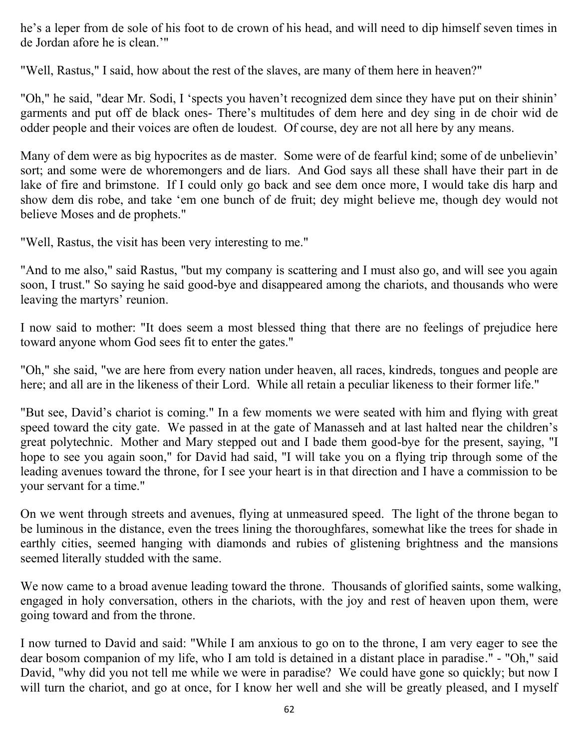he's a leper from de sole of his foot to de crown of his head, and will need to dip himself seven times in de Jordan afore he is clean.'"

"Well, Rastus," I said, how about the rest of the slaves, are many of them here in heaven?"

"Oh," he said, "dear Mr. Sodi, I 'spects you haven't recognized dem since they have put on their shinin' garments and put off de black ones- There's multitudes of dem here and dey sing in de choir wid de odder people and their voices are often de loudest. Of course, dey are not all here by any means.

Many of dem were as big hypocrites as de master. Some were of de fearful kind; some of de unbelievin' sort; and some were de whoremongers and de liars. And God says all these shall have their part in de lake of fire and brimstone. If I could only go back and see dem once more, I would take dis harp and show dem dis robe, and take 'em one bunch of de fruit; dey might believe me, though dey would not believe Moses and de prophets."

"Well, Rastus, the visit has been very interesting to me."

"And to me also," said Rastus, "but my company is scattering and I must also go, and will see you again soon, I trust." So saying he said good-bye and disappeared among the chariots, and thousands who were leaving the martyrs' reunion.

I now said to mother: "It does seem a most blessed thing that there are no feelings of prejudice here toward anyone whom God sees fit to enter the gates."

"Oh," she said, "we are here from every nation under heaven, all races, kindreds, tongues and people are here; and all are in the likeness of their Lord. While all retain a peculiar likeness to their former life."

"But see, David's chariot is coming." In a few moments we were seated with him and flying with great speed toward the city gate. We passed in at the gate of Manasseh and at last halted near the children's great polytechnic. Mother and Mary stepped out and I bade them good-bye for the present, saying, "I hope to see you again soon," for David had said, "I will take you on a flying trip through some of the leading avenues toward the throne, for I see your heart is in that direction and I have a commission to be your servant for a time."

On we went through streets and avenues, flying at unmeasured speed. The light of the throne began to be luminous in the distance, even the trees lining the thoroughfares, somewhat like the trees for shade in earthly cities, seemed hanging with diamonds and rubies of glistening brightness and the mansions seemed literally studded with the same.

We now came to a broad avenue leading toward the throne. Thousands of glorified saints, some walking, engaged in holy conversation, others in the chariots, with the joy and rest of heaven upon them, were going toward and from the throne.

I now turned to David and said: "While I am anxious to go on to the throne, I am very eager to see the dear bosom companion of my life, who I am told is detained in a distant place in paradise." - "Oh," said David, "why did you not tell me while we were in paradise? We could have gone so quickly; but now I will turn the chariot, and go at once, for I know her well and she will be greatly pleased, and I myself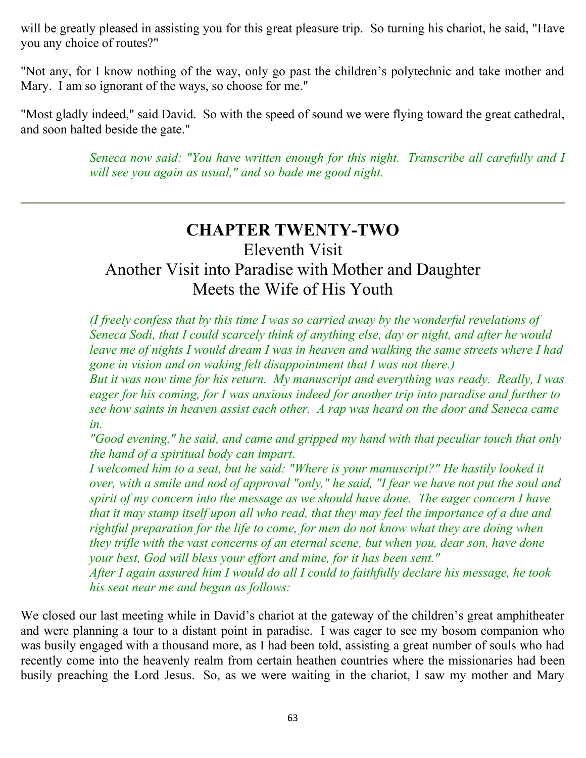will be greatly pleased in assisting you for this great pleasure trip. So turning his chariot, he said, "Have you any choice of routes?"

"Not any, for I know nothing of the way, only go past the children's polytechnic and take mother and Mary. I am so ignorant of the ways, so choose for me."

"Most gladly indeed," said David. So with the speed of sound we were flying toward the great cathedral, and soon halted beside the gate."

*Seneca now said: "You have written enough for this night. Transcribe all carefully and I will see you again as usual," and so bade me good night.*

---

## CHAPTER TWENTY-TWO

### Eleventh Visit
### Another Visit into Paradise with Mother and Daughter
### Meets the Wife of His Youth

*(I freely confess that by this time I was so carried away by the wonderful revelations of Seneca Sodi, that I could scarcely think of anything else, day or night, and after he would leave me of nights I would dream I was in heaven and walking the same streets where I had gone in vision and on waking felt disappointment that I was not there.)*

*But it was now time for his return. My manuscript and everything was ready. Really, I was eager for his coming, for I was anxious indeed for another trip into paradise and further to see how saints in heaven assist each other. A rap was heard on the door and Seneca came in.*

*"Good evening," he said, and came and gripped my hand with that peculiar touch that only the hand of a spiritual body can impart.*

*I welcomed him to a seat, but he said: "Where is your manuscript?" He hastily looked it over, with a smile and nod of approval "only," he said, "I fear we have not put the soul and spirit of my concern into the message as we should have done. The eager concern I have that it may stamp itself upon all who read, that they may feel the importance of a due and rightful preparation for the life to come, for men do not know what they are doing when they trifle with the vast concerns of an eternal scene, but when you, dear son, have done your best, God will bless your effort and mine, for it has been sent."*

*After I again assured him I would do all I could to faithfully declare his message, he took his seat near me and began as follows:*

We closed our last meeting while in David's chariot at the gateway of the children's great amphitheater and were planning a tour to a distant point in paradise. I was eager to see my bosom companion who was busily engaged with a thousand more, as I had been told, assisting a great number of souls who had recently come into the heavenly realm from certain heathen countries where the missionaries had been busily preaching the Lord Jesus. So, as we were waiting in the chariot, I saw my mother and Mary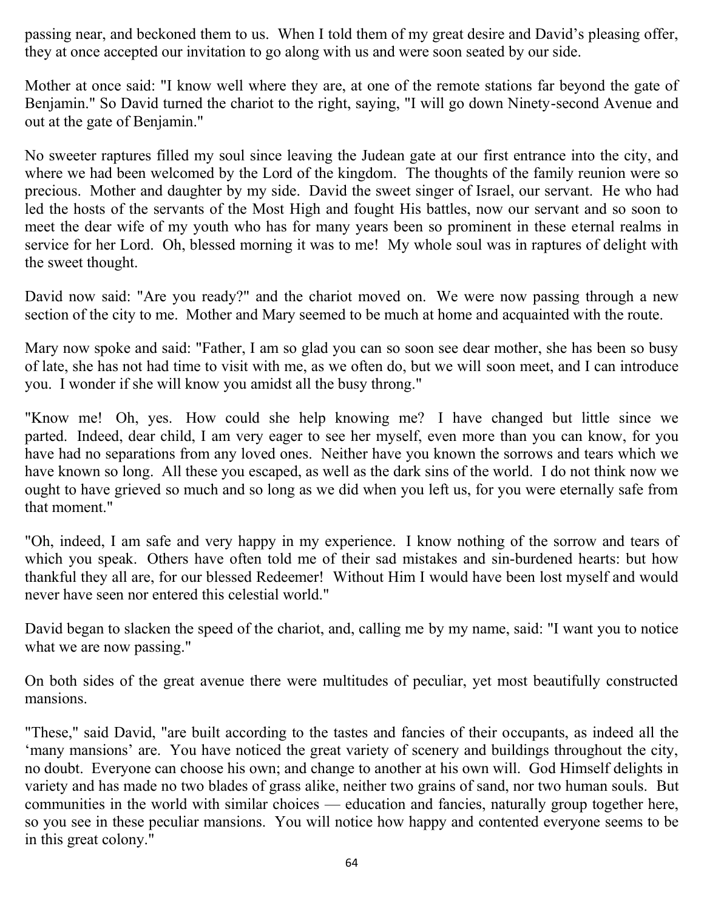passing near, and beckoned them to us. When I told them of my great desire and David's pleasing offer, they at once accepted our invitation to go along with us and were soon seated by our side.

Mother at once said: "I know well where they are, at one of the remote stations far beyond the gate of Benjamin." So David turned the chariot to the right, saying, "I will go down Ninety-second Avenue and out at the gate of Benjamin."

No sweeter raptures filled my soul since leaving the Judean gate at our first entrance into the city, and where we had been welcomed by the Lord of the kingdom. The thoughts of the family reunion were so precious. Mother and daughter by my side. David the sweet singer of Israel, our servant. He who had led the hosts of the servants of the Most High and fought His battles, now our servant and so soon to meet the dear wife of my youth who has for many years been so prominent in these eternal realms in service for her Lord. Oh, blessed morning it was to me! My whole soul was in raptures of delight with the sweet thought.

David now said: "Are you ready?" and the chariot moved on. We were now passing through a new section of the city to me. Mother and Mary seemed to be much at home and acquainted with the route.

Mary now spoke and said: "Father, I am so glad you can so soon see dear mother, she has been so busy of late, she has not had time to visit with me, as we often do, but we will soon meet, and I can introduce you. I wonder if she will know you amidst all the busy throng."

"Know me! Oh, yes. How could she help knowing me? I have changed but little since we parted. Indeed, dear child, I am very eager to see her myself, even more than you can know, for you have had no separations from any loved ones. Neither have you known the sorrows and tears which we have known so long. All these you escaped, as well as the dark sins of the world. I do not think now we ought to have grieved so much and so long as we did when you left us, for you were eternally safe from that moment."

"Oh, indeed, I am safe and very happy in my experience. I know nothing of the sorrow and tears of which you speak. Others have often told me of their sad mistakes and sin-burdened hearts: but how thankful they all are, for our blessed Redeemer! Without Him I would have been lost myself and would never have seen nor entered this celestial world."

David began to slacken the speed of the chariot, and, calling me by my name, said: "I want you to notice what we are now passing."

On both sides of the great avenue there were multitudes of peculiar, yet most beautifully constructed mansions.

"These," said David, "are built according to the tastes and fancies of their occupants, as indeed all the 'many mansions' are. You have noticed the great variety of scenery and buildings throughout the city, no doubt. Everyone can choose his own; and change to another at his own will. God Himself delights in variety and has made no two blades of grass alike, neither two grains of sand, nor two human souls. But communities in the world with similar choices — education and fancies, naturally group together here, so you see in these peculiar mansions. You will notice how happy and contented everyone seems to be in this great colony."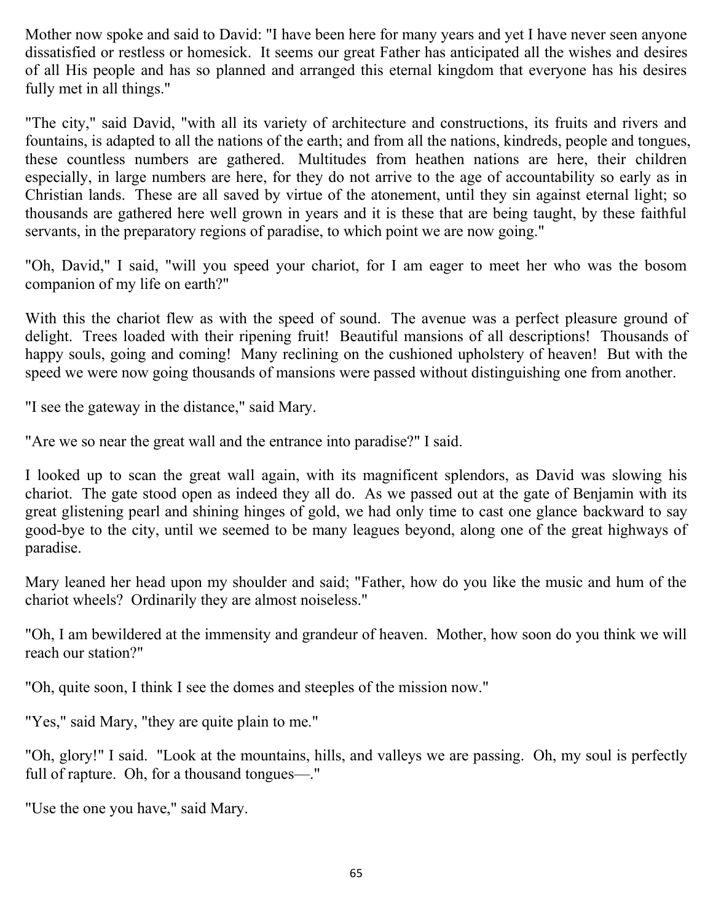Mother now spoke and said to David: "I have been here for many years and yet I have never seen anyone dissatisfied or restless or homesick. It seems our great Father has anticipated all the wishes and desires of all His people and has so planned and arranged this eternal kingdom that everyone has his desires fully met in all things."

"The city," said David, "with all its variety of architecture and constructions, its fruits and rivers and fountains, is adapted to all the nations of the earth; and from all the nations, kindreds, people and tongues, these countless numbers are gathered. Multitudes from heathen nations are here, their children especially, in large numbers are here, for they do not arrive to the age of accountability so early as in Christian lands. These are all saved by virtue of the atonement, until they sin against eternal light; so thousands are gathered here well grown in years and it is these that are being taught, by these faithful servants, in the preparatory regions of paradise, to which point we are now going."

"Oh, David," I said, "will you speed your chariot, for I am eager to meet her who was the bosom companion of my life on earth?"

With this the chariot flew as with the speed of sound. The avenue was a perfect pleasure ground of delight. Trees loaded with their ripening fruit! Beautiful mansions of all descriptions! Thousands of happy souls, going and coming! Many reclining on the cushioned upholstery of heaven! But with the speed we were now going thousands of mansions were passed without distinguishing one from another.

"I see the gateway in the distance," said Mary.

"Are we so near the great wall and the entrance into paradise?" I said.

I looked up to scan the great wall again, with its magnificent splendors, as David was slowing his chariot. The gate stood open as indeed they all do. As we passed out at the gate of Benjamin with its great glistening pearl and shining hinges of gold, we had only time to cast one glance backward to say good-bye to the city, until we seemed to be many leagues beyond, along one of the great highways of paradise.

Mary leaned her head upon my shoulder and said; "Father, how do you like the music and hum of the chariot wheels? Ordinarily they are almost noiseless."

"Oh, I am bewildered at the immensity and grandeur of heaven. Mother, how soon do you think we will reach our station?"

"Oh, quite soon, I think I see the domes and steeples of the mission now."

"Yes," said Mary, "they are quite plain to me."

"Oh, glory!" I said. "Look at the mountains, hills, and valleys we are passing. Oh, my soul is perfectly full of rapture. Oh, for a thousand tongues—."

"Use the one you have," said Mary.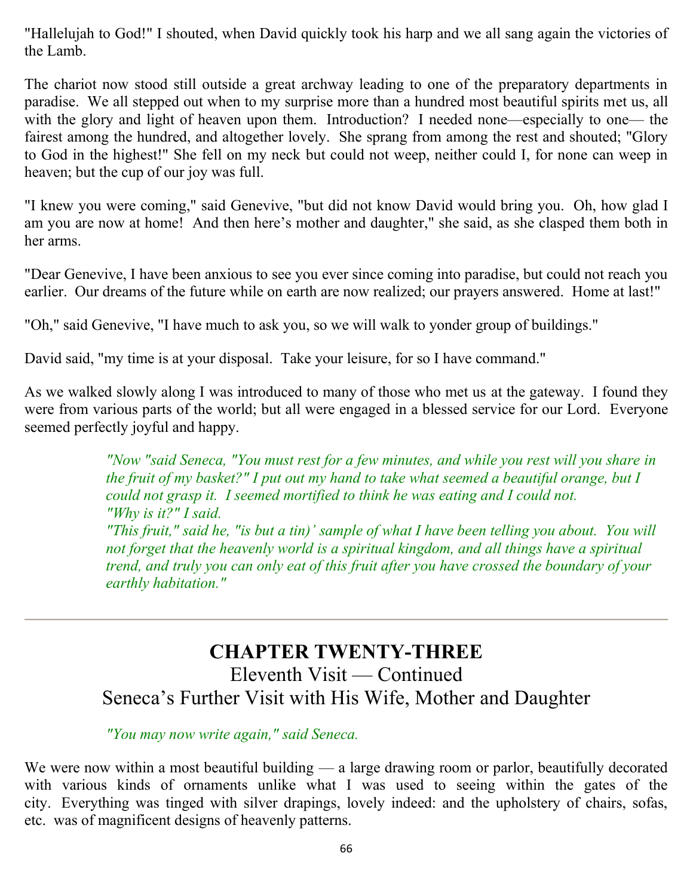"Hallelujah to God!" I shouted, when David quickly took his harp and we all sang again the victories of the Lamb.

The chariot now stood still outside a great archway leading to one of the preparatory departments in paradise. We all stepped out when to my surprise more than a hundred most beautiful spirits met us, all with the glory and light of heaven upon them. Introduction? I needed none—especially to one— the fairest among the hundred, and altogether lovely. She sprang from among the rest and shouted; "Glory to God in the highest!" She fell on my neck but could not weep, neither could I, for none can weep in heaven; but the cup of our joy was full.

"I knew you were coming," said Genevive, "but did not know David would bring you. Oh, how glad I am you are now at home! And then here's mother and daughter," she said, as she clasped them both in her arms.

"Dear Genevive, I have been anxious to see you ever since coming into paradise, but could not reach you earlier. Our dreams of the future while on earth are now realized; our prayers answered. Home at last!"

"Oh," said Genevive, "I have much to ask you, so we will walk to yonder group of buildings."

David said, "my time is at your disposal. Take your leisure, for so I have command."

As we walked slowly along I was introduced to many of those who met us at the gateway. I found they were from various parts of the world; but all were engaged in a blessed service for our Lord. Everyone seemed perfectly joyful and happy.

> *"Now "said Seneca, "You must rest for a few minutes, and while you rest will you share in the fruit of my basket?" I put out my hand to take what seemed a beautiful orange, but I could not grasp it. I seemed mortified to think he was eating and I could not.*
> *"Why is it?" I said.*
> *"This fruit," said he, "is but a tin)' sample of what I have been telling you about. You will not forget that the heavenly world is a spiritual kingdom, and all things have a spiritual trend, and truly you can only eat of this fruit after you have crossed the boundary of your earthly habitation."*

---

# CHAPTER TWENTY-THREE

## Eleventh Visit — Continued

## Seneca's Further Visit with His Wife, Mother and Daughter

> *"You may now write again," said Seneca.*

We were now within a most beautiful building — a large drawing room or parlor, beautifully decorated with various kinds of ornaments unlike what I was used to seeing within the gates of the city. Everything was tinged with silver drapings, lovely indeed: and the upholstery of chairs, sofas, etc. was of magnificent designs of heavenly patterns.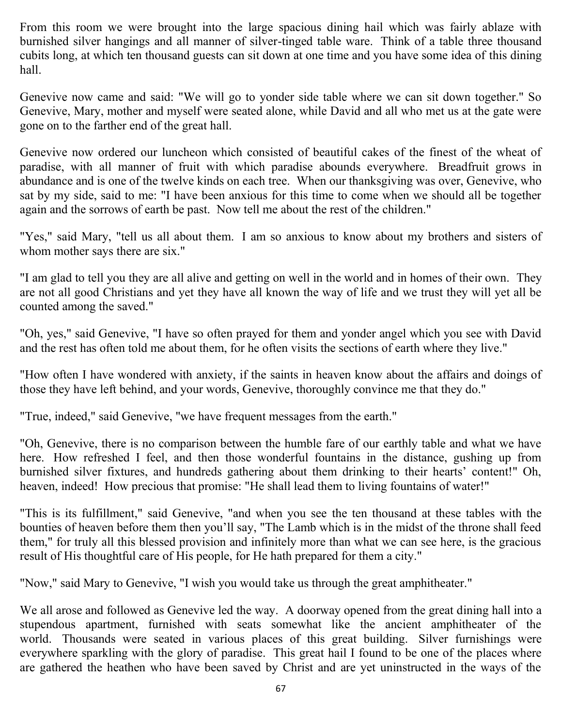From this room we were brought into the large spacious dining hail which was fairly ablaze with burnished silver hangings and all manner of silver-tinged table ware. Think of a table three thousand cubits long, at which ten thousand guests can sit down at one time and you have some idea of this dining hall.

Genevive now came and said: "We will go to yonder side table where we can sit down together." So Genevive, Mary, mother and myself were seated alone, while David and all who met us at the gate were gone on to the farther end of the great hall.

Genevive now ordered our luncheon which consisted of beautiful cakes of the finest of the wheat of paradise, with all manner of fruit with which paradise abounds everywhere. Breadfruit grows in abundance and is one of the twelve kinds on each tree. When our thanksgiving was over, Genevive, who sat by my side, said to me: "I have been anxious for this time to come when we should all be together again and the sorrows of earth be past. Now tell me about the rest of the children."

"Yes," said Mary, "tell us all about them. I am so anxious to know about my brothers and sisters of whom mother says there are six."

"I am glad to tell you they are all alive and getting on well in the world and in homes of their own. They are not all good Christians and yet they have all known the way of life and we trust they will yet all be counted among the saved."

"Oh, yes," said Genevive, "I have so often prayed for them and yonder angel which you see with David and the rest has often told me about them, for he often visits the sections of earth where they live."

"How often I have wondered with anxiety, if the saints in heaven know about the affairs and doings of those they have left behind, and your words, Genevive, thoroughly convince me that they do."

"True, indeed," said Genevive, "we have frequent messages from the earth."

"Oh, Genevive, there is no comparison between the humble fare of our earthly table and what we have here. How refreshed I feel, and then those wonderful fountains in the distance, gushing up from burnished silver fixtures, and hundreds gathering about them drinking to their hearts' content!" Oh, heaven, indeed! How precious that promise: "He shall lead them to living fountains of water!"

"This is its fulfillment," said Genevive, "and when you see the ten thousand at these tables with the bounties of heaven before them then you'll say, "The Lamb which is in the midst of the throne shall feed them," for truly all this blessed provision and infinitely more than what we can see here, is the gracious result of His thoughtful care of His people, for He hath prepared for them a city."

"Now," said Mary to Genevive, "I wish you would take us through the great amphitheater."

We all arose and followed as Genevive led the way. A doorway opened from the great dining hall into a stupendous apartment, furnished with seats somewhat like the ancient amphitheater of the world. Thousands were seated in various places of this great building. Silver furnishings were everywhere sparkling with the glory of paradise. This great hail I found to be one of the places where are gathered the heathen who have been saved by Christ and are yet uninstructed in the ways of the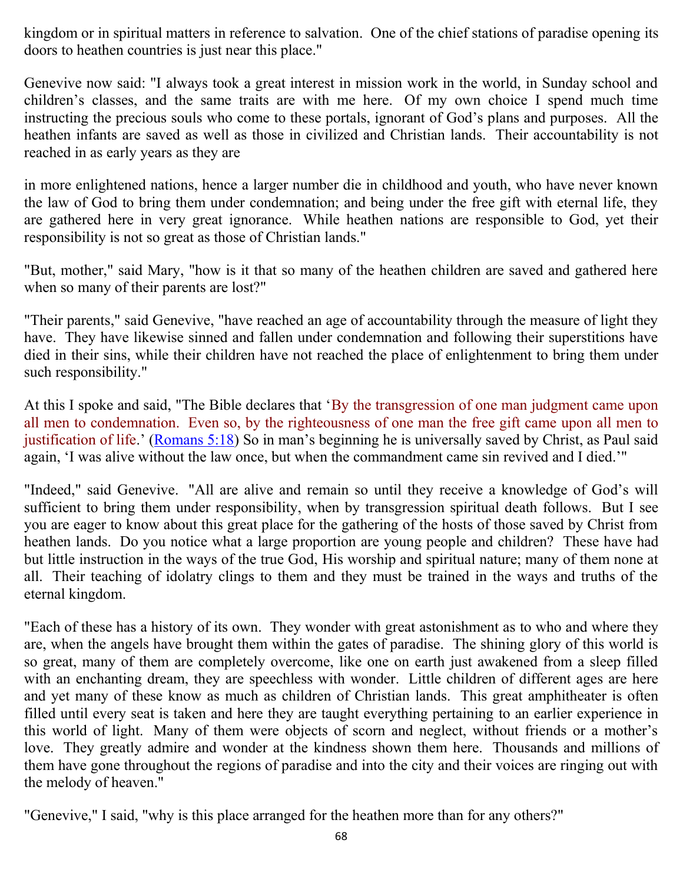kingdom or in spiritual matters in reference to salvation. One of the chief stations of paradise opening its doors to heathen countries is just near this place."

Genevive now said: "I always took a great interest in mission work in the world, in Sunday school and children's classes, and the same traits are with me here. Of my own choice I spend much time instructing the precious souls who come to these portals, ignorant of God's plans and purposes. All the heathen infants are saved as well as those in civilized and Christian lands. Their accountability is not reached in as early years as they are

in more enlightened nations, hence a larger number die in childhood and youth, who have never known the law of God to bring them under condemnation; and being under the free gift with eternal life, they are gathered here in very great ignorance. While heathen nations are responsible to God, yet their responsibility is not so great as those of Christian lands."

"But, mother," said Mary, "how is it that so many of the heathen children are saved and gathered here when so many of their parents are lost?"

"Their parents," said Genevive, "have reached an age of accountability through the measure of light they have. They have likewise sinned and fallen under condemnation and following their superstitions have died in their sins, while their children have not reached the place of enlightenment to bring them under such responsibility."

At this I spoke and said, "The Bible declares that 'By the transgression of one man judgment came upon all men to condemnation. Even so, by the righteousness of one man the free gift came upon all men to justification of life.' (Romans 5:18) So in man's beginning he is universally saved by Christ, as Paul said again, 'I was alive without the law once, but when the commandment came sin revived and I died.'"

"Indeed," said Genevive. "All are alive and remain so until they receive a knowledge of God's will sufficient to bring them under responsibility, when by transgression spiritual death follows. But I see you are eager to know about this great place for the gathering of the hosts of those saved by Christ from heathen lands. Do you notice what a large proportion are young people and children? These have had but little instruction in the ways of the true God, His worship and spiritual nature; many of them none at all. Their teaching of idolatry clings to them and they must be trained in the ways and truths of the eternal kingdom.

"Each of these has a history of its own. They wonder with great astonishment as to who and where they are, when the angels have brought them within the gates of paradise. The shining glory of this world is so great, many of them are completely overcome, like one on earth just awakened from a sleep filled with an enchanting dream, they are speechless with wonder. Little children of different ages are here and yet many of these know as much as children of Christian lands. This great amphitheater is often filled until every seat is taken and here they are taught everything pertaining to an earlier experience in this world of light. Many of them were objects of scorn and neglect, without friends or a mother's love. They greatly admire and wonder at the kindness shown them here. Thousands and millions of them have gone throughout the regions of paradise and into the city and their voices are ringing out with the melody of heaven."

"Genevive," I said, "why is this place arranged for the heathen more than for any others?"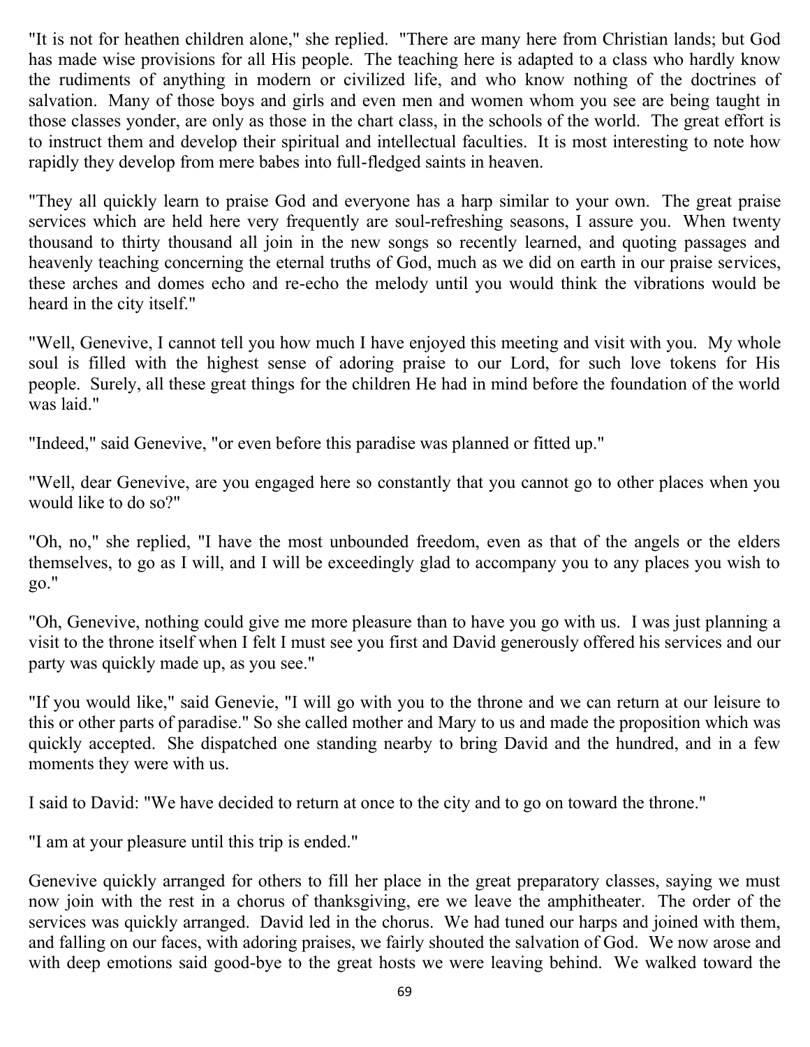"It is not for heathen children alone," she replied. "There are many here from Christian lands; but God has made wise provisions for all His people. The teaching here is adapted to a class who hardly know the rudiments of anything in modern or civilized life, and who know nothing of the doctrines of salvation. Many of those boys and girls and even men and women whom you see are being taught in those classes yonder, are only as those in the chart class, in the schools of the world. The great effort is to instruct them and develop their spiritual and intellectual faculties. It is most interesting to note how rapidly they develop from mere babes into full-fledged saints in heaven.

"They all quickly learn to praise God and everyone has a harp similar to your own. The great praise services which are held here very frequently are soul-refreshing seasons, I assure you. When twenty thousand to thirty thousand all join in the new songs so recently learned, and quoting passages and heavenly teaching concerning the eternal truths of God, much as we did on earth in our praise services, these arches and domes echo and re-echo the melody until you would think the vibrations would be heard in the city itself."

"Well, Genevive, I cannot tell you how much I have enjoyed this meeting and visit with you. My whole soul is filled with the highest sense of adoring praise to our Lord, for such love tokens for His people. Surely, all these great things for the children He had in mind before the foundation of the world was laid."

"Indeed," said Genevive, "or even before this paradise was planned or fitted up."

"Well, dear Genevive, are you engaged here so constantly that you cannot go to other places when you would like to do so?"

"Oh, no," she replied, "I have the most unbounded freedom, even as that of the angels or the elders themselves, to go as I will, and I will be exceedingly glad to accompany you to any places you wish to go."

"Oh, Genevive, nothing could give me more pleasure than to have you go with us. I was just planning a visit to the throne itself when I felt I must see you first and David generously offered his services and our party was quickly made up, as you see."

"If you would like," said Genevie, "I will go with you to the throne and we can return at our leisure to this or other parts of paradise." So she called mother and Mary to us and made the proposition which was quickly accepted. She dispatched one standing nearby to bring David and the hundred, and in a few moments they were with us.

I said to David: "We have decided to return at once to the city and to go on toward the throne."

"I am at your pleasure until this trip is ended."

Genevive quickly arranged for others to fill her place in the great preparatory classes, saying we must now join with the rest in a chorus of thanksgiving, ere we leave the amphitheater. The order of the services was quickly arranged. David led in the chorus. We had tuned our harps and joined with them, and falling on our faces, with adoring praises, we fairly shouted the salvation of God. We now arose and with deep emotions said good-bye to the great hosts we were leaving behind. We walked toward the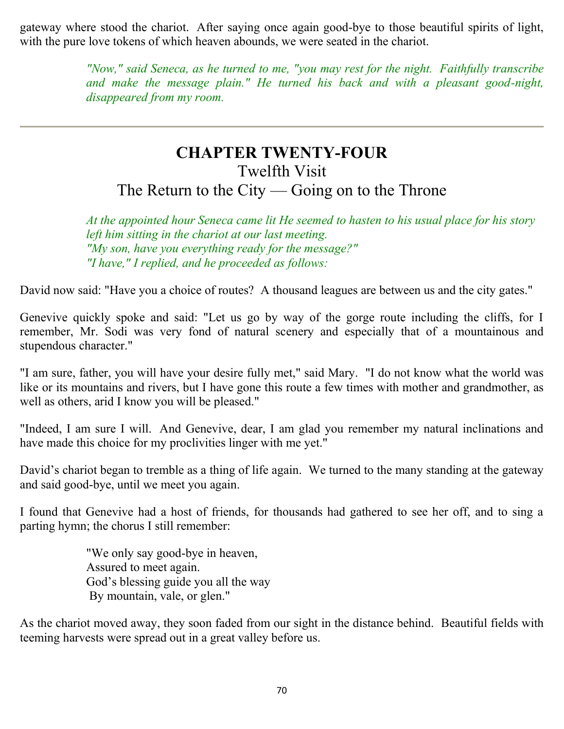gateway where stood the chariot. After saying once again good-bye to those beautiful spirits of light, with the pure love tokens of which heaven abounds, we were seated in the chariot.

> *"Now," said Seneca, as he turned to me, "you may rest for the night. Faithfully transcribe and make the message plain." He turned his back and with a pleasant good-night, disappeared from my room.*

---

# CHAPTER TWENTY-FOUR

## Twelfth Visit

## The Return to the City — Going on to the Throne

> *At the appointed hour Seneca came lit He seemed to hasten to his usual place for his story left him sitting in the chariot at our last meeting.*
> *"My son, have you everything ready for the message?"*
> *"I have," I replied, and he proceeded as follows:*

David now said: "Have you a choice of routes? A thousand leagues are between us and the city gates."

Genevive quickly spoke and said: "Let us go by way of the gorge route including the cliffs, for I remember, Mr. Sodi was very fond of natural scenery and especially that of a mountainous and stupendous character."

"I am sure, father, you will have your desire fully met," said Mary. "I do not know what the world was like or its mountains and rivers, but I have gone this route a few times with mother and grandmother, as well as others, arid I know you will be pleased."

"Indeed, I am sure I will. And Genevive, dear, I am glad you remember my natural inclinations and have made this choice for my proclivities linger with me yet."

David's chariot began to tremble as a thing of life again. We turned to the many standing at the gateway and said good-bye, until we meet you again.

I found that Genevive had a host of friends, for thousands had gathered to see her off, and to sing a parting hymn; the chorus I still remember:

> "We only say good-bye in heaven,
> Assured to meet again.
> God's blessing guide you all the way
> By mountain, vale, or glen."

As the chariot moved away, they soon faded from our sight in the distance behind. Beautiful fields with teeming harvests were spread out in a great valley before us.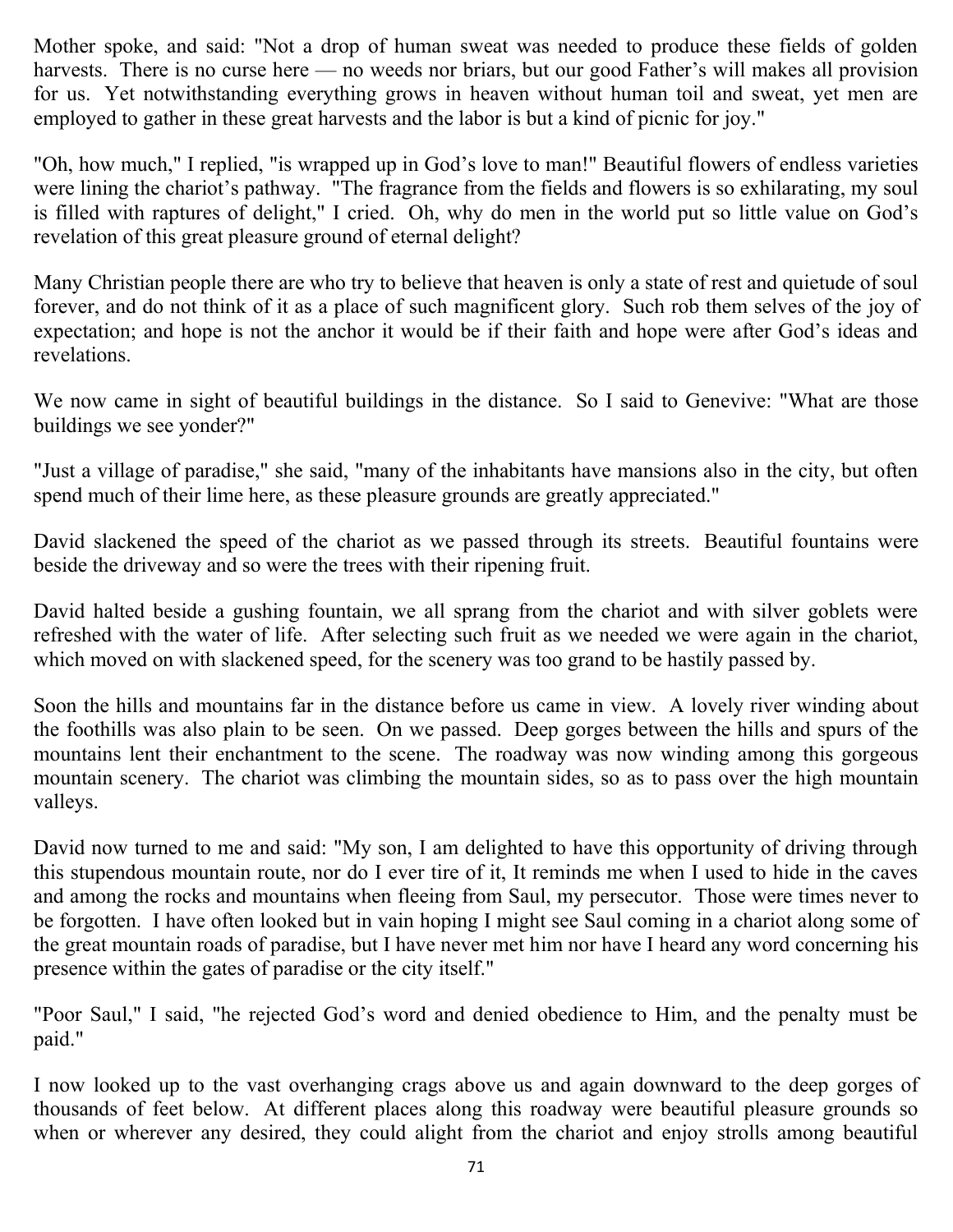Mother spoke, and said: "Not a drop of human sweat was needed to produce these fields of golden harvests. There is no curse here — no weeds nor briars, but our good Father's will makes all provision for us. Yet notwithstanding everything grows in heaven without human toil and sweat, yet men are employed to gather in these great harvests and the labor is but a kind of picnic for joy."

"Oh, how much," I replied, "is wrapped up in God's love to man!" Beautiful flowers of endless varieties were lining the chariot's pathway. "The fragrance from the fields and flowers is so exhilarating, my soul is filled with raptures of delight," I cried. Oh, why do men in the world put so little value on God's revelation of this great pleasure ground of eternal delight?

Many Christian people there are who try to believe that heaven is only a state of rest and quietude of soul forever, and do not think of it as a place of such magnificent glory. Such rob them selves of the joy of expectation; and hope is not the anchor it would be if their faith and hope were after God's ideas and revelations.

We now came in sight of beautiful buildings in the distance. So I said to Genevive: "What are those buildings we see yonder?"

"Just a village of paradise," she said, "many of the inhabitants have mansions also in the city, but often spend much of their lime here, as these pleasure grounds are greatly appreciated."

David slackened the speed of the chariot as we passed through its streets. Beautiful fountains were beside the driveway and so were the trees with their ripening fruit.

David halted beside a gushing fountain, we all sprang from the chariot and with silver goblets were refreshed with the water of life. After selecting such fruit as we needed we were again in the chariot, which moved on with slackened speed, for the scenery was too grand to be hastily passed by.

Soon the hills and mountains far in the distance before us came in view. A lovely river winding about the foothills was also plain to be seen. On we passed. Deep gorges between the hills and spurs of the mountains lent their enchantment to the scene. The roadway was now winding among this gorgeous mountain scenery. The chariot was climbing the mountain sides, so as to pass over the high mountain valleys.

David now turned to me and said: "My son, I am delighted to have this opportunity of driving through this stupendous mountain route, nor do I ever tire of it, It reminds me when I used to hide in the caves and among the rocks and mountains when fleeing from Saul, my persecutor. Those were times never to be forgotten. I have often looked but in vain hoping I might see Saul coming in a chariot along some of the great mountain roads of paradise, but I have never met him nor have I heard any word concerning his presence within the gates of paradise or the city itself."

"Poor Saul," I said, "he rejected God's word and denied obedience to Him, and the penalty must be paid."

I now looked up to the vast overhanging crags above us and again downward to the deep gorges of thousands of feet below. At different places along this roadway were beautiful pleasure grounds so when or wherever any desired, they could alight from the chariot and enjoy strolls among beautiful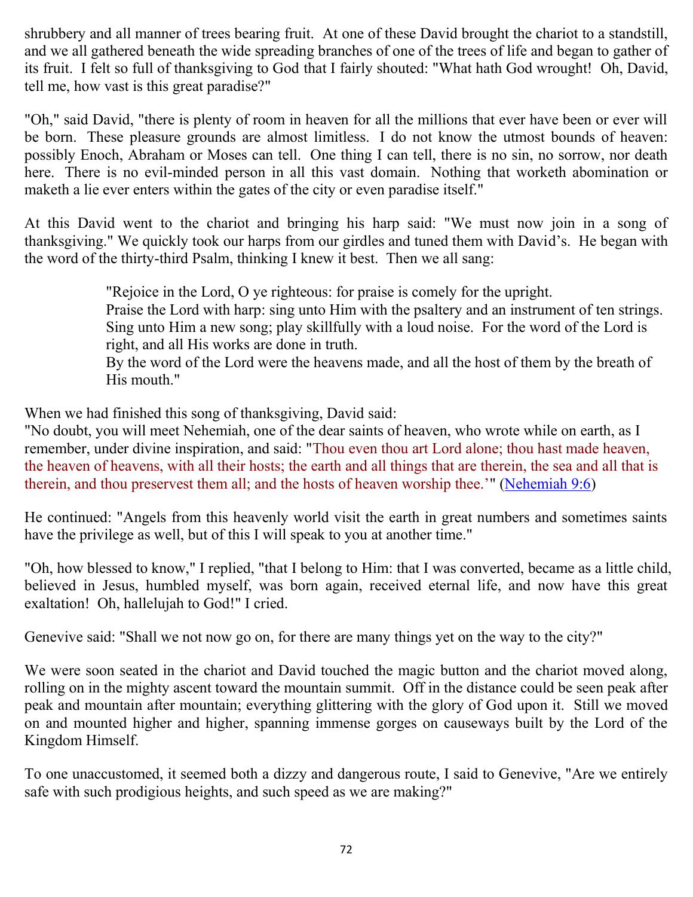shrubbery and all manner of trees bearing fruit. At one of these David brought the chariot to a standstill, and we all gathered beneath the wide spreading branches of one of the trees of life and began to gather of its fruit. I felt so full of thanksgiving to God that I fairly shouted: "What hath God wrought! Oh, David, tell me, how vast is this great paradise?"

"Oh," said David, "there is plenty of room in heaven for all the millions that ever have been or ever will be born. These pleasure grounds are almost limitless. I do not know the utmost bounds of heaven: possibly Enoch, Abraham or Moses can tell. One thing I can tell, there is no sin, no sorrow, nor death here. There is no evil-minded person in all this vast domain. Nothing that worketh abomination or maketh a lie ever enters within the gates of the city or even paradise itself."

At this David went to the chariot and bringing his harp said: "We must now join in a song of thanksgiving." We quickly took our harps from our girdles and tuned them with David's. He began with the word of the thirty-third Psalm, thinking I knew it best. Then we all sang:

> "Rejoice in the Lord, O ye righteous: for praise is comely for the upright.
> Praise the Lord with harp: sing unto Him with the psaltery and an instrument of ten strings.
> Sing unto Him a new song; play skillfully with a loud noise. For the word of the Lord is right, and all His works are done in truth.
> By the word of the Lord were the heavens made, and all the host of them by the breath of His mouth."

When we had finished this song of thanksgiving, David said:
"No doubt, you will meet Nehemiah, one of the dear saints of heaven, who wrote while on earth, as I remember, under divine inspiration, and said: "Thou even thou art Lord alone; thou hast made heaven, the heaven of heavens, with all their hosts; the earth and all things that are therein, the sea and all that is therein, and thou preservest them all; and the hosts of heaven worship thee.'" (Nehemiah 9:6)

He continued: "Angels from this heavenly world visit the earth in great numbers and sometimes saints have the privilege as well, but of this I will speak to you at another time."

"Oh, how blessed to know," I replied, "that I belong to Him: that I was converted, became as a little child, believed in Jesus, humbled myself, was born again, received eternal life, and now have this great exaltation! Oh, hallelujah to God!" I cried.

Genevive said: "Shall we not now go on, for there are many things yet on the way to the city?"

We were soon seated in the chariot and David touched the magic button and the chariot moved along, rolling on in the mighty ascent toward the mountain summit. Off in the distance could be seen peak after peak and mountain after mountain; everything glittering with the glory of God upon it. Still we moved on and mounted higher and higher, spanning immense gorges on causeways built by the Lord of the Kingdom Himself.

To one unaccustomed, it seemed both a dizzy and dangerous route, I said to Genevive, "Are we entirely safe with such prodigious heights, and such speed as we are making?"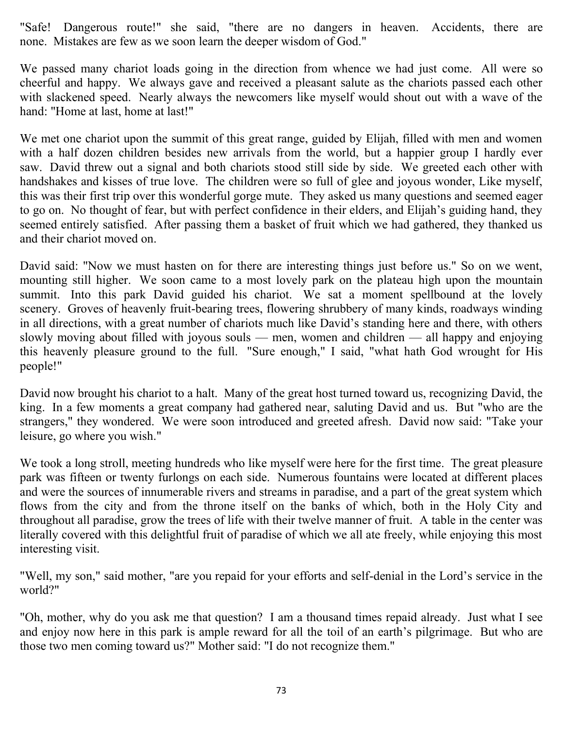"Safe! Dangerous route!" she said, "there are no dangers in heaven. Accidents, there are none. Mistakes are few as we soon learn the deeper wisdom of God."

We passed many chariot loads going in the direction from whence we had just come. All were so cheerful and happy. We always gave and received a pleasant salute as the chariots passed each other with slackened speed. Nearly always the newcomers like myself would shout out with a wave of the hand: "Home at last, home at last!"

We met one chariot upon the summit of this great range, guided by Elijah, filled with men and women with a half dozen children besides new arrivals from the world, but a happier group I hardly ever saw. David threw out a signal and both chariots stood still side by side. We greeted each other with handshakes and kisses of true love. The children were so full of glee and joyous wonder, Like myself, this was their first trip over this wonderful gorge mute. They asked us many questions and seemed eager to go on. No thought of fear, but with perfect confidence in their elders, and Elijah's guiding hand, they seemed entirely satisfied. After passing them a basket of fruit which we had gathered, they thanked us and their chariot moved on.

David said: "Now we must hasten on for there are interesting things just before us." So on we went, mounting still higher. We soon came to a most lovely park on the plateau high upon the mountain summit. Into this park David guided his chariot. We sat a moment spellbound at the lovely scenery. Groves of heavenly fruit-bearing trees, flowering shrubbery of many kinds, roadways winding in all directions, with a great number of chariots much like David's standing here and there, with others slowly moving about filled with joyous souls — men, women and children — all happy and enjoying this heavenly pleasure ground to the full. "Sure enough," I said, "what hath God wrought for His people!"

David now brought his chariot to a halt. Many of the great host turned toward us, recognizing David, the king. In a few moments a great company had gathered near, saluting David and us. But "who are the strangers," they wondered. We were soon introduced and greeted afresh. David now said: "Take your leisure, go where you wish."

We took a long stroll, meeting hundreds who like myself were here for the first time. The great pleasure park was fifteen or twenty furlongs on each side. Numerous fountains were located at different places and were the sources of innumerable rivers and streams in paradise, and a part of the great system which flows from the city and from the throne itself on the banks of which, both in the Holy City and throughout all paradise, grow the trees of life with their twelve manner of fruit. A table in the center was literally covered with this delightful fruit of paradise of which we all ate freely, while enjoying this most interesting visit.

"Well, my son," said mother, "are you repaid for your efforts and self-denial in the Lord's service in the world?"

"Oh, mother, why do you ask me that question? I am a thousand times repaid already. Just what I see and enjoy now here in this park is ample reward for all the toil of an earth's pilgrimage. But who are those two men coming toward us?" Mother said: "I do not recognize them."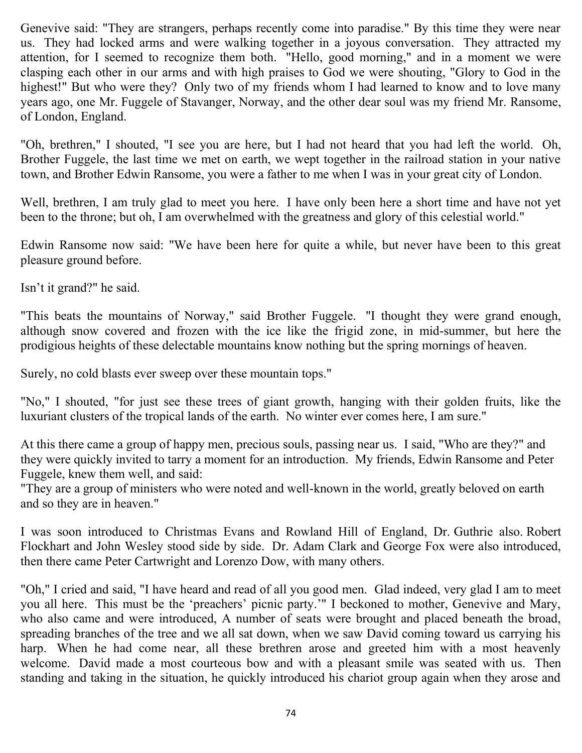Genevive said: "They are strangers, perhaps recently come into paradise." By this time they were near us. They had locked arms and were walking together in a joyous conversation. They attracted my attention, for I seemed to recognize them both. "Hello, good morning," and in a moment we were clasping each other in our arms and with high praises to God we were shouting, "Glory to God in the highest!" But who were they? Only two of my friends whom I had learned to know and to love many years ago, one Mr. Fuggele of Stavanger, Norway, and the other dear soul was my friend Mr. Ransome, of London, England.

"Oh, brethren," I shouted, "I see you are here, but I had not heard that you had left the world. Oh, Brother Fuggele, the last time we met on earth, we wept together in the railroad station in your native town, and Brother Edwin Ransome, you were a father to me when I was in your great city of London.

Well, brethren, I am truly glad to meet you here. I have only been here a short time and have not yet been to the throne; but oh, I am overwhelmed with the greatness and glory of this celestial world."

Edwin Ransome now said: "We have been here for quite a while, but never have been to this great pleasure ground before.

Isn't it grand?" he said.

"This beats the mountains of Norway," said Brother Fuggele. "I thought they were grand enough, although snow covered and frozen with the ice like the frigid zone, in mid-summer, but here the prodigious heights of these delectable mountains know nothing but the spring mornings of heaven.

Surely, no cold blasts ever sweep over these mountain tops."

"No," I shouted, "for just see these trees of giant growth, hanging with their golden fruits, like the luxuriant clusters of the tropical lands of the earth. No winter ever comes here, I am sure."

At this there came a group of happy men, precious souls, passing near us. I said, "Who are they?" and they were quickly invited to tarry a moment for an introduction. My friends, Edwin Ransome and Peter Fuggele, knew them well, and said:
"They are a group of ministers who were noted and well-known in the world, greatly beloved on earth and so they are in heaven."

I was soon introduced to Christmas Evans and Rowland Hill of England, Dr. Guthrie also. Robert Flockhart and John Wesley stood side by side. Dr. Adam Clark and George Fox were also introduced, then there came Peter Cartwright and Lorenzo Dow, with many others.

"Oh," I cried and said, "I have heard and read of all you good men. Glad indeed, very glad I am to meet you all here. This must be the 'preachers' picnic party.'" I beckoned to mother, Genevive and Mary, who also came and were introduced, A number of seats were brought and placed beneath the broad, spreading branches of the tree and we all sat down, when we saw David coming toward us carrying his harp. When he had come near, all these brethren arose and greeted him with a most heavenly welcome. David made a most courteous bow and with a pleasant smile was seated with us. Then standing and taking in the situation, he quickly introduced his chariot group again when they arose and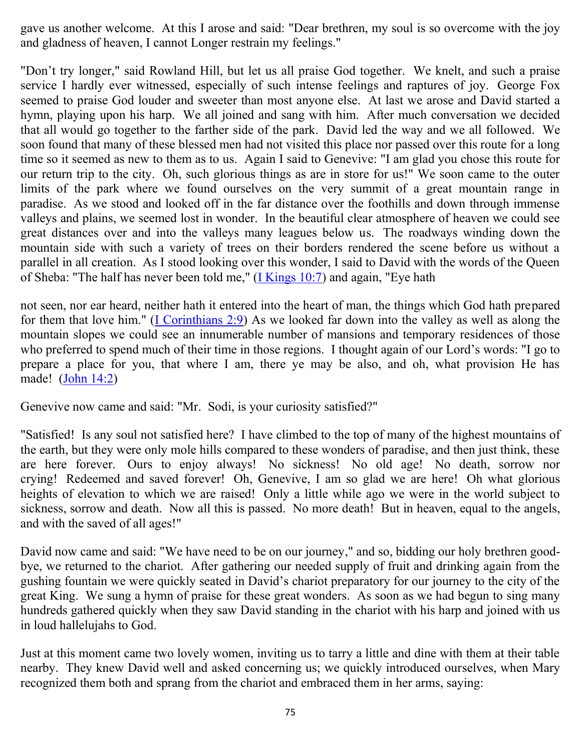gave us another welcome. At this I arose and said: "Dear brethren, my soul is so overcome with the joy and gladness of heaven, I cannot Longer restrain my feelings."

"Don't try longer," said Rowland Hill, but let us all praise God together. We knelt, and such a praise service I hardly ever witnessed, especially of such intense feelings and raptures of joy. George Fox seemed to praise God louder and sweeter than most anyone else. At last we arose and David started a hymn, playing upon his harp. We all joined and sang with him. After much conversation we decided that all would go together to the farther side of the park. David led the way and we all followed. We soon found that many of these blessed men had not visited this place nor passed over this route for a long time so it seemed as new to them as to us. Again I said to Genevive: "I am glad you chose this route for our return trip to the city. Oh, such glorious things as are in store for us!" We soon came to the outer limits of the park where we found ourselves on the very summit of a great mountain range in paradise. As we stood and looked off in the far distance over the foothills and down through immense valleys and plains, we seemed lost in wonder. In the beautiful clear atmosphere of heaven we could see great distances over and into the valleys many leagues below us. The roadways winding down the mountain side with such a variety of trees on their borders rendered the scene before us without a parallel in all creation. As I stood looking over this wonder, I said to David with the words of the Queen of Sheba: "The half has never been told me," (I Kings 10:7) and again, "Eye hath

not seen, nor ear heard, neither hath it entered into the heart of man, the things which God hath prepared for them that love him." (I Corinthians 2:9) As we looked far down into the valley as well as along the mountain slopes we could see an innumerable number of mansions and temporary residences of those who preferred to spend much of their time in those regions. I thought again of our Lord's words: "I go to prepare a place for you, that where I am, there ye may be also, and oh, what provision He has made! (John 14:2)

Genevive now came and said: "Mr. Sodi, is your curiosity satisfied?"

"Satisfied! Is any soul not satisfied here? I have climbed to the top of many of the highest mountains of the earth, but they were only mole hills compared to these wonders of paradise, and then just think, these are here forever. Ours to enjoy always! No sickness! No old age! No death, sorrow nor crying! Redeemed and saved forever! Oh, Genevive, I am so glad we are here! Oh what glorious heights of elevation to which we are raised! Only a little while ago we were in the world subject to sickness, sorrow and death. Now all this is passed. No more death! But in heaven, equal to the angels, and with the saved of all ages!"

David now came and said: "We have need to be on our journey," and so, bidding our holy brethren good-bye, we returned to the chariot. After gathering our needed supply of fruit and drinking again from the gushing fountain we were quickly seated in David's chariot preparatory for our journey to the city of the great King. We sung a hymn of praise for these great wonders. As soon as we had begun to sing many hundreds gathered quickly when they saw David standing in the chariot with his harp and joined with us in loud hallelujahs to God.

Just at this moment came two lovely women, inviting us to tarry a little and dine with them at their table nearby. They knew David well and asked concerning us; we quickly introduced ourselves, when Mary recognized them both and sprang from the chariot and embraced them in her arms, saying: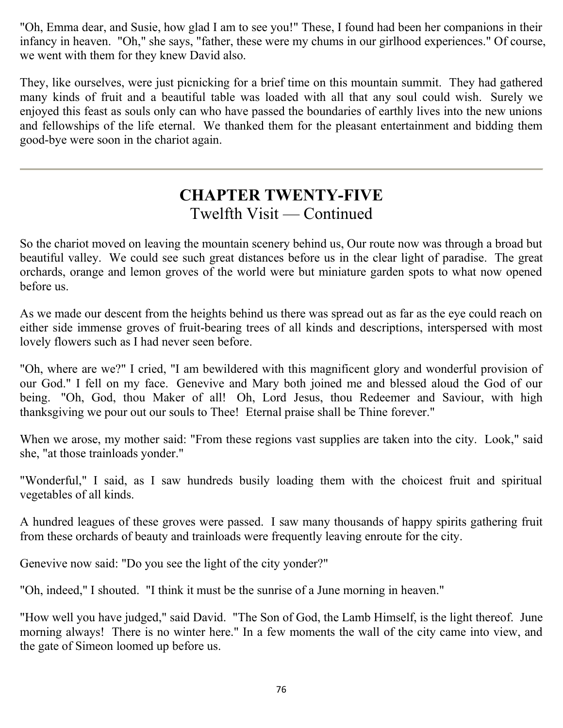"Oh, Emma dear, and Susie, how glad I am to see you!" These, I found had been her companions in their infancy in heaven. "Oh," she says, "father, these were my chums in our girlhood experiences." Of course, we went with them for they knew David also.

They, like ourselves, were just picnicking for a brief time on this mountain summit. They had gathered many kinds of fruit and a beautiful table was loaded with all that any soul could wish. Surely we enjoyed this feast as souls only can who have passed the boundaries of earthly lives into the new unions and fellowships of the life eternal. We thanked them for the pleasant entertainment and bidding them good-bye were soon in the chariot again.

---

# CHAPTER TWENTY-FIVE
## Twelfth Visit — Continued

So the chariot moved on leaving the mountain scenery behind us, Our route now was through a broad but beautiful valley. We could see such great distances before us in the clear light of paradise. The great orchards, orange and lemon groves of the world were but miniature garden spots to what now opened before us.

As we made our descent from the heights behind us there was spread out as far as the eye could reach on either side immense groves of fruit-bearing trees of all kinds and descriptions, interspersed with most lovely flowers such as I had never seen before.

"Oh, where are we?" I cried, "I am bewildered with this magnificent glory and wonderful provision of our God." I fell on my face. Genevive and Mary both joined me and blessed aloud the God of our being. "Oh, God, thou Maker of all! Oh, Lord Jesus, thou Redeemer and Saviour, with high thanksgiving we pour out our souls to Thee! Eternal praise shall be Thine forever."

When we arose, my mother said: "From these regions vast supplies are taken into the city. Look," said she, "at those trainloads yonder."

"Wonderful," I said, as I saw hundreds busily loading them with the choicest fruit and spiritual vegetables of all kinds.

A hundred leagues of these groves were passed. I saw many thousands of happy spirits gathering fruit from these orchards of beauty and trainloads were frequently leaving enroute for the city.

Genevive now said: "Do you see the light of the city yonder?"

"Oh, indeed," I shouted. "I think it must be the sunrise of a June morning in heaven."

"How well you have judged," said David. "The Son of God, the Lamb Himself, is the light thereof. June morning always! There is no winter here." In a few moments the wall of the city came into view, and the gate of Simeon loomed up before us.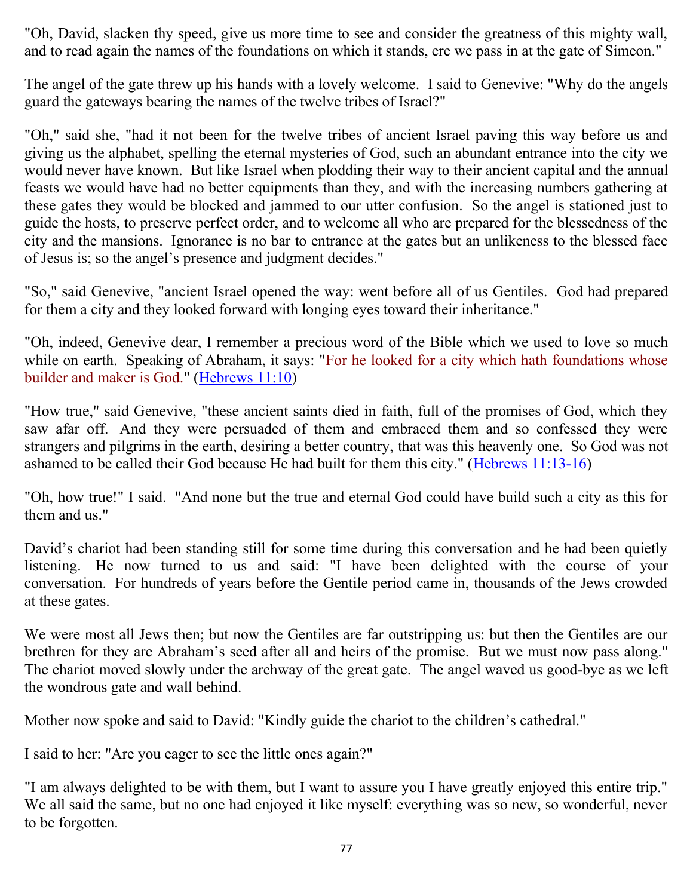"Oh, David, slacken thy speed, give us more time to see and consider the greatness of this mighty wall, and to read again the names of the foundations on which it stands, ere we pass in at the gate of Simeon."

The angel of the gate threw up his hands with a lovely welcome. I said to Genevive: "Why do the angels guard the gateways bearing the names of the twelve tribes of Israel?"

"Oh," said she, "had it not been for the twelve tribes of ancient Israel paving this way before us and giving us the alphabet, spelling the eternal mysteries of God, such an abundant entrance into the city we would never have known. But like Israel when plodding their way to their ancient capital and the annual feasts we would have had no better equipments than they, and with the increasing numbers gathering at these gates they would be blocked and jammed to our utter confusion. So the angel is stationed just to guide the hosts, to preserve perfect order, and to welcome all who are prepared for the blessedness of the city and the mansions. Ignorance is no bar to entrance at the gates but an unlikeness to the blessed face of Jesus is; so the angel's presence and judgment decides."

"So," said Genevive, "ancient Israel opened the way: went before all of us Gentiles. God had prepared for them a city and they looked forward with longing eyes toward their inheritance."

"Oh, indeed, Genevive dear, I remember a precious word of the Bible which we used to love so much while on earth. Speaking of Abraham, it says: "For he looked for a city which hath foundations whose builder and maker is God." (Hebrews 11:10)

"How true," said Genevive, "these ancient saints died in faith, full of the promises of God, which they saw afar off. And they were persuaded of them and embraced them and so confessed they were strangers and pilgrims in the earth, desiring a better country, that was this heavenly one. So God was not ashamed to be called their God because He had built for them this city." (Hebrews 11:13-16)

"Oh, how true!" I said. "And none but the true and eternal God could have build such a city as this for them and us."

David's chariot had been standing still for some time during this conversation and he had been quietly listening. He now turned to us and said: "I have been delighted with the course of your conversation. For hundreds of years before the Gentile period came in, thousands of the Jews crowded at these gates.

We were most all Jews then; but now the Gentiles are far outstripping us: but then the Gentiles are our brethren for they are Abraham's seed after all and heirs of the promise. But we must now pass along." The chariot moved slowly under the archway of the great gate. The angel waved us good-bye as we left the wondrous gate and wall behind.

Mother now spoke and said to David: "Kindly guide the chariot to the children's cathedral."

I said to her: "Are you eager to see the little ones again?"

"I am always delighted to be with them, but I want to assure you I have greatly enjoyed this entire trip." We all said the same, but no one had enjoyed it like myself: everything was so new, so wonderful, never to be forgotten.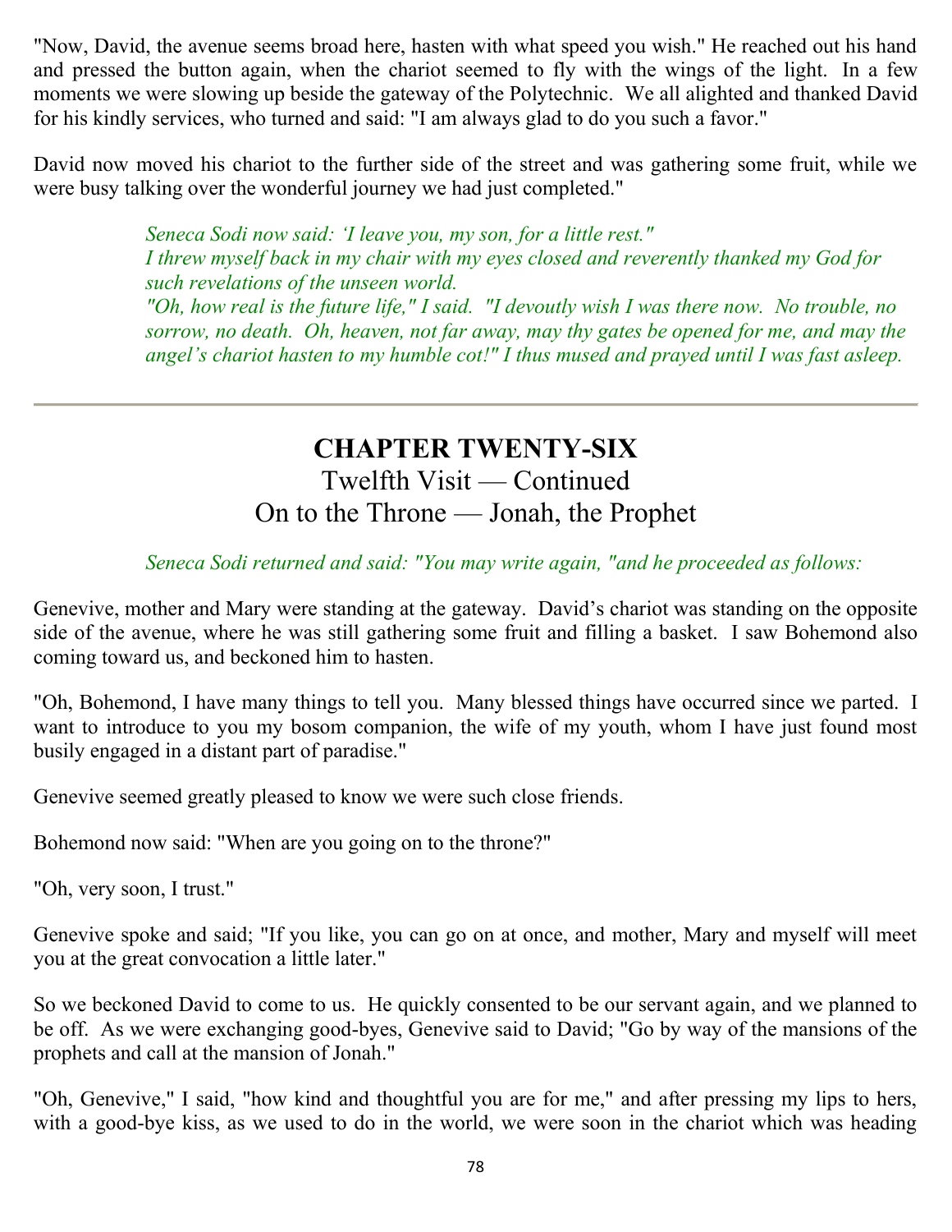"Now, David, the avenue seems broad here, hasten with what speed you wish." He reached out his hand and pressed the button again, when the chariot seemed to fly with the wings of the light. In a few moments we were slowing up beside the gateway of the Polytechnic. We all alighted and thanked David for his kindly services, who turned and said: "I am always glad to do you such a favor."

David now moved his chariot to the further side of the street and was gathering some fruit, while we were busy talking over the wonderful journey we had just completed."

> *Seneca Sodi now said: 'I leave you, my son, for a little rest."*
> *I threw myself back in my chair with my eyes closed and reverently thanked my God for such revelations of the unseen world.*
> *"Oh, how real is the future life," I said. "I devoutly wish I was there now. No trouble, no sorrow, no death. Oh, heaven, not far away, may thy gates be opened for me, and may the angel's chariot hasten to my humble cot!" I thus mused and prayed until I was fast asleep.*

---

# CHAPTER TWENTY-SIX

## Twelfth Visit — Continued
## On to the Throne — Jonah, the Prophet

*Seneca Sodi returned and said: "You may write again, "and he proceeded as follows:*

Genevive, mother and Mary were standing at the gateway. David's chariot was standing on the opposite side of the avenue, where he was still gathering some fruit and filling a basket. I saw Bohemond also coming toward us, and beckoned him to hasten.

"Oh, Bohemond, I have many things to tell you. Many blessed things have occurred since we parted. I want to introduce to you my bosom companion, the wife of my youth, whom I have just found most busily engaged in a distant part of paradise."

Genevive seemed greatly pleased to know we were such close friends.

Bohemond now said: "When are you going on to the throne?"

"Oh, very soon, I trust."

Genevive spoke and said; "If you like, you can go on at once, and mother, Mary and myself will meet you at the great convocation a little later."

So we beckoned David to come to us. He quickly consented to be our servant again, and we planned to be off. As we were exchanging good-byes, Genevive said to David; "Go by way of the mansions of the prophets and call at the mansion of Jonah."

"Oh, Genevive," I said, "how kind and thoughtful you are for me," and after pressing my lips to hers, with a good-bye kiss, as we used to do in the world, we were soon in the chariot which was heading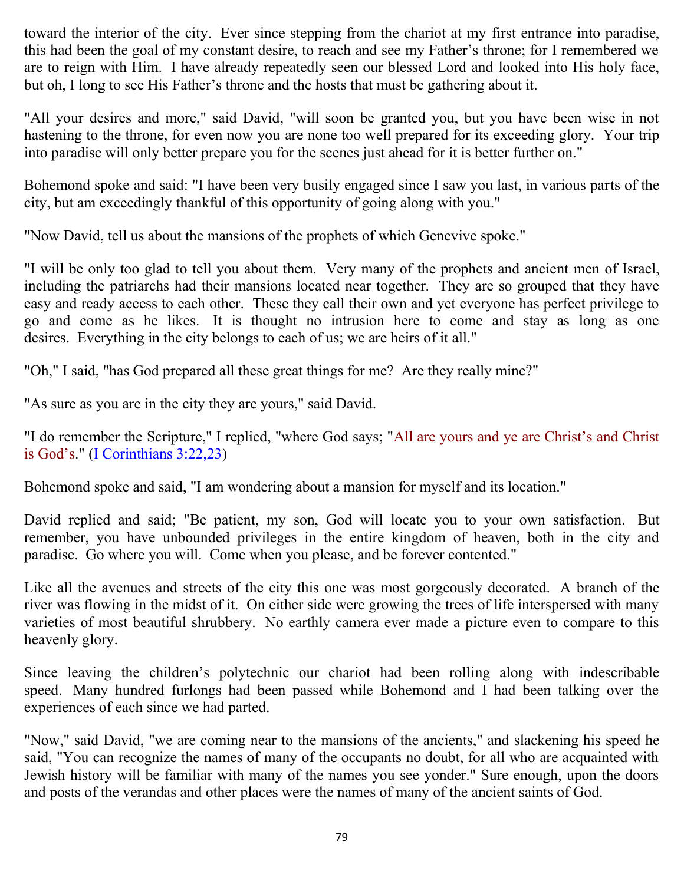toward the interior of the city. Ever since stepping from the chariot at my first entrance into paradise, this had been the goal of my constant desire, to reach and see my Father's throne; for I remembered we are to reign with Him. I have already repeatedly seen our blessed Lord and looked into His holy face, but oh, I long to see His Father's throne and the hosts that must be gathering about it.

"All your desires and more," said David, "will soon be granted you, but you have been wise in not hastening to the throne, for even now you are none too well prepared for its exceeding glory. Your trip into paradise will only better prepare you for the scenes just ahead for it is better further on."

Bohemond spoke and said: "I have been very busily engaged since I saw you last, in various parts of the city, but am exceedingly thankful of this opportunity of going along with you."

"Now David, tell us about the mansions of the prophets of which Genevive spoke."

"I will be only too glad to tell you about them. Very many of the prophets and ancient men of Israel, including the patriarchs had their mansions located near together. They are so grouped that they have easy and ready access to each other. These they call their own and yet everyone has perfect privilege to go and come as he likes. It is thought no intrusion here to come and stay as long as one desires. Everything in the city belongs to each of us; we are heirs of it all."

"Oh," I said, "has God prepared all these great things for me? Are they really mine?"

"As sure as you are in the city they are yours," said David.

"I do remember the Scripture," I replied, "where God says; "All are yours and ye are Christ's and Christ is God's." (I Corinthians 3:22,23)

Bohemond spoke and said, "I am wondering about a mansion for myself and its location."

David replied and said; "Be patient, my son, God will locate you to your own satisfaction. But remember, you have unbounded privileges in the entire kingdom of heaven, both in the city and paradise. Go where you will. Come when you please, and be forever contented."

Like all the avenues and streets of the city this one was most gorgeously decorated. A branch of the river was flowing in the midst of it. On either side were growing the trees of life interspersed with many varieties of most beautiful shrubbery. No earthly camera ever made a picture even to compare to this heavenly glory.

Since leaving the children's polytechnic our chariot had been rolling along with indescribable speed. Many hundred furlongs had been passed while Bohemond and I had been talking over the experiences of each since we had parted.

"Now," said David, "we are coming near to the mansions of the ancients," and slackening his speed he said, "You can recognize the names of many of the occupants no doubt, for all who are acquainted with Jewish history will be familiar with many of the names you see yonder." Sure enough, upon the doors and posts of the verandas and other places were the names of many of the ancient saints of God.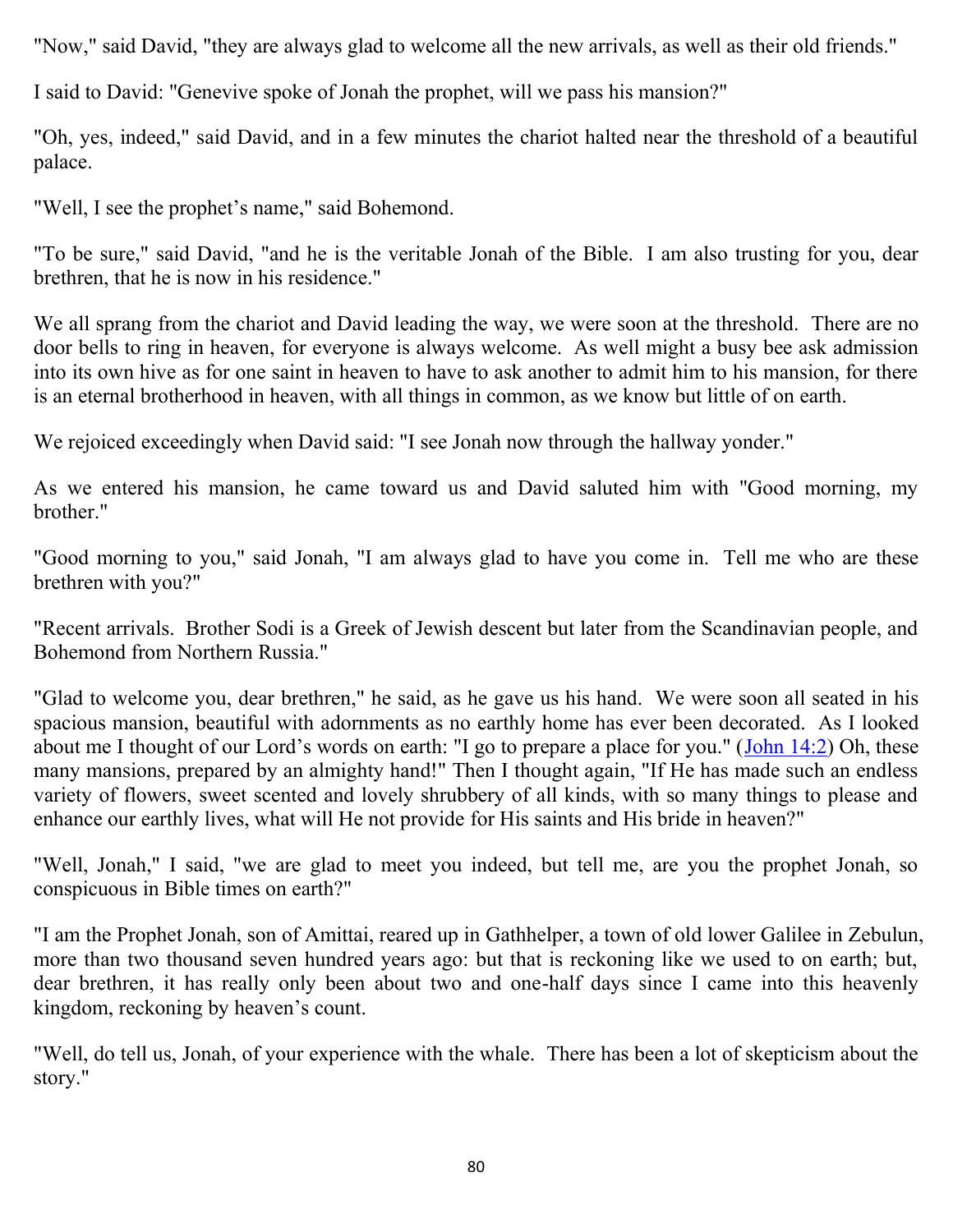"Now," said David, "they are always glad to welcome all the new arrivals, as well as their old friends."

I said to David: "Genevive spoke of Jonah the prophet, will we pass his mansion?"

"Oh, yes, indeed," said David, and in a few minutes the chariot halted near the threshold of a beautiful palace.

"Well, I see the prophet's name," said Bohemond.

"To be sure," said David, "and he is the veritable Jonah of the Bible. I am also trusting for you, dear brethren, that he is now in his residence."

We all sprang from the chariot and David leading the way, we were soon at the threshold. There are no door bells to ring in heaven, for everyone is always welcome. As well might a busy bee ask admission into its own hive as for one saint in heaven to have to ask another to admit him to his mansion, for there is an eternal brotherhood in heaven, with all things in common, as we know but little of on earth.

We rejoiced exceedingly when David said: "I see Jonah now through the hallway yonder."

As we entered his mansion, he came toward us and David saluted him with "Good morning, my brother."

"Good morning to you," said Jonah, "I am always glad to have you come in. Tell me who are these brethren with you?"

"Recent arrivals. Brother Sodi is a Greek of Jewish descent but later from the Scandinavian people, and Bohemond from Northern Russia."

"Glad to welcome you, dear brethren," he said, as he gave us his hand. We were soon all seated in his spacious mansion, beautiful with adornments as no earthly home has ever been decorated. As I looked about me I thought of our Lord's words on earth: "I go to prepare a place for you." (John 14:2) Oh, these many mansions, prepared by an almighty hand!" Then I thought again, "If He has made such an endless variety of flowers, sweet scented and lovely shrubbery of all kinds, with so many things to please and enhance our earthly lives, what will He not provide for His saints and His bride in heaven?"

"Well, Jonah," I said, "we are glad to meet you indeed, but tell me, are you the prophet Jonah, so conspicuous in Bible times on earth?"

"I am the Prophet Jonah, son of Amittai, reared up in Gathhelper, a town of old lower Galilee in Zebulun, more than two thousand seven hundred years ago: but that is reckoning like we used to on earth; but, dear brethren, it has really only been about two and one-half days since I came into this heavenly kingdom, reckoning by heaven's count.

"Well, do tell us, Jonah, of your experience with the whale. There has been a lot of skepticism about the story."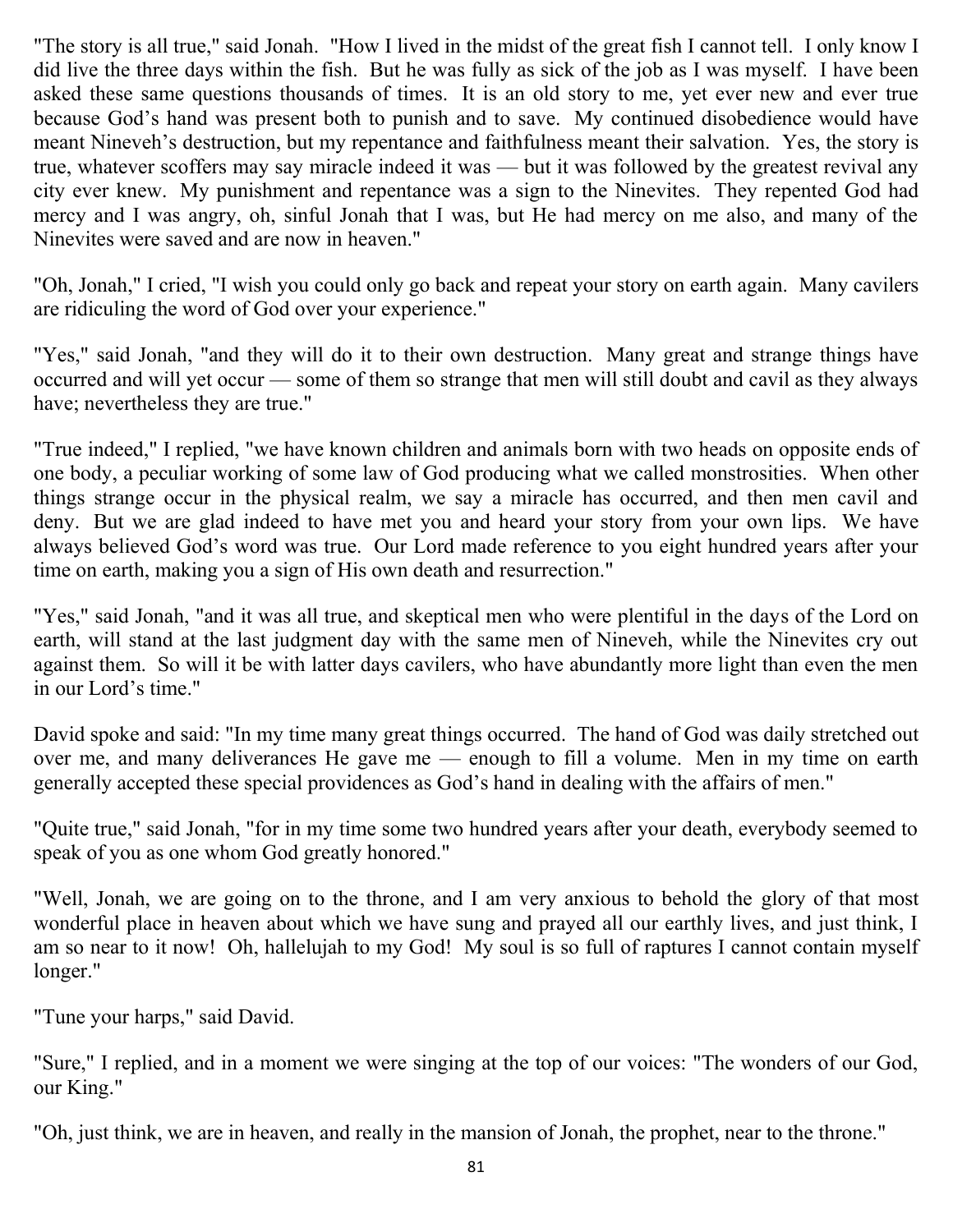"The story is all true," said Jonah. "How I lived in the midst of the great fish I cannot tell. I only know I did live the three days within the fish. But he was fully as sick of the job as I was myself. I have been asked these same questions thousands of times. It is an old story to me, yet ever new and ever true because God's hand was present both to punish and to save. My continued disobedience would have meant Nineveh's destruction, but my repentance and faithfulness meant their salvation. Yes, the story is true, whatever scoffers may say miracle indeed it was — but it was followed by the greatest revival any city ever knew. My punishment and repentance was a sign to the Ninevites. They repented God had mercy and I was angry, oh, sinful Jonah that I was, but He had mercy on me also, and many of the Ninevites were saved and are now in heaven."

"Oh, Jonah," I cried, "I wish you could only go back and repeat your story on earth again. Many cavilers are ridiculing the word of God over your experience."

"Yes," said Jonah, "and they will do it to their own destruction. Many great and strange things have occurred and will yet occur — some of them so strange that men will still doubt and cavil as they always have; nevertheless they are true."

"True indeed," I replied, "we have known children and animals born with two heads on opposite ends of one body, a peculiar working of some law of God producing what we called monstrosities. When other things strange occur in the physical realm, we say a miracle has occurred, and then men cavil and deny. But we are glad indeed to have met you and heard your story from your own lips. We have always believed God's word was true. Our Lord made reference to you eight hundred years after your time on earth, making you a sign of His own death and resurrection."

"Yes," said Jonah, "and it was all true, and skeptical men who were plentiful in the days of the Lord on earth, will stand at the last judgment day with the same men of Nineveh, while the Ninevites cry out against them. So will it be with latter days cavilers, who have abundantly more light than even the men in our Lord's time."

David spoke and said: "In my time many great things occurred. The hand of God was daily stretched out over me, and many deliverances He gave me — enough to fill a volume. Men in my time on earth generally accepted these special providences as God's hand in dealing with the affairs of men."

"Quite true," said Jonah, "for in my time some two hundred years after your death, everybody seemed to speak of you as one whom God greatly honored."

"Well, Jonah, we are going on to the throne, and I am very anxious to behold the glory of that most wonderful place in heaven about which we have sung and prayed all our earthly lives, and just think, I am so near to it now! Oh, hallelujah to my God! My soul is so full of raptures I cannot contain myself longer."

"Tune your harps," said David.

"Sure," I replied, and in a moment we were singing at the top of our voices: "The wonders of our God, our King."

"Oh, just think, we are in heaven, and really in the mansion of Jonah, the prophet, near to the throne."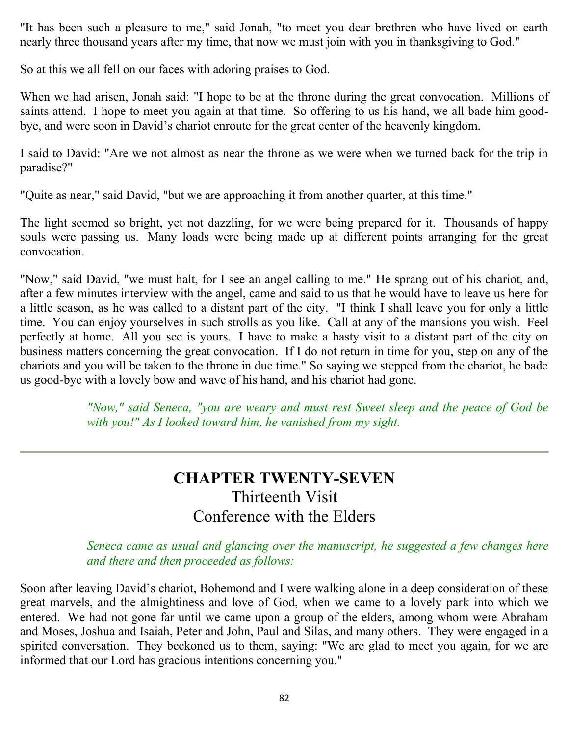"It has been such a pleasure to me," said Jonah, "to meet you dear brethren who have lived on earth nearly three thousand years after my time, that now we must join with you in thanksgiving to God."

So at this we all fell on our faces with adoring praises to God.

When we had arisen, Jonah said: "I hope to be at the throne during the great convocation. Millions of saints attend. I hope to meet you again at that time. So offering to us his hand, we all bade him good-bye, and were soon in David's chariot enroute for the great center of the heavenly kingdom.

I said to David: "Are we not almost as near the throne as we were when we turned back for the trip in paradise?"

"Quite as near," said David, "but we are approaching it from another quarter, at this time."

The light seemed so bright, yet not dazzling, for we were being prepared for it. Thousands of happy souls were passing us. Many loads were being made up at different points arranging for the great convocation.

"Now," said David, "we must halt, for I see an angel calling to me." He sprang out of his chariot, and, after a few minutes interview with the angel, came and said to us that he would have to leave us here for a little season, as he was called to a distant part of the city. "I think I shall leave you for only a little time. You can enjoy yourselves in such strolls as you like. Call at any of the mansions you wish. Feel perfectly at home. All you see is yours. I have to make a hasty visit to a distant part of the city on business matters concerning the great convocation. If I do not return in time for you, step on any of the chariots and you will be taken to the throne in due time." So saying we stepped from the chariot, he bade us good-bye with a lovely bow and wave of his hand, and his chariot had gone.

> *"Now," said Seneca, "you are weary and must rest Sweet sleep and the peace of God be with you!" As I looked toward him, he vanished from my sight.*

---

# CHAPTER TWENTY-SEVEN

## Thirteenth Visit
## Conference with the Elders

> *Seneca came as usual and glancing over the manuscript, he suggested a few changes here and there and then proceeded as follows:*

Soon after leaving David's chariot, Bohemond and I were walking alone in a deep consideration of these great marvels, and the almightiness and love of God, when we came to a lovely park into which we entered. We had not gone far until we came upon a group of the elders, among whom were Abraham and Moses, Joshua and Isaiah, Peter and John, Paul and Silas, and many others. They were engaged in a spirited conversation. They beckoned us to them, saying: "We are glad to meet you again, for we are informed that our Lord has gracious intentions concerning you."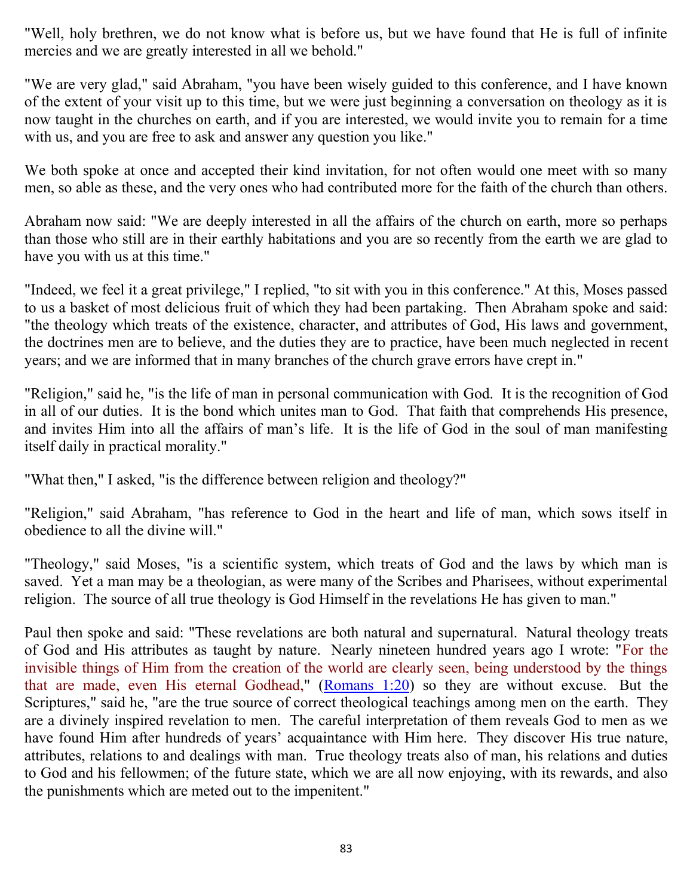"Well, holy brethren, we do not know what is before us, but we have found that He is full of infinite mercies and we are greatly interested in all we behold."

"We are very glad," said Abraham, "you have been wisely guided to this conference, and I have known of the extent of your visit up to this time, but we were just beginning a conversation on theology as it is now taught in the churches on earth, and if you are interested, we would invite you to remain for a time with us, and you are free to ask and answer any question you like."

We both spoke at once and accepted their kind invitation, for not often would one meet with so many men, so able as these, and the very ones who had contributed more for the faith of the church than others.

Abraham now said: "We are deeply interested in all the affairs of the church on earth, more so perhaps than those who still are in their earthly habitations and you are so recently from the earth we are glad to have you with us at this time."

"Indeed, we feel it a great privilege," I replied, "to sit with you in this conference." At this, Moses passed to us a basket of most delicious fruit of which they had been partaking. Then Abraham spoke and said: "the theology which treats of the existence, character, and attributes of God, His laws and government, the doctrines men are to believe, and the duties they are to practice, have been much neglected in recent years; and we are informed that in many branches of the church grave errors have crept in."

"Religion," said he, "is the life of man in personal communication with God. It is the recognition of God in all of our duties. It is the bond which unites man to God. That faith that comprehends His presence, and invites Him into all the affairs of man's life. It is the life of God in the soul of man manifesting itself daily in practical morality."

"What then," I asked, "is the difference between religion and theology?"

"Religion," said Abraham, "has reference to God in the heart and life of man, which sows itself in obedience to all the divine will."

"Theology," said Moses, "is a scientific system, which treats of God and the laws by which man is saved. Yet a man may be a theologian, as were many of the Scribes and Pharisees, without experimental religion. The source of all true theology is God Himself in the revelations He has given to man."

Paul then spoke and said: "These revelations are both natural and supernatural. Natural theology treats of God and His attributes as taught by nature. Nearly nineteen hundred years ago I wrote: "For the invisible things of Him from the creation of the world are clearly seen, being understood by the things that are made, even His eternal Godhead," (Romans 1:20) so they are without excuse. But the Scriptures," said he, "are the true source of correct theological teachings among men on the earth. They are a divinely inspired revelation to men. The careful interpretation of them reveals God to men as we have found Him after hundreds of years' acquaintance with Him here. They discover His true nature, attributes, relations to and dealings with man. True theology treats also of man, his relations and duties to God and his fellowmen; of the future state, which we are all now enjoying, with its rewards, and also the punishments which are meted out to the impenitent."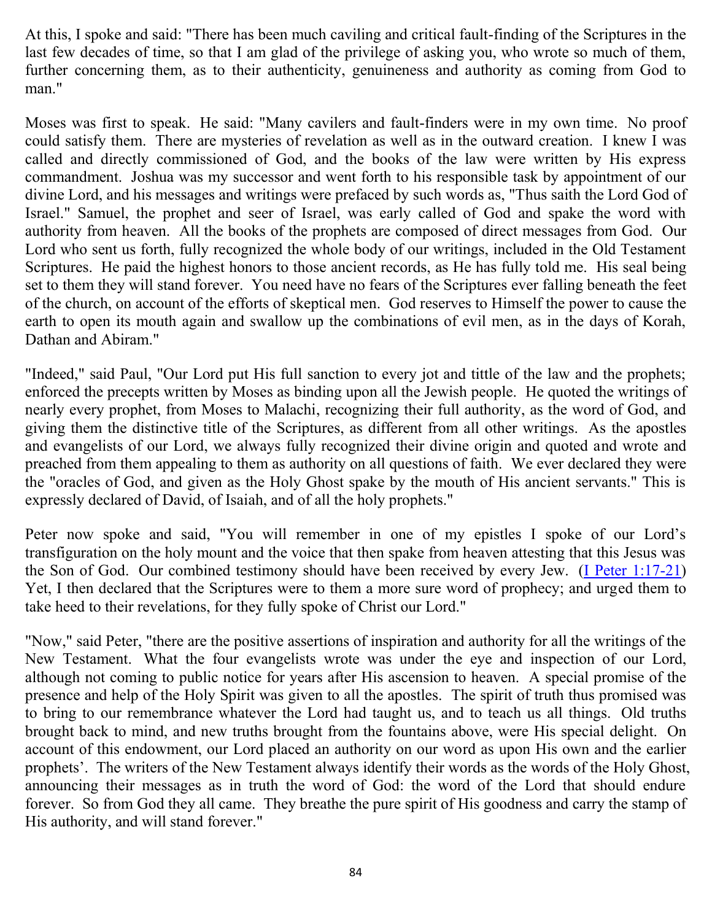At this, I spoke and said: "There has been much caviling and critical fault-finding of the Scriptures in the last few decades of time, so that I am glad of the privilege of asking you, who wrote so much of them, further concerning them, as to their authenticity, genuineness and authority as coming from God to man."

Moses was first to speak. He said: "Many cavilers and fault-finders were in my own time. No proof could satisfy them. There are mysteries of revelation as well as in the outward creation. I knew I was called and directly commissioned of God, and the books of the law were written by His express commandment. Joshua was my successor and went forth to his responsible task by appointment of our divine Lord, and his messages and writings were prefaced by such words as, "Thus saith the Lord God of Israel." Samuel, the prophet and seer of Israel, was early called of God and spake the word with authority from heaven. All the books of the prophets are composed of direct messages from God. Our Lord who sent us forth, fully recognized the whole body of our writings, included in the Old Testament Scriptures. He paid the highest honors to those ancient records, as He has fully told me. His seal being set to them they will stand forever. You need have no fears of the Scriptures ever falling beneath the feet of the church, on account of the efforts of skeptical men. God reserves to Himself the power to cause the earth to open its mouth again and swallow up the combinations of evil men, as in the days of Korah, Dathan and Abiram."

"Indeed," said Paul, "Our Lord put His full sanction to every jot and tittle of the law and the prophets; enforced the precepts written by Moses as binding upon all the Jewish people. He quoted the writings of nearly every prophet, from Moses to Malachi, recognizing their full authority, as the word of God, and giving them the distinctive title of the Scriptures, as different from all other writings. As the apostles and evangelists of our Lord, we always fully recognized their divine origin and quoted and wrote and preached from them appealing to them as authority on all questions of faith. We ever declared they were the "oracles of God, and given as the Holy Ghost spake by the mouth of His ancient servants." This is expressly declared of David, of Isaiah, and of all the holy prophets."

Peter now spoke and said, "You will remember in one of my epistles I spoke of our Lord's transfiguration on the holy mount and the voice that then spake from heaven attesting that this Jesus was the Son of God. Our combined testimony should have been received by every Jew. (I Peter 1:17-21) Yet, I then declared that the Scriptures were to them a more sure word of prophecy; and urged them to take heed to their revelations, for they fully spoke of Christ our Lord."

"Now," said Peter, "there are the positive assertions of inspiration and authority for all the writings of the New Testament. What the four evangelists wrote was under the eye and inspection of our Lord, although not coming to public notice for years after His ascension to heaven. A special promise of the presence and help of the Holy Spirit was given to all the apostles. The spirit of truth thus promised was to bring to our remembrance whatever the Lord had taught us, and to teach us all things. Old truths brought back to mind, and new truths brought from the fountains above, were His special delight. On account of this endowment, our Lord placed an authority on our word as upon His own and the earlier prophets'. The writers of the New Testament always identify their words as the words of the Holy Ghost, announcing their messages as in truth the word of God: the word of the Lord that should endure forever. So from God they all came. They breathe the pure spirit of His goodness and carry the stamp of His authority, and will stand forever."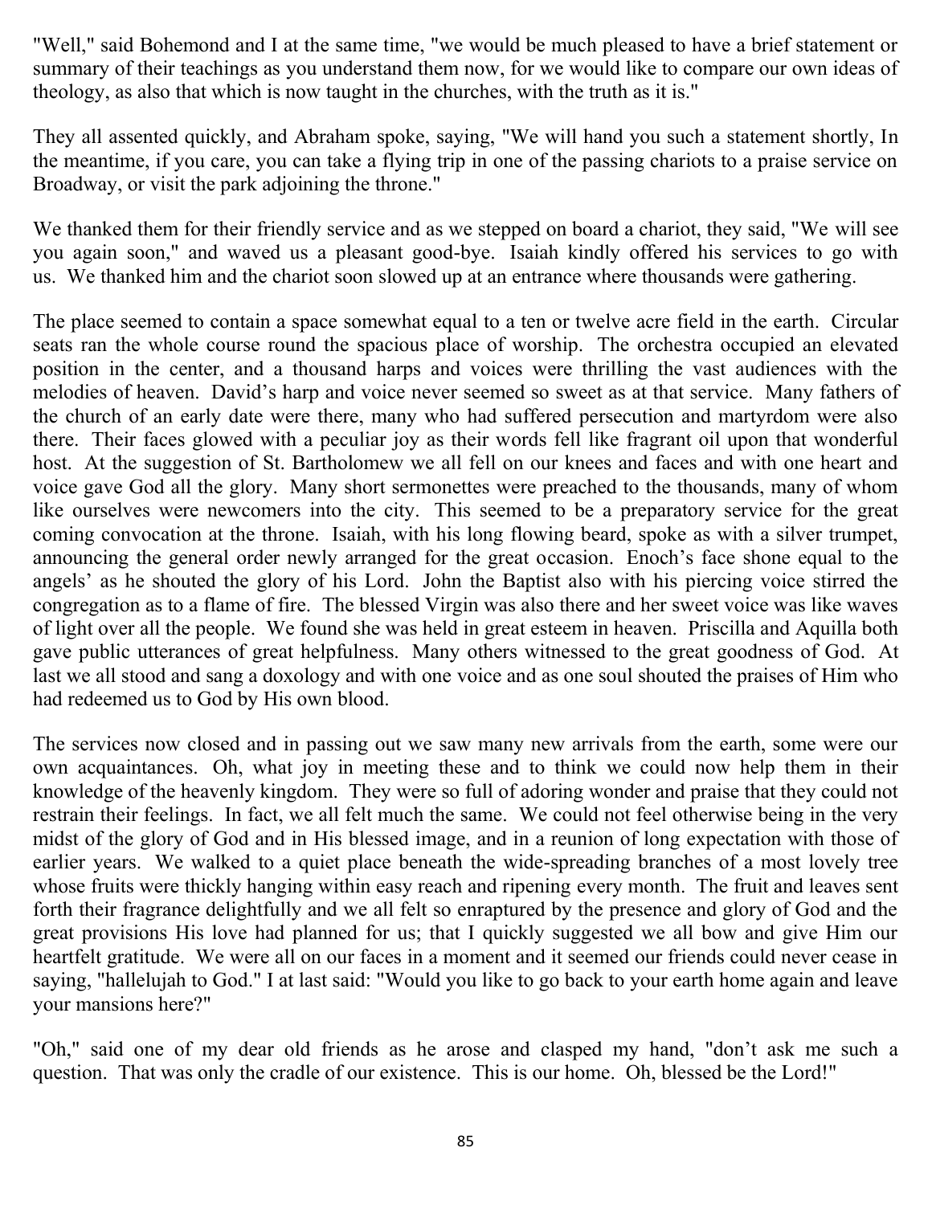"Well," said Bohemond and I at the same time, "we would be much pleased to have a brief statement or summary of their teachings as you understand them now, for we would like to compare our own ideas of theology, as also that which is now taught in the churches, with the truth as it is."

They all assented quickly, and Abraham spoke, saying, "We will hand you such a statement shortly, In the meantime, if you care, you can take a flying trip in one of the passing chariots to a praise service on Broadway, or visit the park adjoining the throne."

We thanked them for their friendly service and as we stepped on board a chariot, they said, "We will see you again soon," and waved us a pleasant good-bye. Isaiah kindly offered his services to go with us. We thanked him and the chariot soon slowed up at an entrance where thousands were gathering.

The place seemed to contain a space somewhat equal to a ten or twelve acre field in the earth. Circular seats ran the whole course round the spacious place of worship. The orchestra occupied an elevated position in the center, and a thousand harps and voices were thrilling the vast audiences with the melodies of heaven. David's harp and voice never seemed so sweet as at that service. Many fathers of the church of an early date were there, many who had suffered persecution and martyrdom were also there. Their faces glowed with a peculiar joy as their words fell like fragrant oil upon that wonderful host. At the suggestion of St. Bartholomew we all fell on our knees and faces and with one heart and voice gave God all the glory. Many short sermonettes were preached to the thousands, many of whom like ourselves were newcomers into the city. This seemed to be a preparatory service for the great coming convocation at the throne. Isaiah, with his long flowing beard, spoke as with a silver trumpet, announcing the general order newly arranged for the great occasion. Enoch's face shone equal to the angels' as he shouted the glory of his Lord. John the Baptist also with his piercing voice stirred the congregation as to a flame of fire. The blessed Virgin was also there and her sweet voice was like waves of light over all the people. We found she was held in great esteem in heaven. Priscilla and Aquilla both gave public utterances of great helpfulness. Many others witnessed to the great goodness of God. At last we all stood and sang a doxology and with one voice and as one soul shouted the praises of Him who had redeemed us to God by His own blood.

The services now closed and in passing out we saw many new arrivals from the earth, some were our own acquaintances. Oh, what joy in meeting these and to think we could now help them in their knowledge of the heavenly kingdom. They were so full of adoring wonder and praise that they could not restrain their feelings. In fact, we all felt much the same. We could not feel otherwise being in the very midst of the glory of God and in His blessed image, and in a reunion of long expectation with those of earlier years. We walked to a quiet place beneath the wide-spreading branches of a most lovely tree whose fruits were thickly hanging within easy reach and ripening every month. The fruit and leaves sent forth their fragrance delightfully and we all felt so enraptured by the presence and glory of God and the great provisions His love had planned for us; that I quickly suggested we all bow and give Him our heartfelt gratitude. We were all on our faces in a moment and it seemed our friends could never cease in saying, "hallelujah to God." I at last said: "Would you like to go back to your earth home again and leave your mansions here?"

"Oh," said one of my dear old friends as he arose and clasped my hand, "don't ask me such a question. That was only the cradle of our existence. This is our home. Oh, blessed be the Lord!"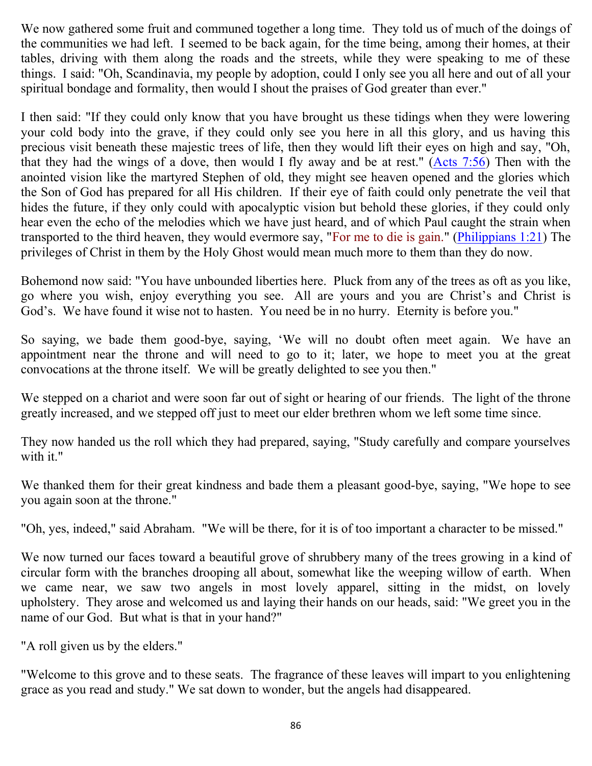We now gathered some fruit and communed together a long time. They told us of much of the doings of the communities we had left. I seemed to be back again, for the time being, among their homes, at their tables, driving with them along the roads and the streets, while they were speaking to me of these things. I said: "Oh, Scandinavia, my people by adoption, could I only see you all here and out of all your spiritual bondage and formality, then would I shout the praises of God greater than ever."

I then said: "If they could only know that you have brought us these tidings when they were lowering your cold body into the grave, if they could only see you here in all this glory, and us having this precious visit beneath these majestic trees of life, then they would lift their eyes on high and say, "Oh, that they had the wings of a dove, then would I fly away and be at rest." (Acts 7:56) Then with the anointed vision like the martyred Stephen of old, they might see heaven opened and the glories which the Son of God has prepared for all His children. If their eye of faith could only penetrate the veil that hides the future, if they only could with apocalyptic vision but behold these glories, if they could only hear even the echo of the melodies which we have just heard, and of which Paul caught the strain when transported to the third heaven, they would evermore say, "For me to die is gain." (Philippians 1:21) The privileges of Christ in them by the Holy Ghost would mean much more to them than they do now.

Bohemond now said: "You have unbounded liberties here. Pluck from any of the trees as oft as you like, go where you wish, enjoy everything you see. All are yours and you are Christ's and Christ is God's. We have found it wise not to hasten. You need be in no hurry. Eternity is before you."

So saying, we bade them good-bye, saying, 'We will no doubt often meet again. We have an appointment near the throne and will need to go to it; later, we hope to meet you at the great convocations at the throne itself. We will be greatly delighted to see you then."

We stepped on a chariot and were soon far out of sight or hearing of our friends. The light of the throne greatly increased, and we stepped off just to meet our elder brethren whom we left some time since.

They now handed us the roll which they had prepared, saying, "Study carefully and compare yourselves with it."

We thanked them for their great kindness and bade them a pleasant good-bye, saying, "We hope to see you again soon at the throne."

"Oh, yes, indeed," said Abraham. "We will be there, for it is of too important a character to be missed."

We now turned our faces toward a beautiful grove of shrubbery many of the trees growing in a kind of circular form with the branches drooping all about, somewhat like the weeping willow of earth. When we came near, we saw two angels in most lovely apparel, sitting in the midst, on lovely upholstery. They arose and welcomed us and laying their hands on our heads, said: "We greet you in the name of our God. But what is that in your hand?"

"A roll given us by the elders."

"Welcome to this grove and to these seats. The fragrance of these leaves will impart to you enlightening grace as you read and study." We sat down to wonder, but the angels had disappeared.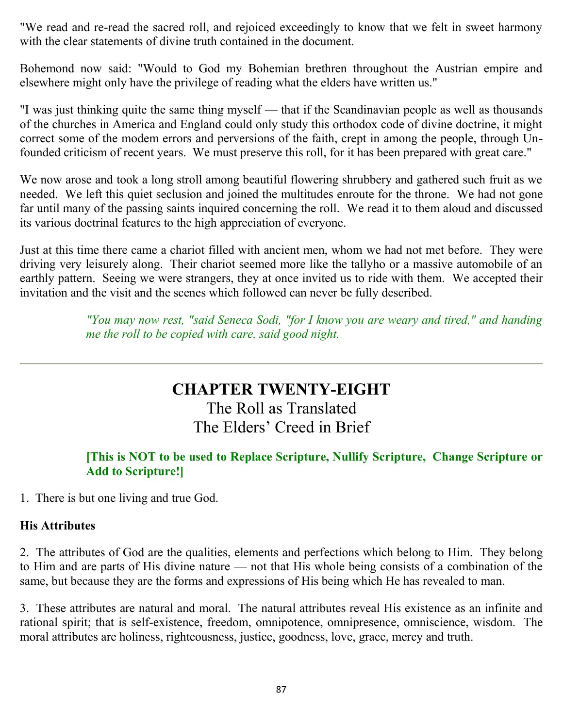"We read and re-read the sacred roll, and rejoiced exceedingly to know that we felt in sweet harmony with the clear statements of divine truth contained in the document.

Bohemond now said: "Would to God my Bohemian brethren throughout the Austrian empire and elsewhere might only have the privilege of reading what the elders have written us."

"I was just thinking quite the same thing myself — that if the Scandinavian people as well as thousands of the churches in America and England could only study this orthodox code of divine doctrine, it might correct some of the modem errors and perversions of the faith, crept in among the people, through Un-founded criticism of recent years. We must preserve this roll, for it has been prepared with great care."

We now arose and took a long stroll among beautiful flowering shrubbery and gathered such fruit as we needed. We left this quiet seclusion and joined the multitudes enroute for the throne. We had not gone far until many of the passing saints inquired concerning the roll. We read it to them aloud and discussed its various doctrinal features to the high appreciation of everyone.

Just at this time there came a chariot filled with ancient men, whom we had not met before. They were driving very leisurely along. Their chariot seemed more like the tallyho or a massive automobile of an earthly pattern. Seeing we were strangers, they at once invited us to ride with them. We accepted their invitation and the visit and the scenes which followed can never be fully described.

> *"You may now rest, "said Seneca Sodi, "for I know you are weary and tired," and handing me the roll to be copied with care, said good night.*

---

# CHAPTER TWENTY-EIGHT

## The Roll as Translated
## The Elders' Creed in Brief

> **[This is NOT to be used to Replace Scripture, Nullify Scripture, Change Scripture or Add to Scripture!]**

1. There is but one living and true God.

**His Attributes**

2. The attributes of God are the qualities, elements and perfections which belong to Him. They belong to Him and are parts of His divine nature — not that His whole being consists of a combination of the same, but because they are the forms and expressions of His being which He has revealed to man.

3. These attributes are natural and moral. The natural attributes reveal His existence as an infinite and rational spirit; that is self-existence, freedom, omnipotence, omnipresence, omniscience, wisdom. The moral attributes are holiness, righteousness, justice, goodness, love, grace, mercy and truth.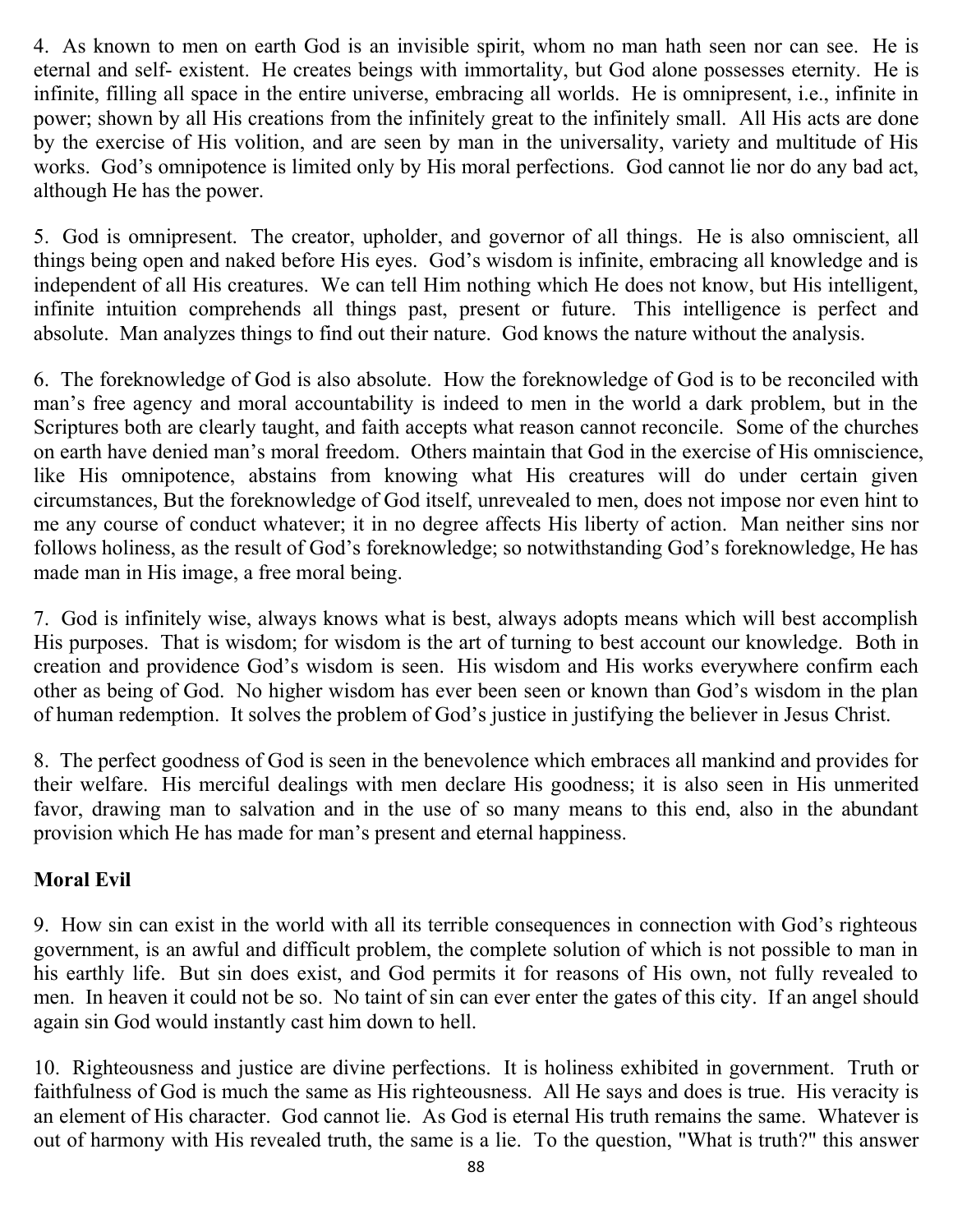4. As known to men on earth God is an invisible spirit, whom no man hath seen nor can see. He is eternal and self- existent. He creates beings with immortality, but God alone possesses eternity. He is infinite, filling all space in the entire universe, embracing all worlds. He is omnipresent, i.e., infinite in power; shown by all His creations from the infinitely great to the infinitely small. All His acts are done by the exercise of His volition, and are seen by man in the universality, variety and multitude of His works. God's omnipotence is limited only by His moral perfections. God cannot lie nor do any bad act, although He has the power.

5. God is omnipresent. The creator, upholder, and governor of all things. He is also omniscient, all things being open and naked before His eyes. God's wisdom is infinite, embracing all knowledge and is independent of all His creatures. We can tell Him nothing which He does not know, but His intelligent, infinite intuition comprehends all things past, present or future. This intelligence is perfect and absolute. Man analyzes things to find out their nature. God knows the nature without the analysis.

6. The foreknowledge of God is also absolute. How the foreknowledge of God is to be reconciled with man's free agency and moral accountability is indeed to men in the world a dark problem, but in the Scriptures both are clearly taught, and faith accepts what reason cannot reconcile. Some of the churches on earth have denied man's moral freedom. Others maintain that God in the exercise of His omniscience, like His omnipotence, abstains from knowing what His creatures will do under certain given circumstances, But the foreknowledge of God itself, unrevealed to men, does not impose nor even hint to me any course of conduct whatever; it in no degree affects His liberty of action. Man neither sins nor follows holiness, as the result of God's foreknowledge; so notwithstanding God's foreknowledge, He has made man in His image, a free moral being.

7. God is infinitely wise, always knows what is best, always adopts means which will best accomplish His purposes. That is wisdom; for wisdom is the art of turning to best account our knowledge. Both in creation and providence God's wisdom is seen. His wisdom and His works everywhere confirm each other as being of God. No higher wisdom has ever been seen or known than God's wisdom in the plan of human redemption. It solves the problem of God's justice in justifying the believer in Jesus Christ.

8. The perfect goodness of God is seen in the benevolence which embraces all mankind and provides for their welfare. His merciful dealings with men declare His goodness; it is also seen in His unmerited favor, drawing man to salvation and in the use of so many means to this end, also in the abundant provision which He has made for man's present and eternal happiness.

**Moral Evil**

9. How sin can exist in the world with all its terrible consequences in connection with God's righteous government, is an awful and difficult problem, the complete solution of which is not possible to man in his earthly life. But sin does exist, and God permits it for reasons of His own, not fully revealed to men. In heaven it could not be so. No taint of sin can ever enter the gates of this city. If an angel should again sin God would instantly cast him down to hell.

10. Righteousness and justice are divine perfections. It is holiness exhibited in government. Truth or faithfulness of God is much the same as His righteousness. All He says and does is true. His veracity is an element of His character. God cannot lie. As God is eternal His truth remains the same. Whatever is out of harmony with His revealed truth, the same is a lie. To the question, "What is truth?" this answer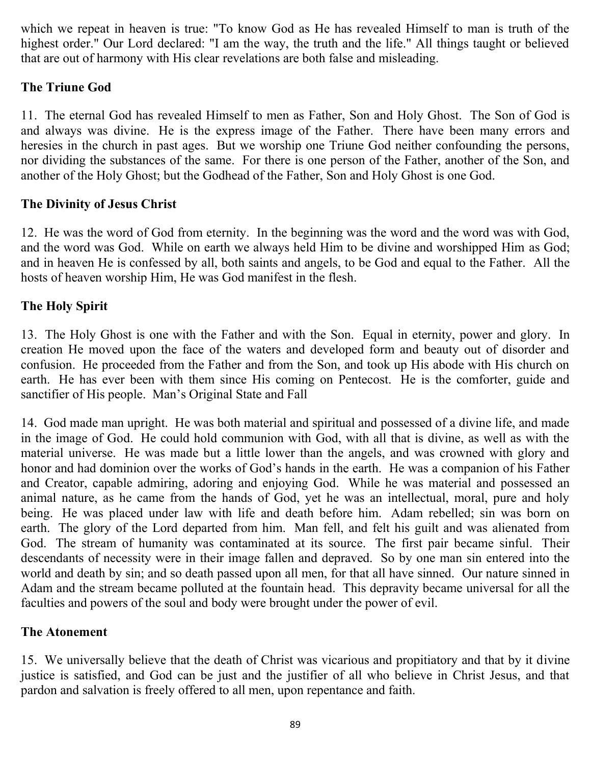which we repeat in heaven is true: "To know God as He has revealed Himself to man is truth of the highest order." Our Lord declared: "I am the way, the truth and the life." All things taught or believed that are out of harmony with His clear revelations are both false and misleading.

**The Triune God**

11. The eternal God has revealed Himself to men as Father, Son and Holy Ghost. The Son of God is and always was divine. He is the express image of the Father. There have been many errors and heresies in the church in past ages. But we worship one Triune God neither confounding the persons, nor dividing the substances of the same. For there is one person of the Father, another of the Son, and another of the Holy Ghost; but the Godhead of the Father, Son and Holy Ghost is one God.

**The Divinity of Jesus Christ**

12. He was the word of God from eternity. In the beginning was the word and the word was with God, and the word was God. While on earth we always held Him to be divine and worshipped Him as God; and in heaven He is confessed by all, both saints and angels, to be God and equal to the Father. All the hosts of heaven worship Him, He was God manifest in the flesh.

**The Holy Spirit**

13. The Holy Ghost is one with the Father and with the Son. Equal in eternity, power and glory. In creation He moved upon the face of the waters and developed form and beauty out of disorder and confusion. He proceeded from the Father and from the Son, and took up His abode with His church on earth. He has ever been with them since His coming on Pentecost. He is the comforter, guide and sanctifier of His people. Man's Original State and Fall

14. God made man upright. He was both material and spiritual and possessed of a divine life, and made in the image of God. He could hold communion with God, with all that is divine, as well as with the material universe. He was made but a little lower than the angels, and was crowned with glory and honor and had dominion over the works of God's hands in the earth. He was a companion of his Father and Creator, capable admiring, adoring and enjoying God. While he was material and possessed an animal nature, as he came from the hands of God, yet he was an intellectual, moral, pure and holy being. He was placed under law with life and death before him. Adam rebelled; sin was born on earth. The glory of the Lord departed from him. Man fell, and felt his guilt and was alienated from God. The stream of humanity was contaminated at its source. The first pair became sinful. Their descendants of necessity were in their image fallen and depraved. So by one man sin entered into the world and death by sin; and so death passed upon all men, for that all have sinned. Our nature sinned in Adam and the stream became polluted at the fountain head. This depravity became universal for all the faculties and powers of the soul and body were brought under the power of evil.

**The Atonement**

15. We universally believe that the death of Christ was vicarious and propitiatory and that by it divine justice is satisfied, and God can be just and the justifier of all who believe in Christ Jesus, and that pardon and salvation is freely offered to all men, upon repentance and faith.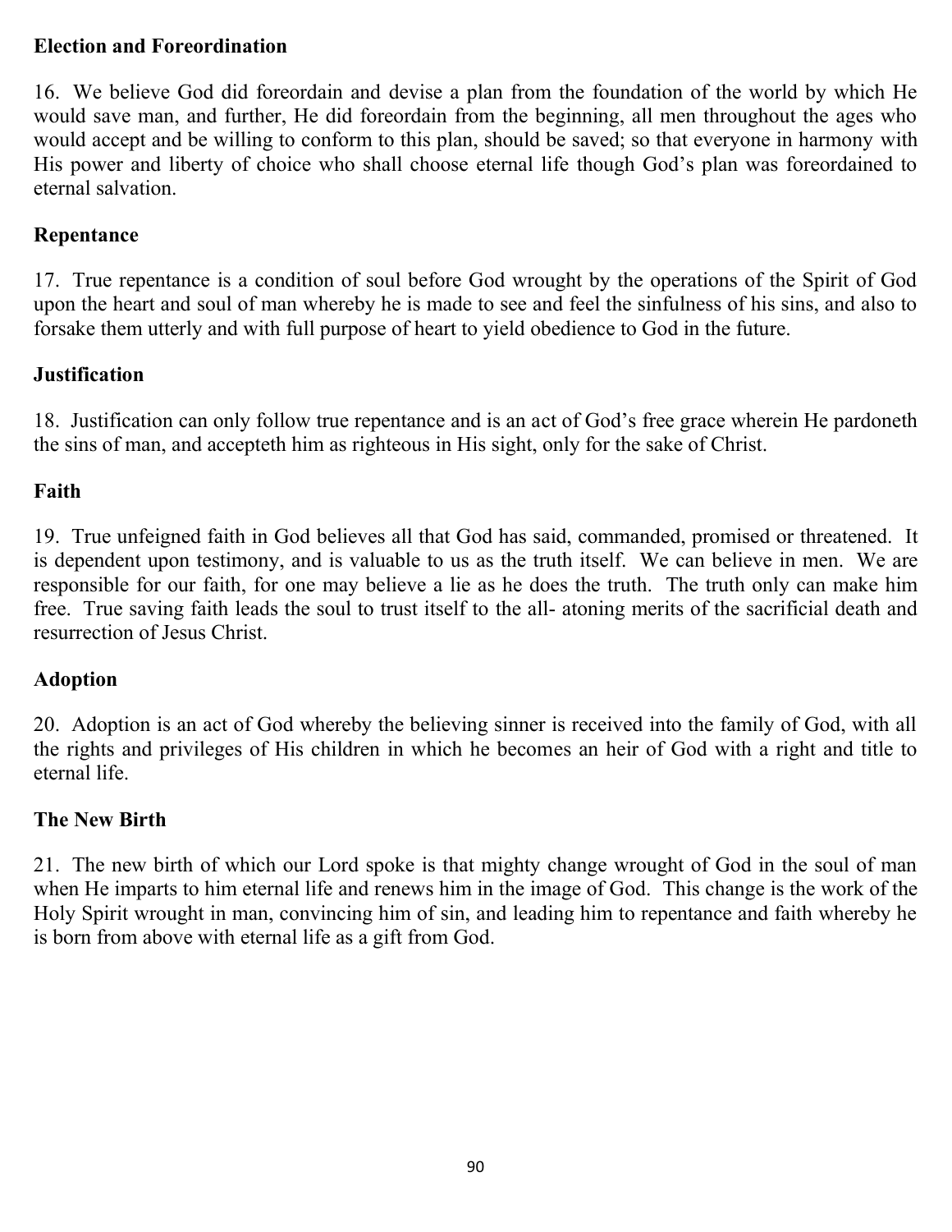**Election and Foreordination**

16. We believe God did foreordain and devise a plan from the foundation of the world by which He would save man, and further, He did foreordain from the beginning, all men throughout the ages who would accept and be willing to conform to this plan, should be saved; so that everyone in harmony with His power and liberty of choice who shall choose eternal life though God's plan was foreordained to eternal salvation.

**Repentance**

17. True repentance is a condition of soul before God wrought by the operations of the Spirit of God upon the heart and soul of man whereby he is made to see and feel the sinfulness of his sins, and also to forsake them utterly and with full purpose of heart to yield obedience to God in the future.

**Justification**

18. Justification can only follow true repentance and is an act of God's free grace wherein He pardoneth the sins of man, and accepteth him as righteous in His sight, only for the sake of Christ.

**Faith**

19. True unfeigned faith in God believes all that God has said, commanded, promised or threatened. It is dependent upon testimony, and is valuable to us as the truth itself. We can believe in men. We are responsible for our faith, for one may believe a lie as he does the truth. The truth only can make him free. True saving faith leads the soul to trust itself to the all- atoning merits of the sacrificial death and resurrection of Jesus Christ.

**Adoption**

20. Adoption is an act of God whereby the believing sinner is received into the family of God, with all the rights and privileges of His children in which he becomes an heir of God with a right and title to eternal life.

**The New Birth**

21. The new birth of which our Lord spoke is that mighty change wrought of God in the soul of man when He imparts to him eternal life and renews him in the image of God. This change is the work of the Holy Spirit wrought in man, convincing him of sin, and leading him to repentance and faith whereby he is born from above with eternal life as a gift from God.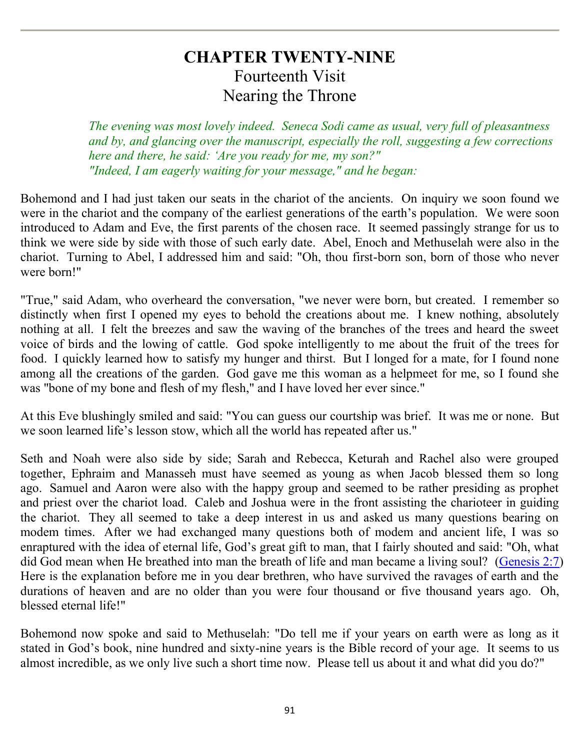# CHAPTER TWENTY-NINE
## Fourteenth Visit
## Nearing the Throne

*The evening was most lovely indeed. Seneca Sodi came as usual, very full of pleasantness and by, and glancing over the manuscript, especially the roll, suggesting a few corrections here and there, he said: 'Are you ready for me, my son?"*
*"Indeed, I am eagerly waiting for your message," and he began:*

Bohemond and I had just taken our seats in the chariot of the ancients. On inquiry we soon found we were in the chariot and the company of the earliest generations of the earth's population. We were soon introduced to Adam and Eve, the first parents of the chosen race. It seemed passingly strange for us to think we were side by side with those of such early date. Abel, Enoch and Methuselah were also in the chariot. Turning to Abel, I addressed him and said: "Oh, thou first-born son, born of those who never were born!"

"True," said Adam, who overheard the conversation, "we never were born, but created. I remember so distinctly when first I opened my eyes to behold the creations about me. I knew nothing, absolutely nothing at all. I felt the breezes and saw the waving of the branches of the trees and heard the sweet voice of birds and the lowing of cattle. God spoke intelligently to me about the fruit of the trees for food. I quickly learned how to satisfy my hunger and thirst. But I longed for a mate, for I found none among all the creations of the garden. God gave me this woman as a helpmeet for me, so I found she was "bone of my bone and flesh of my flesh," and I have loved her ever since."

At this Eve blushingly smiled and said: "You can guess our courtship was brief. It was me or none. But we soon learned life's lesson stow, which all the world has repeated after us."

Seth and Noah were also side by side; Sarah and Rebecca, Keturah and Rachel also were grouped together, Ephraim and Manasseh must have seemed as young as when Jacob blessed them so long ago. Samuel and Aaron were also with the happy group and seemed to be rather presiding as prophet and priest over the chariot load. Caleb and Joshua were in the front assisting the charioteer in guiding the chariot. They all seemed to take a deep interest in us and asked us many questions bearing on modem times. After we had exchanged many questions both of modem and ancient life, I was so enraptured with the idea of eternal life, God's great gift to man, that I fairly shouted and said: "Oh, what did God mean when He breathed into man the breath of life and man became a living soul? (Genesis 2:7) Here is the explanation before me in you dear brethren, who have survived the ravages of earth and the durations of heaven and are no older than you were four thousand or five thousand years ago. Oh, blessed eternal life!"

Bohemond now spoke and said to Methuselah: "Do tell me if your years on earth were as long as it stated in God's book, nine hundred and sixty-nine years is the Bible record of your age. It seems to us almost incredible, as we only live such a short time now. Please tell us about it and what did you do?"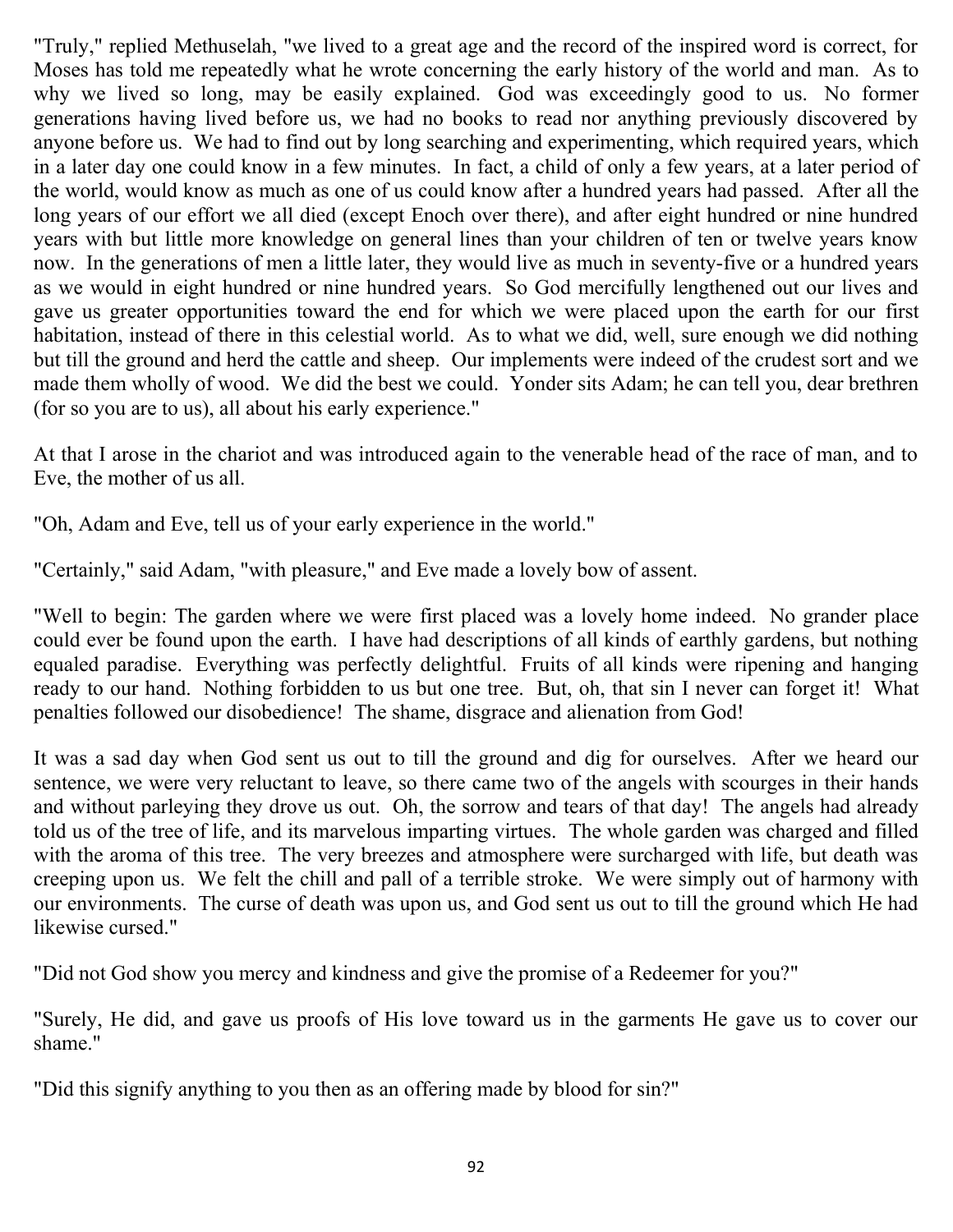"Truly," replied Methuselah, "we lived to a great age and the record of the inspired word is correct, for Moses has told me repeatedly what he wrote concerning the early history of the world and man. As to why we lived so long, may be easily explained. God was exceedingly good to us. No former generations having lived before us, we had no books to read nor anything previously discovered by anyone before us. We had to find out by long searching and experimenting, which required years, which in a later day one could know in a few minutes. In fact, a child of only a few years, at a later period of the world, would know as much as one of us could know after a hundred years had passed. After all the long years of our effort we all died (except Enoch over there), and after eight hundred or nine hundred years with but little more knowledge on general lines than your children of ten or twelve years know now. In the generations of men a little later, they would live as much in seventy-five or a hundred years as we would in eight hundred or nine hundred years. So God mercifully lengthened out our lives and gave us greater opportunities toward the end for which we were placed upon the earth for our first habitation, instead of there in this celestial world. As to what we did, well, sure enough we did nothing but till the ground and herd the cattle and sheep. Our implements were indeed of the crudest sort and we made them wholly of wood. We did the best we could. Yonder sits Adam; he can tell you, dear brethren (for so you are to us), all about his early experience."

At that I arose in the chariot and was introduced again to the venerable head of the race of man, and to Eve, the mother of us all.

"Oh, Adam and Eve, tell us of your early experience in the world."

"Certainly," said Adam, "with pleasure," and Eve made a lovely bow of assent.

"Well to begin: The garden where we were first placed was a lovely home indeed. No grander place could ever be found upon the earth. I have had descriptions of all kinds of earthly gardens, but nothing equaled paradise. Everything was perfectly delightful. Fruits of all kinds were ripening and hanging ready to our hand. Nothing forbidden to us but one tree. But, oh, that sin I never can forget it! What penalties followed our disobedience! The shame, disgrace and alienation from God!

It was a sad day when God sent us out to till the ground and dig for ourselves. After we heard our sentence, we were very reluctant to leave, so there came two of the angels with scourges in their hands and without parleying they drove us out. Oh, the sorrow and tears of that day! The angels had already told us of the tree of life, and its marvelous imparting virtues. The whole garden was charged and filled with the aroma of this tree. The very breezes and atmosphere were surcharged with life, but death was creeping upon us. We felt the chill and pall of a terrible stroke. We were simply out of harmony with our environments. The curse of death was upon us, and God sent us out to till the ground which He had likewise cursed."

"Did not God show you mercy and kindness and give the promise of a Redeemer for you?"

"Surely, He did, and gave us proofs of His love toward us in the garments He gave us to cover our shame."

"Did this signify anything to you then as an offering made by blood for sin?"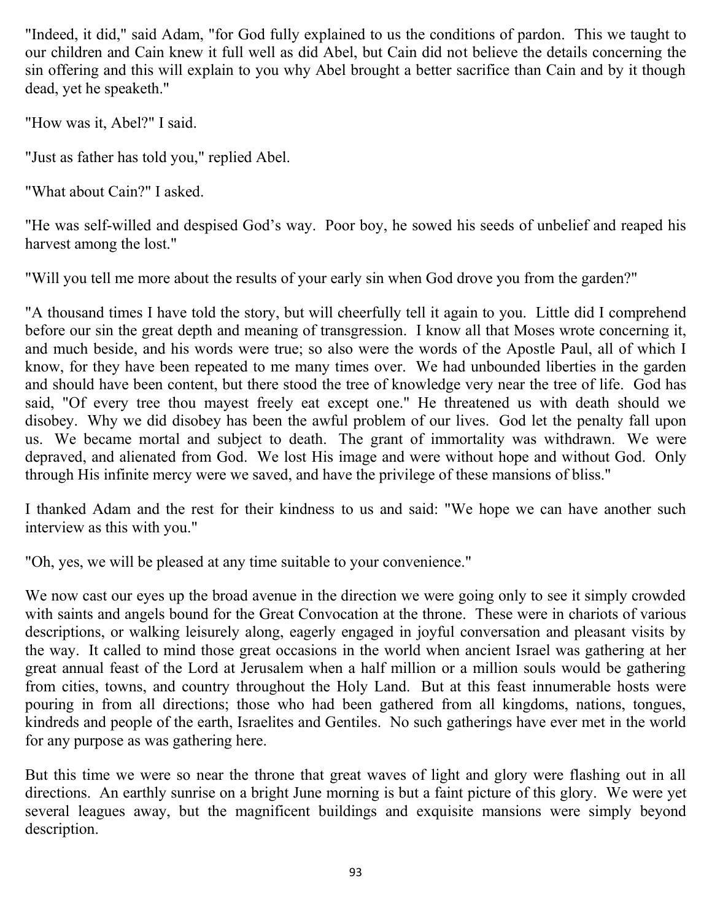"Indeed, it did," said Adam, "for God fully explained to us the conditions of pardon. This we taught to our children and Cain knew it full well as did Abel, but Cain did not believe the details concerning the sin offering and this will explain to you why Abel brought a better sacrifice than Cain and by it though dead, yet he speaketh."

"How was it, Abel?" I said.

"Just as father has told you," replied Abel.

"What about Cain?" I asked.

"He was self-willed and despised God's way. Poor boy, he sowed his seeds of unbelief and reaped his harvest among the lost."

"Will you tell me more about the results of your early sin when God drove you from the garden?"

"A thousand times I have told the story, but will cheerfully tell it again to you. Little did I comprehend before our sin the great depth and meaning of transgression. I know all that Moses wrote concerning it, and much beside, and his words were true; so also were the words of the Apostle Paul, all of which I know, for they have been repeated to me many times over. We had unbounded liberties in the garden and should have been content, but there stood the tree of knowledge very near the tree of life. God has said, "Of every tree thou mayest freely eat except one." He threatened us with death should we disobey. Why we did disobey has been the awful problem of our lives. God let the penalty fall upon us. We became mortal and subject to death. The grant of immortality was withdrawn. We were depraved, and alienated from God. We lost His image and were without hope and without God. Only through His infinite mercy were we saved, and have the privilege of these mansions of bliss."

I thanked Adam and the rest for their kindness to us and said: "We hope we can have another such interview as this with you."

"Oh, yes, we will be pleased at any time suitable to your convenience."

We now cast our eyes up the broad avenue in the direction we were going only to see it simply crowded with saints and angels bound for the Great Convocation at the throne. These were in chariots of various descriptions, or walking leisurely along, eagerly engaged in joyful conversation and pleasant visits by the way. It called to mind those great occasions in the world when ancient Israel was gathering at her great annual feast of the Lord at Jerusalem when a half million or a million souls would be gathering from cities, towns, and country throughout the Holy Land. But at this feast innumerable hosts were pouring in from all directions; those who had been gathered from all kingdoms, nations, tongues, kindreds and people of the earth, Israelites and Gentiles. No such gatherings have ever met in the world for any purpose as was gathering here.

But this time we were so near the throne that great waves of light and glory were flashing out in all directions. An earthly sunrise on a bright June morning is but a faint picture of this glory. We were yet several leagues away, but the magnificent buildings and exquisite mansions were simply beyond description.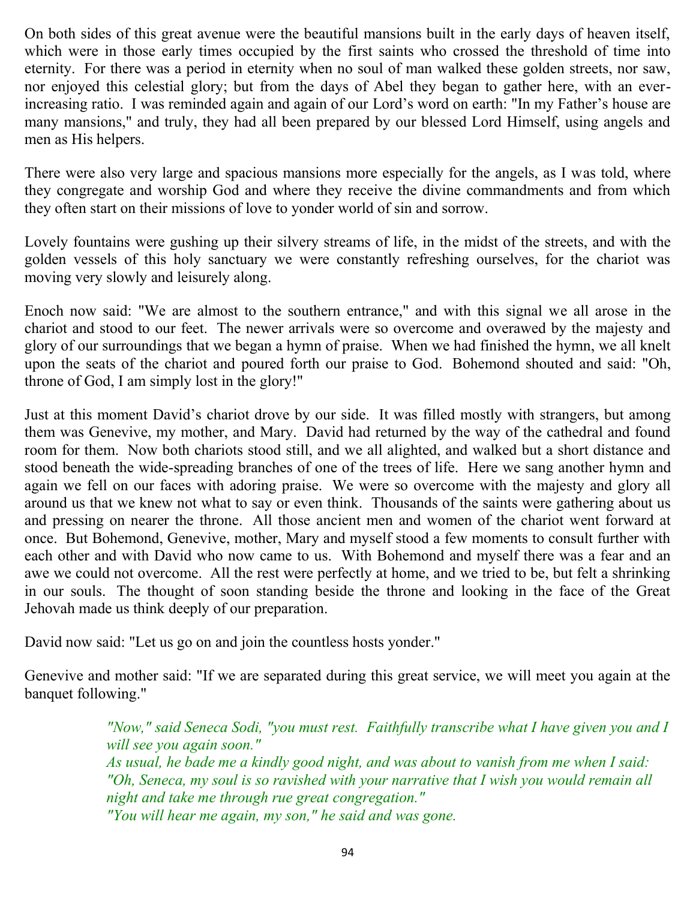On both sides of this great avenue were the beautiful mansions built in the early days of heaven itself, which were in those early times occupied by the first saints who crossed the threshold of time into eternity. For there was a period in eternity when no soul of man walked these golden streets, nor saw, nor enjoyed this celestial glory; but from the days of Abel they began to gather here, with an ever-increasing ratio. I was reminded again and again of our Lord's word on earth: "In my Father's house are many mansions," and truly, they had all been prepared by our blessed Lord Himself, using angels and men as His helpers.

There were also very large and spacious mansions more especially for the angels, as I was told, where they congregate and worship God and where they receive the divine commandments and from which they often start on their missions of love to yonder world of sin and sorrow.

Lovely fountains were gushing up their silvery streams of life, in the midst of the streets, and with the golden vessels of this holy sanctuary we were constantly refreshing ourselves, for the chariot was moving very slowly and leisurely along.

Enoch now said: "We are almost to the southern entrance," and with this signal we all arose in the chariot and stood to our feet. The newer arrivals were so overcome and overawed by the majesty and glory of our surroundings that we began a hymn of praise. When we had finished the hymn, we all knelt upon the seats of the chariot and poured forth our praise to God. Bohemond shouted and said: "Oh, throne of God, I am simply lost in the glory!"

Just at this moment David's chariot drove by our side. It was filled mostly with strangers, but among them was Genevive, my mother, and Mary. David had returned by the way of the cathedral and found room for them. Now both chariots stood still, and we all alighted, and walked but a short distance and stood beneath the wide-spreading branches of one of the trees of life. Here we sang another hymn and again we fell on our faces with adoring praise. We were so overcome with the majesty and glory all around us that we knew not what to say or even think. Thousands of the saints were gathering about us and pressing on nearer the throne. All those ancient men and women of the chariot went forward at once. But Bohemond, Genevive, mother, Mary and myself stood a few moments to consult further with each other and with David who now came to us. With Bohemond and myself there was a fear and an awe we could not overcome. All the rest were perfectly at home, and we tried to be, but felt a shrinking in our souls. The thought of soon standing beside the throne and looking in the face of the Great Jehovah made us think deeply of our preparation.

David now said: "Let us go on and join the countless hosts yonder."

Genevive and mother said: "If we are separated during this great service, we will meet you again at the banquet following."

> *"Now," said Seneca Sodi, "you must rest. Faithfully transcribe what I have given you and I will see you again soon."*
> *As usual, he bade me a kindly good night, and was about to vanish from me when I said: "Oh, Seneca, my soul is so ravished with your narrative that I wish you would remain all night and take me through rue great congregation."*
> *"You will hear me again, my son," he said and was gone.*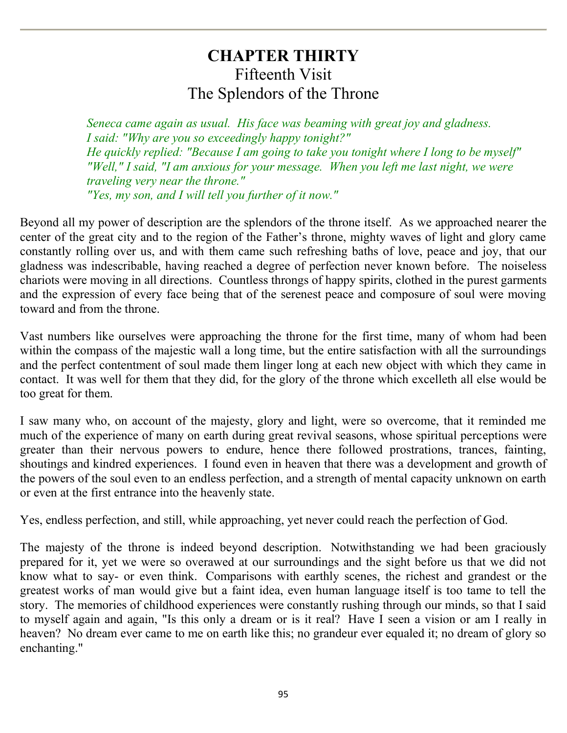# CHAPTER THIRTY

## Fifteenth Visit

## The Splendors of the Throne

*Seneca came again as usual. His face was beaming with great joy and gladness.*
*I said: "Why are you so exceedingly happy tonight?"*
*He quickly replied: "Because I am going to take you tonight where I long to be myself"*
*"Well," I said, "I am anxious for your message. When you left me last night, we were traveling very near the throne."*
*"Yes, my son, and I will tell you further of it now."*

Beyond all my power of description are the splendors of the throne itself. As we approached nearer the center of the great city and to the region of the Father's throne, mighty waves of light and glory came constantly rolling over us, and with them came such refreshing baths of love, peace and joy, that our gladness was indescribable, having reached a degree of perfection never known before. The noiseless chariots were moving in all directions. Countless throngs of happy spirits, clothed in the purest garments and the expression of every face being that of the serenest peace and composure of soul were moving toward and from the throne.

Vast numbers like ourselves were approaching the throne for the first time, many of whom had been within the compass of the majestic wall a long time, but the entire satisfaction with all the surroundings and the perfect contentment of soul made them linger long at each new object with which they came in contact. It was well for them that they did, for the glory of the throne which excelleth all else would be too great for them.

I saw many who, on account of the majesty, glory and light, were so overcome, that it reminded me much of the experience of many on earth during great revival seasons, whose spiritual perceptions were greater than their nervous powers to endure, hence there followed prostrations, trances, fainting, shoutings and kindred experiences. I found even in heaven that there was a development and growth of the powers of the soul even to an endless perfection, and a strength of mental capacity unknown on earth or even at the first entrance into the heavenly state.

Yes, endless perfection, and still, while approaching, yet never could reach the perfection of God.

The majesty of the throne is indeed beyond description. Notwithstanding we had been graciously prepared for it, yet we were so overawed at our surroundings and the sight before us that we did not know what to say- or even think. Comparisons with earthly scenes, the richest and grandest or the greatest works of man would give but a faint idea, even human language itself is too tame to tell the story. The memories of childhood experiences were constantly rushing through our minds, so that I said to myself again and again, "Is this only a dream or is it real? Have I seen a vision or am I really in heaven? No dream ever came to me on earth like this; no grandeur ever equaled it; no dream of glory so enchanting."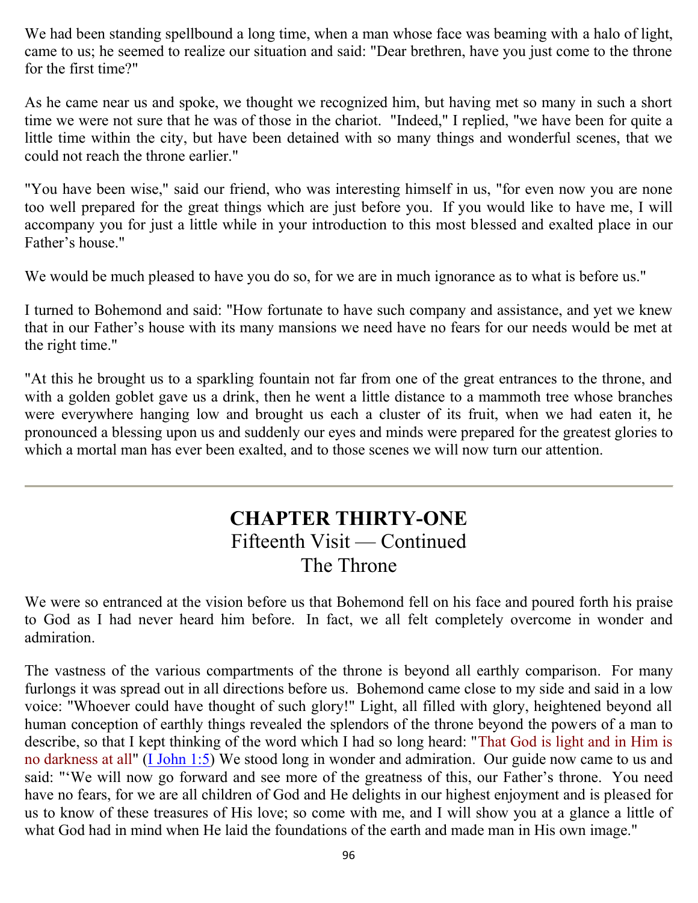We had been standing spellbound a long time, when a man whose face was beaming with a halo of light, came to us; he seemed to realize our situation and said: "Dear brethren, have you just come to the throne for the first time?"

As he came near us and spoke, we thought we recognized him, but having met so many in such a short time we were not sure that he was of those in the chariot. "Indeed," I replied, "we have been for quite a little time within the city, but have been detained with so many things and wonderful scenes, that we could not reach the throne earlier."

"You have been wise," said our friend, who was interesting himself in us, "for even now you are none too well prepared for the great things which are just before you. If you would like to have me, I will accompany you for just a little while in your introduction to this most blessed and exalted place in our Father's house."

We would be much pleased to have you do so, for we are in much ignorance as to what is before us."

I turned to Bohemond and said: "How fortunate to have such company and assistance, and yet we knew that in our Father's house with its many mansions we need have no fears for our needs would be met at the right time."

"At this he brought us to a sparkling fountain not far from one of the great entrances to the throne, and with a golden goblet gave us a drink, then he went a little distance to a mammoth tree whose branches were everywhere hanging low and brought us each a cluster of its fruit, when we had eaten it, he pronounced a blessing upon us and suddenly our eyes and minds were prepared for the greatest glories to which a mortal man has ever been exalted, and to those scenes we will now turn our attention.

---

# CHAPTER THIRTY-ONE
## Fifteenth Visit — Continued
## The Throne

We were so entranced at the vision before us that Bohemond fell on his face and poured forth his praise to God as I had never heard him before. In fact, we all felt completely overcome in wonder and admiration.

The vastness of the various compartments of the throne is beyond all earthly comparison. For many furlongs it was spread out in all directions before us. Bohemond came close to my side and said in a low voice: "Whoever could have thought of such glory!" Light, all filled with glory, heightened beyond all human conception of earthly things revealed the splendors of the throne beyond the powers of a man to describe, so that I kept thinking of the word which I had so long heard: "That God is light and in Him is no darkness at all" (I John 1:5) We stood long in wonder and admiration. Our guide now came to us and said: "'We will now go forward and see more of the greatness of this, our Father's throne. You need have no fears, for we are all children of God and He delights in our highest enjoyment and is pleased for us to know of these treasures of His love; so come with me, and I will show you at a glance a little of what God had in mind when He laid the foundations of the earth and made man in His own image."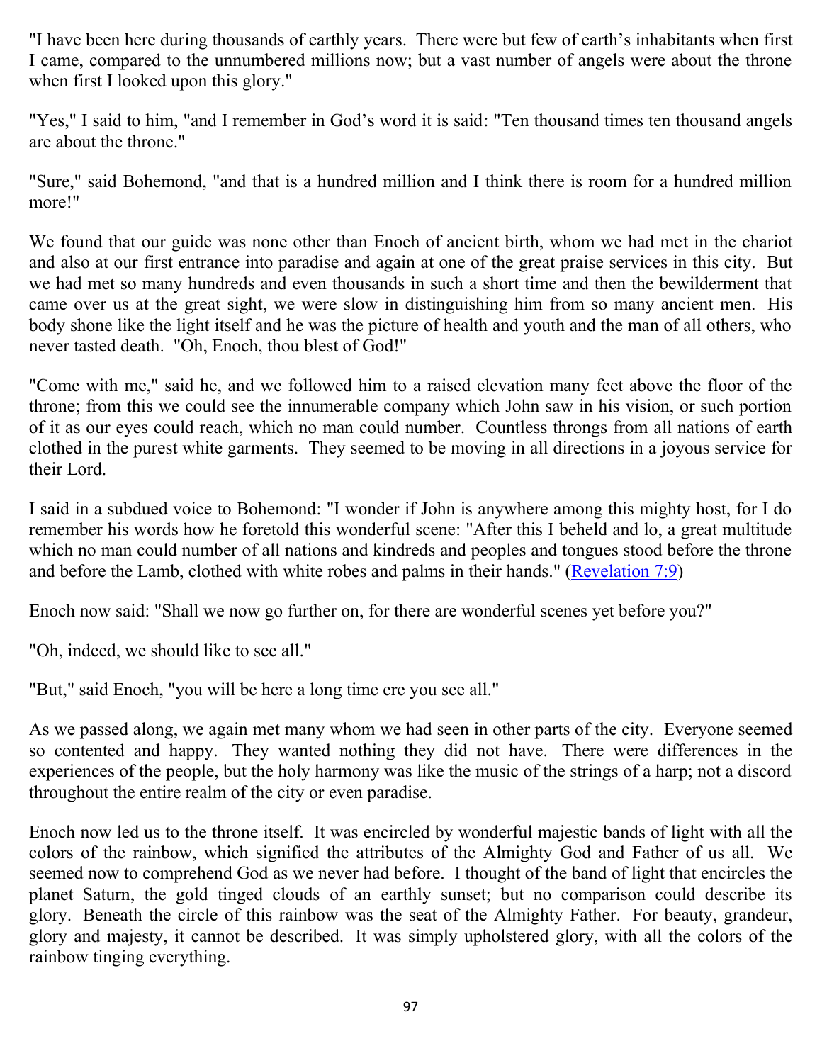"I have been here during thousands of earthly years. There were but few of earth's inhabitants when first I came, compared to the unnumbered millions now; but a vast number of angels were about the throne when first I looked upon this glory."

"Yes," I said to him, "and I remember in God's word it is said: "Ten thousand times ten thousand angels are about the throne."

"Sure," said Bohemond, "and that is a hundred million and I think there is room for a hundred million more!"

We found that our guide was none other than Enoch of ancient birth, whom we had met in the chariot and also at our first entrance into paradise and again at one of the great praise services in this city. But we had met so many hundreds and even thousands in such a short time and then the bewilderment that came over us at the great sight, we were slow in distinguishing him from so many ancient men. His body shone like the light itself and he was the picture of health and youth and the man of all others, who never tasted death. "Oh, Enoch, thou blest of God!"

"Come with me," said he, and we followed him to a raised elevation many feet above the floor of the throne; from this we could see the innumerable company which John saw in his vision, or such portion of it as our eyes could reach, which no man could number. Countless throngs from all nations of earth clothed in the purest white garments. They seemed to be moving in all directions in a joyous service for their Lord.

I said in a subdued voice to Bohemond: "I wonder if John is anywhere among this mighty host, for I do remember his words how he foretold this wonderful scene: "After this I beheld and lo, a great multitude which no man could number of all nations and kindreds and peoples and tongues stood before the throne and before the Lamb, clothed with white robes and palms in their hands." (Revelation 7:9)

Enoch now said: "Shall we now go further on, for there are wonderful scenes yet before you?"

"Oh, indeed, we should like to see all."

"But," said Enoch, "you will be here a long time ere you see all."

As we passed along, we again met many whom we had seen in other parts of the city. Everyone seemed so contented and happy. They wanted nothing they did not have. There were differences in the experiences of the people, but the holy harmony was like the music of the strings of a harp; not a discord throughout the entire realm of the city or even paradise.

Enoch now led us to the throne itself. It was encircled by wonderful majestic bands of light with all the colors of the rainbow, which signified the attributes of the Almighty God and Father of us all. We seemed now to comprehend God as we never had before. I thought of the band of light that encircles the planet Saturn, the gold tinged clouds of an earthly sunset; but no comparison could describe its glory. Beneath the circle of this rainbow was the seat of the Almighty Father. For beauty, grandeur, glory and majesty, it cannot be described. It was simply upholstered glory, with all the colors of the rainbow tinging everything.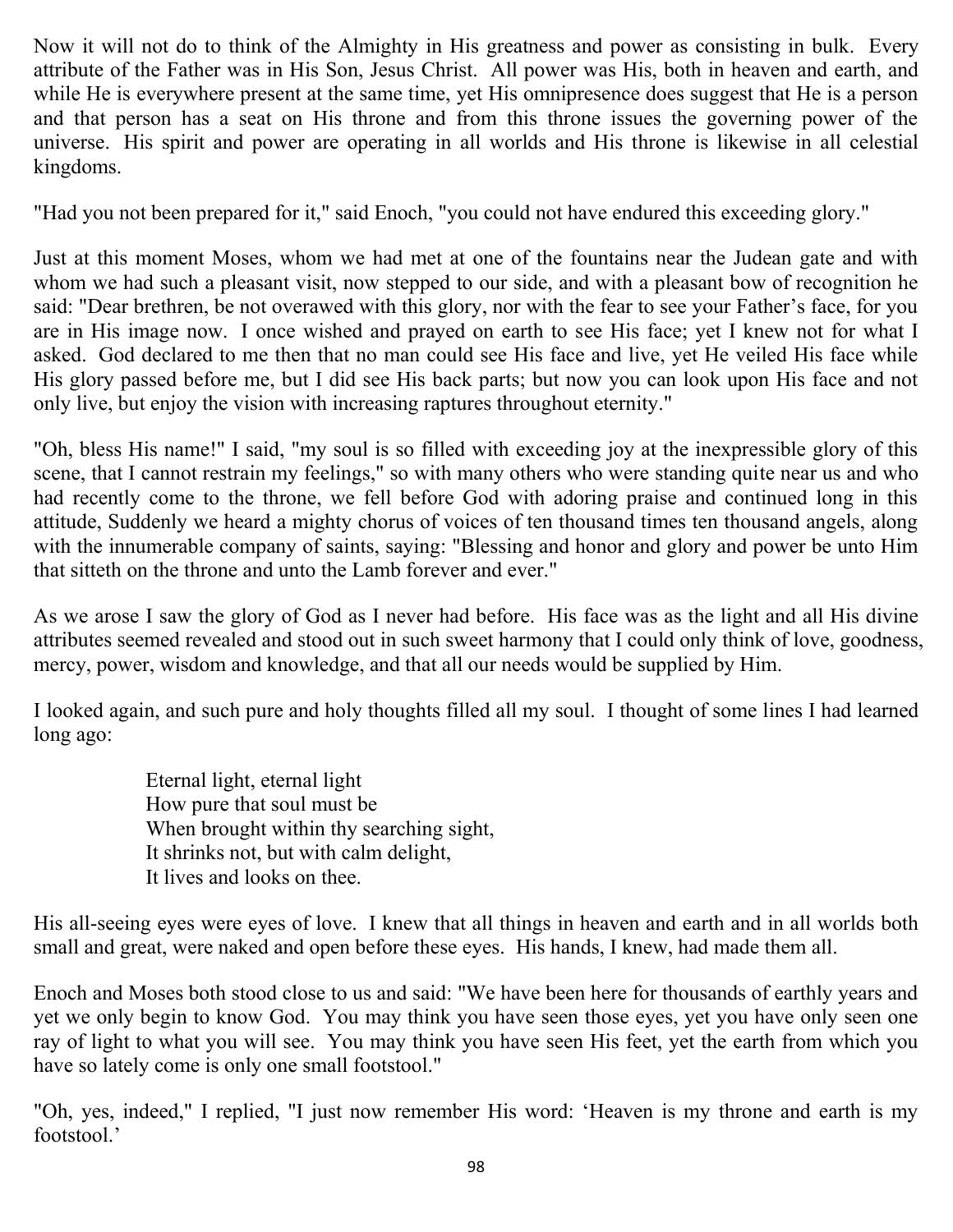Now it will not do to think of the Almighty in His greatness and power as consisting in bulk. Every attribute of the Father was in His Son, Jesus Christ. All power was His, both in heaven and earth, and while He is everywhere present at the same time, yet His omnipresence does suggest that He is a person and that person has a seat on His throne and from this throne issues the governing power of the universe. His spirit and power are operating in all worlds and His throne is likewise in all celestial kingdoms.

"Had you not been prepared for it," said Enoch, "you could not have endured this exceeding glory."

Just at this moment Moses, whom we had met at one of the fountains near the Judean gate and with whom we had such a pleasant visit, now stepped to our side, and with a pleasant bow of recognition he said: "Dear brethren, be not overawed with this glory, nor with the fear to see your Father's face, for you are in His image now. I once wished and prayed on earth to see His face; yet I knew not for what I asked. God declared to me then that no man could see His face and live, yet He veiled His face while His glory passed before me, but I did see His back parts; but now you can look upon His face and not only live, but enjoy the vision with increasing raptures throughout eternity."

"Oh, bless His name!" I said, "my soul is so filled with exceeding joy at the inexpressible glory of this scene, that I cannot restrain my feelings," so with many others who were standing quite near us and who had recently come to the throne, we fell before God with adoring praise and continued long in this attitude, Suddenly we heard a mighty chorus of voices of ten thousand times ten thousand angels, along with the innumerable company of saints, saying: "Blessing and honor and glory and power be unto Him that sitteth on the throne and unto the Lamb forever and ever."

As we arose I saw the glory of God as I never had before. His face was as the light and all His divine attributes seemed revealed and stood out in such sweet harmony that I could only think of love, goodness, mercy, power, wisdom and knowledge, and that all our needs would be supplied by Him.

I looked again, and such pure and holy thoughts filled all my soul. I thought of some lines I had learned long ago:

> Eternal light, eternal light  
> How pure that soul must be  
> When brought within thy searching sight,  
> It shrinks not, but with calm delight,  
> It lives and looks on thee.

His all-seeing eyes were eyes of love. I knew that all things in heaven and earth and in all worlds both small and great, were naked and open before these eyes. His hands, I knew, had made them all.

Enoch and Moses both stood close to us and said: "We have been here for thousands of earthly years and yet we only begin to know God. You may think you have seen those eyes, yet you have only seen one ray of light to what you will see. You may think you have seen His feet, yet the earth from which you have so lately come is only one small footstool."

"Oh, yes, indeed," I replied, "I just now remember His word: 'Heaven is my throne and earth is my footstool.'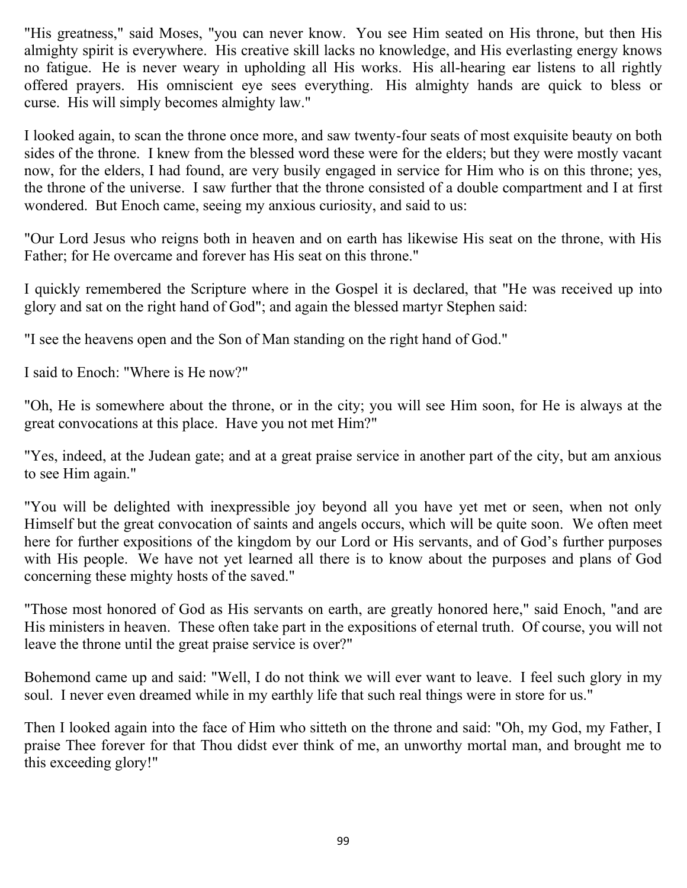"His greatness," said Moses, "you can never know. You see Him seated on His throne, but then His almighty spirit is everywhere. His creative skill lacks no knowledge, and His everlasting energy knows no fatigue. He is never weary in upholding all His works. His all-hearing ear listens to all rightly offered prayers. His omniscient eye sees everything. His almighty hands are quick to bless or curse. His will simply becomes almighty law."

I looked again, to scan the throne once more, and saw twenty-four seats of most exquisite beauty on both sides of the throne. I knew from the blessed word these were for the elders; but they were mostly vacant now, for the elders, I had found, are very busily engaged in service for Him who is on this throne; yes, the throne of the universe. I saw further that the throne consisted of a double compartment and I at first wondered. But Enoch came, seeing my anxious curiosity, and said to us:

"Our Lord Jesus who reigns both in heaven and on earth has likewise His seat on the throne, with His Father; for He overcame and forever has His seat on this throne."

I quickly remembered the Scripture where in the Gospel it is declared, that "He was received up into glory and sat on the right hand of God"; and again the blessed martyr Stephen said:

"I see the heavens open and the Son of Man standing on the right hand of God."

I said to Enoch: "Where is He now?"

"Oh, He is somewhere about the throne, or in the city; you will see Him soon, for He is always at the great convocations at this place. Have you not met Him?"

"Yes, indeed, at the Judean gate; and at a great praise service in another part of the city, but am anxious to see Him again."

"You will be delighted with inexpressible joy beyond all you have yet met or seen, when not only Himself but the great convocation of saints and angels occurs, which will be quite soon. We often meet here for further expositions of the kingdom by our Lord or His servants, and of God's further purposes with His people. We have not yet learned all there is to know about the purposes and plans of God concerning these mighty hosts of the saved."

"Those most honored of God as His servants on earth, are greatly honored here," said Enoch, "and are His ministers in heaven. These often take part in the expositions of eternal truth. Of course, you will not leave the throne until the great praise service is over?"

Bohemond came up and said: "Well, I do not think we will ever want to leave. I feel such glory in my soul. I never even dreamed while in my earthly life that such real things were in store for us."

Then I looked again into the face of Him who sitteth on the throne and said: "Oh, my God, my Father, I praise Thee forever for that Thou didst ever think of me, an unworthy mortal man, and brought me to this exceeding glory!"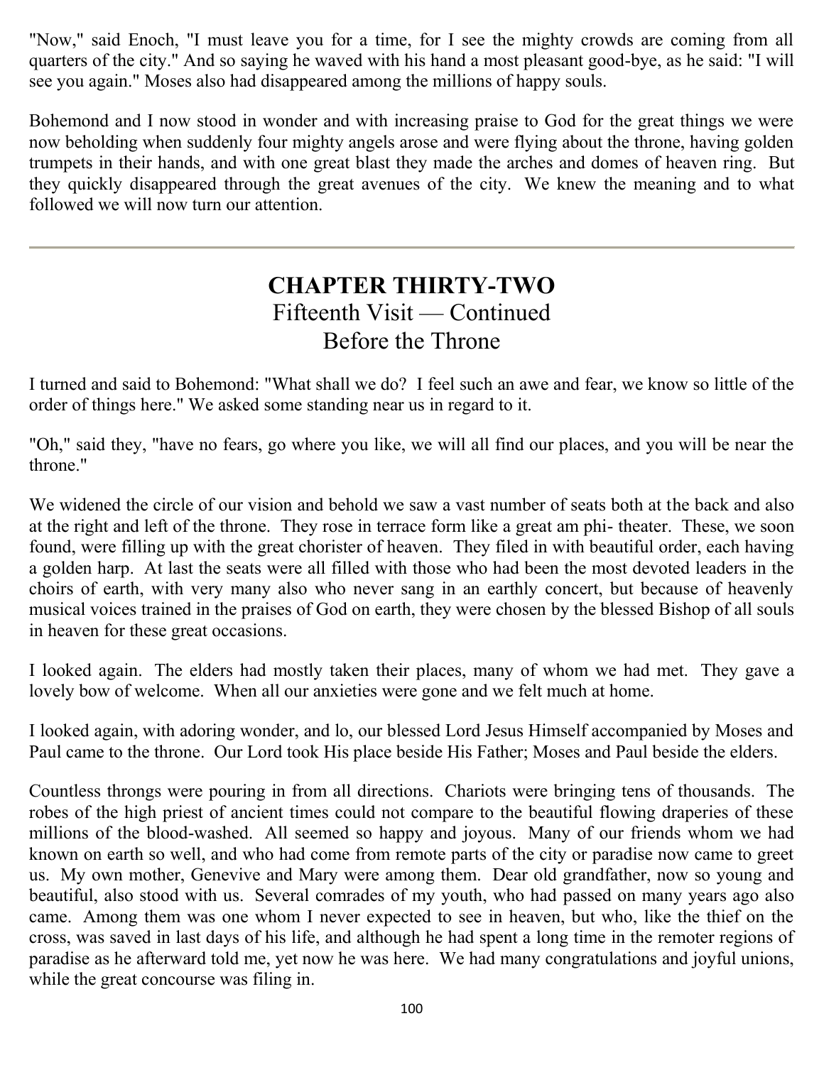"Now," said Enoch, "I must leave you for a time, for I see the mighty crowds are coming from all quarters of the city." And so saying he waved with his hand a most pleasant good-bye, as he said: "I will see you again." Moses also had disappeared among the millions of happy souls.

Bohemond and I now stood in wonder and with increasing praise to God for the great things we were now beholding when suddenly four mighty angels arose and were flying about the throne, having golden trumpets in their hands, and with one great blast they made the arches and domes of heaven ring. But they quickly disappeared through the great avenues of the city. We knew the meaning and to what followed we will now turn our attention.

---

# CHAPTER THIRTY-TWO
## Fifteenth Visit — Continued
## Before the Throne

I turned and said to Bohemond: "What shall we do? I feel such an awe and fear, we know so little of the order of things here." We asked some standing near us in regard to it.

"Oh," said they, "have no fears, go where you like, we will all find our places, and you will be near the throne."

We widened the circle of our vision and behold we saw a vast number of seats both at the back and also at the right and left of the throne. They rose in terrace form like a great am phi- theater. These, we soon found, were filling up with the great chorister of heaven. They filed in with beautiful order, each having a golden harp. At last the seats were all filled with those who had been the most devoted leaders in the choirs of earth, with very many also who never sang in an earthly concert, but because of heavenly musical voices trained in the praises of God on earth, they were chosen by the blessed Bishop of all souls in heaven for these great occasions.

I looked again. The elders had mostly taken their places, many of whom we had met. They gave a lovely bow of welcome. When all our anxieties were gone and we felt much at home.

I looked again, with adoring wonder, and lo, our blessed Lord Jesus Himself accompanied by Moses and Paul came to the throne. Our Lord took His place beside His Father; Moses and Paul beside the elders.

Countless throngs were pouring in from all directions. Chariots were bringing tens of thousands. The robes of the high priest of ancient times could not compare to the beautiful flowing draperies of these millions of the blood-washed. All seemed so happy and joyous. Many of our friends whom we had known on earth so well, and who had come from remote parts of the city or paradise now came to greet us. My own mother, Genevive and Mary were among them. Dear old grandfather, now so young and beautiful, also stood with us. Several comrades of my youth, who had passed on many years ago also came. Among them was one whom I never expected to see in heaven, but who, like the thief on the cross, was saved in last days of his life, and although he had spent a long time in the remoter regions of paradise as he afterward told me, yet now he was here. We had many congratulations and joyful unions, while the great concourse was filing in.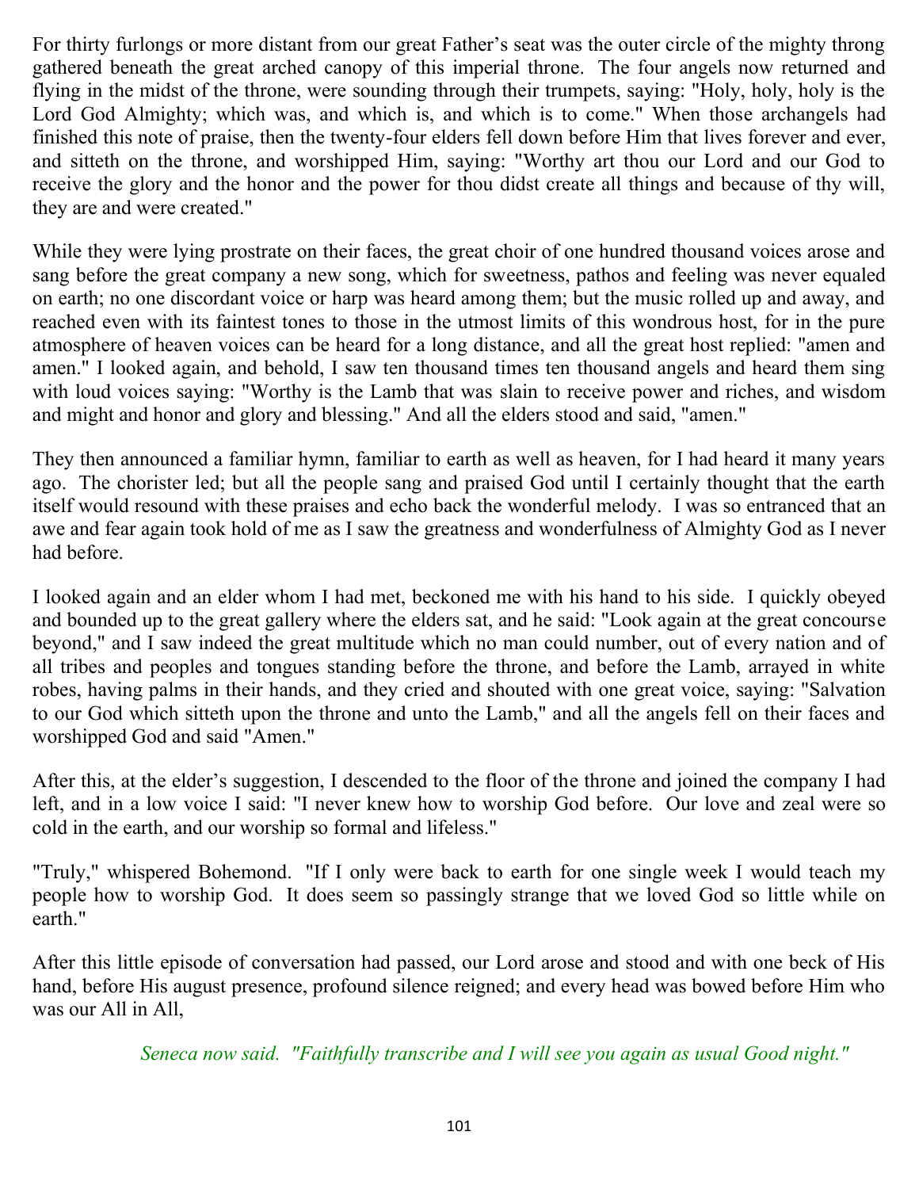For thirty furlongs or more distant from our great Father's seat was the outer circle of the mighty throng gathered beneath the great arched canopy of this imperial throne. The four angels now returned and flying in the midst of the throne, were sounding through their trumpets, saying: "Holy, holy, holy is the Lord God Almighty; which was, and which is, and which is to come." When those archangels had finished this note of praise, then the twenty-four elders fell down before Him that lives forever and ever, and sitteth on the throne, and worshipped Him, saying: "Worthy art thou our Lord and our God to receive the glory and the honor and the power for thou didst create all things and because of thy will, they are and were created."

While they were lying prostrate on their faces, the great choir of one hundred thousand voices arose and sang before the great company a new song, which for sweetness, pathos and feeling was never equaled on earth; no one discordant voice or harp was heard among them; but the music rolled up and away, and reached even with its faintest tones to those in the utmost limits of this wondrous host, for in the pure atmosphere of heaven voices can be heard for a long distance, and all the great host replied: "amen and amen." I looked again, and behold, I saw ten thousand times ten thousand angels and heard them sing with loud voices saying: "Worthy is the Lamb that was slain to receive power and riches, and wisdom and might and honor and glory and blessing." And all the elders stood and said, "amen."

They then announced a familiar hymn, familiar to earth as well as heaven, for I had heard it many years ago. The chorister led; but all the people sang and praised God until I certainly thought that the earth itself would resound with these praises and echo back the wonderful melody. I was so entranced that an awe and fear again took hold of me as I saw the greatness and wonderfulness of Almighty God as I never had before.

I looked again and an elder whom I had met, beckoned me with his hand to his side. I quickly obeyed and bounded up to the great gallery where the elders sat, and he said: "Look again at the great concourse beyond," and I saw indeed the great multitude which no man could number, out of every nation and of all tribes and peoples and tongues standing before the throne, and before the Lamb, arrayed in white robes, having palms in their hands, and they cried and shouted with one great voice, saying: "Salvation to our God which sitteth upon the throne and unto the Lamb," and all the angels fell on their faces and worshipped God and said "Amen."

After this, at the elder's suggestion, I descended to the floor of the throne and joined the company I had left, and in a low voice I said: "I never knew how to worship God before. Our love and zeal were so cold in the earth, and our worship so formal and lifeless."

"Truly," whispered Bohemond. "If I only were back to earth for one single week I would teach my people how to worship God. It does seem so passingly strange that we loved God so little while on earth."

After this little episode of conversation had passed, our Lord arose and stood and with one beck of His hand, before His august presence, profound silence reigned; and every head was bowed before Him who was our All in All,

*Seneca now said. "Faithfully transcribe and I will see you again as usual Good night."*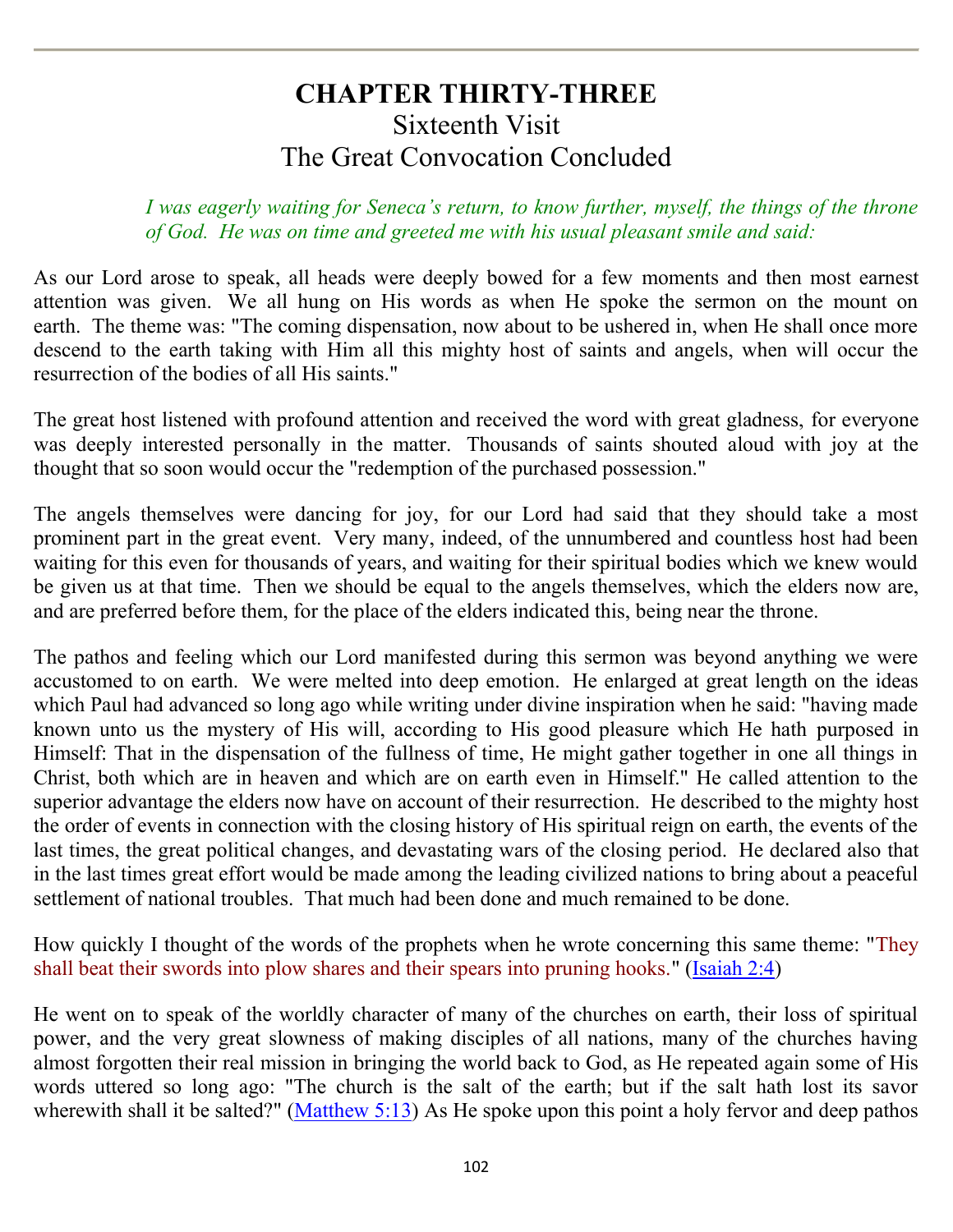# CHAPTER THIRTY-THREE
## Sixteenth Visit
## The Great Convocation Concluded

*I was eagerly waiting for Seneca's return, to know further, myself, the things of the throne of God. He was on time and greeted me with his usual pleasant smile and said:*

As our Lord arose to speak, all heads were deeply bowed for a few moments and then most earnest attention was given. We all hung on His words as when He spoke the sermon on the mount on earth. The theme was: "The coming dispensation, now about to be ushered in, when He shall once more descend to the earth taking with Him all this mighty host of saints and angels, when will occur the resurrection of the bodies of all His saints."

The great host listened with profound attention and received the word with great gladness, for everyone was deeply interested personally in the matter. Thousands of saints shouted aloud with joy at the thought that so soon would occur the "redemption of the purchased possession."

The angels themselves were dancing for joy, for our Lord had said that they should take a most prominent part in the great event. Very many, indeed, of the unnumbered and countless host had been waiting for this even for thousands of years, and waiting for their spiritual bodies which we knew would be given us at that time. Then we should be equal to the angels themselves, which the elders now are, and are preferred before them, for the place of the elders indicated this, being near the throne.

The pathos and feeling which our Lord manifested during this sermon was beyond anything we were accustomed to on earth. We were melted into deep emotion. He enlarged at great length on the ideas which Paul had advanced so long ago while writing under divine inspiration when he said: "having made known unto us the mystery of His will, according to His good pleasure which He hath purposed in Himself: That in the dispensation of the fullness of time, He might gather together in one all things in Christ, both which are in heaven and which are on earth even in Himself." He called attention to the superior advantage the elders now have on account of their resurrection. He described to the mighty host the order of events in connection with the closing history of His spiritual reign on earth, the events of the last times, the great political changes, and devastating wars of the closing period. He declared also that in the last times great effort would be made among the leading civilized nations to bring about a peaceful settlement of national troubles. That much had been done and much remained to be done.

How quickly I thought of the words of the prophets when he wrote concerning this same theme: "They shall beat their swords into plow shares and their spears into pruning hooks." (Isaiah 2:4)

He went on to speak of the worldly character of many of the churches on earth, their loss of spiritual power, and the very great slowness of making disciples of all nations, many of the churches having almost forgotten their real mission in bringing the world back to God, as He repeated again some of His words uttered so long ago: "The church is the salt of the earth; but if the salt hath lost its savor wherewith shall it be salted?" (Matthew 5:13) As He spoke upon this point a holy fervor and deep pathos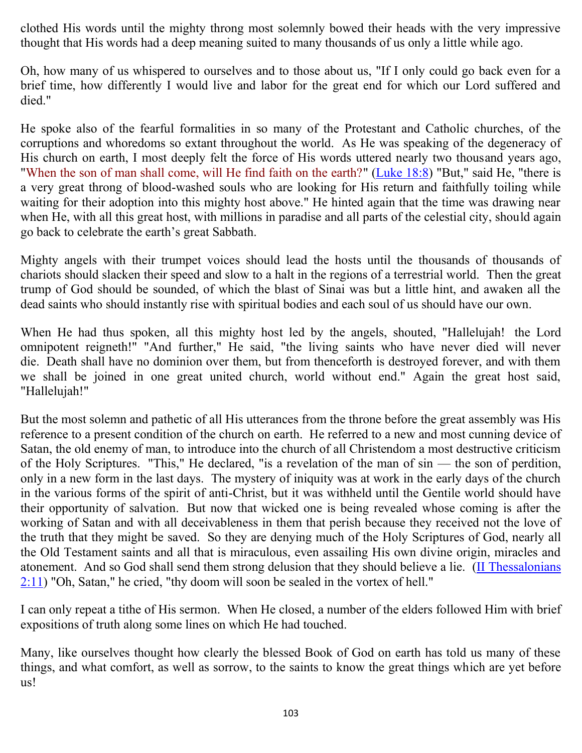clothed His words until the mighty throng most solemnly bowed their heads with the very impressive thought that His words had a deep meaning suited to many thousands of us only a little while ago.

Oh, how many of us whispered to ourselves and to those about us, "If I only could go back even for a brief time, how differently I would live and labor for the great end for which our Lord suffered and died."

He spoke also of the fearful formalities in so many of the Protestant and Catholic churches, of the corruptions and whoredoms so extant throughout the world. As He was speaking of the degeneracy of His church on earth, I most deeply felt the force of His words uttered nearly two thousand years ago, "When the son of man shall come, will He find faith on the earth?" (Luke 18:8) "But," said He, "there is a very great throng of blood-washed souls who are looking for His return and faithfully toiling while waiting for their adoption into this mighty host above." He hinted again that the time was drawing near when He, with all this great host, with millions in paradise and all parts of the celestial city, should again go back to celebrate the earth's great Sabbath.

Mighty angels with their trumpet voices should lead the hosts until the thousands of thousands of chariots should slacken their speed and slow to a halt in the regions of a terrestrial world. Then the great trump of God should be sounded, of which the blast of Sinai was but a little hint, and awaken all the dead saints who should instantly rise with spiritual bodies and each soul of us should have our own.

When He had thus spoken, all this mighty host led by the angels, shouted, "Hallelujah! the Lord omnipotent reigneth!" "And further," He said, "the living saints who have never died will never die. Death shall have no dominion over them, but from thenceforth is destroyed forever, and with them we shall be joined in one great united church, world without end." Again the great host said, "Hallelujah!"

But the most solemn and pathetic of all His utterances from the throne before the great assembly was His reference to a present condition of the church on earth. He referred to a new and most cunning device of Satan, the old enemy of man, to introduce into the church of all Christendom a most destructive criticism of the Holy Scriptures. "This," He declared, "is a revelation of the man of sin — the son of perdition, only in a new form in the last days. The mystery of iniquity was at work in the early days of the church in the various forms of the spirit of anti-Christ, but it was withheld until the Gentile world should have their opportunity of salvation. But now that wicked one is being revealed whose coming is after the working of Satan and with all deceivableness in them that perish because they received not the love of the truth that they might be saved. So they are denying much of the Holy Scriptures of God, nearly all the Old Testament saints and all that is miraculous, even assailing His own divine origin, miracles and atonement. And so God shall send them strong delusion that they should believe a lie. (II Thessalonians 2:11) "Oh, Satan," he cried, "thy doom will soon be sealed in the vortex of hell."

I can only repeat a tithe of His sermon. When He closed, a number of the elders followed Him with brief expositions of truth along some lines on which He had touched.

Many, like ourselves thought how clearly the blessed Book of God on earth has told us many of these things, and what comfort, as well as sorrow, to the saints to know the great things which are yet before us!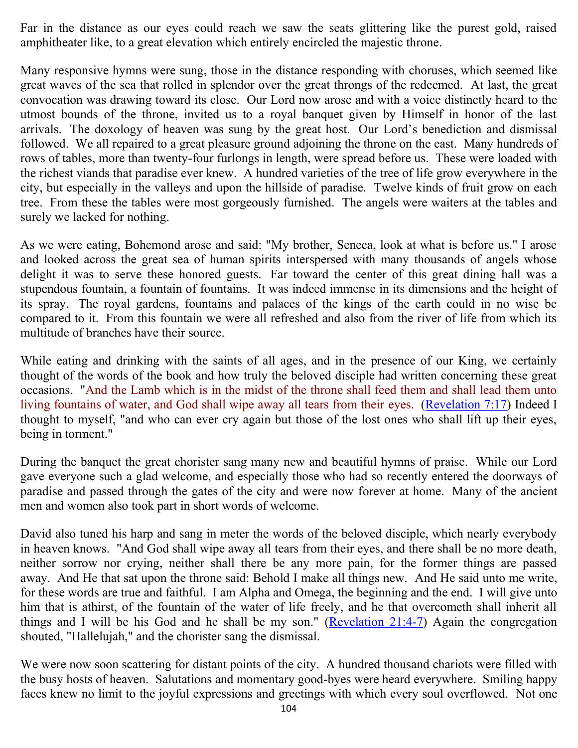Far in the distance as our eyes could reach we saw the seats glittering like the purest gold, raised amphitheater like, to a great elevation which entirely encircled the majestic throne.

Many responsive hymns were sung, those in the distance responding with choruses, which seemed like great waves of the sea that rolled in splendor over the great throngs of the redeemed. At last, the great convocation was drawing toward its close. Our Lord now arose and with a voice distinctly heard to the utmost bounds of the throne, invited us to a royal banquet given by Himself in honor of the last arrivals. The doxology of heaven was sung by the great host. Our Lord's benediction and dismissal followed. We all repaired to a great pleasure ground adjoining the throne on the east. Many hundreds of rows of tables, more than twenty-four furlongs in length, were spread before us. These were loaded with the richest viands that paradise ever knew. A hundred varieties of the tree of life grow everywhere in the city, but especially in the valleys and upon the hillside of paradise. Twelve kinds of fruit grow on each tree. From these the tables were most gorgeously furnished. The angels were waiters at the tables and surely we lacked for nothing.

As we were eating, Bohemond arose and said: "My brother, Seneca, look at what is before us." I arose and looked across the great sea of human spirits interspersed with many thousands of angels whose delight it was to serve these honored guests. Far toward the center of this great dining hall was a stupendous fountain, a fountain of fountains. It was indeed immense in its dimensions and the height of its spray. The royal gardens, fountains and palaces of the kings of the earth could in no wise be compared to it. From this fountain we were all refreshed and also from the river of life from which its multitude of branches have their source.

While eating and drinking with the saints of all ages, and in the presence of our King, we certainly thought of the words of the book and how truly the beloved disciple had written concerning these great occasions. "And the Lamb which is in the midst of the throne shall feed them and shall lead them unto living fountains of water, and God shall wipe away all tears from their eyes. (Revelation 7:17) Indeed I thought to myself, "and who can ever cry again but those of the lost ones who shall lift up their eyes, being in torment."

During the banquet the great chorister sang many new and beautiful hymns of praise. While our Lord gave everyone such a glad welcome, and especially those who had so recently entered the doorways of paradise and passed through the gates of the city and were now forever at home. Many of the ancient men and women also took part in short words of welcome.

David also tuned his harp and sang in meter the words of the beloved disciple, which nearly everybody in heaven knows. "And God shall wipe away all tears from their eyes, and there shall be no more death, neither sorrow nor crying, neither shall there be any more pain, for the former things are passed away. And He that sat upon the throne said: Behold I make all things new. And He said unto me write, for these words are true and faithful. I am Alpha and Omega, the beginning and the end. I will give unto him that is athirst, of the fountain of the water of life freely, and he that overcometh shall inherit all things and I will be his God and he shall be my son." (Revelation 21:4-7) Again the congregation shouted, "Hallelujah," and the chorister sang the dismissal.

We were now soon scattering for distant points of the city. A hundred thousand chariots were filled with the busy hosts of heaven. Salutations and momentary good-byes were heard everywhere. Smiling happy faces knew no limit to the joyful expressions and greetings with which every soul overflowed. Not one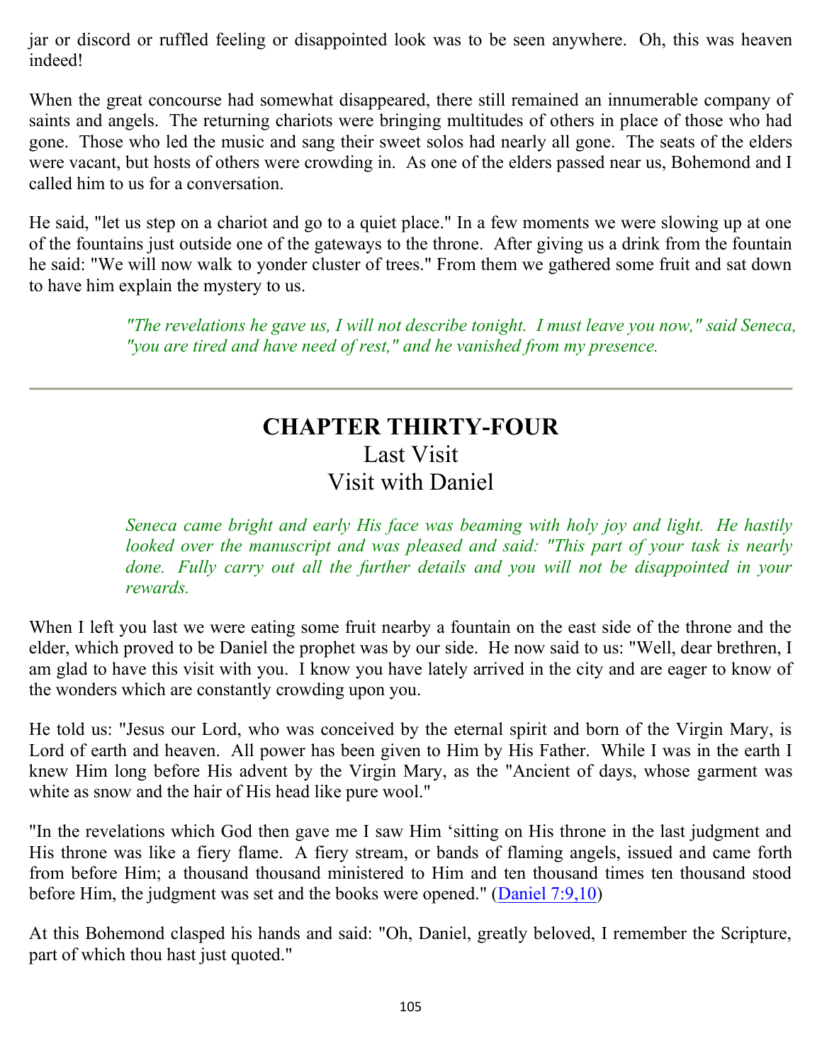jar or discord or ruffled feeling or disappointed look was to be seen anywhere. Oh, this was heaven indeed!

When the great concourse had somewhat disappeared, there still remained an innumerable company of saints and angels. The returning chariots were bringing multitudes of others in place of those who had gone. Those who led the music and sang their sweet solos had nearly all gone. The seats of the elders were vacant, but hosts of others were crowding in. As one of the elders passed near us, Bohemond and I called him to us for a conversation.

He said, "let us step on a chariot and go to a quiet place." In a few moments we were slowing up at one of the fountains just outside one of the gateways to the throne. After giving us a drink from the fountain he said: "We will now walk to yonder cluster of trees." From them we gathered some fruit and sat down to have him explain the mystery to us.

> *"The revelations he gave us, I will not describe tonight. I must leave you now," said Seneca, "you are tired and have need of rest," and he vanished from my presence.*

---

## CHAPTER THIRTY-FOUR
### Last Visit
### Visit with Daniel

> *Seneca came bright and early His face was beaming with holy joy and light. He hastily looked over the manuscript and was pleased and said: "This part of your task is nearly done. Fully carry out all the further details and you will not be disappointed in your rewards.*

When I left you last we were eating some fruit nearby a fountain on the east side of the throne and the elder, which proved to be Daniel the prophet was by our side. He now said to us: "Well, dear brethren, I am glad to have this visit with you. I know you have lately arrived in the city and are eager to know of the wonders which are constantly crowding upon you.

He told us: "Jesus our Lord, who was conceived by the eternal spirit and born of the Virgin Mary, is Lord of earth and heaven. All power has been given to Him by His Father. While I was in the earth I knew Him long before His advent by the Virgin Mary, as the "Ancient of days, whose garment was white as snow and the hair of His head like pure wool."

"In the revelations which God then gave me I saw Him 'sitting on His throne in the last judgment and His throne was like a fiery flame. A fiery stream, or bands of flaming angels, issued and came forth from before Him; a thousand thousand ministered to Him and ten thousand times ten thousand stood before Him, the judgment was set and the books were opened." (Daniel 7:9,10)

At this Bohemond clasped his hands and said: "Oh, Daniel, greatly beloved, I remember the Scripture, part of which thou hast just quoted."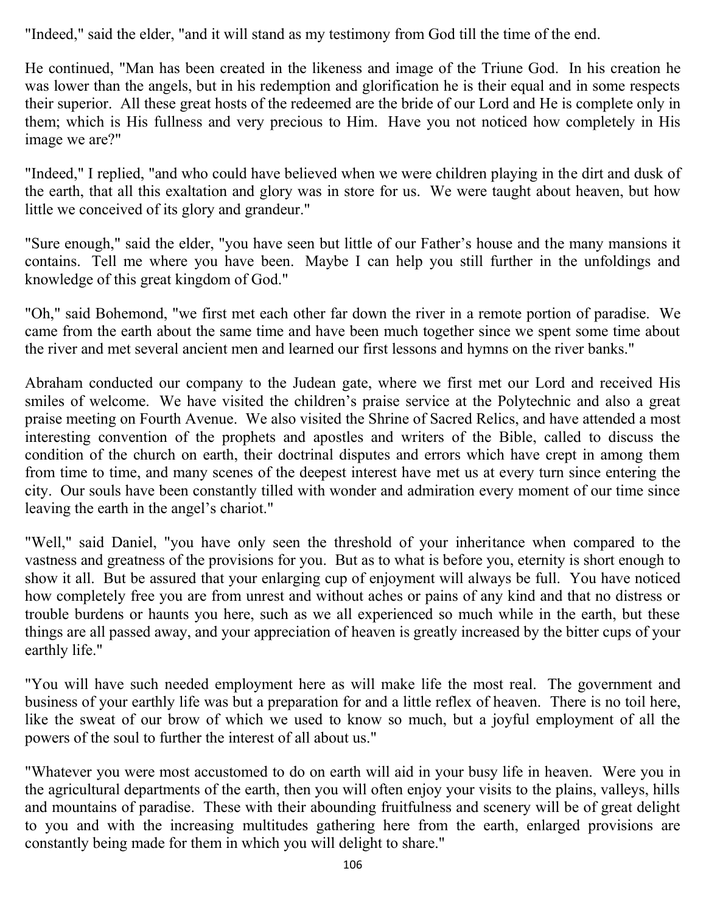"Indeed," said the elder, "and it will stand as my testimony from God till the time of the end.

He continued, "Man has been created in the likeness and image of the Triune God. In his creation he was lower than the angels, but in his redemption and glorification he is their equal and in some respects their superior. All these great hosts of the redeemed are the bride of our Lord and He is complete only in them; which is His fullness and very precious to Him. Have you not noticed how completely in His image we are?"

"Indeed," I replied, "and who could have believed when we were children playing in the dirt and dusk of the earth, that all this exaltation and glory was in store for us. We were taught about heaven, but how little we conceived of its glory and grandeur."

"Sure enough," said the elder, "you have seen but little of our Father's house and the many mansions it contains. Tell me where you have been. Maybe I can help you still further in the unfoldings and knowledge of this great kingdom of God."

"Oh," said Bohemond, "we first met each other far down the river in a remote portion of paradise. We came from the earth about the same time and have been much together since we spent some time about the river and met several ancient men and learned our first lessons and hymns on the river banks."

Abraham conducted our company to the Judean gate, where we first met our Lord and received His smiles of welcome. We have visited the children's praise service at the Polytechnic and also a great praise meeting on Fourth Avenue. We also visited the Shrine of Sacred Relics, and have attended a most interesting convention of the prophets and apostles and writers of the Bible, called to discuss the condition of the church on earth, their doctrinal disputes and errors which have crept in among them from time to time, and many scenes of the deepest interest have met us at every turn since entering the city. Our souls have been constantly tilled with wonder and admiration every moment of our time since leaving the earth in the angel's chariot."

"Well," said Daniel, "you have only seen the threshold of your inheritance when compared to the vastness and greatness of the provisions for you. But as to what is before you, eternity is short enough to show it all. But be assured that your enlarging cup of enjoyment will always be full. You have noticed how completely free you are from unrest and without aches or pains of any kind and that no distress or trouble burdens or haunts you here, such as we all experienced so much while in the earth, but these things are all passed away, and your appreciation of heaven is greatly increased by the bitter cups of your earthly life."

"You will have such needed employment here as will make life the most real. The government and business of your earthly life was but a preparation for and a little reflex of heaven. There is no toil here, like the sweat of our brow of which we used to know so much, but a joyful employment of all the powers of the soul to further the interest of all about us."

"Whatever you were most accustomed to do on earth will aid in your busy life in heaven. Were you in the agricultural departments of the earth, then you will often enjoy your visits to the plains, valleys, hills and mountains of paradise. These with their abounding fruitfulness and scenery will be of great delight to you and with the increasing multitudes gathering here from the earth, enlarged provisions are constantly being made for them in which you will delight to share."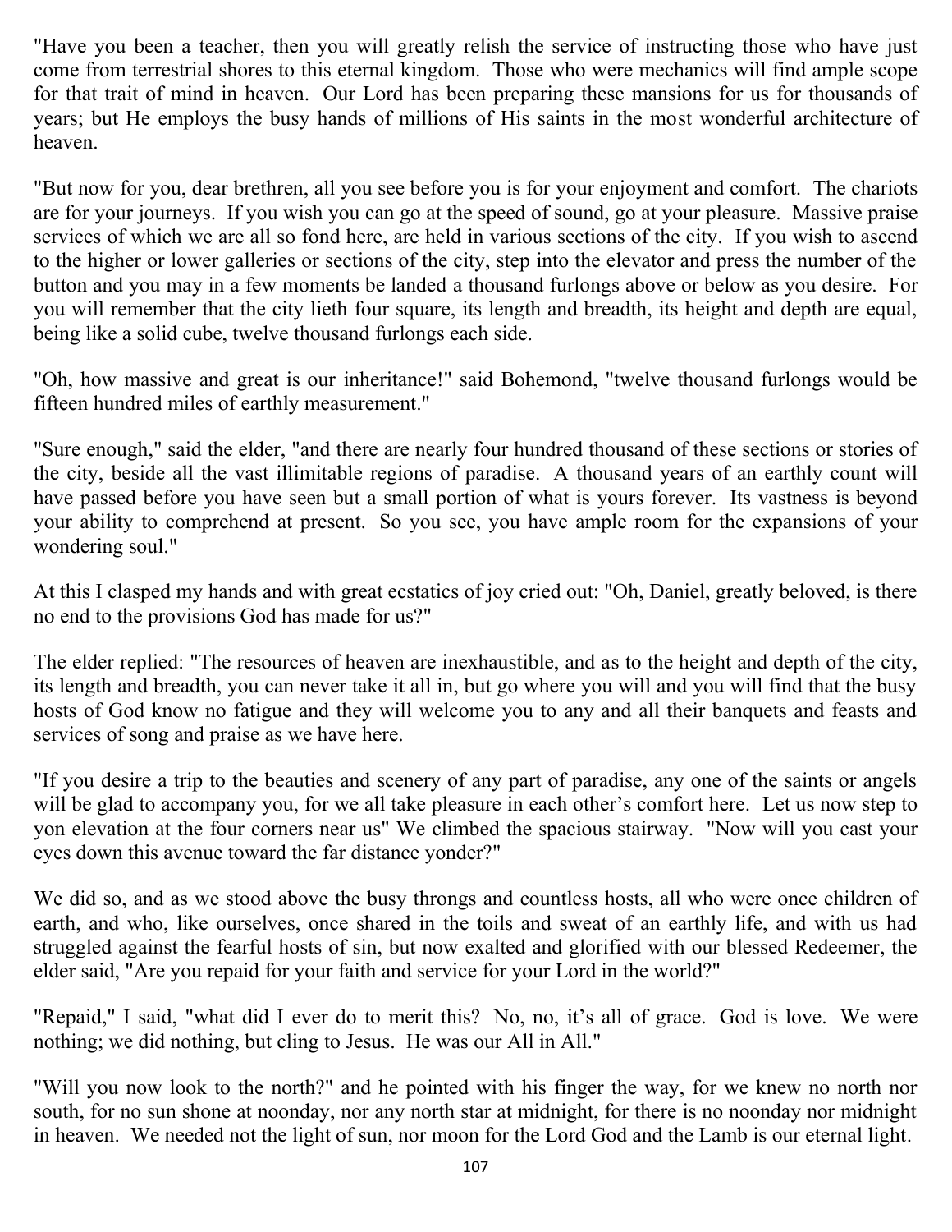"Have you been a teacher, then you will greatly relish the service of instructing those who have just come from terrestrial shores to this eternal kingdom. Those who were mechanics will find ample scope for that trait of mind in heaven. Our Lord has been preparing these mansions for us for thousands of years; but He employs the busy hands of millions of His saints in the most wonderful architecture of heaven.

"But now for you, dear brethren, all you see before you is for your enjoyment and comfort. The chariots are for your journeys. If you wish you can go at the speed of sound, go at your pleasure. Massive praise services of which we are all so fond here, are held in various sections of the city. If you wish to ascend to the higher or lower galleries or sections of the city, step into the elevator and press the number of the button and you may in a few moments be landed a thousand furlongs above or below as you desire. For you will remember that the city lieth four square, its length and breadth, its height and depth are equal, being like a solid cube, twelve thousand furlongs each side.

"Oh, how massive and great is our inheritance!" said Bohemond, "twelve thousand furlongs would be fifteen hundred miles of earthly measurement."

"Sure enough," said the elder, "and there are nearly four hundred thousand of these sections or stories of the city, beside all the vast illimitable regions of paradise. A thousand years of an earthly count will have passed before you have seen but a small portion of what is yours forever. Its vastness is beyond your ability to comprehend at present. So you see, you have ample room for the expansions of your wondering soul."

At this I clasped my hands and with great ecstatics of joy cried out: "Oh, Daniel, greatly beloved, is there no end to the provisions God has made for us?"

The elder replied: "The resources of heaven are inexhaustible, and as to the height and depth of the city, its length and breadth, you can never take it all in, but go where you will and you will find that the busy hosts of God know no fatigue and they will welcome you to any and all their banquets and feasts and services of song and praise as we have here.

"If you desire a trip to the beauties and scenery of any part of paradise, any one of the saints or angels will be glad to accompany you, for we all take pleasure in each other's comfort here. Let us now step to yon elevation at the four corners near us" We climbed the spacious stairway. "Now will you cast your eyes down this avenue toward the far distance yonder?"

We did so, and as we stood above the busy throngs and countless hosts, all who were once children of earth, and who, like ourselves, once shared in the toils and sweat of an earthly life, and with us had struggled against the fearful hosts of sin, but now exalted and glorified with our blessed Redeemer, the elder said, "Are you repaid for your faith and service for your Lord in the world?"

"Repaid," I said, "what did I ever do to merit this? No, no, it's all of grace. God is love. We were nothing; we did nothing, but cling to Jesus. He was our All in All."

"Will you now look to the north?" and he pointed with his finger the way, for we knew no north nor south, for no sun shone at noonday, nor any north star at midnight, for there is no noonday nor midnight in heaven. We needed not the light of sun, nor moon for the Lord God and the Lamb is our eternal light.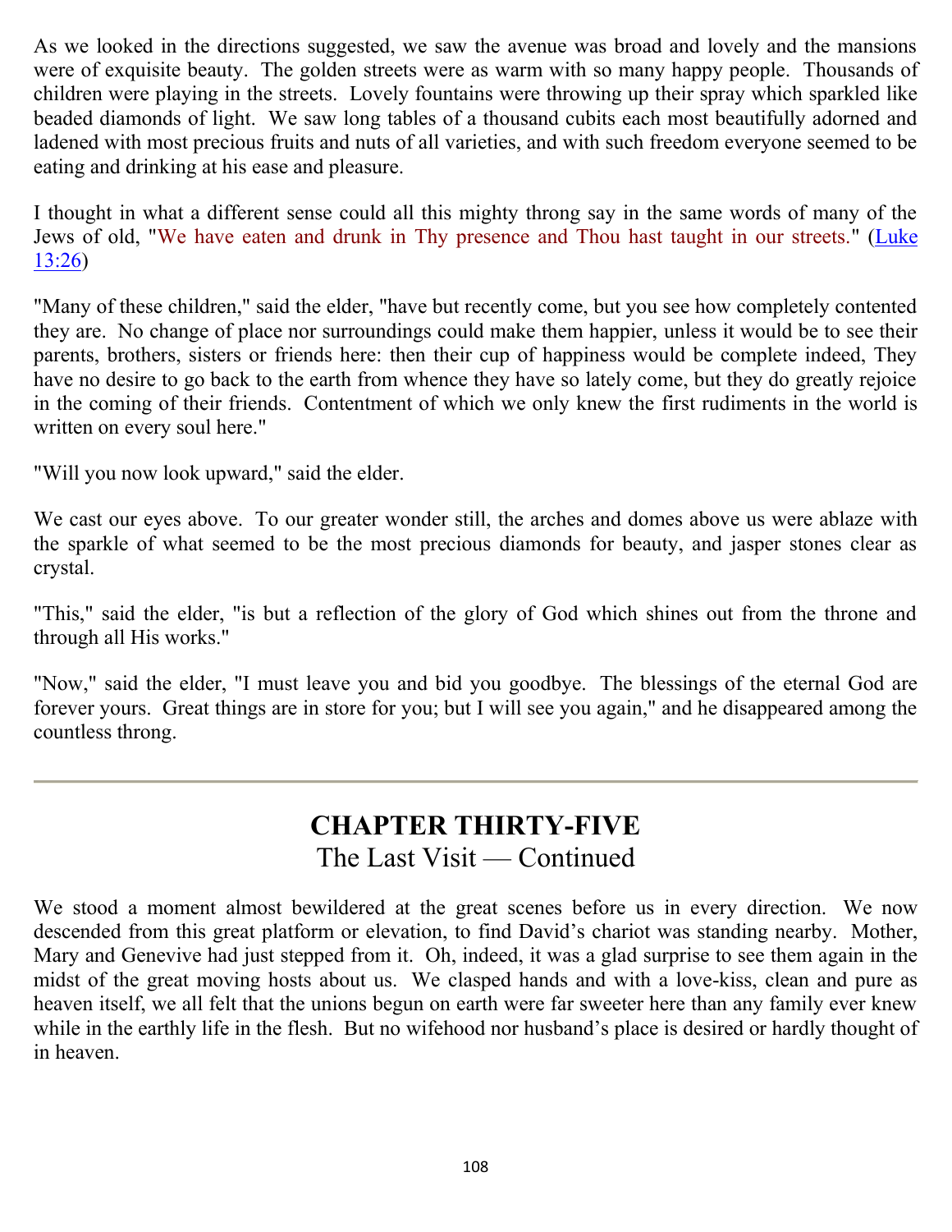As we looked in the directions suggested, we saw the avenue was broad and lovely and the mansions were of exquisite beauty. The golden streets were as warm with so many happy people. Thousands of children were playing in the streets. Lovely fountains were throwing up their spray which sparkled like beaded diamonds of light. We saw long tables of a thousand cubits each most beautifully adorned and ladened with most precious fruits and nuts of all varieties, and with such freedom everyone seemed to be eating and drinking at his ease and pleasure.

I thought in what a different sense could all this mighty throng say in the same words of many of the Jews of old, "We have eaten and drunk in Thy presence and Thou hast taught in our streets." (Luke 13:26)

"Many of these children," said the elder, "have but recently come, but you see how completely contented they are. No change of place nor surroundings could make them happier, unless it would be to see their parents, brothers, sisters or friends here: then their cup of happiness would be complete indeed, They have no desire to go back to the earth from whence they have so lately come, but they do greatly rejoice in the coming of their friends. Contentment of which we only knew the first rudiments in the world is written on every soul here."

"Will you now look upward," said the elder.

We cast our eyes above. To our greater wonder still, the arches and domes above us were ablaze with the sparkle of what seemed to be the most precious diamonds for beauty, and jasper stones clear as crystal.

"This," said the elder, "is but a reflection of the glory of God which shines out from the throne and through all His works."

"Now," said the elder, "I must leave you and bid you goodbye. The blessings of the eternal God are forever yours. Great things are in store for you; but I will see you again," and he disappeared among the countless throng.

---

# CHAPTER THIRTY-FIVE

## The Last Visit — Continued

We stood a moment almost bewildered at the great scenes before us in every direction. We now descended from this great platform or elevation, to find David's chariot was standing nearby. Mother, Mary and Genevive had just stepped from it. Oh, indeed, it was a glad surprise to see them again in the midst of the great moving hosts about us. We clasped hands and with a love-kiss, clean and pure as heaven itself, we all felt that the unions begun on earth were far sweeter here than any family ever knew while in the earthly life in the flesh. But no wifehood nor husband's place is desired or hardly thought of in heaven.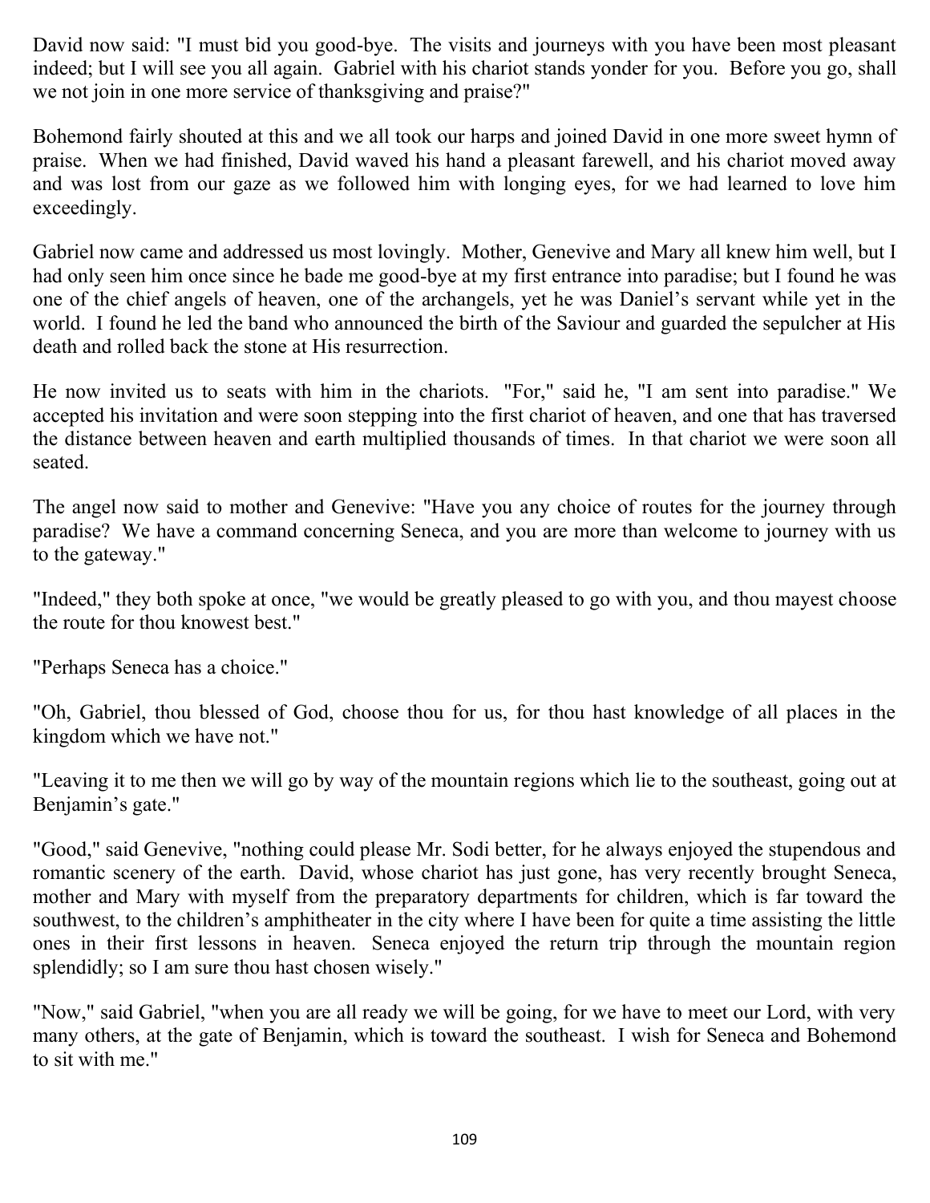David now said: "I must bid you good-bye. The visits and journeys with you have been most pleasant indeed; but I will see you all again. Gabriel with his chariot stands yonder for you. Before you go, shall we not join in one more service of thanksgiving and praise?"

Bohemond fairly shouted at this and we all took our harps and joined David in one more sweet hymn of praise. When we had finished, David waved his hand a pleasant farewell, and his chariot moved away and was lost from our gaze as we followed him with longing eyes, for we had learned to love him exceedingly.

Gabriel now came and addressed us most lovingly. Mother, Genevive and Mary all knew him well, but I had only seen him once since he bade me good-bye at my first entrance into paradise; but I found he was one of the chief angels of heaven, one of the archangels, yet he was Daniel's servant while yet in the world. I found he led the band who announced the birth of the Saviour and guarded the sepulcher at His death and rolled back the stone at His resurrection.

He now invited us to seats with him in the chariots. "For," said he, "I am sent into paradise." We accepted his invitation and were soon stepping into the first chariot of heaven, and one that has traversed the distance between heaven and earth multiplied thousands of times. In that chariot we were soon all seated.

The angel now said to mother and Genevive: "Have you any choice of routes for the journey through paradise? We have a command concerning Seneca, and you are more than welcome to journey with us to the gateway."

"Indeed," they both spoke at once, "we would be greatly pleased to go with you, and thou mayest choose the route for thou knowest best."

"Perhaps Seneca has a choice."

"Oh, Gabriel, thou blessed of God, choose thou for us, for thou hast knowledge of all places in the kingdom which we have not."

"Leaving it to me then we will go by way of the mountain regions which lie to the southeast, going out at Benjamin's gate."

"Good," said Genevive, "nothing could please Mr. Sodi better, for he always enjoyed the stupendous and romantic scenery of the earth. David, whose chariot has just gone, has very recently brought Seneca, mother and Mary with myself from the preparatory departments for children, which is far toward the southwest, to the children's amphitheater in the city where I have been for quite a time assisting the little ones in their first lessons in heaven. Seneca enjoyed the return trip through the mountain region splendidly; so I am sure thou hast chosen wisely."

"Now," said Gabriel, "when you are all ready we will be going, for we have to meet our Lord, with very many others, at the gate of Benjamin, which is toward the southeast. I wish for Seneca and Bohemond to sit with me."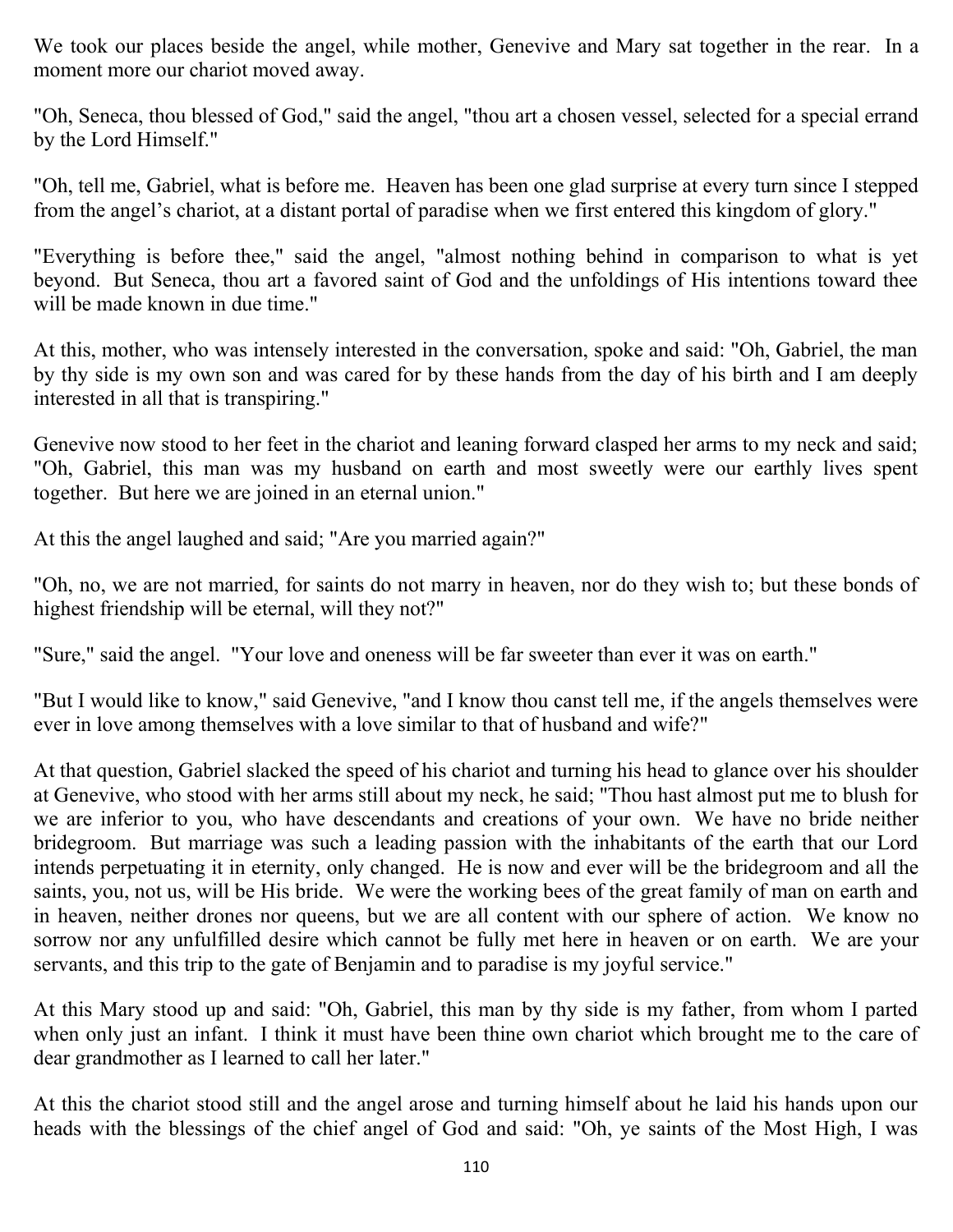We took our places beside the angel, while mother, Genevive and Mary sat together in the rear. In a moment more our chariot moved away.

"Oh, Seneca, thou blessed of God," said the angel, "thou art a chosen vessel, selected for a special errand by the Lord Himself."

"Oh, tell me, Gabriel, what is before me. Heaven has been one glad surprise at every turn since I stepped from the angel's chariot, at a distant portal of paradise when we first entered this kingdom of glory."

"Everything is before thee," said the angel, "almost nothing behind in comparison to what is yet beyond. But Seneca, thou art a favored saint of God and the unfoldings of His intentions toward thee will be made known in due time."

At this, mother, who was intensely interested in the conversation, spoke and said: "Oh, Gabriel, the man by thy side is my own son and was cared for by these hands from the day of his birth and I am deeply interested in all that is transpiring."

Genevive now stood to her feet in the chariot and leaning forward clasped her arms to my neck and said; "Oh, Gabriel, this man was my husband on earth and most sweetly were our earthly lives spent together. But here we are joined in an eternal union."

At this the angel laughed and said; "Are you married again?"

"Oh, no, we are not married, for saints do not marry in heaven, nor do they wish to; but these bonds of highest friendship will be eternal, will they not?"

"Sure," said the angel. "Your love and oneness will be far sweeter than ever it was on earth."

"But I would like to know," said Genevive, "and I know thou canst tell me, if the angels themselves were ever in love among themselves with a love similar to that of husband and wife?"

At that question, Gabriel slacked the speed of his chariot and turning his head to glance over his shoulder at Genevive, who stood with her arms still about my neck, he said; "Thou hast almost put me to blush for we are inferior to you, who have descendants and creations of your own. We have no bride neither bridegroom. But marriage was such a leading passion with the inhabitants of the earth that our Lord intends perpetuating it in eternity, only changed. He is now and ever will be the bridegroom and all the saints, you, not us, will be His bride. We were the working bees of the great family of man on earth and in heaven, neither drones nor queens, but we are all content with our sphere of action. We know no sorrow nor any unfulfilled desire which cannot be fully met here in heaven or on earth. We are your servants, and this trip to the gate of Benjamin and to paradise is my joyful service."

At this Mary stood up and said: "Oh, Gabriel, this man by thy side is my father, from whom I parted when only just an infant. I think it must have been thine own chariot which brought me to the care of dear grandmother as I learned to call her later."

At this the chariot stood still and the angel arose and turning himself about he laid his hands upon our heads with the blessings of the chief angel of God and said: "Oh, ye saints of the Most High, I was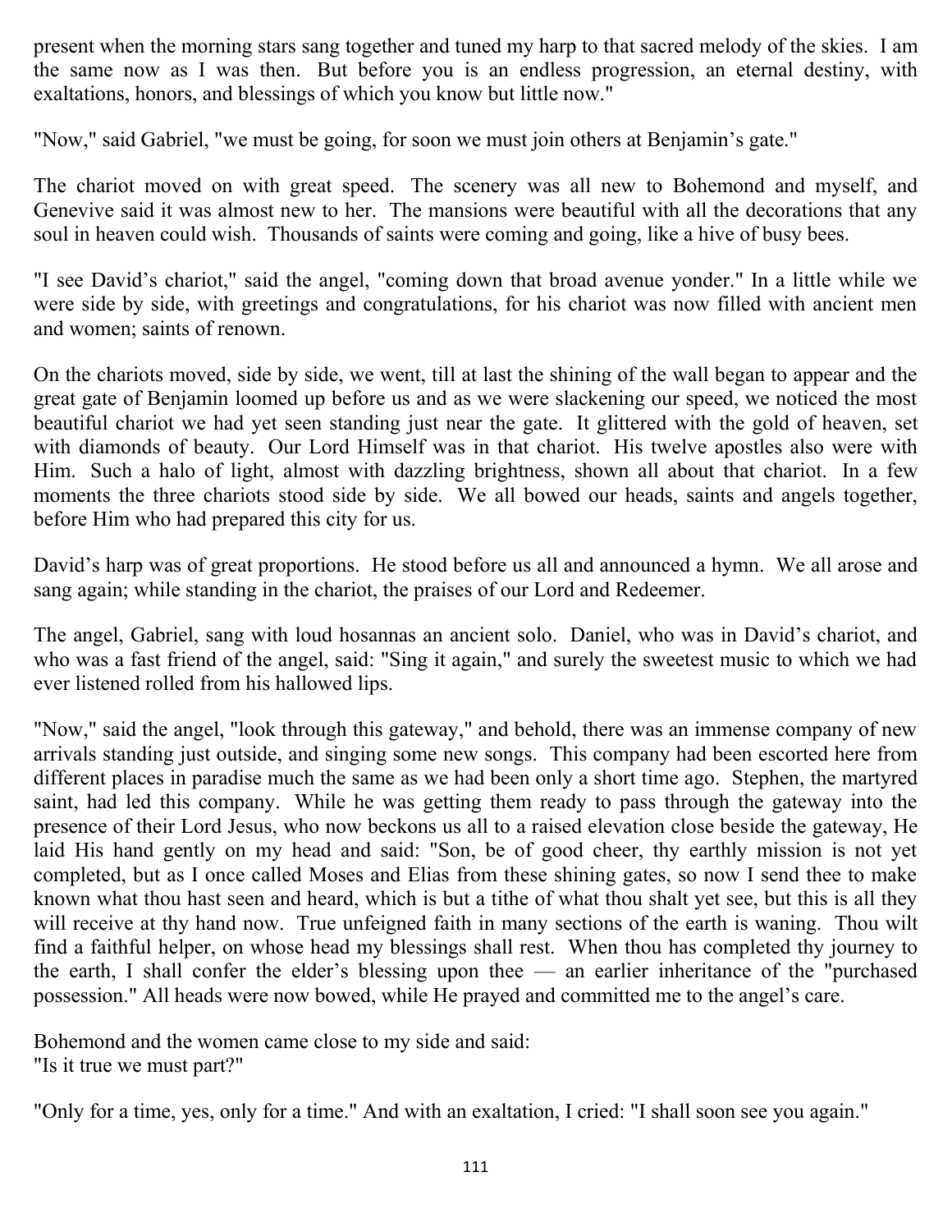present when the morning stars sang together and tuned my harp to that sacred melody of the skies. I am the same now as I was then. But before you is an endless progression, an eternal destiny, with exaltations, honors, and blessings of which you know but little now."

"Now," said Gabriel, "we must be going, for soon we must join others at Benjamin's gate."

The chariot moved on with great speed. The scenery was all new to Bohemond and myself, and Genevive said it was almost new to her. The mansions were beautiful with all the decorations that any soul in heaven could wish. Thousands of saints were coming and going, like a hive of busy bees.

"I see David's chariot," said the angel, "coming down that broad avenue yonder." In a little while we were side by side, with greetings and congratulations, for his chariot was now filled with ancient men and women; saints of renown.

On the chariots moved, side by side, we went, till at last the shining of the wall began to appear and the great gate of Benjamin loomed up before us and as we were slackening our speed, we noticed the most beautiful chariot we had yet seen standing just near the gate. It glittered with the gold of heaven, set with diamonds of beauty. Our Lord Himself was in that chariot. His twelve apostles also were with Him. Such a halo of light, almost with dazzling brightness, shown all about that chariot. In a few moments the three chariots stood side by side. We all bowed our heads, saints and angels together, before Him who had prepared this city for us.

David's harp was of great proportions. He stood before us all and announced a hymn. We all arose and sang again; while standing in the chariot, the praises of our Lord and Redeemer.

The angel, Gabriel, sang with loud hosannas an ancient solo. Daniel, who was in David's chariot, and who was a fast friend of the angel, said: "Sing it again," and surely the sweetest music to which we had ever listened rolled from his hallowed lips.

"Now," said the angel, "look through this gateway," and behold, there was an immense company of new arrivals standing just outside, and singing some new songs. This company had been escorted here from different places in paradise much the same as we had been only a short time ago. Stephen, the martyred saint, had led this company. While he was getting them ready to pass through the gateway into the presence of their Lord Jesus, who now beckons us all to a raised elevation close beside the gateway, He laid His hand gently on my head and said: "Son, be of good cheer, thy earthly mission is not yet completed, but as I once called Moses and Elias from these shining gates, so now I send thee to make known what thou hast seen and heard, which is but a tithe of what thou shalt yet see, but this is all they will receive at thy hand now. True unfeigned faith in many sections of the earth is waning. Thou wilt find a faithful helper, on whose head my blessings shall rest. When thou has completed thy journey to the earth, I shall confer the elder's blessing upon thee — an earlier inheritance of the "purchased possession." All heads were now bowed, while He prayed and committed me to the angel's care.

Bohemond and the women came close to my side and said:
"Is it true we must part?"

"Only for a time, yes, only for a time." And with an exaltation, I cried: "I shall soon see you again."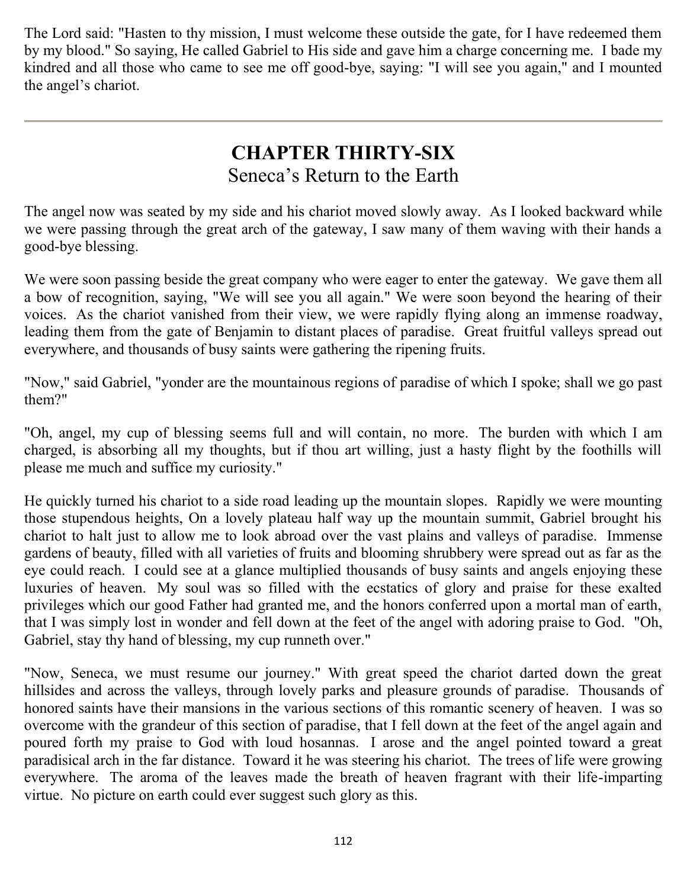The Lord said: "Hasten to thy mission, I must welcome these outside the gate, for I have redeemed them by my blood." So saying, He called Gabriel to His side and gave him a charge concerning me. I bade my kindred and all those who came to see me off good-bye, saying: "I will see you again," and I mounted the angel's chariot.

---

# CHAPTER THIRTY-SIX

## Seneca's Return to the Earth

The angel now was seated by my side and his chariot moved slowly away. As I looked backward while we were passing through the great arch of the gateway, I saw many of them waving with their hands a good-bye blessing.

We were soon passing beside the great company who were eager to enter the gateway. We gave them all a bow of recognition, saying, "We will see you all again." We were soon beyond the hearing of their voices. As the chariot vanished from their view, we were rapidly flying along an immense roadway, leading them from the gate of Benjamin to distant places of paradise. Great fruitful valleys spread out everywhere, and thousands of busy saints were gathering the ripening fruits.

"Now," said Gabriel, "yonder are the mountainous regions of paradise of which I spoke; shall we go past them?"

"Oh, angel, my cup of blessing seems full and will contain, no more. The burden with which I am charged, is absorbing all my thoughts, but if thou art willing, just a hasty flight by the foothills will please me much and suffice my curiosity."

He quickly turned his chariot to a side road leading up the mountain slopes. Rapidly we were mounting those stupendous heights, On a lovely plateau half way up the mountain summit, Gabriel brought his chariot to halt just to allow me to look abroad over the vast plains and valleys of paradise. Immense gardens of beauty, filled with all varieties of fruits and blooming shrubbery were spread out as far as the eye could reach. I could see at a glance multiplied thousands of busy saints and angels enjoying these luxuries of heaven. My soul was so filled with the ecstatics of glory and praise for these exalted privileges which our good Father had granted me, and the honors conferred upon a mortal man of earth, that I was simply lost in wonder and fell down at the feet of the angel with adoring praise to God. "Oh, Gabriel, stay thy hand of blessing, my cup runneth over."

"Now, Seneca, we must resume our journey." With great speed the chariot darted down the great hillsides and across the valleys, through lovely parks and pleasure grounds of paradise. Thousands of honored saints have their mansions in the various sections of this romantic scenery of heaven. I was so overcome with the grandeur of this section of paradise, that I fell down at the feet of the angel again and poured forth my praise to God with loud hosannas. I arose and the angel pointed toward a great paradisical arch in the far distance. Toward it he was steering his chariot. The trees of life were growing everywhere. The aroma of the leaves made the breath of heaven fragrant with their life-imparting virtue. No picture on earth could ever suggest such glory as this.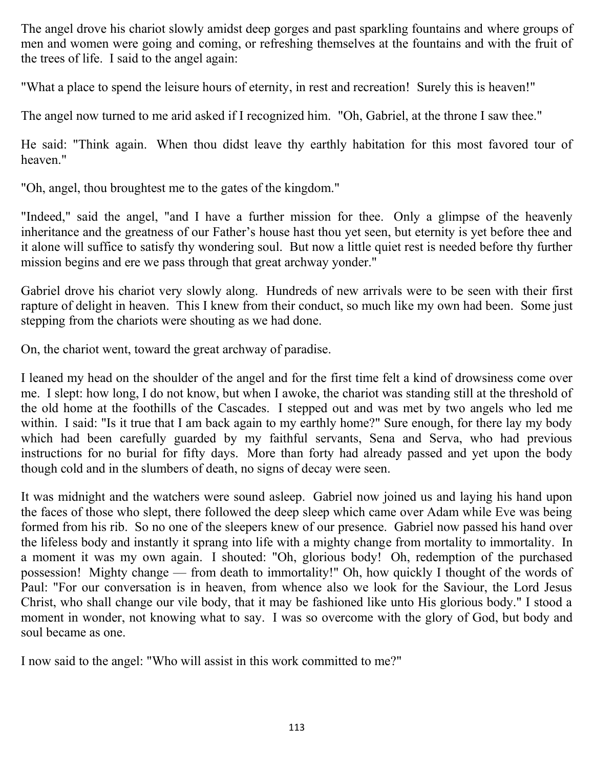The angel drove his chariot slowly amidst deep gorges and past sparkling fountains and where groups of men and women were going and coming, or refreshing themselves at the fountains and with the fruit of the trees of life. I said to the angel again:

"What a place to spend the leisure hours of eternity, in rest and recreation! Surely this is heaven!"

The angel now turned to me arid asked if I recognized him. "Oh, Gabriel, at the throne I saw thee."

He said: "Think again. When thou didst leave thy earthly habitation for this most favored tour of heaven."

"Oh, angel, thou broughtest me to the gates of the kingdom."

"Indeed," said the angel, "and I have a further mission for thee. Only a glimpse of the heavenly inheritance and the greatness of our Father's house hast thou yet seen, but eternity is yet before thee and it alone will suffice to satisfy thy wondering soul. But now a little quiet rest is needed before thy further mission begins and ere we pass through that great archway yonder."

Gabriel drove his chariot very slowly along. Hundreds of new arrivals were to be seen with their first rapture of delight in heaven. This I knew from their conduct, so much like my own had been. Some just stepping from the chariots were shouting as we had done.

On, the chariot went, toward the great archway of paradise.

I leaned my head on the shoulder of the angel and for the first time felt a kind of drowsiness come over me. I slept: how long, I do not know, but when I awoke, the chariot was standing still at the threshold of the old home at the foothills of the Cascades. I stepped out and was met by two angels who led me within. I said: "Is it true that I am back again to my earthly home?" Sure enough, for there lay my body which had been carefully guarded by my faithful servants, Sena and Serva, who had previous instructions for no burial for fifty days. More than forty had already passed and yet upon the body though cold and in the slumbers of death, no signs of decay were seen.

It was midnight and the watchers were sound asleep. Gabriel now joined us and laying his hand upon the faces of those who slept, there followed the deep sleep which came over Adam while Eve was being formed from his rib. So no one of the sleepers knew of our presence. Gabriel now passed his hand over the lifeless body and instantly it sprang into life with a mighty change from mortality to immortality. In a moment it was my own again. I shouted: "Oh, glorious body! Oh, redemption of the purchased possession! Mighty change — from death to immortality!" Oh, how quickly I thought of the words of Paul: "For our conversation is in heaven, from whence also we look for the Saviour, the Lord Jesus Christ, who shall change our vile body, that it may be fashioned like unto His glorious body." I stood a moment in wonder, not knowing what to say. I was so overcome with the glory of God, but body and soul became as one.

I now said to the angel: "Who will assist in this work committed to me?"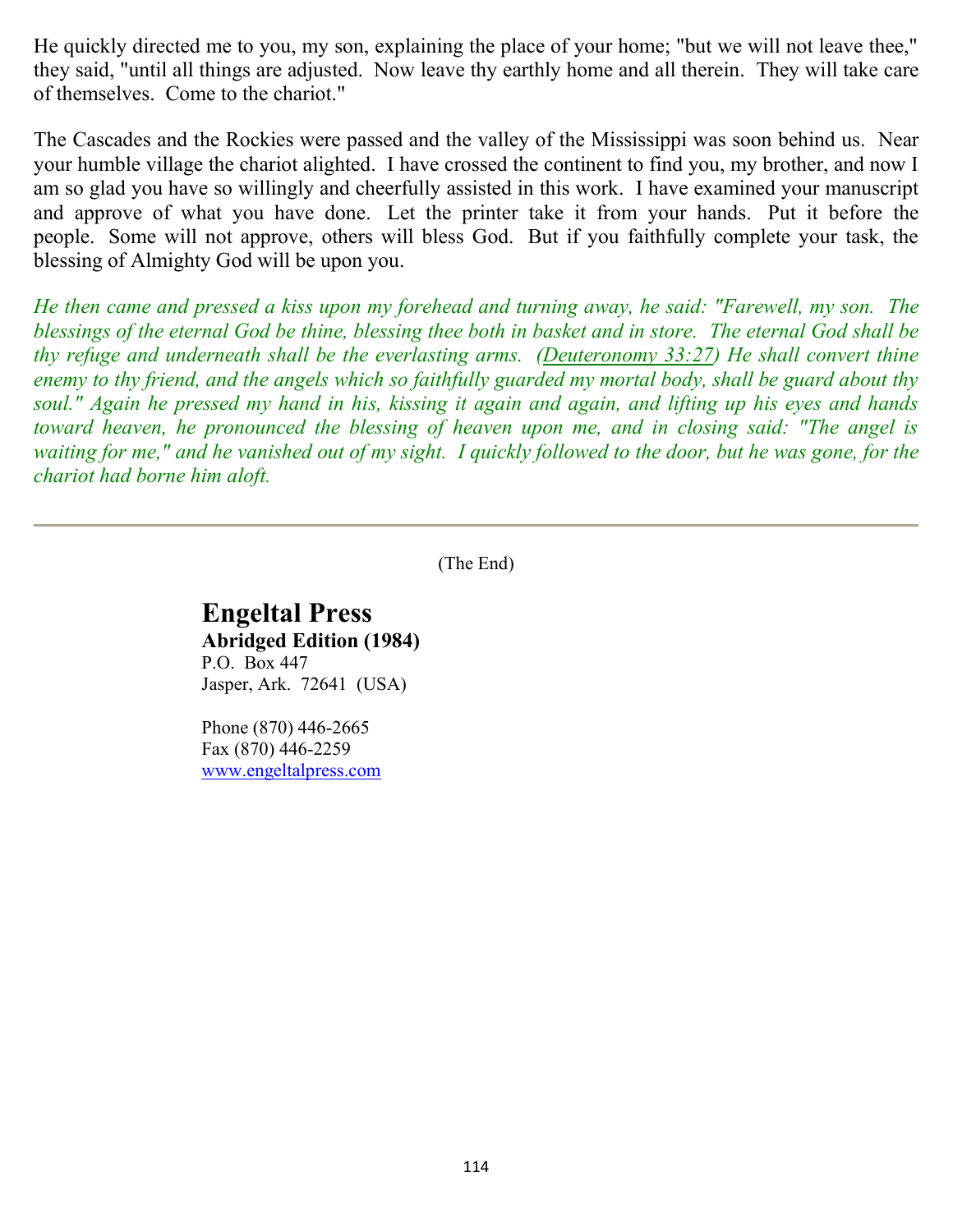He quickly directed me to you, my son, explaining the place of your home; "but we will not leave thee," they said, "until all things are adjusted. Now leave thy earthly home and all therein. They will take care of themselves. Come to the chariot."

The Cascades and the Rockies were passed and the valley of the Mississippi was soon behind us. Near your humble village the chariot alighted. I have crossed the continent to find you, my brother, and now I am so glad you have so willingly and cheerfully assisted in this work. I have examined your manuscript and approve of what you have done. Let the printer take it from your hands. Put it before the people. Some will not approve, others will bless God. But if you faithfully complete your task, the blessing of Almighty God will be upon you.

*He then came and pressed a kiss upon my forehead and turning away, he said: "Farewell, my son. The blessings of the eternal God be thine, blessing thee both in basket and in store. The eternal God shall be thy refuge and underneath shall be the everlasting arms. (Deuteronomy 33:27) He shall convert thine enemy to thy friend, and the angels which so faithfully guarded my mortal body, shall be guard about thy soul." Again he pressed my hand in his, kissing it again and again, and lifting up his eyes and hands toward heaven, he pronounced the blessing of heaven upon me, and in closing said: "The angel is waiting for me," and he vanished out of my sight. I quickly followed to the door, but he was gone, for the chariot had borne him aloft.*

---

(The End)

## Engeltal Press

**Abridged Edition (1984)**
P.O. Box 447
Jasper, Ark. 72641 (USA)

Phone (870) 446-2665
Fax (870) 446-2259
www.engeltalpress.com